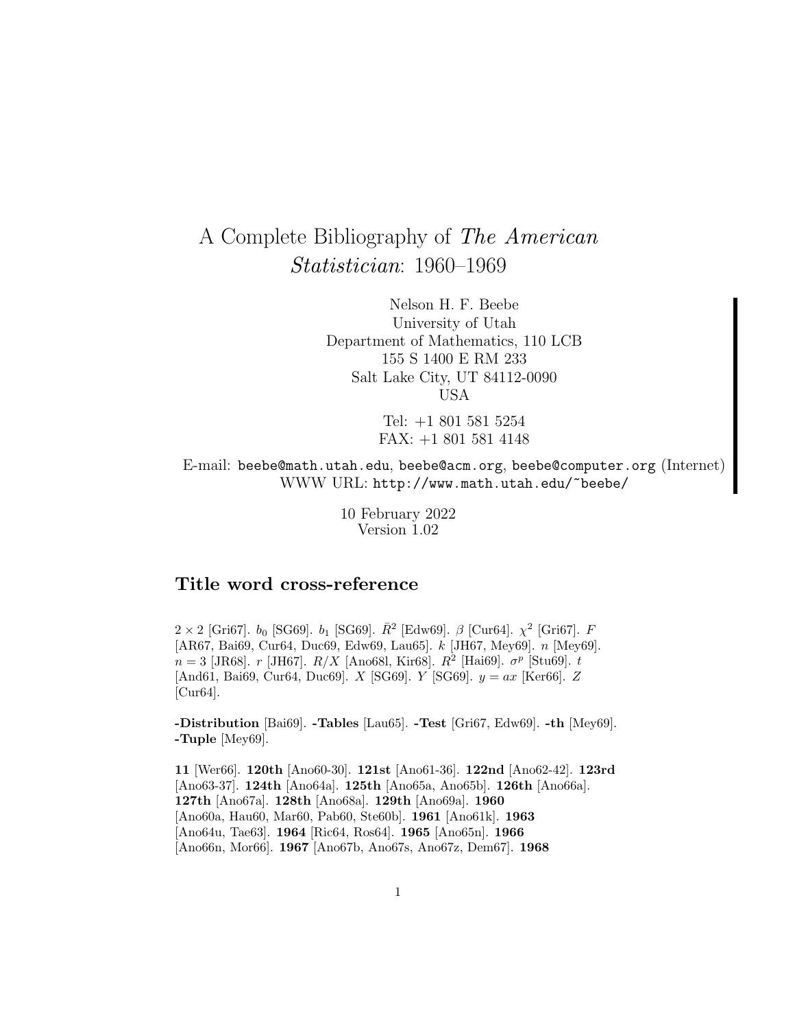# A Complete Bibliography of *The American Statistician*: 1960–1969

Nelson H. F. Beebe
University of Utah
Department of Mathematics, 110 LCB
155 S 1400 E RM 233
Salt Lake City, UT 84112-0090
USA

Tel: +1 801 581 5254
FAX: +1 801 581 4148

E-mail: `beebe@math.utah.edu`, `beebe@acm.org`, `beebe@computer.org` (Internet)
WWW URL: `http://www.math.utah.edu/~beebe/`

10 February 2022
Version 1.02

## Title word cross-reference

$2 \times 2$ [Gri67]. $b_0$ [SG69]. $b_1$ [SG69]. $\bar{R}^2$ [Edw69]. $\beta$ [Cur64]. $\chi^2$ [Gri67]. $F$ [AR67, Bai69, Cur64, Duc69, Edw69, Lau65]. $k$ [JH67, Mey69]. $n$ [Mey69]. $n = 3$ [JR68]. $r$ [JH67]. $R/X$ [Ano68l, Kir68]. $R^2$ [Hai69]. $\sigma^p$ [Stu69]. $t$ [And61, Bai69, Cur64, Duc69]. $X$ [SG69]. $Y$ [SG69]. $y = ax$ [Ker66]. $Z$ [Cur64].

**-Distribution** [Bai69]. **-Tables** [Lau65]. **-Test** [Gri67, Edw69]. **-th** [Mey69]. **-Tuple** [Mey69].

**11** [Wer66]. **120th** [Ano60-30]. **121st** [Ano61-36]. **122nd** [Ano62-42]. **123rd** [Ano63-37]. **124th** [Ano64a]. **125th** [Ano65a, Ano65b]. **126th** [Ano66a]. **127th** [Ano67a]. **128th** [Ano68a]. **129th** [Ano69a]. **1960** [Ano60a, Hau60, Mar60, Pab60, Ste60b]. **1961** [Ano61k]. **1963** [Ano64u, Tae63]. **1964** [Ric64, Ros64]. **1965** [Ano65n]. **1966** [Ano66n, Mor66]. **1967** [Ano67b, Ano67s, Ano67z, Dem67]. **1968**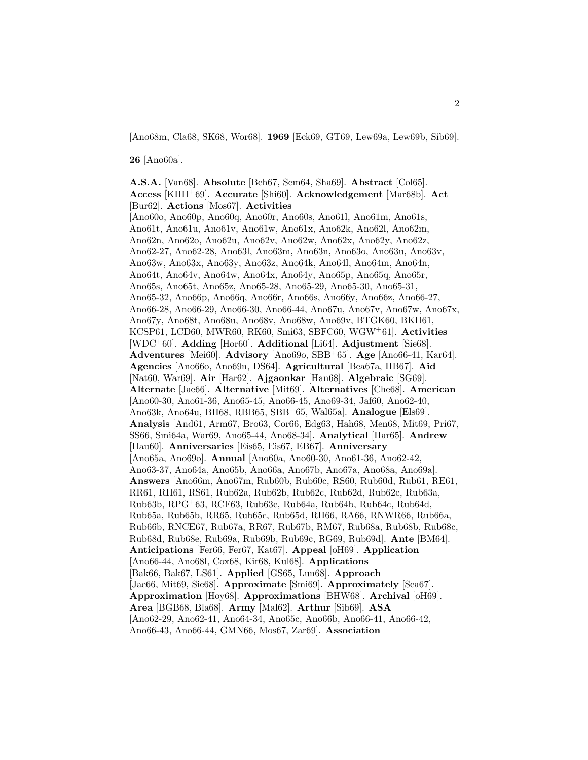[Ano68m, Cla68, SK68, Wor68]. **1969** [Eck69, GT69, Lew69a, Lew69b, Sib69].

**26** [Ano60a].

**A.S.A.** [Van68]. **Absolute** [Beh67, Sem64, Sha69]. **Abstract** [Col65]. **Access** [KHH[+]69]. **Accurate** [Shi60]. **Acknowledgement** [Mar68b]. **Act** [Bur62]. **Actions** [Mos67]. **Activities** [Ano60o, Ano60p, Ano60q, Ano60r, Ano60s, Ano61l, Ano61m, Ano61s, Ano61t, Ano61u, Ano61v, Ano61w, Ano61x, Ano62k, Ano62l, Ano62m, Ano62n, Ano62o, Ano62u, Ano62v, Ano62w, Ano62x, Ano62y, Ano62z, Ano62-27, Ano62-28, Ano63l, Ano63m, Ano63n, Ano63o, Ano63u, Ano63v, Ano63w, Ano63x, Ano63y, Ano63z, Ano64k, Ano64l, Ano64m, Ano64n, Ano64t, Ano64v, Ano64w, Ano64x, Ano64y, Ano65p, Ano65q, Ano65r, Ano65s, Ano65t, Ano65z, Ano65-28, Ano65-29, Ano65-30, Ano65-31, Ano65-32, Ano66p, Ano66q, Ano66r, Ano66s, Ano66y, Ano66z, Ano66-27, Ano66-28, Ano66-29, Ano66-30, Ano66-44, Ano67u, Ano67v, Ano67w, Ano67x, Ano67y, Ano68t, Ano68u, Ano68v, Ano68w, Ano69v, BTGK60, BKH61, KCSP61, LCD60, MWR60, RK60, Smi63, SBFC60, WGW[+]61]. **Activities** [WDC[+]60]. **Adding** [Hor60]. **Additional** [Li64]. **Adjustment** [Sie68]. **Adventures** [Mei60]. **Advisory** [Ano69o, SBB[+]65]. **Age** [Ano66-41, Kar64]. **Agencies** [Ano66o, Ano69n, DS64]. **Agricultural** [Bea67a, HB67]. **Aid** [Nat60, War69]. **Air** [Har62]. **Ajgaonkar** [Han68]. **Algebraic** [SG69]. **Alternate** [Jae66]. **Alternative** [Mit69]. **Alternatives** [Che68]. **American** [Ano60-30, Ano61-36, Ano65-45, Ano66-45, Ano69-34, Jaf60, Ano62-40, Ano63k, Ano64u, BH68, RBB65, SBB[+]65, Wal65a]. **Analogue** [Els69]. **Analysis** [And61, Arm67, Bro63, Cor66, Edg63, Hah68, Men68, Mit69, Pri67, SS66, Smi64a, War69, Ano65-44, Ano68-34]. **Analytical** [Har65]. **Andrew** [Hau60]. **Anniversaries** [Eis65, Eis67, EB67]. **Anniversary** [Ano65a, Ano69o]. **Annual** [Ano60a, Ano60-30, Ano61-36, Ano62-42, Ano63-37, Ano64a, Ano65b, Ano66a, Ano67b, Ano67a, Ano68a, Ano69a]. **Answers** [Ano66m, Ano67m, Rub60b, Rub60c, RS60, Rub60d, Rub61, RE61, RR61, RH61, RS61, Rub62a, Rub62b, Rub62c, Rub62d, Rub62e, Rub63a, Rub63b, RPG[+]63, RCF63, Rub63c, Rub64a, Rub64b, Rub64c, Rub64d, Rub65a, Rub65b, RR65, Rub65c, Rub65d, RH66, RA66, RNWR66, Rub66a, Rub66b, RNCE67, Rub67a, RR67, Rub67b, RM67, Rub68a, Rub68b, Rub68c, Rub68d, Rub68e, Rub69a, Rub69b, Rub69c, RG69, Rub69d]. **Ante** [BM64]. **Anticipations** [Fer66, Fer67, Kat67]. **Appeal** [oH69]. **Application** [Ano66-44, Ano68l, Cox68, Kir68, Kul68]. **Applications** [Bak66, Bak67, LS61]. **Applied** [GS65, Lun68]. **Approach** [Jae66, Mit69, Sie68]. **Approximate** [Smi69]. **Approximately** [Sea67]. **Approximation** [Hoy68]. **Approximations** [BHW68]. **Archival** [oH69]. **Area** [BGB68, Bla68]. **Army** [Mal62]. **Arthur** [Sib69]. **ASA** [Ano62-29, Ano62-41, Ano64-34, Ano65c, Ano66b, Ano66-41, Ano66-42, Ano66-43, Ano66-44, GMN66, Mos67, Zar69]. **Association**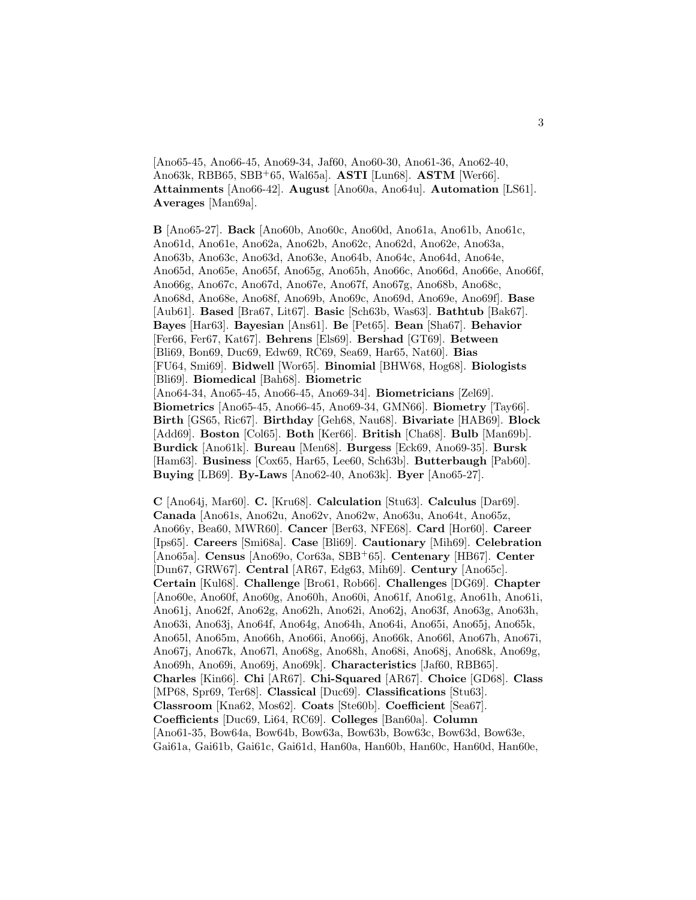[Ano65-45, Ano66-45, Ano69-34, Jaf60, Ano60-30, Ano61-36, Ano62-40, Ano63k, RBB65, SBB+65, Wal65a]. **ASTI** [Lun68]. **ASTM** [Wer66]. **Attainments** [Ano66-42]. **August** [Ano60a, Ano64u]. **Automation** [LS61]. **Averages** [Man69a].

**B** [Ano65-27]. **Back** [Ano60b, Ano60c, Ano60d, Ano61a, Ano61b, Ano61c, Ano61d, Ano61e, Ano62a, Ano62b, Ano62c, Ano62d, Ano62e, Ano63a, Ano63b, Ano63c, Ano63d, Ano63e, Ano64b, Ano64c, Ano64d, Ano64e, Ano65d, Ano65e, Ano65f, Ano65g, Ano65h, Ano66c, Ano66d, Ano66e, Ano66f, Ano66g, Ano67c, Ano67d, Ano67e, Ano67f, Ano67g, Ano68b, Ano68c, Ano68d, Ano68e, Ano68f, Ano69b, Ano69c, Ano69d, Ano69e, Ano69f]. **Base** [Aub61]. **Based** [Bra67, Lit67]. **Basic** [Sch63b, Was63]. **Bathtub** [Bak67]. **Bayes** [Har63]. **Bayesian** [Ans61]. **Be** [Pet65]. **Bean** [Sha67]. **Behavior** [Fer66, Fer67, Kat67]. **Behrens** [Els69]. **Bershad** [GT69]. **Between** [Bli69, Bon69, Duc69, Edw69, RC69, Sea69, Har65, Nat60]. **Bias** [FU64, Smi69]. **Bidwell** [Wor65]. **Binomial** [BHW68, Hog68]. **Biologists** [Bli69]. **Biomedical** [Bah68]. **Biometric** [Ano64-34, Ano65-45, Ano66-45, Ano69-34]. **Biometricians** [Zel69]. **Biometrics** [Ano65-45, Ano66-45, Ano69-34, GMN66]. **Biometry** [Tay66]. **Birth** [GS65, Ric67]. **Birthday** [Geh68, Nau68]. **Bivariate** [HAB69]. **Block** [Add69]. **Boston** [Col65]. **Both** [Ker66]. **British** [Cha68]. **Bulb** [Man69b]. **Burdick** [Ano61k]. **Bureau** [Men68]. **Burgess** [Eck69, Ano69-35]. **Bursk** [Ham63]. **Business** [Cox65, Har65, Lee60, Sch63b]. **Butterbaugh** [Pab60]. **Buying** [LB69]. **By-Laws** [Ano62-40, Ano63k]. **Byer** [Ano65-27].

**C** [Ano64j, Mar60]. **C.** [Kru68]. **Calculation** [Stu63]. **Calculus** [Dar69]. **Canada** [Ano61s, Ano62u, Ano62v, Ano62w, Ano63u, Ano64t, Ano65z, Ano66y, Bea60, MWR60]. **Cancer** [Ber63, NFE68]. **Card** [Hor60]. **Career** [Ips65]. **Careers** [Smi68a]. **Case** [Bli69]. **Cautionary** [Mih69]. **Celebration** [Ano65a]. **Census** [Ano69o, Cor63a, SBB+65]. **Centenary** [HB67]. **Center** [Dun67, GRW67]. **Central** [AR67, Edg63, Mih69]. **Century** [Ano65c]. **Certain** [Kul68]. **Challenge** [Bro61, Rob66]. **Challenges** [DG69]. **Chapter** [Ano60e, Ano60f, Ano60g, Ano60h, Ano60i, Ano61f, Ano61g, Ano61h, Ano61i, Ano61j, Ano62f, Ano62g, Ano62h, Ano62i, Ano62j, Ano63f, Ano63g, Ano63h, Ano63i, Ano63j, Ano64f, Ano64g, Ano64h, Ano64i, Ano65i, Ano65j, Ano65k, Ano65l, Ano65m, Ano66h, Ano66i, Ano66j, Ano66k, Ano66l, Ano67h, Ano67i, Ano67j, Ano67k, Ano67l, Ano68g, Ano68h, Ano68i, Ano68j, Ano68k, Ano69g, Ano69h, Ano69i, Ano69j, Ano69k]. **Characteristics** [Jaf60, RBB65]. **Charles** [Kin66]. **Chi** [AR67]. **Chi-Squared** [AR67]. **Choice** [GD68]. **Class** [MP68, Spr69, Ter68]. **Classical** [Duc69]. **Classifications** [Stu63]. **Classroom** [Kna62, Mos62]. **Coats** [Ste60b]. **Coefficient** [Sea67]. **Coefficients** [Duc69, Li64, RC69]. **Colleges** [Ban60a]. **Column** [Ano61-35, Bow64a, Bow64b, Bow63a, Bow63b, Bow63c, Bow63d, Bow63e, Gai61a, Gai61b, Gai61c, Gai61d, Han60a, Han60b, Han60c, Han60d, Han60e,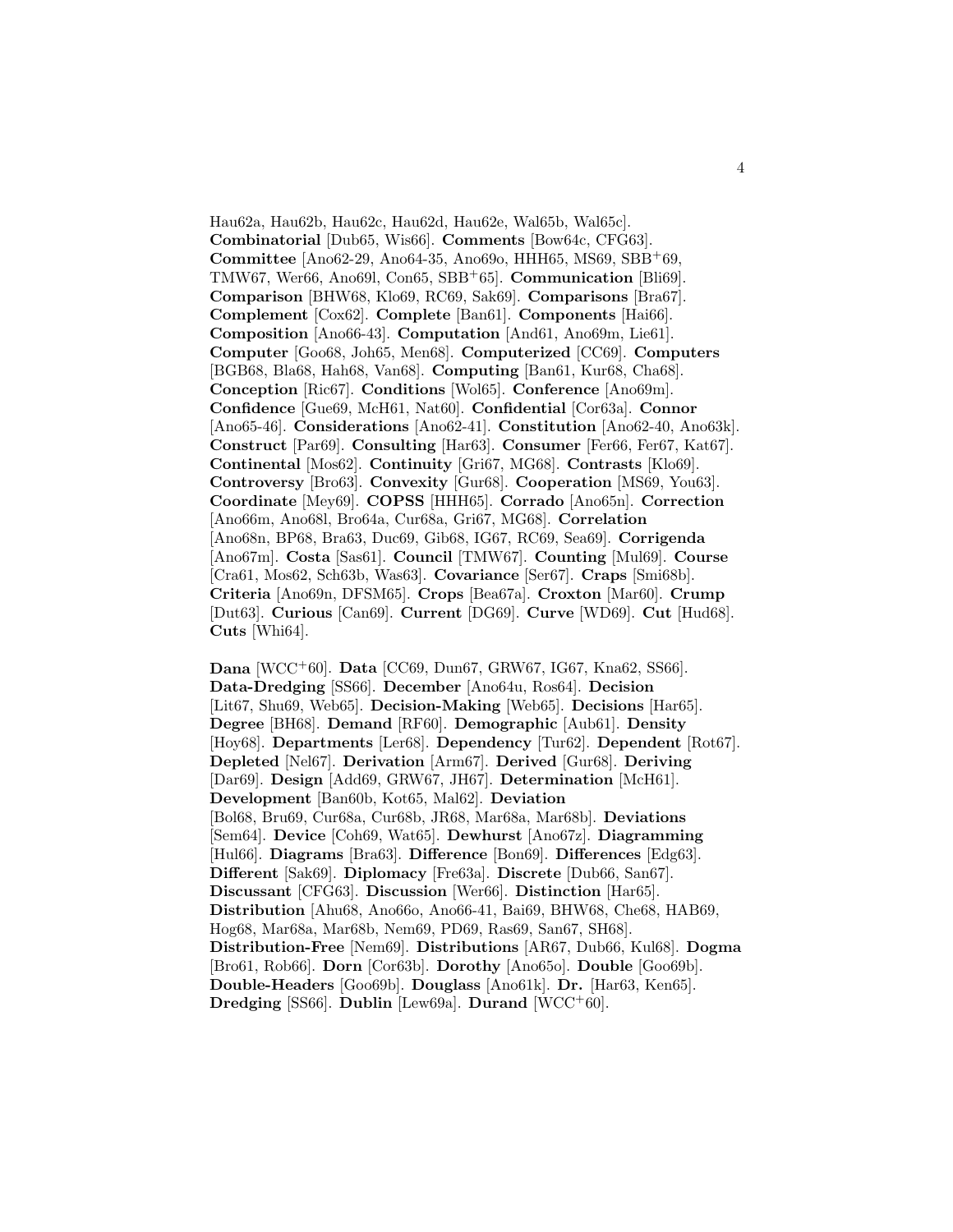Hau62a, Hau62b, Hau62c, Hau62d, Hau62e, Wal65b, Wal65c]. **Combinatorial** [Dub65, Wis66]. **Comments** [Bow64c, CFG63]. **Committee** [Ano62-29, Ano64-35, Ano69o, HHH65, MS69, SBB+69, TMW67, Wer66, Ano69l, Con65, SBB+65]. **Communication** [Bli69]. **Comparison** [BHW68, Klo69, RC69, Sak69]. **Comparisons** [Bra67]. **Complement** [Cox62]. **Complete** [Ban61]. **Components** [Hai66]. **Composition** [Ano66-43]. **Computation** [And61, Ano69m, Lie61]. **Computer** [Goo68, Joh65, Men68]. **Computerized** [CC69]. **Computers** [BGB68, Bla68, Hah68, Van68]. **Computing** [Ban61, Kur68, Cha68]. **Conception** [Ric67]. **Conditions** [Wol65]. **Conference** [Ano69m]. **Confidence** [Gue69, McH61, Nat60]. **Confidential** [Cor63a]. **Connor** [Ano65-46]. **Considerations** [Ano62-41]. **Constitution** [Ano62-40, Ano63k]. **Construct** [Par69]. **Consulting** [Har63]. **Consumer** [Fer66, Fer67, Kat67]. **Continental** [Mos62]. **Continuity** [Gri67, MG68]. **Contrasts** [Klo69]. **Controversy** [Bro63]. **Convexity** [Gur68]. **Cooperation** [MS69, You63]. **Coordinate** [Mey69]. **COPSS** [HHH65]. **Corrado** [Ano65n]. **Correction** [Ano66m, Ano68l, Bro64a, Cur68a, Gri67, MG68]. **Correlation** [Ano68n, BP68, Bra63, Duc69, Gib68, IG67, RC69, Sea69]. **Corrigenda** [Ano67m]. **Costa** [Sas61]. **Council** [TMW67]. **Counting** [Mul69]. **Course** [Cra61, Mos62, Sch63b, Was63]. **Covariance** [Ser67]. **Craps** [Smi68b]. **Criteria** [Ano69n, DFSM65]. **Crops** [Bea67a]. **Croxton** [Mar60]. **Crump** [Dut63]. **Curious** [Can69]. **Current** [DG69]. **Curve** [WD69]. **Cut** [Hud68]. **Cuts** [Whi64].

**Dana** [WCC+60]. **Data** [CC69, Dun67, GRW67, IG67, Kna62, SS66]. **Data-Dredging** [SS66]. **December** [Ano64u, Ros64]. **Decision** [Lit67, Shu69, Web65]. **Decision-Making** [Web65]. **Decisions** [Har65]. **Degree** [BH68]. **Demand** [RF60]. **Demographic** [Aub61]. **Density** [Hoy68]. **Departments** [Ler68]. **Dependency** [Tur62]. **Dependent** [Rot67]. **Depleted** [Nel67]. **Derivation** [Arm67]. **Derived** [Gur68]. **Deriving** [Dar69]. **Design** [Add69, GRW67, JH67]. **Determination** [McH61]. **Development** [Ban60b, Kot65, Mal62]. **Deviation** [Bol68, Bru69, Cur68a, Cur68b, JR68, Mar68a, Mar68b]. **Deviations** [Sem64]. **Device** [Coh69, Wat65]. **Dewhurst** [Ano67z]. **Diagramming** [Hul66]. **Diagrams** [Bra63]. **Difference** [Bon69]. **Differences** [Edg63]. **Different** [Sak69]. **Diplomacy** [Fre63a]. **Discrete** [Dub66, San67]. **Discussant** [CFG63]. **Discussion** [Wer66]. **Distinction** [Har65]. **Distribution** [Ahu68, Ano66o, Ano66-41, Bai69, BHW68, Che68, HAB69, Hog68, Mar68a, Mar68b, Nem69, PD69, Ras69, San67, SH68]. **Distribution-Free** [Nem69]. **Distributions** [AR67, Dub66, Kul68]. **Dogma** [Bro61, Rob66]. **Dorn** [Cor63b]. **Dorothy** [Ano65o]. **Double** [Goo69b]. **Double-Headers** [Goo69b]. **Douglass** [Ano61k]. **Dr.** [Har63, Ken65]. **Dredging** [SS66]. **Dublin** [Lew69a]. **Durand** [WCC+60].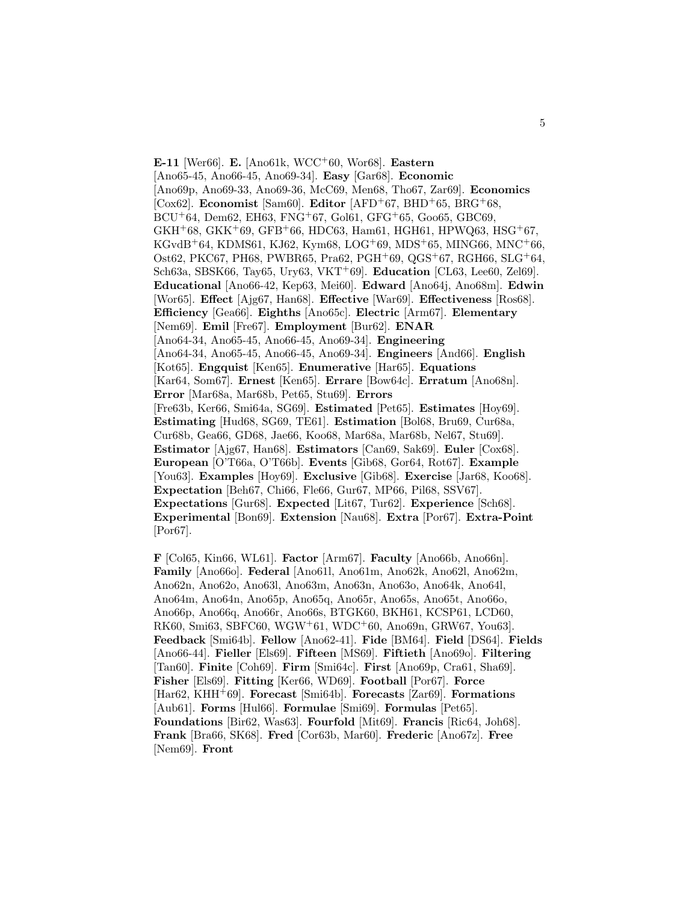**E-11** [Wer66]. **E.** [Ano61k, WCC+60, Wor68]. **Eastern** [Ano65-45, Ano66-45, Ano69-34]. **Easy** [Gar68]. **Economic** [Ano69p, Ano69-33, Ano69-36, McC69, Men68, Tho67, Zar69]. **Economics** [Cox62]. **Economist** [Sam60]. **Editor** [AFD+67, BHD+65, BRG+68, BCU+64, Dem62, EH63, FNG+67, Gol61, GFG+65, Goo65, GBC69, GKH+68, GKK+69, GFB+66, HDC63, Ham61, HGH61, HPWQ63, HSG+67, KGvdB+64, KDMS61, KJ62, Kym68, LOG+69, MDS+65, MING66, MNC+66, Ost62, PKC67, PH68, PWBR65, Pra62, PGH+69, QGS+67, RGH66, SLG+64, Sch63a, SBSK66, Tay65, Ury63, VKT+69]. **Education** [CL63, Lee60, Zel69]. **Educational** [Ano66-42, Kep63, Mei60]. **Edward** [Ano64j, Ano68m]. **Edwin** [Wor65]. **Effect** [Ajg67, Han68]. **Effective** [War69]. **Effectiveness** [Ros68]. **Efficiency** [Gea66]. **Eighths** [Ano65c]. **Electric** [Arm67]. **Elementary** [Nem69]. **Emil** [Fre67]. **Employment** [Bur62]. **ENAR** [Ano64-34, Ano65-45, Ano66-45, Ano69-34]. **Engineering** [Ano64-34, Ano65-45, Ano66-45, Ano69-34]. **Engineers** [And66]. **English** [Kot65]. **Engquist** [Ken65]. **Enumerative** [Har65]. **Equations** [Kar64, Som67]. **Ernest** [Ken65]. **Errare** [Bow64c]. **Erratum** [Ano68n]. **Error** [Mar68a, Mar68b, Pet65, Stu69]. **Errors** [Fre63b, Ker66, Smi64a, SG69]. **Estimated** [Pet65]. **Estimates** [Hoy69]. **Estimating** [Hud68, SG69, TE61]. **Estimation** [Bol68, Bru69, Cur68a, Cur68b, Gea66, GD68, Jae66, Koo68, Mar68a, Mar68b, Nel67, Stu69]. **Estimator** [Ajg67, Han68]. **Estimators** [Can69, Sak69]. **Euler** [Cox68]. **European** [O'T66a, O'T66b]. **Events** [Gib68, Gor64, Rot67]. **Example** [You63]. **Examples** [Hoy69]. **Exclusive** [Gib68]. **Exercise** [Jar68, Koo68]. **Expectation** [Beh67, Chi66, Fle66, Gur67, MP66, Pil68, SSV67]. **Expectations** [Gur68]. **Expected** [Lit67, Tur62]. **Experience** [Sch68]. **Experimental** [Bon69]. **Extension** [Nau68]. **Extra** [Por67]. **Extra-Point** [Por67].

**F** [Col65, Kin66, WL61]. **Factor** [Arm67]. **Faculty** [Ano66b, Ano66n]. **Family** [Ano66o]. **Federal** [Ano61l, Ano61m, Ano62k, Ano62l, Ano62m, Ano62n, Ano62o, Ano63l, Ano63m, Ano63n, Ano63o, Ano64k, Ano64l, Ano64m, Ano64n, Ano65p, Ano65q, Ano65r, Ano65s, Ano65t, Ano66o, Ano66p, Ano66q, Ano66r, Ano66s, BTGK60, BKH61, KCSP61, LCD60, RK60, Smi63, SBFC60, WGW+61, WDC+60, Ano69n, GRW67, You63]. **Feedback** [Smi64b]. **Fellow** [Ano62-41]. **Fide** [BM64]. **Field** [DS64]. **Fields** [Ano66-44]. **Fieller** [Els69]. **Fifteen** [MS69]. **Fiftieth** [Ano69o]. **Filtering** [Tan60]. **Finite** [Coh69]. **Firm** [Smi64c]. **First** [Ano69p, Cra61, Sha69]. **Fisher** [Els69]. **Fitting** [Ker66, WD69]. **Football** [Por67]. **Force** [Har62, KHH+69]. **Forecast** [Smi64b]. **Forecasts** [Zar69]. **Formations** [Aub61]. **Forms** [Hul66]. **Formulae** [Smi69]. **Formulas** [Pet65]. **Foundations** [Bir62, Was63]. **Fourfold** [Mit69]. **Francis** [Ric64, Joh68]. **Frank** [Bra66, SK68]. **Fred** [Cor63b, Mar60]. **Frederic** [Ano67z]. **Free** [Nem69]. **Front**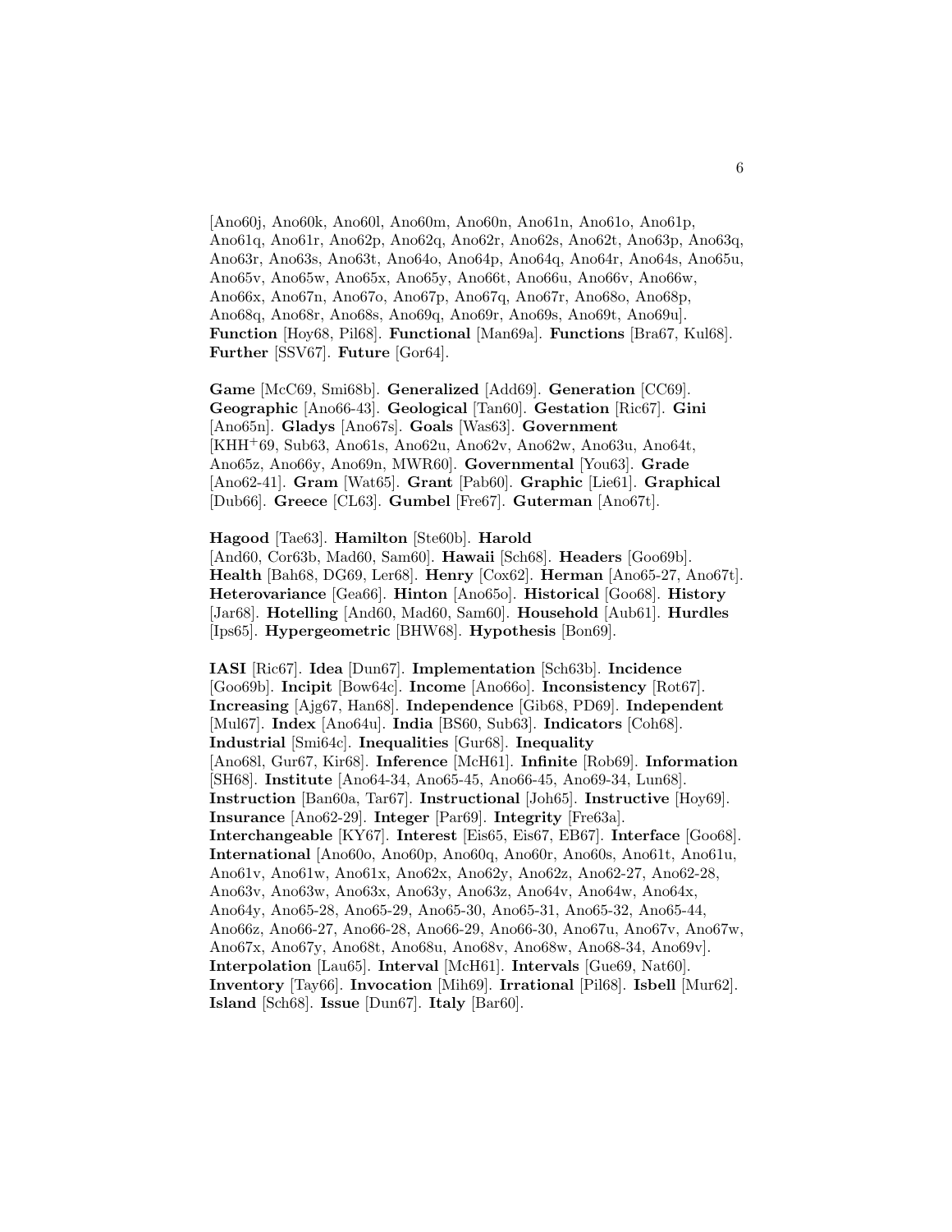[Ano60j, Ano60k, Ano60l, Ano60m, Ano60n, Ano61n, Ano61o, Ano61p, Ano61q, Ano61r, Ano62p, Ano62q, Ano62r, Ano62s, Ano62t, Ano63p, Ano63q, Ano63r, Ano63s, Ano63t, Ano64o, Ano64p, Ano64q, Ano64r, Ano64s, Ano65u, Ano65v, Ano65w, Ano65x, Ano65y, Ano66t, Ano66u, Ano66v, Ano66w, Ano66x, Ano67n, Ano67o, Ano67p, Ano67q, Ano67r, Ano68o, Ano68p, Ano68q, Ano68r, Ano68s, Ano69q, Ano69r, Ano69s, Ano69t, Ano69u]. **Function** [Hoy68, Pil68]. **Functional** [Man69a]. **Functions** [Bra67, Kul68]. **Further** [SSV67]. **Future** [Gor64].

**Game** [McC69, Smi68b]. **Generalized** [Add69]. **Generation** [CC69]. **Geographic** [Ano66-43]. **Geological** [Tan60]. **Gestation** [Ric67]. **Gini** [Ano65n]. **Gladys** [Ano67s]. **Goals** [Was63]. **Government** [KHH+69, Sub63, Ano61s, Ano62u, Ano62v, Ano62w, Ano63u, Ano64t, Ano65z, Ano66y, Ano69n, MWR60]. **Governmental** [You63]. **Grade** [Ano62-41]. **Gram** [Wat65]. **Grant** [Pab60]. **Graphic** [Lie61]. **Graphical** [Dub66]. **Greece** [CL63]. **Gumbel** [Fre67]. **Guterman** [Ano67t].

**Hagood** [Tae63]. **Hamilton** [Ste60b]. **Harold** [And60, Cor63b, Mad60, Sam60]. **Hawaii** [Sch68]. **Headers** [Goo69b]. **Health** [Bah68, DG69, Ler68]. **Henry** [Cox62]. **Herman** [Ano65-27, Ano67t]. **Heterovariance** [Gea66]. **Hinton** [Ano65o]. **Historical** [Goo68]. **History** [Jar68]. **Hotelling** [And60, Mad60, Sam60]. **Household** [Aub61]. **Hurdles** [Ips65]. **Hypergeometric** [BHW68]. **Hypothesis** [Bon69].

**IASI** [Ric67]. **Idea** [Dun67]. **Implementation** [Sch63b]. **Incidence** [Goo69b]. **Incipit** [Bow64c]. **Income** [Ano66o]. **Inconsistency** [Rot67]. **Increasing** [Ajg67, Han68]. **Independence** [Gib68, PD69]. **Independent** [Mul67]. **Index** [Ano64u]. **India** [BS60, Sub63]. **Indicators** [Coh68]. **Industrial** [Smi64c]. **Inequalities** [Gur68]. **Inequality** [Ano68l, Gur67, Kir68]. **Inference** [McH61]. **Infinite** [Rob69]. **Information** [SH68]. **Institute** [Ano64-34, Ano65-45, Ano66-45, Ano69-34, Lun68]. **Instruction** [Ban60a, Tar67]. **Instructional** [Joh65]. **Instructive** [Hoy69]. **Insurance** [Ano62-29]. **Integer** [Par69]. **Integrity** [Fre63a]. **Interchangeable** [KY67]. **Interest** [Eis65, Eis67, EB67]. **Interface** [Goo68]. **International** [Ano60o, Ano60p, Ano60q, Ano60r, Ano60s, Ano61t, Ano61u, Ano61v, Ano61w, Ano61x, Ano62x, Ano62y, Ano62z, Ano62-27, Ano62-28, Ano63v, Ano63w, Ano63x, Ano63y, Ano63z, Ano64v, Ano64w, Ano64x, Ano64y, Ano65-28, Ano65-29, Ano65-30, Ano65-31, Ano65-32, Ano65-44, Ano66z, Ano66-27, Ano66-28, Ano66-29, Ano66-30, Ano67u, Ano67v, Ano67w, Ano67x, Ano67y, Ano68t, Ano68u, Ano68v, Ano68w, Ano68-34, Ano69v]. **Interpolation** [Lau65]. **Interval** [McH61]. **Intervals** [Gue69, Nat60]. **Inventory** [Tay66]. **Invocation** [Mih69]. **Irrational** [Pil68]. **Isbell** [Mur62]. **Island** [Sch68]. **Issue** [Dun67]. **Italy** [Bar60].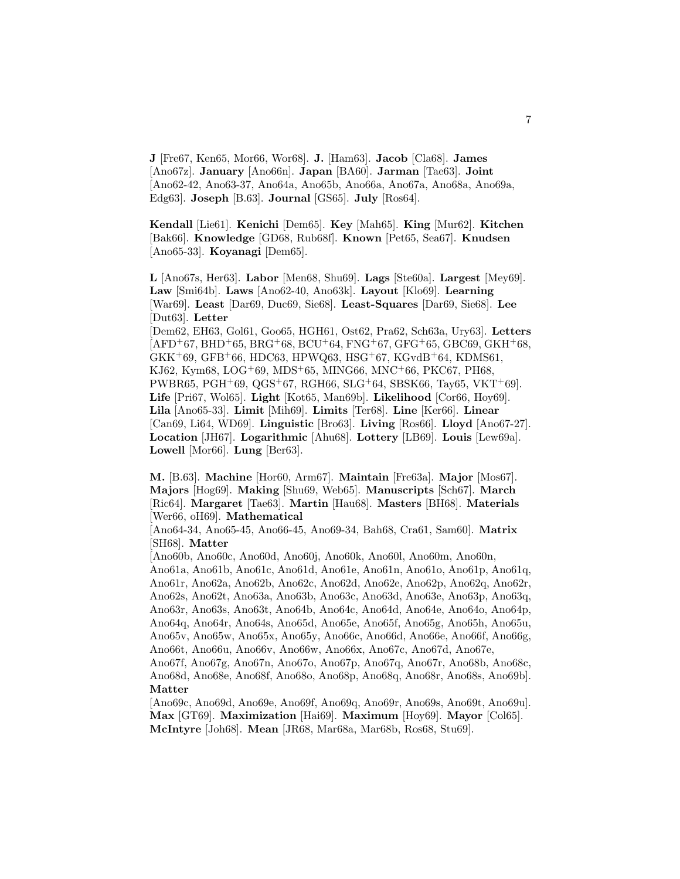**J** [Fre67, Ken65, Mor66, Wor68]. **J.** [Ham63]. **Jacob** [Cla68]. **James** [Ano67z]. **January** [Ano66n]. **Japan** [BA60]. **Jarman** [Tae63]. **Joint** [Ano62-42, Ano63-37, Ano64a, Ano65b, Ano66a, Ano67a, Ano68a, Ano69a, Edg63]. **Joseph** [B.63]. **Journal** [GS65]. **July** [Ros64].

**Kendall** [Lie61]. **Kenichi** [Dem65]. **Key** [Mah65]. **King** [Mur62]. **Kitchen** [Bak66]. **Knowledge** [GD68, Rub68f]. **Known** [Pet65, Sea67]. **Knudsen** [Ano65-33]. **Koyanagi** [Dem65].

**L** [Ano67s, Her63]. **Labor** [Men68, Shu69]. **Lags** [Ste60a]. **Largest** [Mey69]. **Law** [Smi64b]. **Laws** [Ano62-40, Ano63k]. **Layout** [Klo69]. **Learning** [War69]. **Least** [Dar69, Duc69, Sie68]. **Least-Squares** [Dar69, Sie68]. **Lee** [Dut63]. **Letter** [Dem62, EH63, Gol61, Goo65, HGH61, Ost62, Pra62, Sch63a, Ury63]. **Letters** [AFD+67, BHD+65, BRG+68, BCU+64, FNG+67, GFG+65, GBC69, GKH+68, GKK+69, GFB+66, HDC63, HPWQ63, HSG+67, KGvdB+64, KDMS61, KJ62, Kym68, LOG+69, MDS+65, MING66, MNC+66, PKC67, PH68, PWBR65, PGH+69, QGS+67, RGH66, SLG+64, SBSK66, Tay65, VKT+69]. **Life** [Pri67, Wol65]. **Light** [Kot65, Man69b]. **Likelihood** [Cor66, Hoy69]. **Lila** [Ano65-33]. **Limit** [Mih69]. **Limits** [Ter68]. **Line** [Ker66]. **Linear** [Can69, Li64, WD69]. **Linguistic** [Bro63]. **Living** [Ros66]. **Lloyd** [Ano67-27]. **Location** [JH67]. **Logarithmic** [Ahu68]. **Lottery** [LB69]. **Louis** [Lew69a]. **Lowell** [Mor66]. **Lung** [Ber63].

**M.** [B.63]. **Machine** [Hor60, Arm67]. **Maintain** [Fre63a]. **Major** [Mos67]. **Majors** [Hog69]. **Making** [Shu69, Web65]. **Manuscripts** [Sch67]. **March** [Ric64]. **Margaret** [Tae63]. **Martin** [Hau68]. **Masters** [BH68]. **Materials** [Wer66, oH69]. **Mathematical** [Ano64-34, Ano65-45, Ano66-45, Ano69-34, Bah68, Cra61, Sam60]. **Matrix** [SH68]. **Matter** [Ano60b, Ano60c, Ano60d, Ano60j, Ano60k, Ano60l, Ano60m, Ano60n, Ano61a, Ano61b, Ano61c, Ano61d, Ano61e, Ano61n, Ano61o, Ano61p, Ano61q, Ano61r, Ano62a, Ano62b, Ano62c, Ano62d, Ano62e, Ano62p, Ano62q, Ano62r, Ano62s, Ano62t, Ano63a, Ano63b, Ano63c, Ano63d, Ano63e, Ano63p, Ano63q, Ano63r, Ano63s, Ano63t, Ano64b, Ano64c, Ano64d, Ano64e, Ano64o, Ano64p, Ano64q, Ano64r, Ano64s, Ano65d, Ano65e, Ano65f, Ano65g, Ano65h, Ano65u, Ano65v, Ano65w, Ano65x, Ano65y, Ano66c, Ano66d, Ano66e, Ano66f, Ano66g, Ano66t, Ano66u, Ano66v, Ano66w, Ano66x, Ano67c, Ano67d, Ano67e, Ano67f, Ano67g, Ano67n, Ano67o, Ano67p, Ano67q, Ano67r, Ano68b, Ano68c, Ano68d, Ano68e, Ano68f, Ano68o, Ano68p, Ano68q, Ano68r, Ano68s, Ano69b]. **Matter** [Ano69c, Ano69d, Ano69e, Ano69f, Ano69q, Ano69r, Ano69s, Ano69t, Ano69u]. **Max** [GT69]. **Maximization** [Hai69]. **Maximum** [Hoy69]. **Mayor** [Col65]. **McIntyre** [Joh68]. **Mean** [JR68, Mar68a, Mar68b, Ros68, Stu69].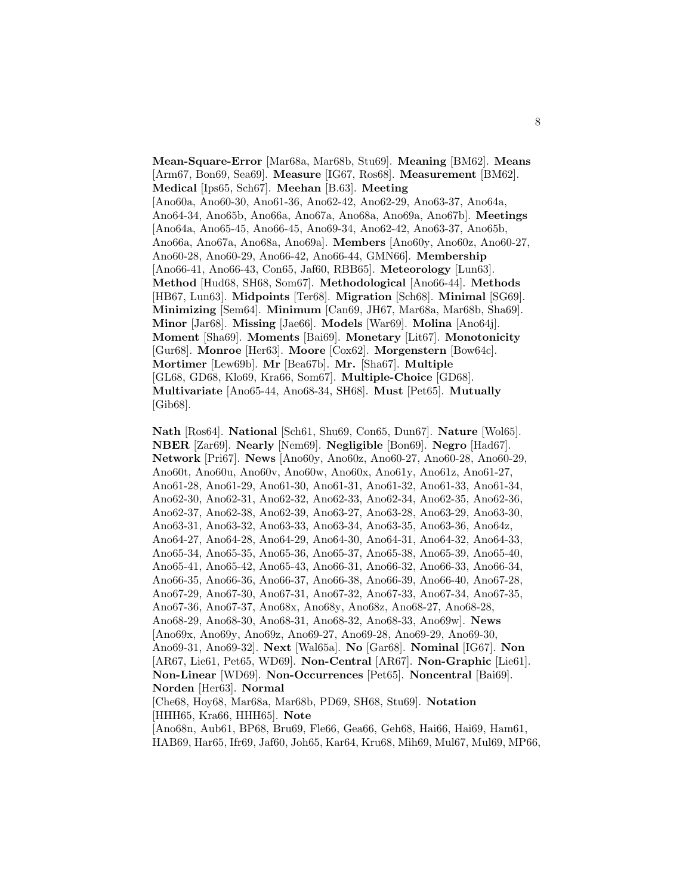**Mean-Square-Error** [Mar68a, Mar68b, Stu69]. **Meaning** [BM62]. **Means** [Arm67, Bon69, Sea69]. **Measure** [IG67, Ros68]. **Measurement** [BM62]. **Medical** [Ips65, Sch67]. **Meehan** [B.63]. **Meeting** [Ano60a, Ano60-30, Ano61-36, Ano62-42, Ano62-29, Ano63-37, Ano64a, Ano64-34, Ano65b, Ano66a, Ano67a, Ano68a, Ano69a, Ano67b]. **Meetings** [Ano64a, Ano65-45, Ano66-45, Ano69-34, Ano62-42, Ano63-37, Ano65b, Ano66a, Ano67a, Ano68a, Ano69a]. **Members** [Ano60y, Ano60z, Ano60-27, Ano60-28, Ano60-29, Ano66-42, Ano66-44, GMN66]. **Membership** [Ano66-41, Ano66-43, Con65, Jaf60, RBB65]. **Meteorology** [Lun63]. **Method** [Hud68, SH68, Som67]. **Methodological** [Ano66-44]. **Methods** [HB67, Lun63]. **Midpoints** [Ter68]. **Migration** [Sch68]. **Minimal** [SG69]. **Minimizing** [Sem64]. **Minimum** [Can69, JH67, Mar68a, Mar68b, Sha69]. **Minor** [Jar68]. **Missing** [Jae66]. **Models** [War69]. **Molina** [Ano64j]. **Moment** [Sha69]. **Moments** [Bai69]. **Monetary** [Lit67]. **Monotonicity** [Gur68]. **Monroe** [Her63]. **Moore** [Cox62]. **Morgenstern** [Bow64c]. **Mortimer** [Lew69b]. **Mr** [Bea67b]. **Mr.** [Sha67]. **Multiple** [GL68, GD68, Klo69, Kra66, Som67]. **Multiple-Choice** [GD68]. **Multivariate** [Ano65-44, Ano68-34, SH68]. **Must** [Pet65]. **Mutually** [Gib68].

**Nath** [Ros64]. **National** [Sch61, Shu69, Con65, Dun67]. **Nature** [Wol65]. **NBER** [Zar69]. **Nearly** [Nem69]. **Negligible** [Bon69]. **Negro** [Had67]. **Network** [Pri67]. **News** [Ano60y, Ano60z, Ano60-27, Ano60-28, Ano60-29, Ano60t, Ano60u, Ano60v, Ano60w, Ano60x, Ano61y, Ano61z, Ano61-27, Ano61-28, Ano61-29, Ano61-30, Ano61-31, Ano61-32, Ano61-33, Ano61-34, Ano62-30, Ano62-31, Ano62-32, Ano62-33, Ano62-34, Ano62-35, Ano62-36, Ano62-37, Ano62-38, Ano62-39, Ano63-27, Ano63-28, Ano63-29, Ano63-30, Ano63-31, Ano63-32, Ano63-33, Ano63-34, Ano63-35, Ano63-36, Ano64z, Ano64-27, Ano64-28, Ano64-29, Ano64-30, Ano64-31, Ano64-32, Ano64-33, Ano65-34, Ano65-35, Ano65-36, Ano65-37, Ano65-38, Ano65-39, Ano65-40, Ano65-41, Ano65-42, Ano65-43, Ano66-31, Ano66-32, Ano66-33, Ano66-34, Ano66-35, Ano66-36, Ano66-37, Ano66-38, Ano66-39, Ano66-40, Ano67-28, Ano67-29, Ano67-30, Ano67-31, Ano67-32, Ano67-33, Ano67-34, Ano67-35, Ano67-36, Ano67-37, Ano68x, Ano68y, Ano68z, Ano68-27, Ano68-28, Ano68-29, Ano68-30, Ano68-31, Ano68-32, Ano68-33, Ano69w]. **News** [Ano69x, Ano69y, Ano69z, Ano69-27, Ano69-28, Ano69-29, Ano69-30, Ano69-31, Ano69-32]. **Next** [Wal65a]. **No** [Gar68]. **Nominal** [IG67]. **Non** [AR67, Lie61, Pet65, WD69]. **Non-Central** [AR67]. **Non-Graphic** [Lie61]. **Non-Linear** [WD69]. **Non-Occurrences** [Pet65]. **Noncentral** [Bai69]. **Norden** [Her63]. **Normal** [Che68, Hoy68, Mar68a, Mar68b, PD69, SH68, Stu69]. **Notation** [HHH65, Kra66, HHH65]. **Note** [Ano68n, Aub61, BP68, Bru69, Fle66, Gea66, Geh68, Hai66, Hai69, Ham61, HAB69, Har65, Ifr69, Jaf60, Joh65, Kar64, Kru68, Mih69, Mul67, Mul69, MP66,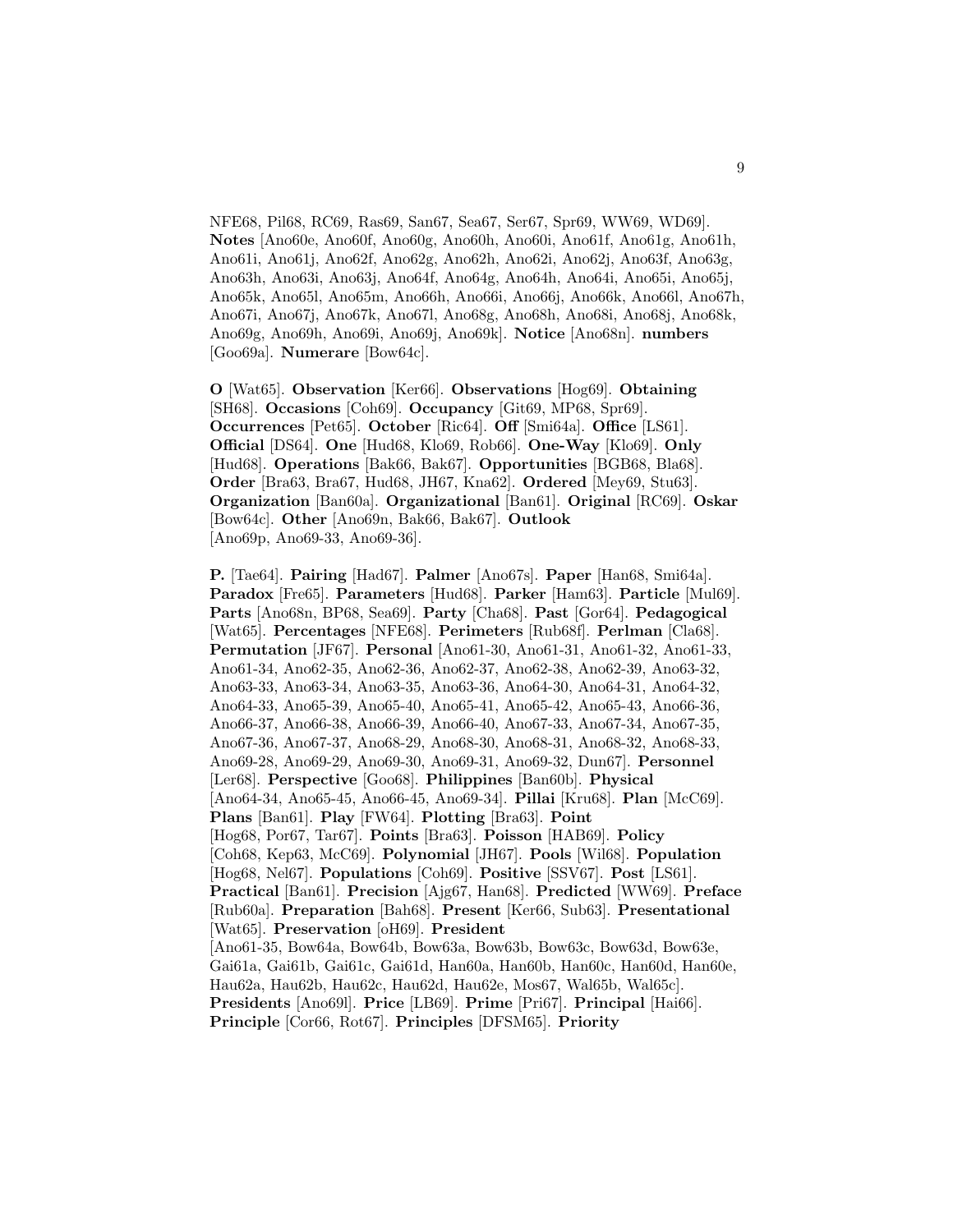NFE68, Pil68, RC69, Ras69, San67, Sea67, Ser67, Spr69, WW69, WD69]. **Notes** [Ano60e, Ano60f, Ano60g, Ano60h, Ano60i, Ano61f, Ano61g, Ano61h, Ano61i, Ano61j, Ano62f, Ano62g, Ano62h, Ano62i, Ano62j, Ano63f, Ano63g, Ano63h, Ano63i, Ano63j, Ano64f, Ano64g, Ano64h, Ano64i, Ano65i, Ano65j, Ano65k, Ano65l, Ano65m, Ano66h, Ano66i, Ano66j, Ano66k, Ano66l, Ano67h, Ano67i, Ano67j, Ano67k, Ano67l, Ano68g, Ano68h, Ano68i, Ano68j, Ano68k, Ano69g, Ano69h, Ano69i, Ano69j, Ano69k]. **Notice** [Ano68n]. **numbers** [Goo69a]. **Numerare** [Bow64c].

**O** [Wat65]. **Observation** [Ker66]. **Observations** [Hog69]. **Obtaining** [SH68]. **Occasions** [Coh69]. **Occupancy** [Git69, MP68, Spr69]. **Occurrences** [Pet65]. **October** [Ric64]. **Off** [Smi64a]. **Office** [LS61]. **Official** [DS64]. **One** [Hud68, Klo69, Rob66]. **One-Way** [Klo69]. **Only** [Hud68]. **Operations** [Bak66, Bak67]. **Opportunities** [BGB68, Bla68]. **Order** [Bra63, Bra67, Hud68, JH67, Kna62]. **Ordered** [Mey69, Stu63]. **Organization** [Ban60a]. **Organizational** [Ban61]. **Original** [RC69]. **Oskar** [Bow64c]. **Other** [Ano69n, Bak66, Bak67]. **Outlook** [Ano69p, Ano69-33, Ano69-36].

**P.** [Tae64]. **Pairing** [Had67]. **Palmer** [Ano67s]. **Paper** [Han68, Smi64a]. **Paradox** [Fre65]. **Parameters** [Hud68]. **Parker** [Ham63]. **Particle** [Mul69]. **Parts** [Ano68n, BP68, Sea69]. **Party** [Cha68]. **Past** [Gor64]. **Pedagogical** [Wat65]. **Percentages** [NFE68]. **Perimeters** [Rub68f]. **Perlman** [Cla68]. **Permutation** [JF67]. **Personal** [Ano61-30, Ano61-31, Ano61-32, Ano61-33, Ano61-34, Ano62-35, Ano62-36, Ano62-37, Ano62-38, Ano62-39, Ano63-32, Ano63-33, Ano63-34, Ano63-35, Ano63-36, Ano64-30, Ano64-31, Ano64-32, Ano64-33, Ano65-39, Ano65-40, Ano65-41, Ano65-42, Ano65-43, Ano66-36, Ano66-37, Ano66-38, Ano66-39, Ano66-40, Ano67-33, Ano67-34, Ano67-35, Ano67-36, Ano67-37, Ano68-29, Ano68-30, Ano68-31, Ano68-32, Ano68-33, Ano69-28, Ano69-29, Ano69-30, Ano69-31, Ano69-32, Dun67]. **Personnel** [Ler68]. **Perspective** [Goo68]. **Philippines** [Ban60b]. **Physical** [Ano64-34, Ano65-45, Ano66-45, Ano69-34]. **Pillai** [Kru68]. **Plan** [McC69]. **Plans** [Ban61]. **Play** [FW64]. **Plotting** [Bra63]. **Point** [Hog68, Por67, Tar67]. **Points** [Bra63]. **Poisson** [HAB69]. **Policy** [Coh68, Kep63, McC69]. **Polynomial** [JH67]. **Pools** [Wil68]. **Population** [Hog68, Nel67]. **Populations** [Coh69]. **Positive** [SSV67]. **Post** [LS61]. **Practical** [Ban61]. **Precision** [Ajg67, Han68]. **Predicted** [WW69]. **Preface** [Rub60a]. **Preparation** [Bah68]. **Present** [Ker66, Sub63]. **Presentational** [Wat65]. **Preservation** [oH69]. **President** [Ano61-35, Bow64a, Bow64b, Bow63a, Bow63b, Bow63c, Bow63d, Bow63e, Gai61a, Gai61b, Gai61c, Gai61d, Han60a, Han60b, Han60c, Han60d, Han60e, Hau62a, Hau62b, Hau62c, Hau62d, Hau62e, Mos67, Wal65b, Wal65c]. **Presidents** [Ano69l]. **Price** [LB69]. **Prime** [Pri67]. **Principal** [Hai66]. **Principle** [Cor66, Rot67]. **Principles** [DFSM65]. **Priority**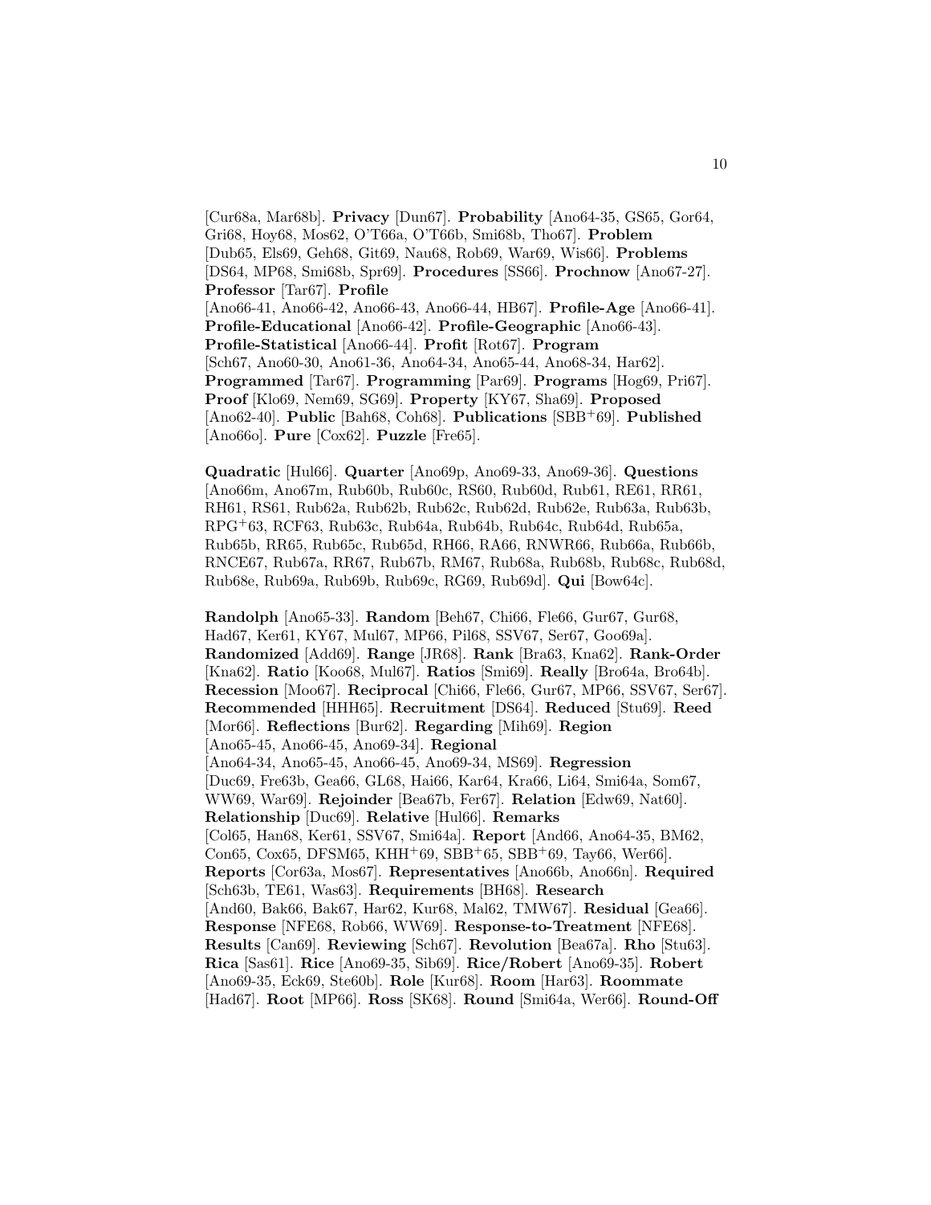[Cur68a, Mar68b]. **Privacy** [Dun67]. **Probability** [Ano64-35, GS65, Gor64, Gri68, Hoy68, Mos62, O'T66a, O'T66b, Smi68b, Tho67]. **Problem** [Dub65, Els69, Geh68, Git69, Nau68, Rob69, War69, Wis66]. **Problems** [DS64, MP68, Smi68b, Spr69]. **Procedures** [SS66]. **Prochnow** [Ano67-27]. **Professor** [Tar67]. **Profile** [Ano66-41, Ano66-42, Ano66-43, Ano66-44, HB67]. **Profile-Age** [Ano66-41]. **Profile-Educational** [Ano66-42]. **Profile-Geographic** [Ano66-43]. **Profile-Statistical** [Ano66-44]. **Profit** [Rot67]. **Program** [Sch67, Ano60-30, Ano61-36, Ano64-34, Ano65-44, Ano68-34, Har62]. **Programmed** [Tar67]. **Programming** [Par69]. **Programs** [Hog69, Pri67]. **Proof** [Klo69, Nem69, SG69]. **Property** [KY67, Sha69]. **Proposed** [Ano62-40]. **Public** [Bah68, Coh68]. **Publications** [SBB+69]. **Published** [Ano66o]. **Pure** [Cox62]. **Puzzle** [Fre65].

**Quadratic** [Hul66]. **Quarter** [Ano69p, Ano69-33, Ano69-36]. **Questions** [Ano66m, Ano67m, Rub60b, Rub60c, RS60, Rub60d, Rub61, RE61, RR61, RH61, RS61, Rub62a, Rub62b, Rub62c, Rub62d, Rub62e, Rub63a, Rub63b, RPG+63, RCF63, Rub63c, Rub64a, Rub64b, Rub64c, Rub64d, Rub65a, Rub65b, RR65, Rub65c, Rub65d, RH66, RA66, RNWR66, Rub66a, Rub66b, RNCE67, Rub67a, RR67, Rub67b, RM67, Rub68a, Rub68b, Rub68c, Rub68d, Rub68e, Rub69a, Rub69b, Rub69c, RG69, Rub69d]. **Qui** [Bow64c].

**Randolph** [Ano65-33]. **Random** [Beh67, Chi66, Fle66, Gur67, Gur68, Had67, Ker61, KY67, Mul67, MP66, Pil68, SSV67, Ser67, Goo69a]. **Randomized** [Add69]. **Range** [JR68]. **Rank** [Bra63, Kna62]. **Rank-Order** [Kna62]. **Ratio** [Koo68, Mul67]. **Ratios** [Smi69]. **Really** [Bro64a, Bro64b]. **Recession** [Moo67]. **Reciprocal** [Chi66, Fle66, Gur67, MP66, SSV67, Ser67]. **Recommended** [HHH65]. **Recruitment** [DS64]. **Reduced** [Stu69]. **Reed** [Mor66]. **Reflections** [Bur62]. **Regarding** [Mih69]. **Region** [Ano65-45, Ano66-45, Ano69-34]. **Regional** [Ano64-34, Ano65-45, Ano66-45, Ano69-34, MS69]. **Regression** [Duc69, Fre63b, Gea66, GL68, Hai66, Kar64, Kra66, Li64, Smi64a, Som67, WW69, War69]. **Rejoinder** [Bea67b, Fer67]. **Relation** [Edw69, Nat60]. **Relationship** [Duc69]. **Relative** [Hul66]. **Remarks** [Col65, Han68, Ker61, SSV67, Smi64a]. **Report** [And66, Ano64-35, BM62, Con65, Cox65, DFSM65, KHH+69, SBB+65, SBB+69, Tay66, Wer66]. **Reports** [Cor63a, Mos67]. **Representatives** [Ano66b, Ano66n]. **Required** [Sch63b, TE61, Was63]. **Requirements** [BH68]. **Research** [And60, Bak66, Bak67, Har62, Kur68, Mal62, TMW67]. **Residual** [Gea66]. **Response** [NFE68, Rob66, WW69]. **Response-to-Treatment** [NFE68]. **Results** [Can69]. **Reviewing** [Sch67]. **Revolution** [Bea67a]. **Rho** [Stu63]. **Rica** [Sas61]. **Rice** [Ano69-35, Sib69]. **Rice/Robert** [Ano69-35]. **Robert** [Ano69-35, Eck69, Ste60b]. **Role** [Kur68]. **Room** [Har63]. **Roommate** [Had67]. **Root** [MP66]. **Ross** [SK68]. **Round** [Smi64a, Wer66]. **Round-Off**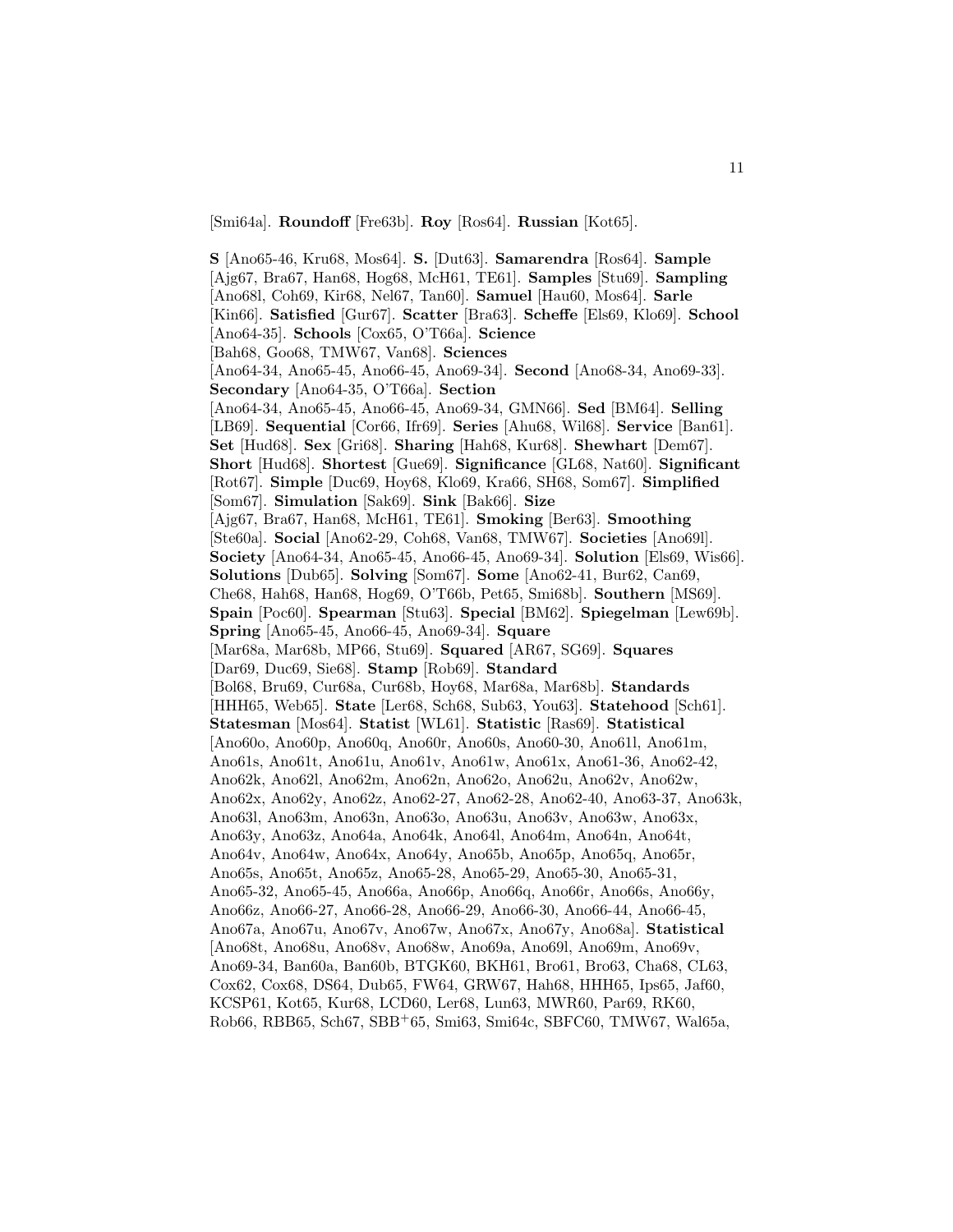[Smi64a]. **Roundoff** [Fre63b]. **Roy** [Ros64]. **Russian** [Kot65].

**S** [Ano65-46, Kru68, Mos64]. **S.** [Dut63]. **Samarendra** [Ros64]. **Sample** [Ajg67, Bra67, Han68, Hog68, McH61, TE61]. **Samples** [Stu69]. **Sampling** [Ano68l, Coh69, Kir68, Nel67, Tan60]. **Samuel** [Hau60, Mos64]. **Sarle** [Kin66]. **Satisfied** [Gur67]. **Scatter** [Bra63]. **Scheffe** [Els69, Klo69]. **School** [Ano64-35]. **Schools** [Cox65, O'T66a]. **Science** [Bah68, Goo68, TMW67, Van68]. **Sciences** [Ano64-34, Ano65-45, Ano66-45, Ano69-34]. **Second** [Ano68-34, Ano69-33]. **Secondary** [Ano64-35, O'T66a]. **Section** [Ano64-34, Ano65-45, Ano66-45, Ano69-34, GMN66]. **Sed** [BM64]. **Selling** [LB69]. **Sequential** [Cor66, Ifr69]. **Series** [Ahu68, Wil68]. **Service** [Ban61]. **Set** [Hud68]. **Sex** [Gri68]. **Sharing** [Hah68, Kur68]. **Shewhart** [Dem67]. **Short** [Hud68]. **Shortest** [Gue69]. **Significance** [GL68, Nat60]. **Significant** [Rot67]. **Simple** [Duc69, Hoy68, Klo69, Kra66, SH68, Som67]. **Simplified** [Som67]. **Simulation** [Sak69]. **Sink** [Bak66]. **Size** [Ajg67, Bra67, Han68, McH61, TE61]. **Smoking** [Ber63]. **Smoothing** [Ste60a]. **Social** [Ano62-29, Coh68, Van68, TMW67]. **Societies** [Ano69l]. **Society** [Ano64-34, Ano65-45, Ano66-45, Ano69-34]. **Solution** [Els69, Wis66]. **Solutions** [Dub65]. **Solving** [Som67]. **Some** [Ano62-41, Bur62, Can69, Che68, Hah68, Han68, Hog69, O'T66b, Pet65, Smi68b]. **Southern** [MS69]. **Spain** [Poc60]. **Spearman** [Stu63]. **Special** [BM62]. **Spiegelman** [Lew69b]. **Spring** [Ano65-45, Ano66-45, Ano69-34]. **Square** [Mar68a, Mar68b, MP66, Stu69]. **Squared** [AR67, SG69]. **Squares** [Dar69, Duc69, Sie68]. **Stamp** [Rob69]. **Standard** [Bol68, Bru69, Cur68a, Cur68b, Hoy68, Mar68a, Mar68b]. **Standards** [HHH65, Web65]. **State** [Ler68, Sch68, Sub63, You63]. **Statehood** [Sch61]. **Statesman** [Mos64]. **Statist** [WL61]. **Statistic** [Ras69]. **Statistical** [Ano60o, Ano60p, Ano60q, Ano60r, Ano60s, Ano60-30, Ano61l, Ano61m, Ano61s, Ano61t, Ano61u, Ano61v, Ano61w, Ano61x, Ano61-36, Ano62-42, Ano62k, Ano62l, Ano62m, Ano62n, Ano62o, Ano62u, Ano62v, Ano62w, Ano62x, Ano62y, Ano62z, Ano62-27, Ano62-28, Ano62-40, Ano63-37, Ano63k, Ano63l, Ano63m, Ano63n, Ano63o, Ano63u, Ano63v, Ano63w, Ano63x, Ano63y, Ano63z, Ano64a, Ano64k, Ano64l, Ano64m, Ano64n, Ano64t, Ano64v, Ano64w, Ano64x, Ano64y, Ano65b, Ano65p, Ano65q, Ano65r, Ano65s, Ano65t, Ano65z, Ano65-28, Ano65-29, Ano65-30, Ano65-31, Ano65-32, Ano65-45, Ano66a, Ano66p, Ano66q, Ano66r, Ano66s, Ano66y, Ano66z, Ano66-27, Ano66-28, Ano66-29, Ano66-30, Ano66-44, Ano66-45, Ano67a, Ano67u, Ano67v, Ano67w, Ano67x, Ano67y, Ano68a]. **Statistical** [Ano68t, Ano68u, Ano68v, Ano68w, Ano69a, Ano69l, Ano69m, Ano69v, Ano69-34, Ban60a, Ban60b, BTGK60, BKH61, Bro61, Bro63, Cha68, CL63, Cox62, Cox68, DS64, Dub65, FW64, GRW67, Hah68, HHH65, Ips65, Jaf60, KCSP61, Kot65, Kur68, LCD60, Ler68, Lun63, MWR60, Par69, RK60, Rob66, RBB65, Sch67, SBB+65, Smi63, Smi64c, SBFC60, TMW67, Wal65a,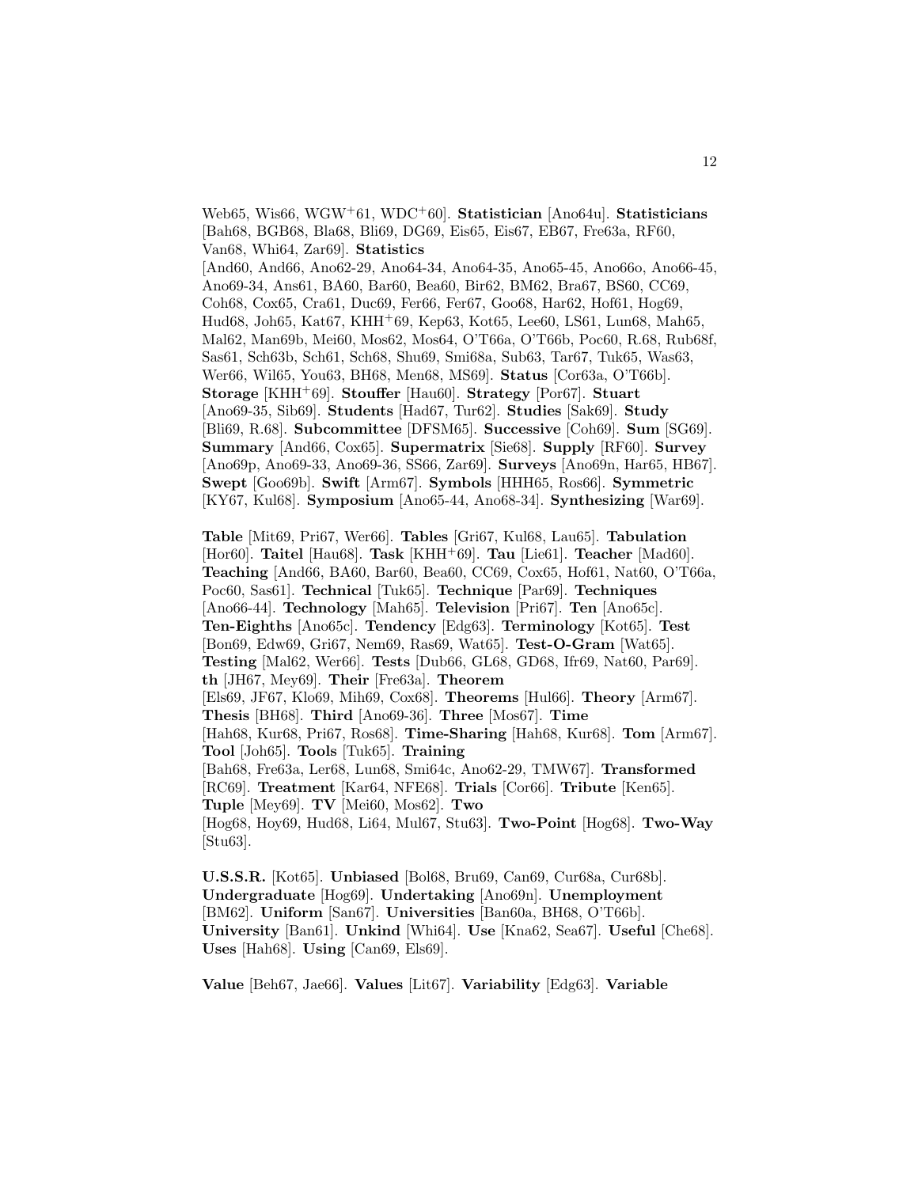Web65, Wis66, WGW+61, WDC+60]. **Statistician** [Ano64u]. **Statisticians** [Bah68, BGB68, Bla68, Bli69, DG69, Eis65, Eis67, EB67, Fre63a, RF60, Van68, Whi64, Zar69]. **Statistics** [And60, And66, Ano62-29, Ano64-34, Ano64-35, Ano65-45, Ano66o, Ano66-45, Ano69-34, Ans61, BA60, Bar60, Bea60, Bir62, BM62, Bra67, BS60, CC69, Coh68, Cox65, Cra61, Duc69, Fer66, Fer67, Goo68, Har62, Hof61, Hog69, Hud68, Joh65, Kat67, KHH+69, Kep63, Kot65, Lee60, LS61, Lun68, Mah65, Mal62, Man69b, Mei60, Mos62, Mos64, O'T66a, O'T66b, Poc60, R.68, Rub68f, Sas61, Sch63b, Sch61, Sch68, Shu69, Smi68a, Sub63, Tar67, Tuk65, Was63, Wer66, Wil65, You63, BH68, Men68, MS69]. **Status** [Cor63a, O'T66b]. **Storage** [KHH+69]. **Stouffer** [Hau60]. **Strategy** [Por67]. **Stuart** [Ano69-35, Sib69]. **Students** [Had67, Tur62]. **Studies** [Sak69]. **Study** [Bli69, R.68]. **Subcommittee** [DFSM65]. **Successive** [Coh69]. **Sum** [SG69]. **Summary** [And66, Cox65]. **Supermatrix** [Sie68]. **Supply** [RF60]. **Survey** [Ano69p, Ano69-33, Ano69-36, SS66, Zar69]. **Surveys** [Ano69n, Har65, HB67]. **Swept** [Goo69b]. **Swift** [Arm67]. **Symbols** [HHH65, Ros66]. **Symmetric** [KY67, Kul68]. **Symposium** [Ano65-44, Ano68-34]. **Synthesizing** [War69].

**Table** [Mit69, Pri67, Wer66]. **Tables** [Gri67, Kul68, Lau65]. **Tabulation** [Hor60]. **Taitel** [Hau68]. **Task** [KHH+69]. **Tau** [Lie61]. **Teacher** [Mad60]. **Teaching** [And66, BA60, Bar60, Bea60, CC69, Cox65, Hof61, Nat60, O'T66a, Poc60, Sas61]. **Technical** [Tuk65]. **Technique** [Par69]. **Techniques** [Ano66-44]. **Technology** [Mah65]. **Television** [Pri67]. **Ten** [Ano65c]. **Ten-Eighths** [Ano65c]. **Tendency** [Edg63]. **Terminology** [Kot65]. **Test** [Bon69, Edw69, Gri67, Nem69, Ras69, Wat65]. **Test-O-Gram** [Wat65]. **Testing** [Mal62, Wer66]. **Tests** [Dub66, GL68, GD68, Ifr69, Nat60, Par69]. **th** [JH67, Mey69]. **Their** [Fre63a]. **Theorem** [Els69, JF67, Klo69, Mih69, Cox68]. **Theorems** [Hul66]. **Theory** [Arm67]. **Thesis** [BH68]. **Third** [Ano69-36]. **Three** [Mos67]. **Time** [Hah68, Kur68, Pri67, Ros68]. **Time-Sharing** [Hah68, Kur68]. **Tom** [Arm67]. **Tool** [Joh65]. **Tools** [Tuk65]. **Training** [Bah68, Fre63a, Ler68, Lun68, Smi64c, Ano62-29, TMW67]. **Transformed** [RC69]. **Treatment** [Kar64, NFE68]. **Trials** [Cor66]. **Tribute** [Ken65]. **Tuple** [Mey69]. **TV** [Mei60, Mos62]. **Two** [Hog68, Hoy69, Hud68, Li64, Mul67, Stu63]. **Two-Point** [Hog68]. **Two-Way** [Stu63].

**U.S.S.R.** [Kot65]. **Unbiased** [Bol68, Bru69, Can69, Cur68a, Cur68b]. **Undergraduate** [Hog69]. **Undertaking** [Ano69n]. **Unemployment** [BM62]. **Uniform** [San67]. **Universities** [Ban60a, BH68, O'T66b]. **University** [Ban61]. **Unkind** [Whi64]. **Use** [Kna62, Sea67]. **Useful** [Che68]. **Uses** [Hah68]. **Using** [Can69, Els69].

**Value** [Beh67, Jae66]. **Values** [Lit67]. **Variability** [Edg63]. **Variable**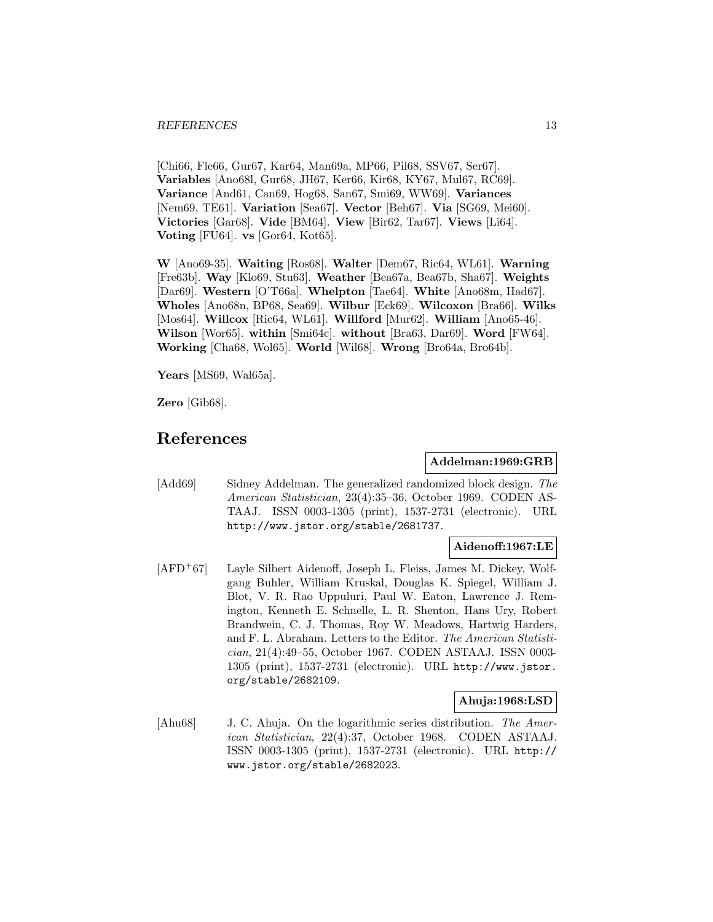[Chi66, Fle66, Gur67, Kar64, Man69a, MP66, Pil68, SSV67, Ser67]. **Variables** [Ano68l, Gur68, JH67, Ker66, Kir68, KY67, Mul67, RC69]. **Variance** [And61, Can69, Hog68, San67, Smi69, WW69]. **Variances** [Nem69, TE61]. **Variation** [Sea67]. **Vector** [Beh67]. **Via** [SG69, Mei60]. **Victories** [Gar68]. **Vide** [BM64]. **View** [Bir62, Tar67]. **Views** [Li64]. **Voting** [FU64]. **vs** [Gor64, Kot65].

**W** [Ano69-35]. **Waiting** [Ros68]. **Walter** [Dem67, Ric64, WL61]. **Warning** [Fre63b]. **Way** [Klo69, Stu63]. **Weather** [Bea67a, Bea67b, Sha67]. **Weights** [Dar69]. **Western** [O'T66a]. **Whelpton** [Tae64]. **White** [Ano68m, Had67]. **Wholes** [Ano68n, BP68, Sea69]. **Wilbur** [Eck69]. **Wilcoxon** [Bra66]. **Wilks** [Mos64]. **Willcox** [Ric64, WL61]. **Willford** [Mur62]. **William** [Ano65-46]. **Wilson** [Wor65]. **within** [Smi64c]. **without** [Bra63, Dar69]. **Word** [FW64]. **Working** [Cha68, Wol65]. **World** [Wil68]. **Wrong** [Bro64a, Bro64b].

**Years** [MS69, Wal65a].

**Zero** [Gib68].

# References

**Addelman:1969:GRB**

[Add69] Sidney Addelman. The generalized randomized block design. *The American Statistician*, 23(4):35–36, October 1969. CODEN ASTAAJ. ISSN 0003-1305 (print), 1537-2731 (electronic). URL http://www.jstor.org/stable/2681737.

**Aidenoff:1967:LE**

[AFD+67] Layle Silbert Aidenoff, Joseph L. Fleiss, James M. Dickey, Wolfgang Buhler, William Kruskal, Douglas K. Spiegel, William J. Blot, V. R. Rao Uppuluri, Paul W. Eaton, Lawrence J. Remington, Kenneth E. Schnelle, L. R. Shenton, Hans Ury, Robert Brandwein, C. J. Thomas, Roy W. Meadows, Hartwig Harders, and F. L. Abraham. Letters to the Editor. *The American Statistician*, 21(4):49–55, October 1967. CODEN ASTAAJ. ISSN 0003-1305 (print), 1537-2731 (electronic). URL http://www.jstor.org/stable/2682109.

**Ahuja:1968:LSD**

[Ahu68] J. C. Ahuja. On the logarithmic series distribution. *The American Statistician*, 22(4):37, October 1968. CODEN ASTAAJ. ISSN 0003-1305 (print), 1537-2731 (electronic). URL http://www.jstor.org/stable/2682023.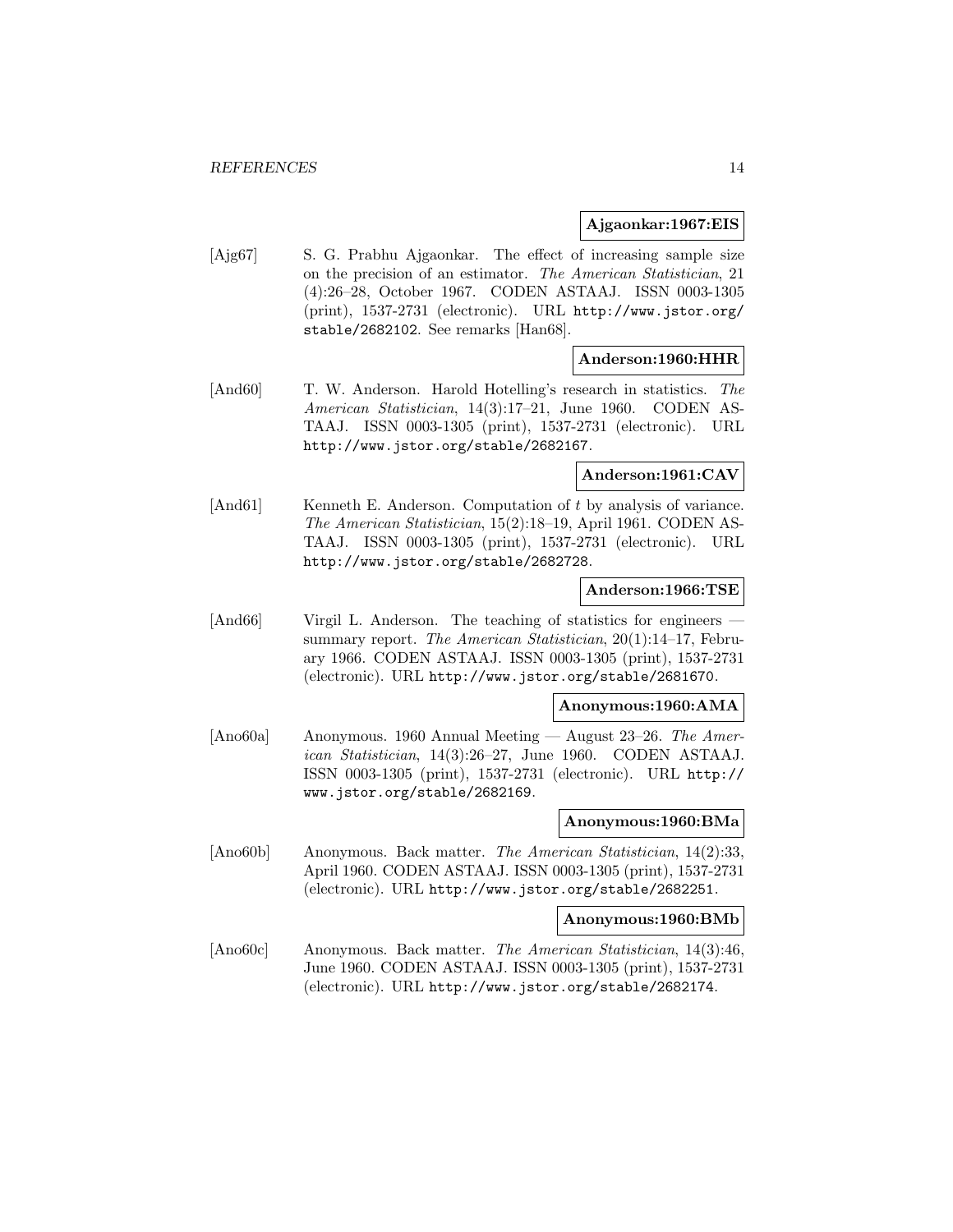**Ajgaonkar:1967:EIS**

[Ajg67] S. G. Prabhu Ajgaonkar. The effect of increasing sample size on the precision of an estimator. *The American Statistician*, 21 (4):26–28, October 1967. CODEN ASTAAJ. ISSN 0003-1305 (print), 1537-2731 (electronic). URL http://www.jstor.org/stable/2682102. See remarks [Han68].

**Anderson:1960:HHR**

[And60] T. W. Anderson. Harold Hotelling's research in statistics. *The American Statistician*, 14(3):17–21, June 1960. CODEN ASTAAJ. ISSN 0003-1305 (print), 1537-2731 (electronic). URL http://www.jstor.org/stable/2682167.

**Anderson:1961:CAV**

[And61] Kenneth E. Anderson. Computation of $t$ by analysis of variance. *The American Statistician*, 15(2):18–19, April 1961. CODEN ASTAAJ. ISSN 0003-1305 (print), 1537-2731 (electronic). URL http://www.jstor.org/stable/2682728.

**Anderson:1966:TSE**

[And66] Virgil L. Anderson. The teaching of statistics for engineers — summary report. *The American Statistician*, 20(1):14–17, February 1966. CODEN ASTAAJ. ISSN 0003-1305 (print), 1537-2731 (electronic). URL http://www.jstor.org/stable/2681670.

**Anonymous:1960:AMA**

[Ano60a] Anonymous. 1960 Annual Meeting — August 23–26. *The American Statistician*, 14(3):26–27, June 1960. CODEN ASTAAJ. ISSN 0003-1305 (print), 1537-2731 (electronic). URL http://www.jstor.org/stable/2682169.

**Anonymous:1960:BMa**

[Ano60b] Anonymous. Back matter. *The American Statistician*, 14(2):33, April 1960. CODEN ASTAAJ. ISSN 0003-1305 (print), 1537-2731 (electronic). URL http://www.jstor.org/stable/2682251.

**Anonymous:1960:BMb**

[Ano60c] Anonymous. Back matter. *The American Statistician*, 14(3):46, June 1960. CODEN ASTAAJ. ISSN 0003-1305 (print), 1537-2731 (electronic). URL http://www.jstor.org/stable/2682174.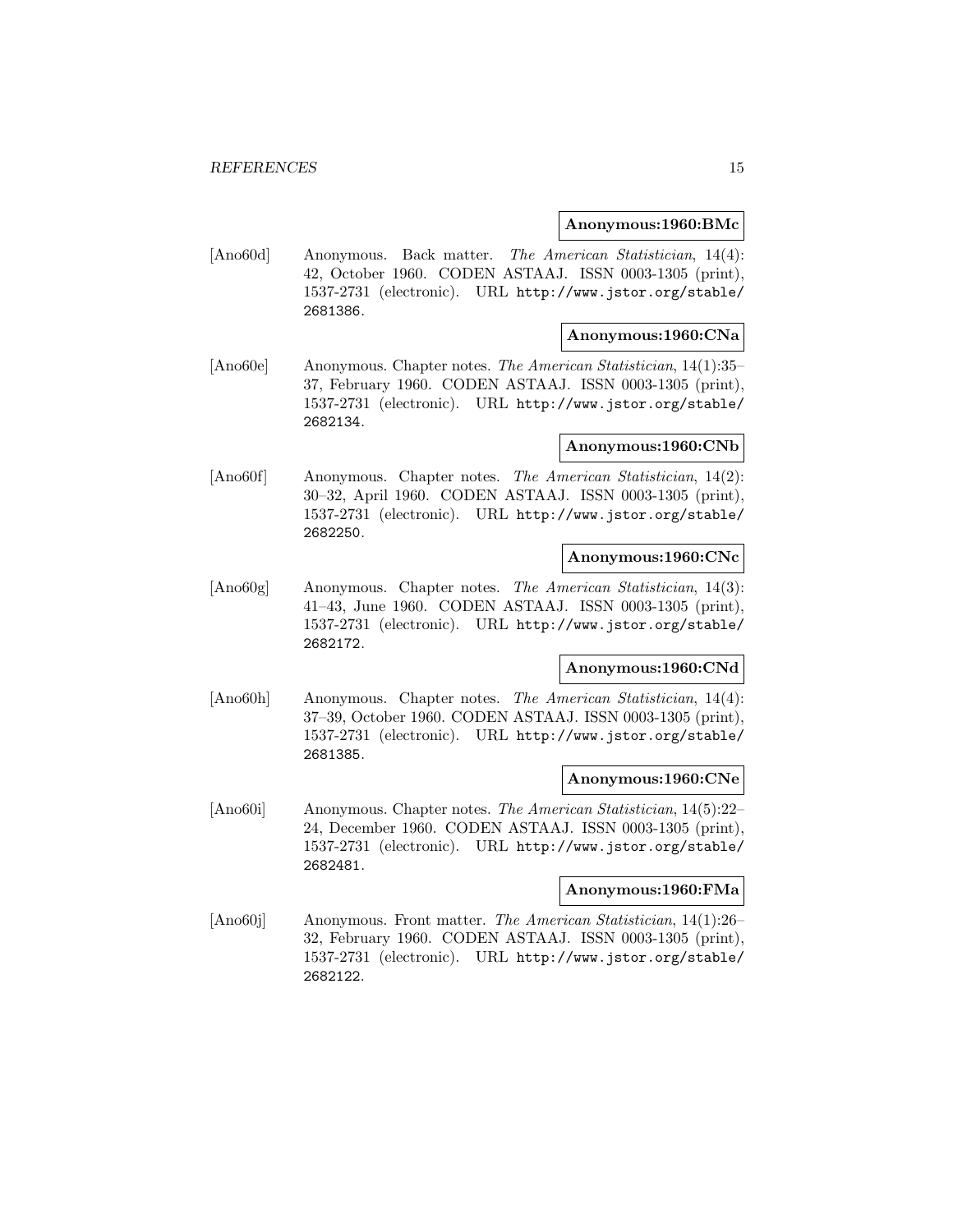**Anonymous:1960:BMc**

[Ano60d] Anonymous. Back matter. *The American Statistician*, 14(4): 42, October 1960. CODEN ASTAAJ. ISSN 0003-1305 (print), 1537-2731 (electronic). URL http://www.jstor.org/stable/2681386.

**Anonymous:1960:CNa**

[Ano60e] Anonymous. Chapter notes. *The American Statistician*, 14(1):35–37, February 1960. CODEN ASTAAJ. ISSN 0003-1305 (print), 1537-2731 (electronic). URL http://www.jstor.org/stable/2682134.

**Anonymous:1960:CNb**

[Ano60f] Anonymous. Chapter notes. *The American Statistician*, 14(2): 30–32, April 1960. CODEN ASTAAJ. ISSN 0003-1305 (print), 1537-2731 (electronic). URL http://www.jstor.org/stable/2682250.

**Anonymous:1960:CNc**

[Ano60g] Anonymous. Chapter notes. *The American Statistician*, 14(3): 41–43, June 1960. CODEN ASTAAJ. ISSN 0003-1305 (print), 1537-2731 (electronic). URL http://www.jstor.org/stable/2682172.

**Anonymous:1960:CNd**

[Ano60h] Anonymous. Chapter notes. *The American Statistician*, 14(4): 37–39, October 1960. CODEN ASTAAJ. ISSN 0003-1305 (print), 1537-2731 (electronic). URL http://www.jstor.org/stable/2681385.

**Anonymous:1960:CNe**

[Ano60i] Anonymous. Chapter notes. *The American Statistician*, 14(5):22–24, December 1960. CODEN ASTAAJ. ISSN 0003-1305 (print), 1537-2731 (electronic). URL http://www.jstor.org/stable/2682481.

**Anonymous:1960:FMa**

[Ano60j] Anonymous. Front matter. *The American Statistician*, 14(1):26–32, February 1960. CODEN ASTAAJ. ISSN 0003-1305 (print), 1537-2731 (electronic). URL http://www.jstor.org/stable/2682122.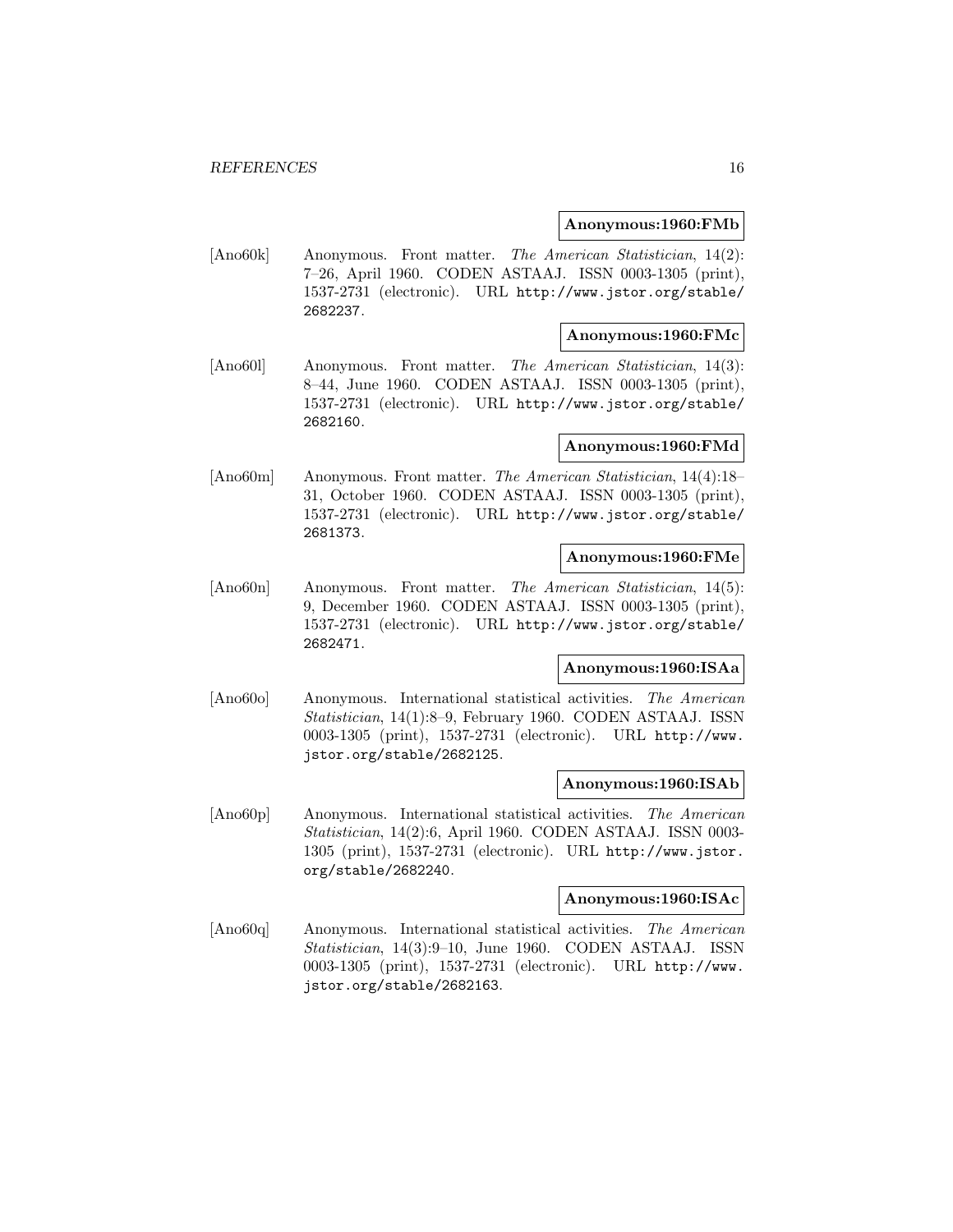**Anonymous:1960:FMb**

[Ano60k] Anonymous. Front matter. *The American Statistician*, 14(2): 7–26, April 1960. CODEN ASTAAJ. ISSN 0003-1305 (print), 1537-2731 (electronic). URL http://www.jstor.org/stable/2682237.

**Anonymous:1960:FMc**

[Ano60l] Anonymous. Front matter. *The American Statistician*, 14(3): 8–44, June 1960. CODEN ASTAAJ. ISSN 0003-1305 (print), 1537-2731 (electronic). URL http://www.jstor.org/stable/2682160.

**Anonymous:1960:FMd**

[Ano60m] Anonymous. Front matter. *The American Statistician*, 14(4):18–31, October 1960. CODEN ASTAAJ. ISSN 0003-1305 (print), 1537-2731 (electronic). URL http://www.jstor.org/stable/2681373.

**Anonymous:1960:FMe**

[Ano60n] Anonymous. Front matter. *The American Statistician*, 14(5): 9, December 1960. CODEN ASTAAJ. ISSN 0003-1305 (print), 1537-2731 (electronic). URL http://www.jstor.org/stable/2682471.

**Anonymous:1960:ISAa**

[Ano60o] Anonymous. International statistical activities. *The American Statistician*, 14(1):8–9, February 1960. CODEN ASTAAJ. ISSN 0003-1305 (print), 1537-2731 (electronic). URL http://www.jstor.org/stable/2682125.

**Anonymous:1960:ISAb**

[Ano60p] Anonymous. International statistical activities. *The American Statistician*, 14(2):6, April 1960. CODEN ASTAAJ. ISSN 0003-1305 (print), 1537-2731 (electronic). URL http://www.jstor.org/stable/2682240.

**Anonymous:1960:ISAc**

[Ano60q] Anonymous. International statistical activities. *The American Statistician*, 14(3):9–10, June 1960. CODEN ASTAAJ. ISSN 0003-1305 (print), 1537-2731 (electronic). URL http://www.jstor.org/stable/2682163.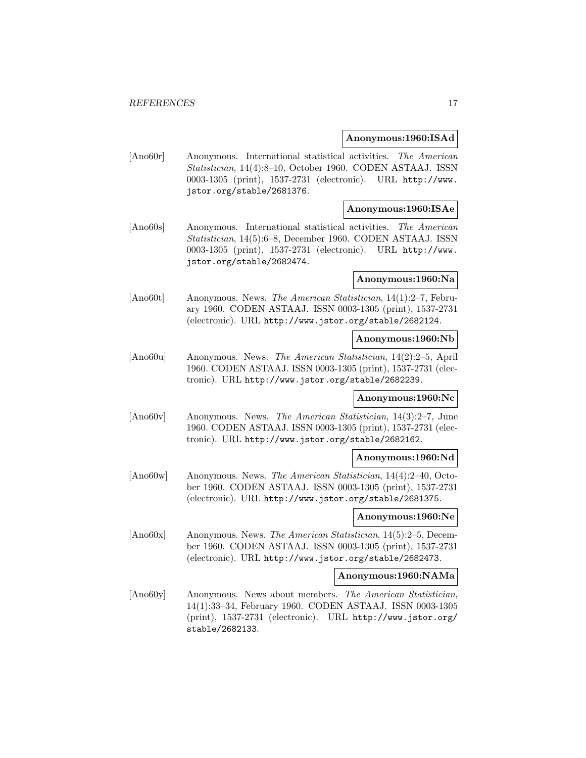**Anonymous:1960:ISAd**

[Ano60r] Anonymous. International statistical activities. *The American Statistician*, 14(4):8–10, October 1960. CODEN ASTAAJ. ISSN 0003-1305 (print), 1537-2731 (electronic). URL http://www.jstor.org/stable/2681376.

**Anonymous:1960:ISAe**

[Ano60s] Anonymous. International statistical activities. *The American Statistician*, 14(5):6–8, December 1960. CODEN ASTAAJ. ISSN 0003-1305 (print), 1537-2731 (electronic). URL http://www.jstor.org/stable/2682474.

**Anonymous:1960:Na**

[Ano60t] Anonymous. News. *The American Statistician*, 14(1):2–7, February 1960. CODEN ASTAAJ. ISSN 0003-1305 (print), 1537-2731 (electronic). URL http://www.jstor.org/stable/2682124.

**Anonymous:1960:Nb**

[Ano60u] Anonymous. News. *The American Statistician*, 14(2):2–5, April 1960. CODEN ASTAAJ. ISSN 0003-1305 (print), 1537-2731 (electronic). URL http://www.jstor.org/stable/2682239.

**Anonymous:1960:Nc**

[Ano60v] Anonymous. News. *The American Statistician*, 14(3):2–7, June 1960. CODEN ASTAAJ. ISSN 0003-1305 (print), 1537-2731 (electronic). URL http://www.jstor.org/stable/2682162.

**Anonymous:1960:Nd**

[Ano60w] Anonymous. News. *The American Statistician*, 14(4):2–40, October 1960. CODEN ASTAAJ. ISSN 0003-1305 (print), 1537-2731 (electronic). URL http://www.jstor.org/stable/2681375.

**Anonymous:1960:Ne**

[Ano60x] Anonymous. News. *The American Statistician*, 14(5):2–5, December 1960. CODEN ASTAAJ. ISSN 0003-1305 (print), 1537-2731 (electronic). URL http://www.jstor.org/stable/2682473.

**Anonymous:1960:NAMa**

[Ano60y] Anonymous. News about members. *The American Statistician*, 14(1):33–34, February 1960. CODEN ASTAAJ. ISSN 0003-1305 (print), 1537-2731 (electronic). URL http://www.jstor.org/stable/2682133.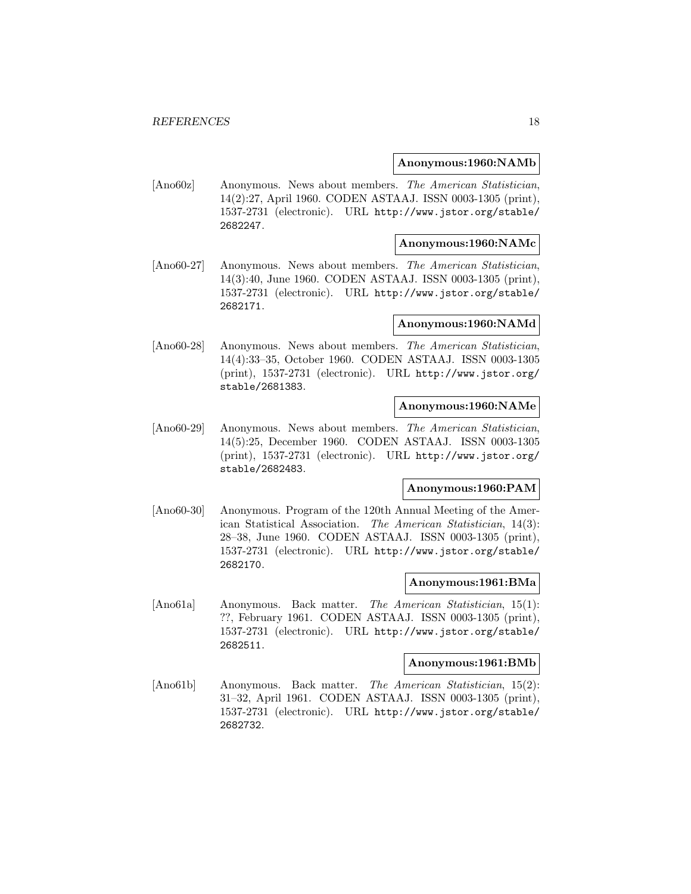**Anonymous:1960:NAMb**

[Ano60z] Anonymous. News about members. *The American Statistician*, 14(2):27, April 1960. CODEN ASTAAJ. ISSN 0003-1305 (print), 1537-2731 (electronic). URL http://www.jstor.org/stable/2682247.

**Anonymous:1960:NAMc**

[Ano60-27] Anonymous. News about members. *The American Statistician*, 14(3):40, June 1960. CODEN ASTAAJ. ISSN 0003-1305 (print), 1537-2731 (electronic). URL http://www.jstor.org/stable/2682171.

**Anonymous:1960:NAMd**

[Ano60-28] Anonymous. News about members. *The American Statistician*, 14(4):33–35, October 1960. CODEN ASTAAJ. ISSN 0003-1305 (print), 1537-2731 (electronic). URL http://www.jstor.org/stable/2681383.

**Anonymous:1960:NAMe**

[Ano60-29] Anonymous. News about members. *The American Statistician*, 14(5):25, December 1960. CODEN ASTAAJ. ISSN 0003-1305 (print), 1537-2731 (electronic). URL http://www.jstor.org/stable/2682483.

**Anonymous:1960:PAM**

[Ano60-30] Anonymous. Program of the 120th Annual Meeting of the American Statistical Association. *The American Statistician*, 14(3): 28–38, June 1960. CODEN ASTAAJ. ISSN 0003-1305 (print), 1537-2731 (electronic). URL http://www.jstor.org/stable/2682170.

**Anonymous:1961:BMa**

[Ano61a] Anonymous. Back matter. *The American Statistician*, 15(1): ??, February 1961. CODEN ASTAAJ. ISSN 0003-1305 (print), 1537-2731 (electronic). URL http://www.jstor.org/stable/2682511.

**Anonymous:1961:BMb**

[Ano61b] Anonymous. Back matter. *The American Statistician*, 15(2): 31–32, April 1961. CODEN ASTAAJ. ISSN 0003-1305 (print), 1537-2731 (electronic). URL http://www.jstor.org/stable/2682732.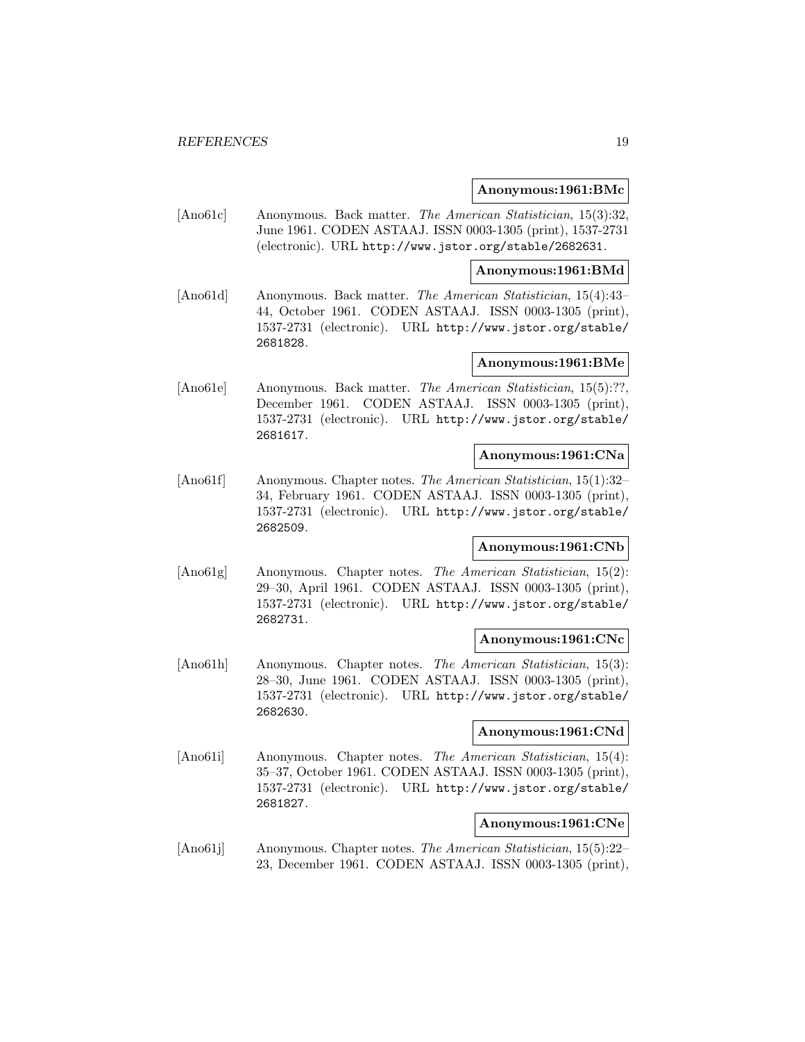**Anonymous:1961:BMc**

[Ano61c] Anonymous. Back matter. *The American Statistician*, 15(3):32, June 1961. CODEN ASTAAJ. ISSN 0003-1305 (print), 1537-2731 (electronic). URL `http://www.jstor.org/stable/2682631`.

**Anonymous:1961:BMd**

[Ano61d] Anonymous. Back matter. *The American Statistician*, 15(4):43–44, October 1961. CODEN ASTAAJ. ISSN 0003-1305 (print), 1537-2731 (electronic). URL `http://www.jstor.org/stable/2681828`.

**Anonymous:1961:BMe**

[Ano61e] Anonymous. Back matter. *The American Statistician*, 15(5):??, December 1961. CODEN ASTAAJ. ISSN 0003-1305 (print), 1537-2731 (electronic). URL `http://www.jstor.org/stable/2681617`.

**Anonymous:1961:CNa**

[Ano61f] Anonymous. Chapter notes. *The American Statistician*, 15(1):32–34, February 1961. CODEN ASTAAJ. ISSN 0003-1305 (print), 1537-2731 (electronic). URL `http://www.jstor.org/stable/2682509`.

**Anonymous:1961:CNb**

[Ano61g] Anonymous. Chapter notes. *The American Statistician*, 15(2):29–30, April 1961. CODEN ASTAAJ. ISSN 0003-1305 (print), 1537-2731 (electronic). URL `http://www.jstor.org/stable/2682731`.

**Anonymous:1961:CNc**

[Ano61h] Anonymous. Chapter notes. *The American Statistician*, 15(3):28–30, June 1961. CODEN ASTAAJ. ISSN 0003-1305 (print), 1537-2731 (electronic). URL `http://www.jstor.org/stable/2682630`.

**Anonymous:1961:CNd**

[Ano61i] Anonymous. Chapter notes. *The American Statistician*, 15(4):35–37, October 1961. CODEN ASTAAJ. ISSN 0003-1305 (print), 1537-2731 (electronic). URL `http://www.jstor.org/stable/2681827`.

**Anonymous:1961:CNe**

[Ano61j] Anonymous. Chapter notes. *The American Statistician*, 15(5):22–23, December 1961. CODEN ASTAAJ. ISSN 0003-1305 (print),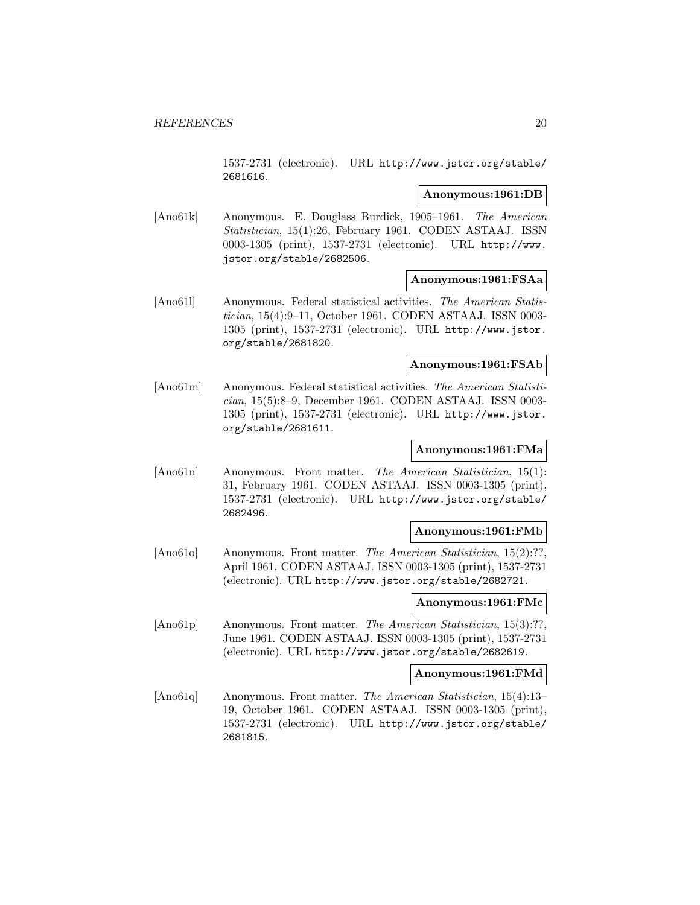1537-2731 (electronic). URL http://www.jstor.org/stable/2681616.

**Anonymous:1961:DB**

[Ano61k] Anonymous. E. Douglass Burdick, 1905–1961. *The American Statistician*, 15(1):26, February 1961. CODEN ASTAAJ. ISSN 0003-1305 (print), 1537-2731 (electronic). URL http://www.jstor.org/stable/2682506.

**Anonymous:1961:FSAa**

[Ano61l] Anonymous. Federal statistical activities. *The American Statistician*, 15(4):9–11, October 1961. CODEN ASTAAJ. ISSN 0003-1305 (print), 1537-2731 (electronic). URL http://www.jstor.org/stable/2681820.

**Anonymous:1961:FSAb**

[Ano61m] Anonymous. Federal statistical activities. *The American Statistician*, 15(5):8–9, December 1961. CODEN ASTAAJ. ISSN 0003-1305 (print), 1537-2731 (electronic). URL http://www.jstor.org/stable/2681611.

**Anonymous:1961:FMa**

[Ano61n] Anonymous. Front matter. *The American Statistician*, 15(1):31, February 1961. CODEN ASTAAJ. ISSN 0003-1305 (print), 1537-2731 (electronic). URL http://www.jstor.org/stable/2682496.

**Anonymous:1961:FMb**

[Ano61o] Anonymous. Front matter. *The American Statistician*, 15(2):??, April 1961. CODEN ASTAAJ. ISSN 0003-1305 (print), 1537-2731 (electronic). URL http://www.jstor.org/stable/2682721.

**Anonymous:1961:FMc**

[Ano61p] Anonymous. Front matter. *The American Statistician*, 15(3):??, June 1961. CODEN ASTAAJ. ISSN 0003-1305 (print), 1537-2731 (electronic). URL http://www.jstor.org/stable/2682619.

**Anonymous:1961:FMd**

[Ano61q] Anonymous. Front matter. *The American Statistician*, 15(4):13–19, October 1961. CODEN ASTAAJ. ISSN 0003-1305 (print), 1537-2731 (electronic). URL http://www.jstor.org/stable/2681815.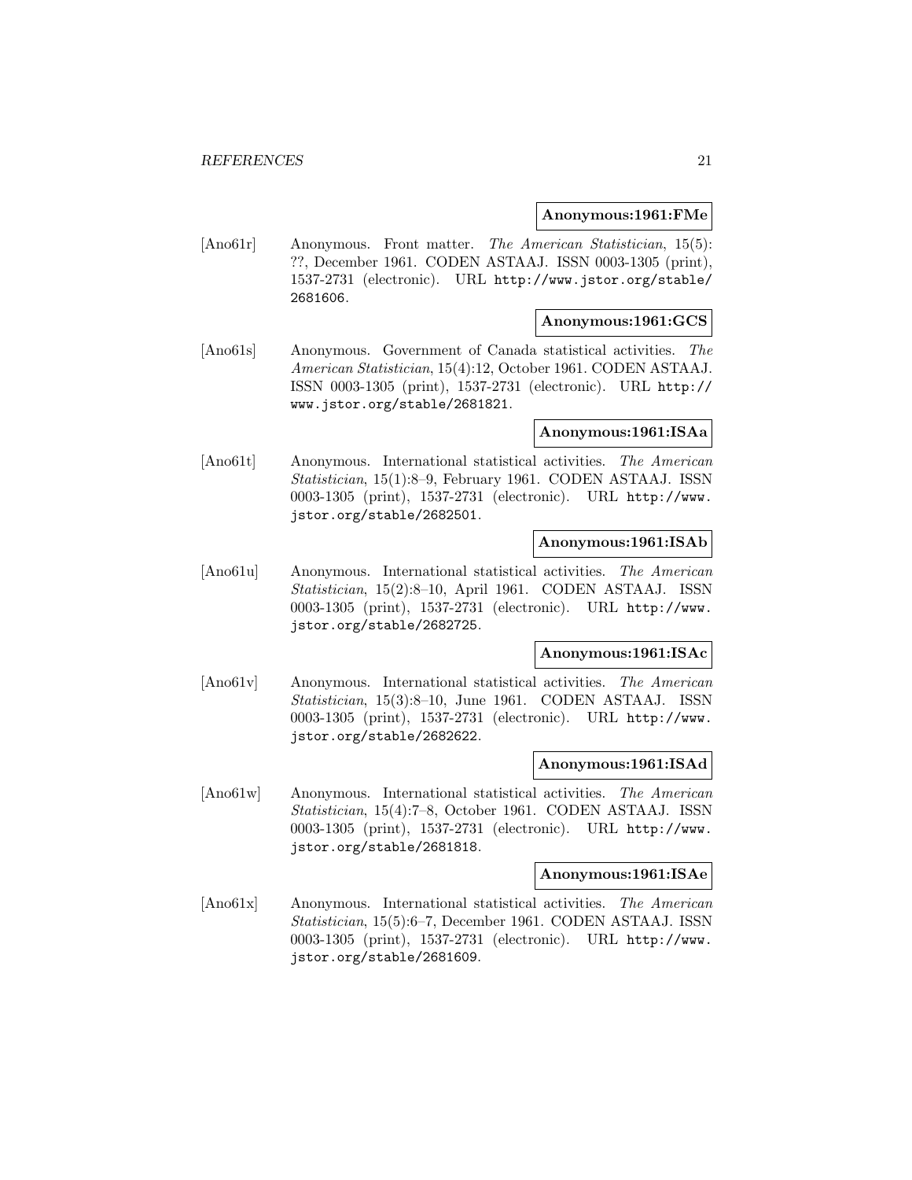**Anonymous:1961:FMe**

[Ano61r] Anonymous. Front matter. *The American Statistician*, 15(5): ??, December 1961. CODEN ASTAAJ. ISSN 0003-1305 (print), 1537-2731 (electronic). URL http://www.jstor.org/stable/2681606.

**Anonymous:1961:GCS**

[Ano61s] Anonymous. Government of Canada statistical activities. *The American Statistician*, 15(4):12, October 1961. CODEN ASTAAJ. ISSN 0003-1305 (print), 1537-2731 (electronic). URL http://www.jstor.org/stable/2681821.

**Anonymous:1961:ISAa**

[Ano61t] Anonymous. International statistical activities. *The American Statistician*, 15(1):8–9, February 1961. CODEN ASTAAJ. ISSN 0003-1305 (print), 1537-2731 (electronic). URL http://www.jstor.org/stable/2682501.

**Anonymous:1961:ISAb**

[Ano61u] Anonymous. International statistical activities. *The American Statistician*, 15(2):8–10, April 1961. CODEN ASTAAJ. ISSN 0003-1305 (print), 1537-2731 (electronic). URL http://www.jstor.org/stable/2682725.

**Anonymous:1961:ISAc**

[Ano61v] Anonymous. International statistical activities. *The American Statistician*, 15(3):8–10, June 1961. CODEN ASTAAJ. ISSN 0003-1305 (print), 1537-2731 (electronic). URL http://www.jstor.org/stable/2682622.

**Anonymous:1961:ISAd**

[Ano61w] Anonymous. International statistical activities. *The American Statistician*, 15(4):7–8, October 1961. CODEN ASTAAJ. ISSN 0003-1305 (print), 1537-2731 (electronic). URL http://www.jstor.org/stable/2681818.

**Anonymous:1961:ISAe**

[Ano61x] Anonymous. International statistical activities. *The American Statistician*, 15(5):6–7, December 1961. CODEN ASTAAJ. ISSN 0003-1305 (print), 1537-2731 (electronic). URL http://www.jstor.org/stable/2681609.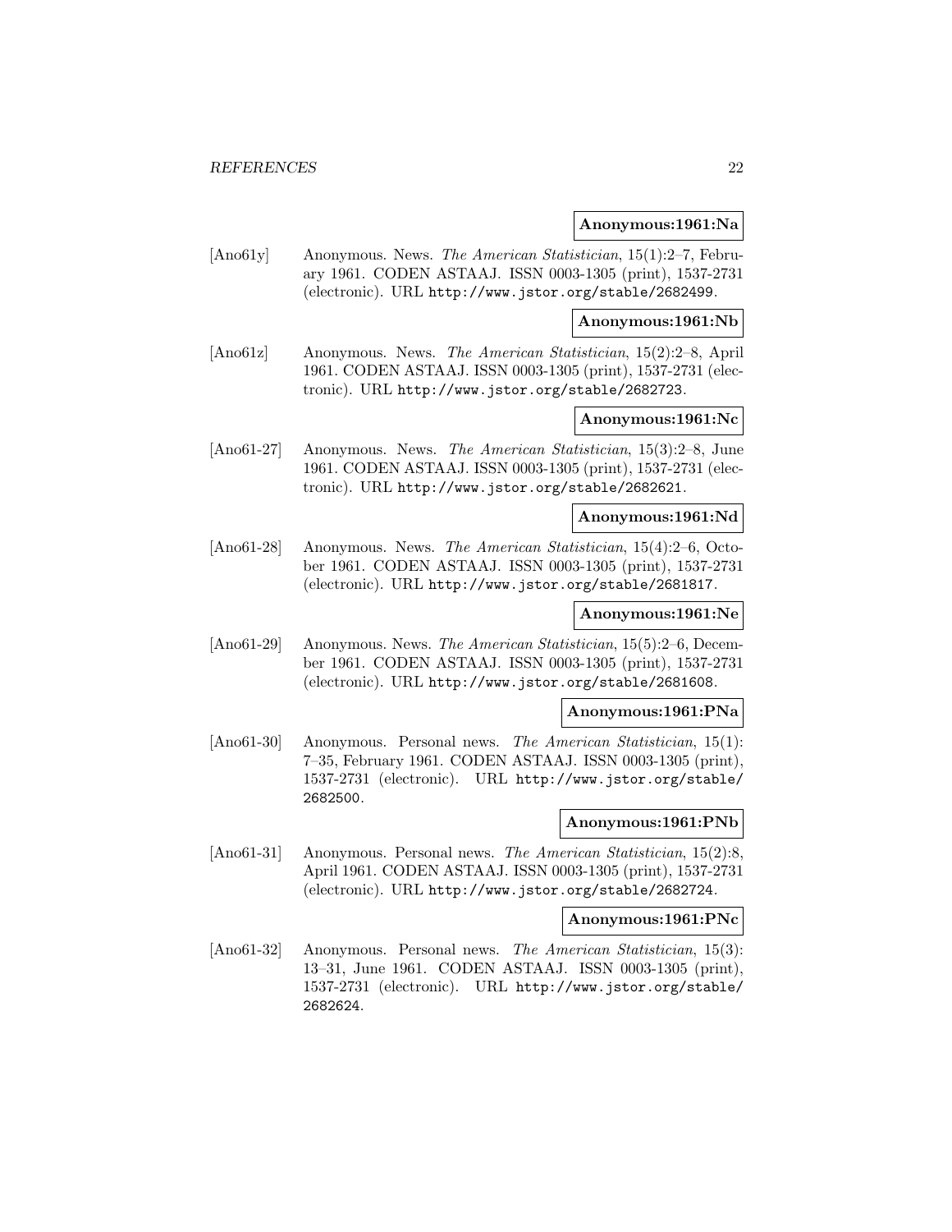**Anonymous:1961:Na**

[Ano61y] Anonymous. News. *The American Statistician*, 15(1):2–7, February 1961. CODEN ASTAAJ. ISSN 0003-1305 (print), 1537-2731 (electronic). URL http://www.jstor.org/stable/2682499.

**Anonymous:1961:Nb**

[Ano61z] Anonymous. News. *The American Statistician*, 15(2):2–8, April 1961. CODEN ASTAAJ. ISSN 0003-1305 (print), 1537-2731 (electronic). URL http://www.jstor.org/stable/2682723.

**Anonymous:1961:Nc**

[Ano61-27] Anonymous. News. *The American Statistician*, 15(3):2–8, June 1961. CODEN ASTAAJ. ISSN 0003-1305 (print), 1537-2731 (electronic). URL http://www.jstor.org/stable/2682621.

**Anonymous:1961:Nd**

[Ano61-28] Anonymous. News. *The American Statistician*, 15(4):2–6, October 1961. CODEN ASTAAJ. ISSN 0003-1305 (print), 1537-2731 (electronic). URL http://www.jstor.org/stable/2681817.

**Anonymous:1961:Ne**

[Ano61-29] Anonymous. News. *The American Statistician*, 15(5):2–6, December 1961. CODEN ASTAAJ. ISSN 0003-1305 (print), 1537-2731 (electronic). URL http://www.jstor.org/stable/2681608.

**Anonymous:1961:PNa**

[Ano61-30] Anonymous. Personal news. *The American Statistician*, 15(1): 7–35, February 1961. CODEN ASTAAJ. ISSN 0003-1305 (print), 1537-2731 (electronic). URL http://www.jstor.org/stable/2682500.

**Anonymous:1961:PNb**

[Ano61-31] Anonymous. Personal news. *The American Statistician*, 15(2):8, April 1961. CODEN ASTAAJ. ISSN 0003-1305 (print), 1537-2731 (electronic). URL http://www.jstor.org/stable/2682724.

**Anonymous:1961:PNc**

[Ano61-32] Anonymous. Personal news. *The American Statistician*, 15(3): 13–31, June 1961. CODEN ASTAAJ. ISSN 0003-1305 (print), 1537-2731 (electronic). URL http://www.jstor.org/stable/2682624.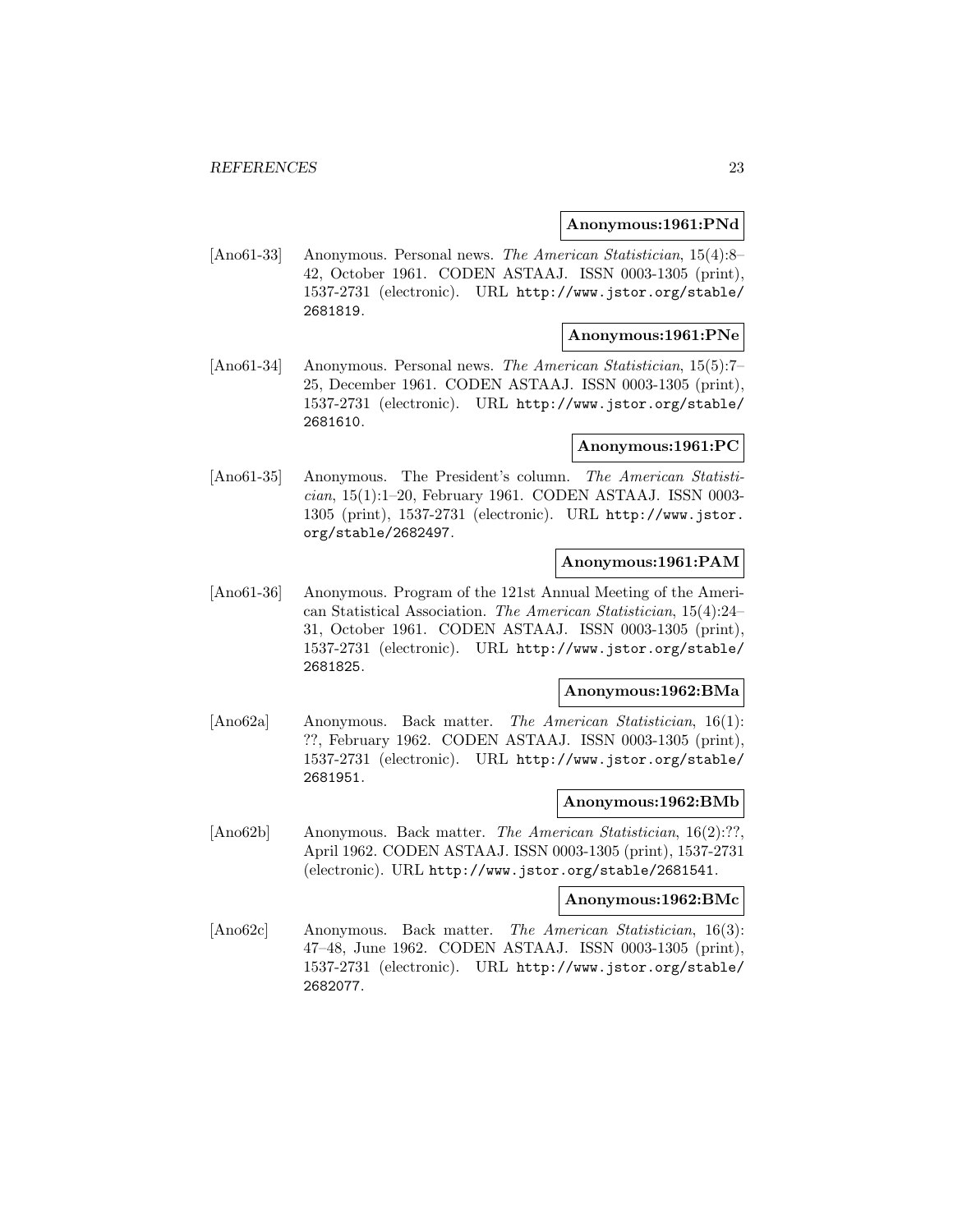**Anonymous:1961:PNd**

[Ano61-33] Anonymous. Personal news. *The American Statistician*, 15(4):8–42, October 1961. CODEN ASTAAJ. ISSN 0003-1305 (print), 1537-2731 (electronic). URL http://www.jstor.org/stable/2681819.

**Anonymous:1961:PNe**

[Ano61-34] Anonymous. Personal news. *The American Statistician*, 15(5):7–25, December 1961. CODEN ASTAAJ. ISSN 0003-1305 (print), 1537-2731 (electronic). URL http://www.jstor.org/stable/2681610.

**Anonymous:1961:PC**

[Ano61-35] Anonymous. The President's column. *The American Statistician*, 15(1):1–20, February 1961. CODEN ASTAAJ. ISSN 0003-1305 (print), 1537-2731 (electronic). URL http://www.jstor.org/stable/2682497.

**Anonymous:1961:PAM**

[Ano61-36] Anonymous. Program of the 121st Annual Meeting of the American Statistical Association. *The American Statistician*, 15(4):24–31, October 1961. CODEN ASTAAJ. ISSN 0003-1305 (print), 1537-2731 (electronic). URL http://www.jstor.org/stable/2681825.

**Anonymous:1962:BMa**

[Ano62a] Anonymous. Back matter. *The American Statistician*, 16(1): ??, February 1962. CODEN ASTAAJ. ISSN 0003-1305 (print), 1537-2731 (electronic). URL http://www.jstor.org/stable/2681951.

**Anonymous:1962:BMb**

[Ano62b] Anonymous. Back matter. *The American Statistician*, 16(2):??, April 1962. CODEN ASTAAJ. ISSN 0003-1305 (print), 1537-2731 (electronic). URL http://www.jstor.org/stable/2681541.

**Anonymous:1962:BMc**

[Ano62c] Anonymous. Back matter. *The American Statistician*, 16(3): 47–48, June 1962. CODEN ASTAAJ. ISSN 0003-1305 (print), 1537-2731 (electronic). URL http://www.jstor.org/stable/2682077.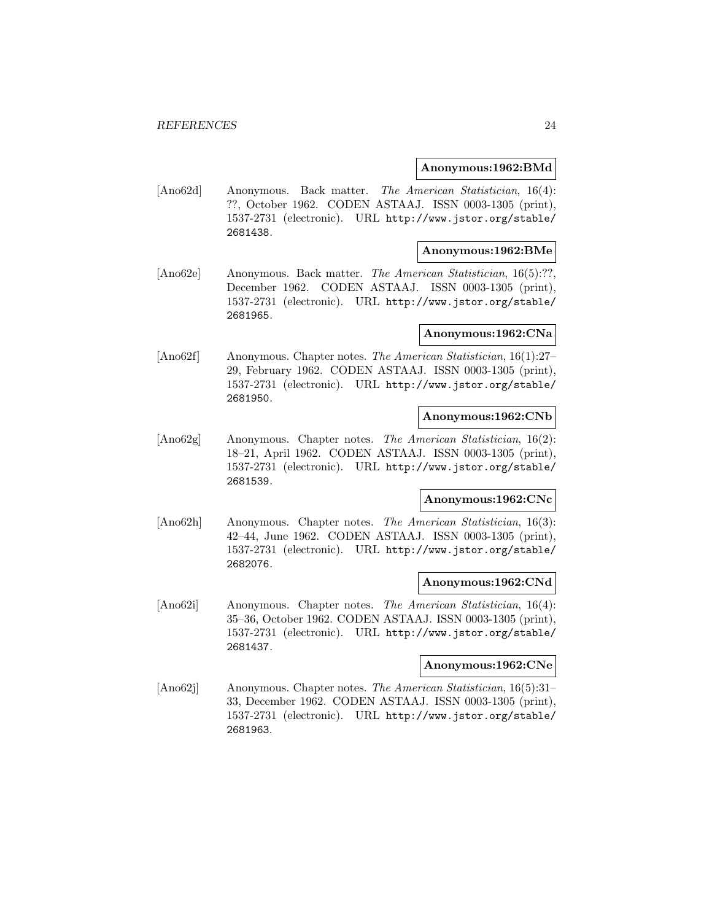**Anonymous:1962:BMd**

[Ano62d] Anonymous. Back matter. *The American Statistician*, 16(4): ??, October 1962. CODEN ASTAAJ. ISSN 0003-1305 (print), 1537-2731 (electronic). URL http://www.jstor.org/stable/2681438.

**Anonymous:1962:BMe**

[Ano62e] Anonymous. Back matter. *The American Statistician*, 16(5):??, December 1962. CODEN ASTAAJ. ISSN 0003-1305 (print), 1537-2731 (electronic). URL http://www.jstor.org/stable/2681965.

**Anonymous:1962:CNa**

[Ano62f] Anonymous. Chapter notes. *The American Statistician*, 16(1):27–29, February 1962. CODEN ASTAAJ. ISSN 0003-1305 (print), 1537-2731 (electronic). URL http://www.jstor.org/stable/2681950.

**Anonymous:1962:CNb**

[Ano62g] Anonymous. Chapter notes. *The American Statistician*, 16(2): 18–21, April 1962. CODEN ASTAAJ. ISSN 0003-1305 (print), 1537-2731 (electronic). URL http://www.jstor.org/stable/2681539.

**Anonymous:1962:CNc**

[Ano62h] Anonymous. Chapter notes. *The American Statistician*, 16(3): 42–44, June 1962. CODEN ASTAAJ. ISSN 0003-1305 (print), 1537-2731 (electronic). URL http://www.jstor.org/stable/2682076.

**Anonymous:1962:CNd**

[Ano62i] Anonymous. Chapter notes. *The American Statistician*, 16(4): 35–36, October 1962. CODEN ASTAAJ. ISSN 0003-1305 (print), 1537-2731 (electronic). URL http://www.jstor.org/stable/2681437.

**Anonymous:1962:CNe**

[Ano62j] Anonymous. Chapter notes. *The American Statistician*, 16(5):31–33, December 1962. CODEN ASTAAJ. ISSN 0003-1305 (print), 1537-2731 (electronic). URL http://www.jstor.org/stable/2681963.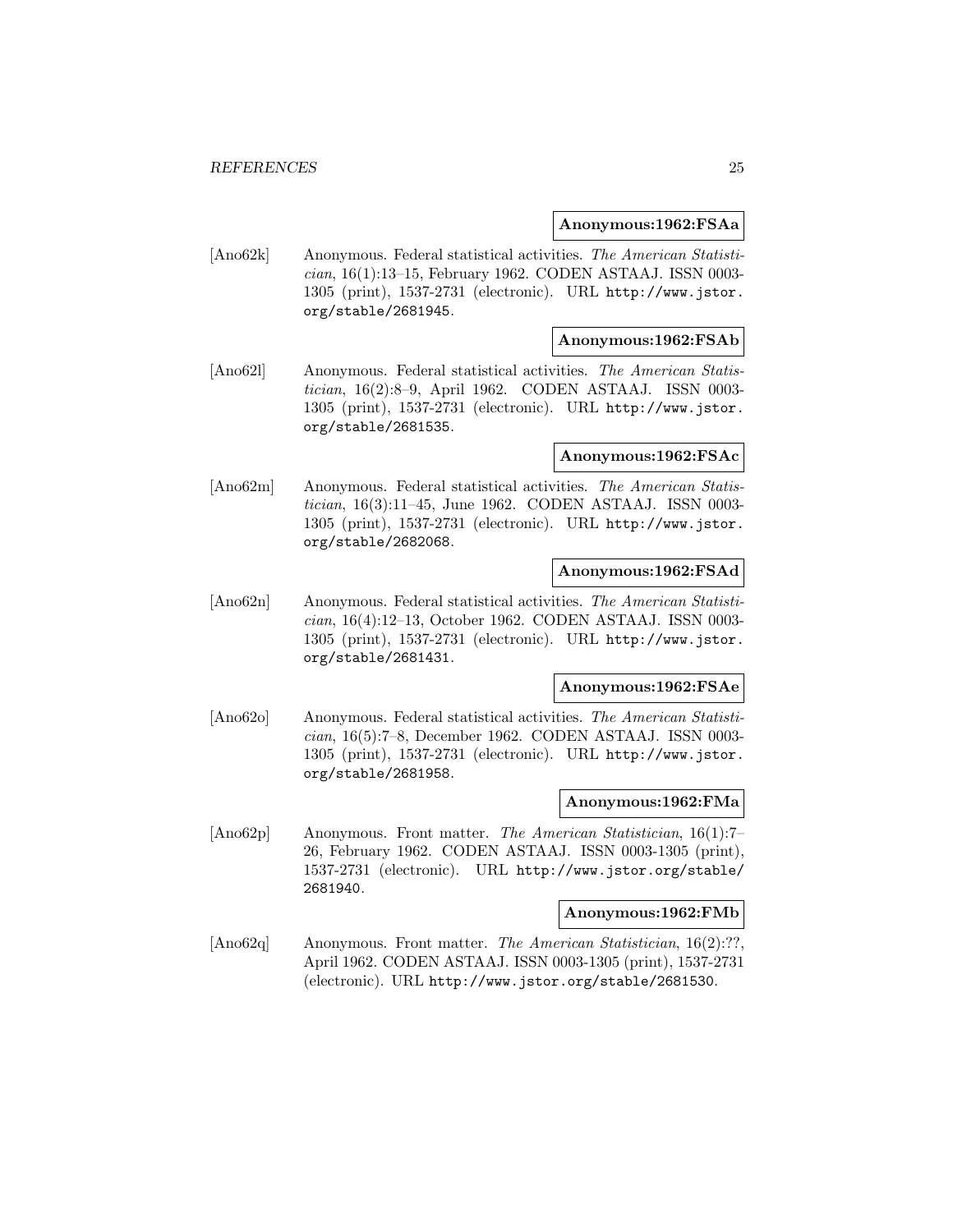**Anonymous:1962:FSAa**

[Ano62k] Anonymous. Federal statistical activities. *The American Statistician*, 16(1):13–15, February 1962. CODEN ASTAAJ. ISSN 0003-1305 (print), 1537-2731 (electronic). URL http://www.jstor.org/stable/2681945.

**Anonymous:1962:FSAb**

[Ano62l] Anonymous. Federal statistical activities. *The American Statistician*, 16(2):8–9, April 1962. CODEN ASTAAJ. ISSN 0003-1305 (print), 1537-2731 (electronic). URL http://www.jstor.org/stable/2681535.

**Anonymous:1962:FSAc**

[Ano62m] Anonymous. Federal statistical activities. *The American Statistician*, 16(3):11–45, June 1962. CODEN ASTAAJ. ISSN 0003-1305 (print), 1537-2731 (electronic). URL http://www.jstor.org/stable/2682068.

**Anonymous:1962:FSAd**

[Ano62n] Anonymous. Federal statistical activities. *The American Statistician*, 16(4):12–13, October 1962. CODEN ASTAAJ. ISSN 0003-1305 (print), 1537-2731 (electronic). URL http://www.jstor.org/stable/2681431.

**Anonymous:1962:FSAe**

[Ano62o] Anonymous. Federal statistical activities. *The American Statistician*, 16(5):7–8, December 1962. CODEN ASTAAJ. ISSN 0003-1305 (print), 1537-2731 (electronic). URL http://www.jstor.org/stable/2681958.

**Anonymous:1962:FMa**

[Ano62p] Anonymous. Front matter. *The American Statistician*, 16(1):7–26, February 1962. CODEN ASTAAJ. ISSN 0003-1305 (print), 1537-2731 (electronic). URL http://www.jstor.org/stable/2681940.

**Anonymous:1962:FMb**

[Ano62q] Anonymous. Front matter. *The American Statistician*, 16(2):??, April 1962. CODEN ASTAAJ. ISSN 0003-1305 (print), 1537-2731 (electronic). URL http://www.jstor.org/stable/2681530.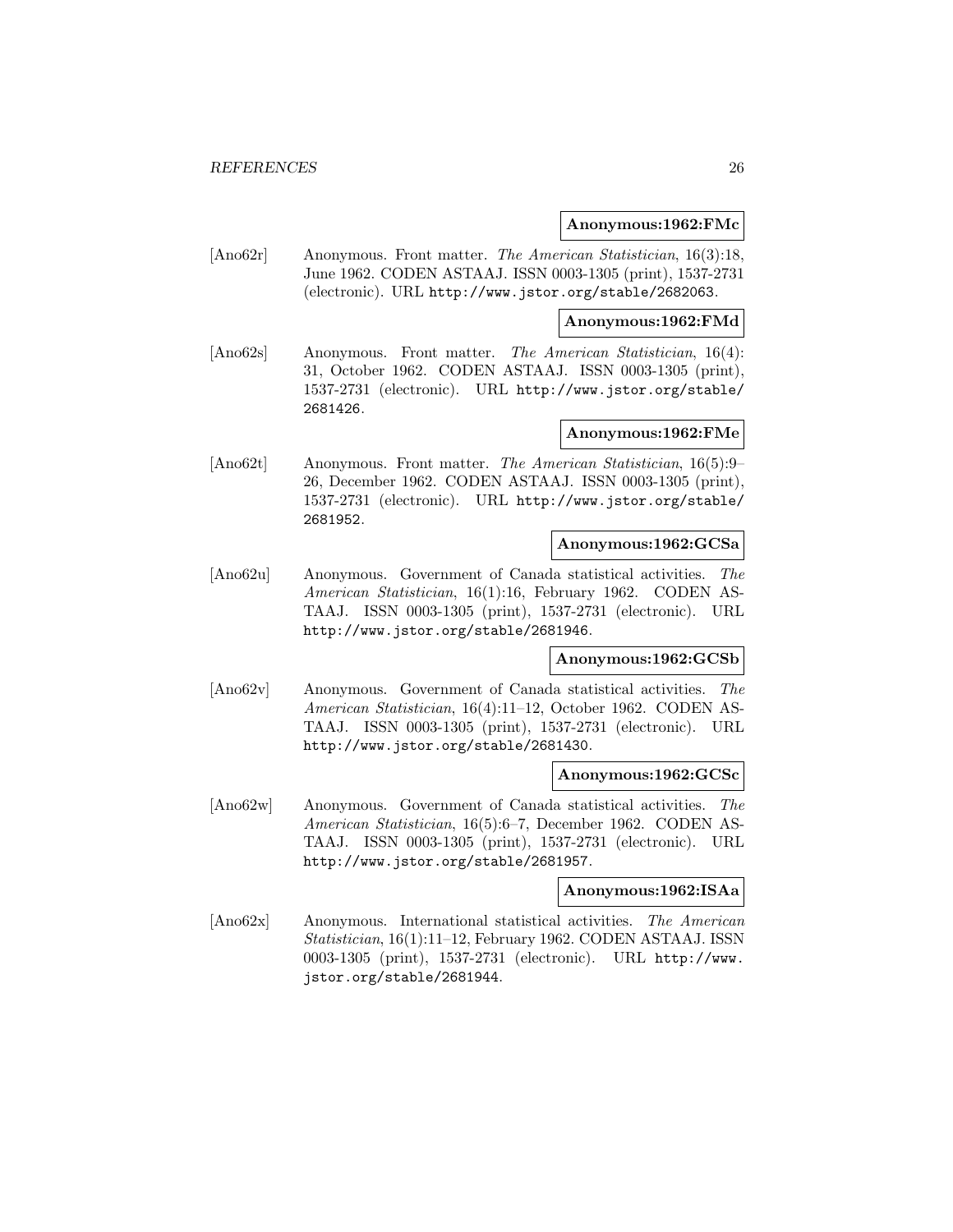**Anonymous:1962:FMc**

[Ano62r] Anonymous. Front matter. *The American Statistician*, 16(3):18, June 1962. CODEN ASTAAJ. ISSN 0003-1305 (print), 1537-2731 (electronic). URL http://www.jstor.org/stable/2682063.

**Anonymous:1962:FMd**

[Ano62s] Anonymous. Front matter. *The American Statistician*, 16(4): 31, October 1962. CODEN ASTAAJ. ISSN 0003-1305 (print), 1537-2731 (electronic). URL http://www.jstor.org/stable/2681426.

**Anonymous:1962:FMe**

[Ano62t] Anonymous. Front matter. *The American Statistician*, 16(5):9–26, December 1962. CODEN ASTAAJ. ISSN 0003-1305 (print), 1537-2731 (electronic). URL http://www.jstor.org/stable/2681952.

**Anonymous:1962:GCSa**

[Ano62u] Anonymous. Government of Canada statistical activities. *The American Statistician*, 16(1):16, February 1962. CODEN ASTAAJ. ISSN 0003-1305 (print), 1537-2731 (electronic). URL http://www.jstor.org/stable/2681946.

**Anonymous:1962:GCSb**

[Ano62v] Anonymous. Government of Canada statistical activities. *The American Statistician*, 16(4):11–12, October 1962. CODEN ASTAAJ. ISSN 0003-1305 (print), 1537-2731 (electronic). URL http://www.jstor.org/stable/2681430.

**Anonymous:1962:GCSc**

[Ano62w] Anonymous. Government of Canada statistical activities. *The American Statistician*, 16(5):6–7, December 1962. CODEN ASTAAJ. ISSN 0003-1305 (print), 1537-2731 (electronic). URL http://www.jstor.org/stable/2681957.

**Anonymous:1962:ISAa**

[Ano62x] Anonymous. International statistical activities. *The American Statistician*, 16(1):11–12, February 1962. CODEN ASTAAJ. ISSN 0003-1305 (print), 1537-2731 (electronic). URL http://www.jstor.org/stable/2681944.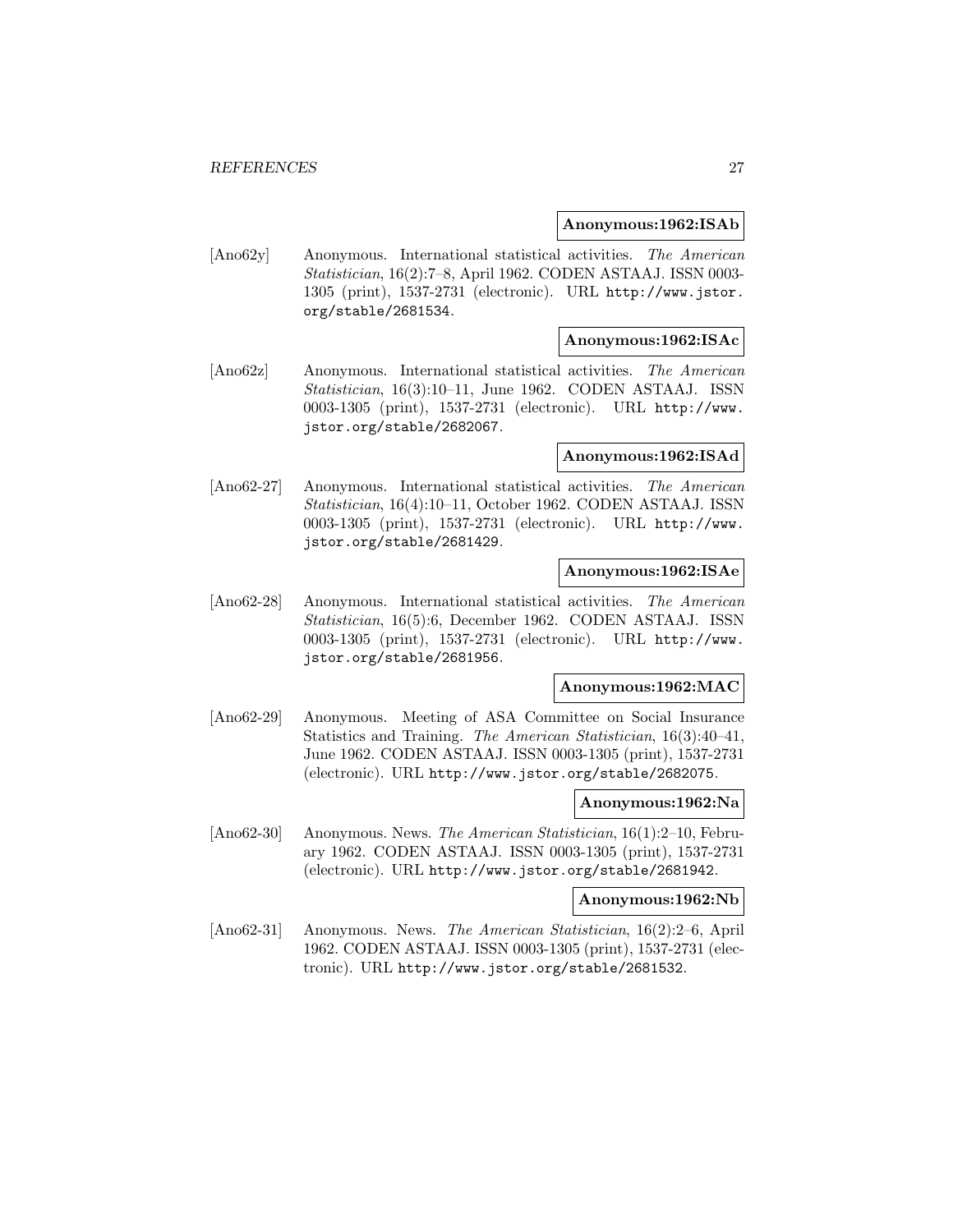**Anonymous:1962:ISAb**

[Ano62y] Anonymous. International statistical activities. *The American Statistician*, 16(2):7–8, April 1962. CODEN ASTAAJ. ISSN 0003-1305 (print), 1537-2731 (electronic). URL http://www.jstor.org/stable/2681534.

**Anonymous:1962:ISAc**

[Ano62z] Anonymous. International statistical activities. *The American Statistician*, 16(3):10–11, June 1962. CODEN ASTAAJ. ISSN 0003-1305 (print), 1537-2731 (electronic). URL http://www.jstor.org/stable/2682067.

**Anonymous:1962:ISAd**

[Ano62-27] Anonymous. International statistical activities. *The American Statistician*, 16(4):10–11, October 1962. CODEN ASTAAJ. ISSN 0003-1305 (print), 1537-2731 (electronic). URL http://www.jstor.org/stable/2681429.

**Anonymous:1962:ISAe**

[Ano62-28] Anonymous. International statistical activities. *The American Statistician*, 16(5):6, December 1962. CODEN ASTAAJ. ISSN 0003-1305 (print), 1537-2731 (electronic). URL http://www.jstor.org/stable/2681956.

**Anonymous:1962:MAC**

[Ano62-29] Anonymous. Meeting of ASA Committee on Social Insurance Statistics and Training. *The American Statistician*, 16(3):40–41, June 1962. CODEN ASTAAJ. ISSN 0003-1305 (print), 1537-2731 (electronic). URL http://www.jstor.org/stable/2682075.

**Anonymous:1962:Na**

[Ano62-30] Anonymous. News. *The American Statistician*, 16(1):2–10, February 1962. CODEN ASTAAJ. ISSN 0003-1305 (print), 1537-2731 (electronic). URL http://www.jstor.org/stable/2681942.

**Anonymous:1962:Nb**

[Ano62-31] Anonymous. News. *The American Statistician*, 16(2):2–6, April 1962. CODEN ASTAAJ. ISSN 0003-1305 (print), 1537-2731 (electronic). URL http://www.jstor.org/stable/2681532.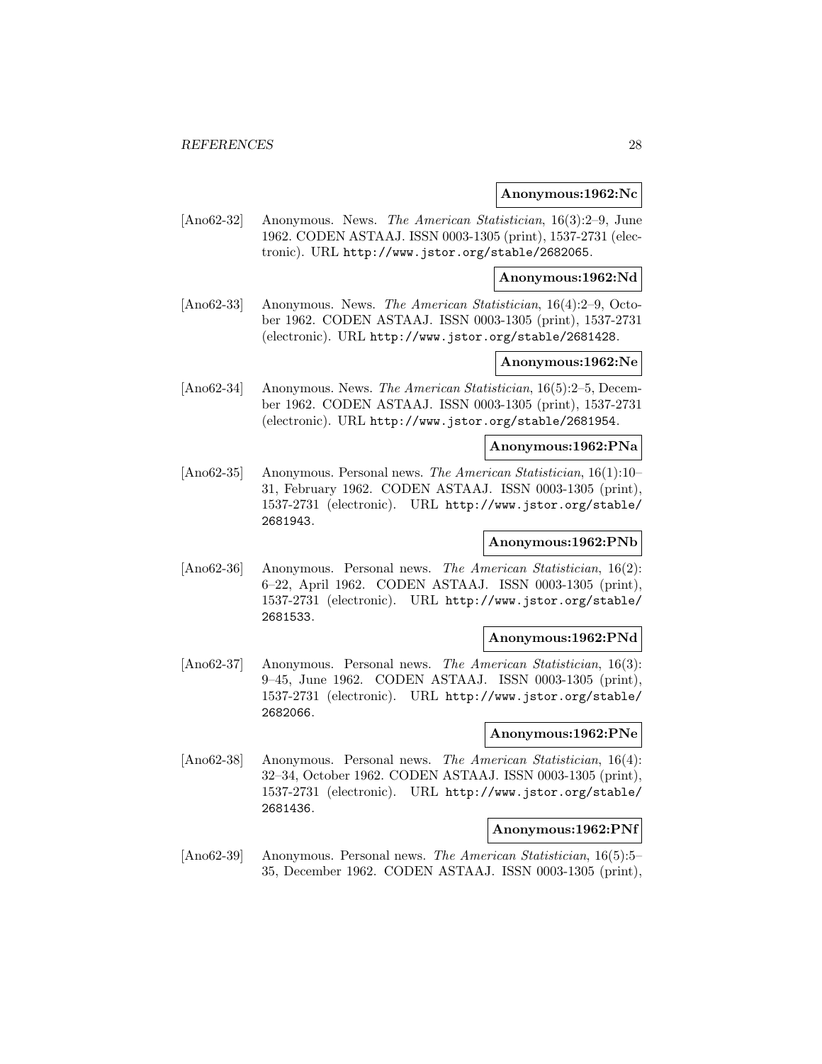**Anonymous:1962:Nc**

[Ano62-32] Anonymous. News. *The American Statistician*, 16(3):2–9, June 1962. CODEN ASTAAJ. ISSN 0003-1305 (print), 1537-2731 (electronic). URL http://www.jstor.org/stable/2682065.

**Anonymous:1962:Nd**

[Ano62-33] Anonymous. News. *The American Statistician*, 16(4):2–9, October 1962. CODEN ASTAAJ. ISSN 0003-1305 (print), 1537-2731 (electronic). URL http://www.jstor.org/stable/2681428.

**Anonymous:1962:Ne**

[Ano62-34] Anonymous. News. *The American Statistician*, 16(5):2–5, December 1962. CODEN ASTAAJ. ISSN 0003-1305 (print), 1537-2731 (electronic). URL http://www.jstor.org/stable/2681954.

**Anonymous:1962:PNa**

[Ano62-35] Anonymous. Personal news. *The American Statistician*, 16(1):10–31, February 1962. CODEN ASTAAJ. ISSN 0003-1305 (print), 1537-2731 (electronic). URL http://www.jstor.org/stable/2681943.

**Anonymous:1962:PNb**

[Ano62-36] Anonymous. Personal news. *The American Statistician*, 16(2):6–22, April 1962. CODEN ASTAAJ. ISSN 0003-1305 (print), 1537-2731 (electronic). URL http://www.jstor.org/stable/2681533.

**Anonymous:1962:PNd**

[Ano62-37] Anonymous. Personal news. *The American Statistician*, 16(3):9–45, June 1962. CODEN ASTAAJ. ISSN 0003-1305 (print), 1537-2731 (electronic). URL http://www.jstor.org/stable/2682066.

**Anonymous:1962:PNe**

[Ano62-38] Anonymous. Personal news. *The American Statistician*, 16(4):32–34, October 1962. CODEN ASTAAJ. ISSN 0003-1305 (print), 1537-2731 (electronic). URL http://www.jstor.org/stable/2681436.

**Anonymous:1962:PNf**

[Ano62-39] Anonymous. Personal news. *The American Statistician*, 16(5):5–35, December 1962. CODEN ASTAAJ. ISSN 0003-1305 (print),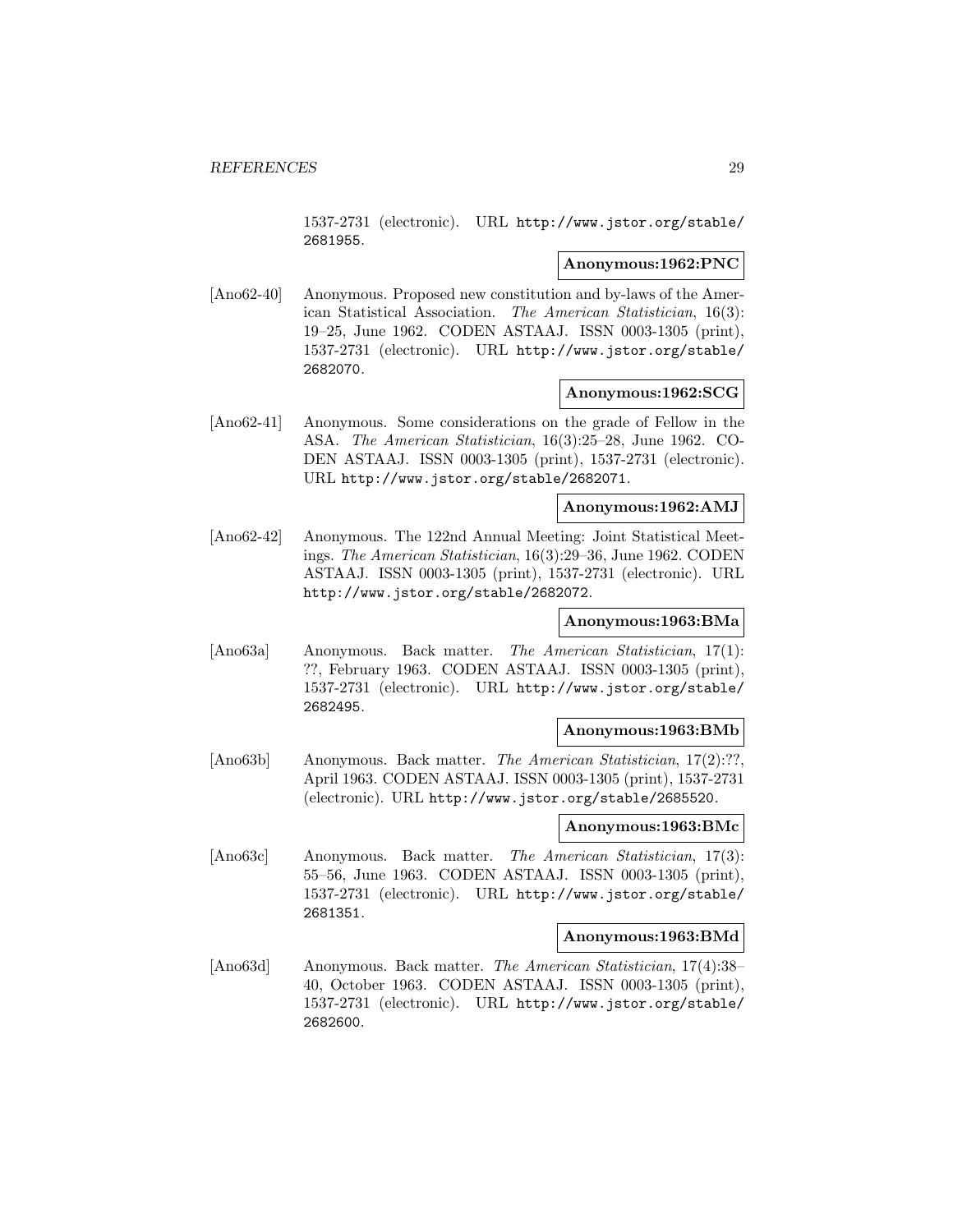1537-2731 (electronic). URL http://www.jstor.org/stable/2681955.

**Anonymous:1962:PNC**

[Ano62-40] Anonymous. Proposed new constitution and by-laws of the American Statistical Association. *The American Statistician*, 16(3): 19–25, June 1962. CODEN ASTAAJ. ISSN 0003-1305 (print), 1537-2731 (electronic). URL http://www.jstor.org/stable/2682070.

**Anonymous:1962:SCG**

[Ano62-41] Anonymous. Some considerations on the grade of Fellow in the ASA. *The American Statistician*, 16(3):25–28, June 1962. CODEN ASTAAJ. ISSN 0003-1305 (print), 1537-2731 (electronic). URL http://www.jstor.org/stable/2682071.

**Anonymous:1962:AMJ**

[Ano62-42] Anonymous. The 122nd Annual Meeting: Joint Statistical Meetings. *The American Statistician*, 16(3):29–36, June 1962. CODEN ASTAAJ. ISSN 0003-1305 (print), 1537-2731 (electronic). URL http://www.jstor.org/stable/2682072.

**Anonymous:1963:BMa**

[Ano63a] Anonymous. Back matter. *The American Statistician*, 17(1): ??, February 1963. CODEN ASTAAJ. ISSN 0003-1305 (print), 1537-2731 (electronic). URL http://www.jstor.org/stable/2682495.

**Anonymous:1963:BMb**

[Ano63b] Anonymous. Back matter. *The American Statistician*, 17(2):??, April 1963. CODEN ASTAAJ. ISSN 0003-1305 (print), 1537-2731 (electronic). URL http://www.jstor.org/stable/2685520.

**Anonymous:1963:BMc**

[Ano63c] Anonymous. Back matter. *The American Statistician*, 17(3): 55–56, June 1963. CODEN ASTAAJ. ISSN 0003-1305 (print), 1537-2731 (electronic). URL http://www.jstor.org/stable/2681351.

**Anonymous:1963:BMd**

[Ano63d] Anonymous. Back matter. *The American Statistician*, 17(4):38–40, October 1963. CODEN ASTAAJ. ISSN 0003-1305 (print), 1537-2731 (electronic). URL http://www.jstor.org/stable/2682600.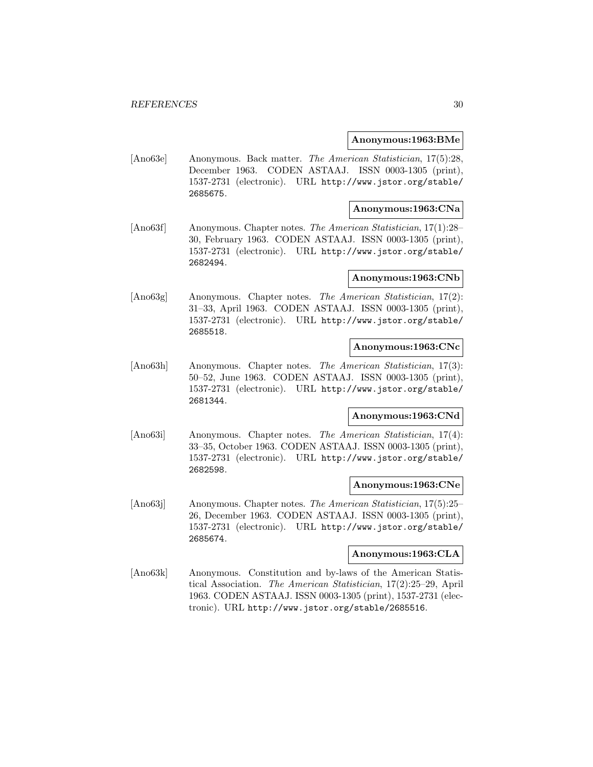**Anonymous:1963:BMe**

[Ano63e] Anonymous. Back matter. *The American Statistician*, 17(5):28, December 1963. CODEN ASTAAJ. ISSN 0003-1305 (print), 1537-2731 (electronic). URL http://www.jstor.org/stable/2685675.

**Anonymous:1963:CNa**

[Ano63f] Anonymous. Chapter notes. *The American Statistician*, 17(1):28–30, February 1963. CODEN ASTAAJ. ISSN 0003-1305 (print), 1537-2731 (electronic). URL http://www.jstor.org/stable/2682494.

**Anonymous:1963:CNb**

[Ano63g] Anonymous. Chapter notes. *The American Statistician*, 17(2):31–33, April 1963. CODEN ASTAAJ. ISSN 0003-1305 (print), 1537-2731 (electronic). URL http://www.jstor.org/stable/2685518.

**Anonymous:1963:CNc**

[Ano63h] Anonymous. Chapter notes. *The American Statistician*, 17(3):50–52, June 1963. CODEN ASTAAJ. ISSN 0003-1305 (print), 1537-2731 (electronic). URL http://www.jstor.org/stable/2681344.

**Anonymous:1963:CNd**

[Ano63i] Anonymous. Chapter notes. *The American Statistician*, 17(4):33–35, October 1963. CODEN ASTAAJ. ISSN 0003-1305 (print), 1537-2731 (electronic). URL http://www.jstor.org/stable/2682598.

**Anonymous:1963:CNe**

[Ano63j] Anonymous. Chapter notes. *The American Statistician*, 17(5):25–26, December 1963. CODEN ASTAAJ. ISSN 0003-1305 (print), 1537-2731 (electronic). URL http://www.jstor.org/stable/2685674.

**Anonymous:1963:CLA**

[Ano63k] Anonymous. Constitution and by-laws of the American Statistical Association. *The American Statistician*, 17(2):25–29, April 1963. CODEN ASTAAJ. ISSN 0003-1305 (print), 1537-2731 (electronic). URL http://www.jstor.org/stable/2685516.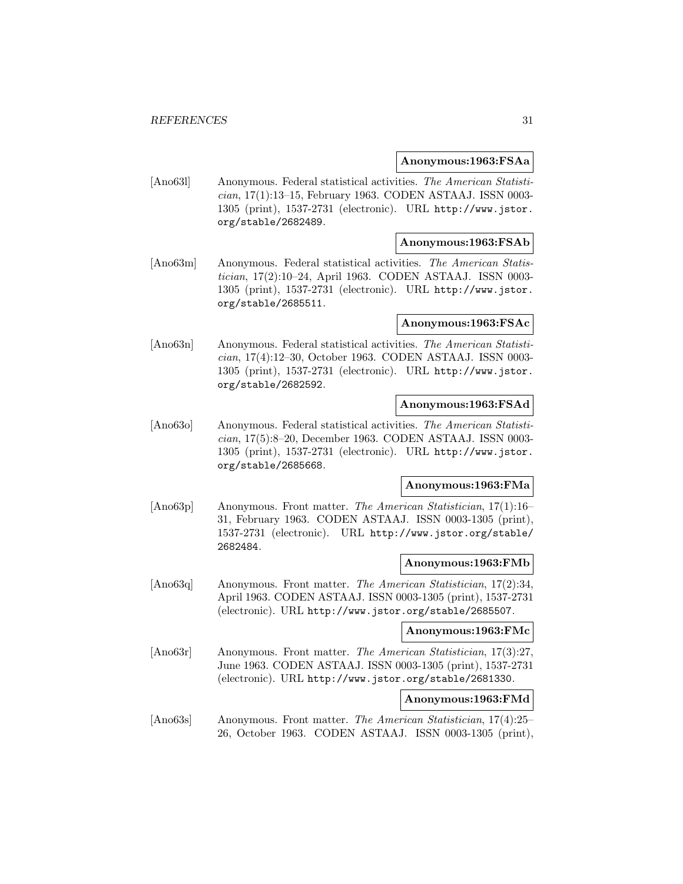**Anonymous:1963:FSAa**

[Ano63l] Anonymous. Federal statistical activities. *The American Statistician*, 17(1):13–15, February 1963. CODEN ASTAAJ. ISSN 0003-1305 (print), 1537-2731 (electronic). URL http://www.jstor.org/stable/2682489.

**Anonymous:1963:FSAb**

[Ano63m] Anonymous. Federal statistical activities. *The American Statistician*, 17(2):10–24, April 1963. CODEN ASTAAJ. ISSN 0003-1305 (print), 1537-2731 (electronic). URL http://www.jstor.org/stable/2685511.

**Anonymous:1963:FSAc**

[Ano63n] Anonymous. Federal statistical activities. *The American Statistician*, 17(4):12–30, October 1963. CODEN ASTAAJ. ISSN 0003-1305 (print), 1537-2731 (electronic). URL http://www.jstor.org/stable/2682592.

**Anonymous:1963:FSAd**

[Ano63o] Anonymous. Federal statistical activities. *The American Statistician*, 17(5):8–20, December 1963. CODEN ASTAAJ. ISSN 0003-1305 (print), 1537-2731 (electronic). URL http://www.jstor.org/stable/2685668.

**Anonymous:1963:FMa**

[Ano63p] Anonymous. Front matter. *The American Statistician*, 17(1):16–31, February 1963. CODEN ASTAAJ. ISSN 0003-1305 (print), 1537-2731 (electronic). URL http://www.jstor.org/stable/2682484.

**Anonymous:1963:FMb**

[Ano63q] Anonymous. Front matter. *The American Statistician*, 17(2):34, April 1963. CODEN ASTAAJ. ISSN 0003-1305 (print), 1537-2731 (electronic). URL http://www.jstor.org/stable/2685507.

**Anonymous:1963:FMc**

[Ano63r] Anonymous. Front matter. *The American Statistician*, 17(3):27, June 1963. CODEN ASTAAJ. ISSN 0003-1305 (print), 1537-2731 (electronic). URL http://www.jstor.org/stable/2681330.

**Anonymous:1963:FMd**

[Ano63s] Anonymous. Front matter. *The American Statistician*, 17(4):25–26, October 1963. CODEN ASTAAJ. ISSN 0003-1305 (print),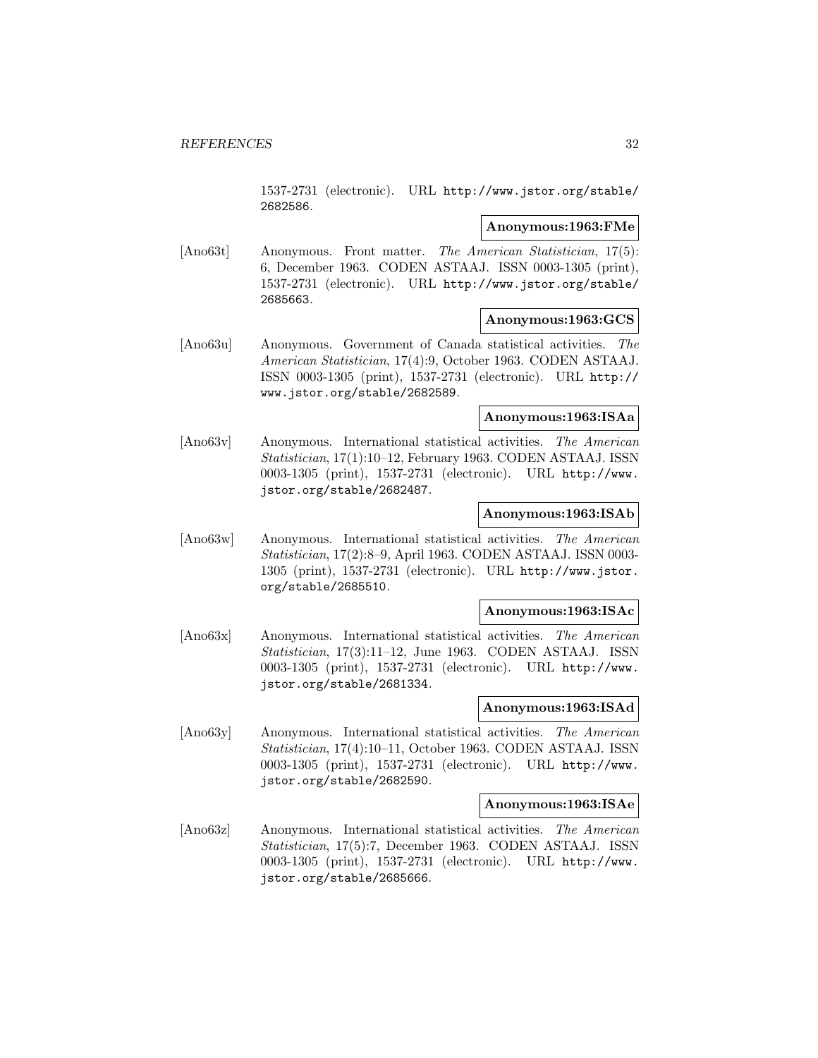1537-2731 (electronic). URL http://www.jstor.org/stable/2682586.

**Anonymous:1963:FMe**

[Ano63t] Anonymous. Front matter. *The American Statistician*, 17(5): 6, December 1963. CODEN ASTAAJ. ISSN 0003-1305 (print), 1537-2731 (electronic). URL http://www.jstor.org/stable/2685663.

**Anonymous:1963:GCS**

[Ano63u] Anonymous. Government of Canada statistical activities. *The American Statistician*, 17(4):9, October 1963. CODEN ASTAAJ. ISSN 0003-1305 (print), 1537-2731 (electronic). URL http://www.jstor.org/stable/2682589.

**Anonymous:1963:ISAa**

[Ano63v] Anonymous. International statistical activities. *The American Statistician*, 17(1):10–12, February 1963. CODEN ASTAAJ. ISSN 0003-1305 (print), 1537-2731 (electronic). URL http://www.jstor.org/stable/2682487.

**Anonymous:1963:ISAb**

[Ano63w] Anonymous. International statistical activities. *The American Statistician*, 17(2):8–9, April 1963. CODEN ASTAAJ. ISSN 0003-1305 (print), 1537-2731 (electronic). URL http://www.jstor.org/stable/2685510.

**Anonymous:1963:ISAc**

[Ano63x] Anonymous. International statistical activities. *The American Statistician*, 17(3):11–12, June 1963. CODEN ASTAAJ. ISSN 0003-1305 (print), 1537-2731 (electronic). URL http://www.jstor.org/stable/2681334.

**Anonymous:1963:ISAd**

[Ano63y] Anonymous. International statistical activities. *The American Statistician*, 17(4):10–11, October 1963. CODEN ASTAAJ. ISSN 0003-1305 (print), 1537-2731 (electronic). URL http://www.jstor.org/stable/2682590.

**Anonymous:1963:ISAe**

[Ano63z] Anonymous. International statistical activities. *The American Statistician*, 17(5):7, December 1963. CODEN ASTAAJ. ISSN 0003-1305 (print), 1537-2731 (electronic). URL http://www.jstor.org/stable/2685666.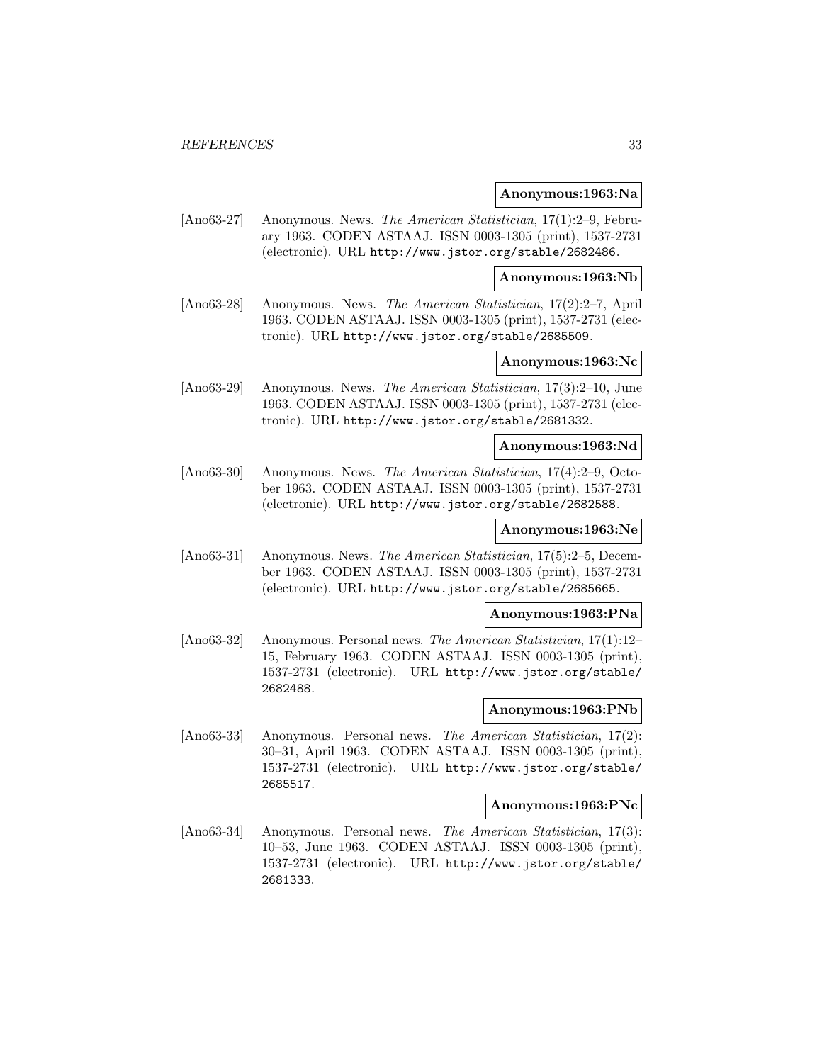**Anonymous:1963:Na**

[Ano63-27] Anonymous. News. *The American Statistician*, 17(1):2–9, February 1963. CODEN ASTAAJ. ISSN 0003-1305 (print), 1537-2731 (electronic). URL http://www.jstor.org/stable/2682486.

**Anonymous:1963:Nb**

[Ano63-28] Anonymous. News. *The American Statistician*, 17(2):2–7, April 1963. CODEN ASTAAJ. ISSN 0003-1305 (print), 1537-2731 (electronic). URL http://www.jstor.org/stable/2685509.

**Anonymous:1963:Nc**

[Ano63-29] Anonymous. News. *The American Statistician*, 17(3):2–10, June 1963. CODEN ASTAAJ. ISSN 0003-1305 (print), 1537-2731 (electronic). URL http://www.jstor.org/stable/2681332.

**Anonymous:1963:Nd**

[Ano63-30] Anonymous. News. *The American Statistician*, 17(4):2–9, October 1963. CODEN ASTAAJ. ISSN 0003-1305 (print), 1537-2731 (electronic). URL http://www.jstor.org/stable/2682588.

**Anonymous:1963:Ne**

[Ano63-31] Anonymous. News. *The American Statistician*, 17(5):2–5, December 1963. CODEN ASTAAJ. ISSN 0003-1305 (print), 1537-2731 (electronic). URL http://www.jstor.org/stable/2685665.

**Anonymous:1963:PNa**

[Ano63-32] Anonymous. Personal news. *The American Statistician*, 17(1):12–15, February 1963. CODEN ASTAAJ. ISSN 0003-1305 (print), 1537-2731 (electronic). URL http://www.jstor.org/stable/2682488.

**Anonymous:1963:PNb**

[Ano63-33] Anonymous. Personal news. *The American Statistician*, 17(2):30–31, April 1963. CODEN ASTAAJ. ISSN 0003-1305 (print), 1537-2731 (electronic). URL http://www.jstor.org/stable/2685517.

**Anonymous:1963:PNc**

[Ano63-34] Anonymous. Personal news. *The American Statistician*, 17(3):10–53, June 1963. CODEN ASTAAJ. ISSN 0003-1305 (print), 1537-2731 (electronic). URL http://www.jstor.org/stable/2681333.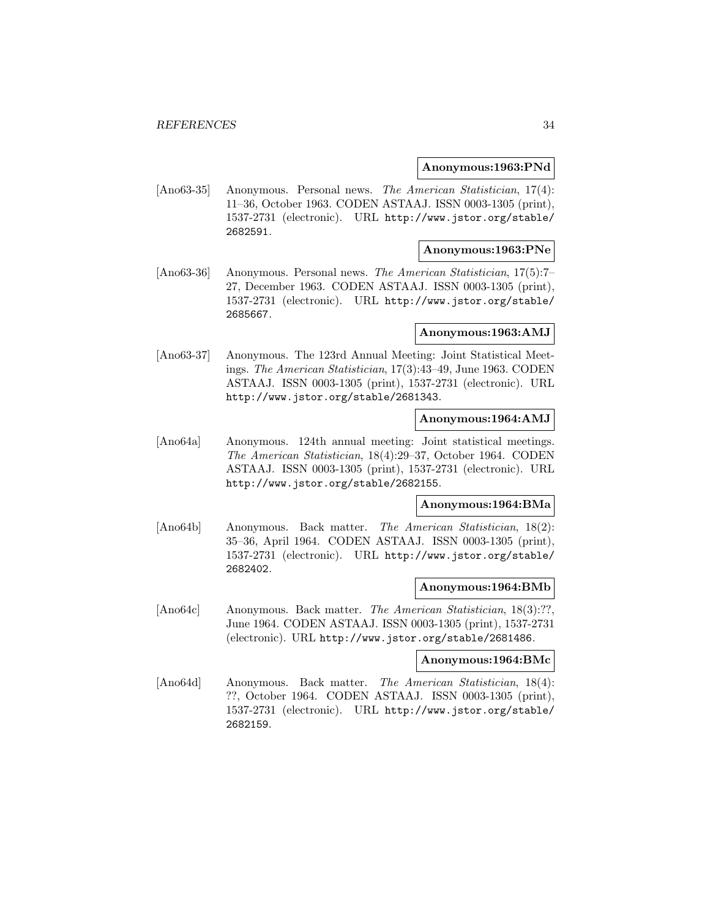**Anonymous:1963:PNd**

[Ano63-35] Anonymous. Personal news. *The American Statistician*, 17(4): 11–36, October 1963. CODEN ASTAAJ. ISSN 0003-1305 (print), 1537-2731 (electronic). URL http://www.jstor.org/stable/2682591.

**Anonymous:1963:PNe**

[Ano63-36] Anonymous. Personal news. *The American Statistician*, 17(5):7–27, December 1963. CODEN ASTAAJ. ISSN 0003-1305 (print), 1537-2731 (electronic). URL http://www.jstor.org/stable/2685667.

**Anonymous:1963:AMJ**

[Ano63-37] Anonymous. The 123rd Annual Meeting: Joint Statistical Meetings. *The American Statistician*, 17(3):43–49, June 1963. CODEN ASTAAJ. ISSN 0003-1305 (print), 1537-2731 (electronic). URL http://www.jstor.org/stable/2681343.

**Anonymous:1964:AMJ**

[Ano64a] Anonymous. 124th annual meeting: Joint statistical meetings. *The American Statistician*, 18(4):29–37, October 1964. CODEN ASTAAJ. ISSN 0003-1305 (print), 1537-2731 (electronic). URL http://www.jstor.org/stable/2682155.

**Anonymous:1964:BMa**

[Ano64b] Anonymous. Back matter. *The American Statistician*, 18(2): 35–36, April 1964. CODEN ASTAAJ. ISSN 0003-1305 (print), 1537-2731 (electronic). URL http://www.jstor.org/stable/2682402.

**Anonymous:1964:BMb**

[Ano64c] Anonymous. Back matter. *The American Statistician*, 18(3):??, June 1964. CODEN ASTAAJ. ISSN 0003-1305 (print), 1537-2731 (electronic). URL http://www.jstor.org/stable/2681486.

**Anonymous:1964:BMc**

[Ano64d] Anonymous. Back matter. *The American Statistician*, 18(4): ??, October 1964. CODEN ASTAAJ. ISSN 0003-1305 (print), 1537-2731 (electronic). URL http://www.jstor.org/stable/2682159.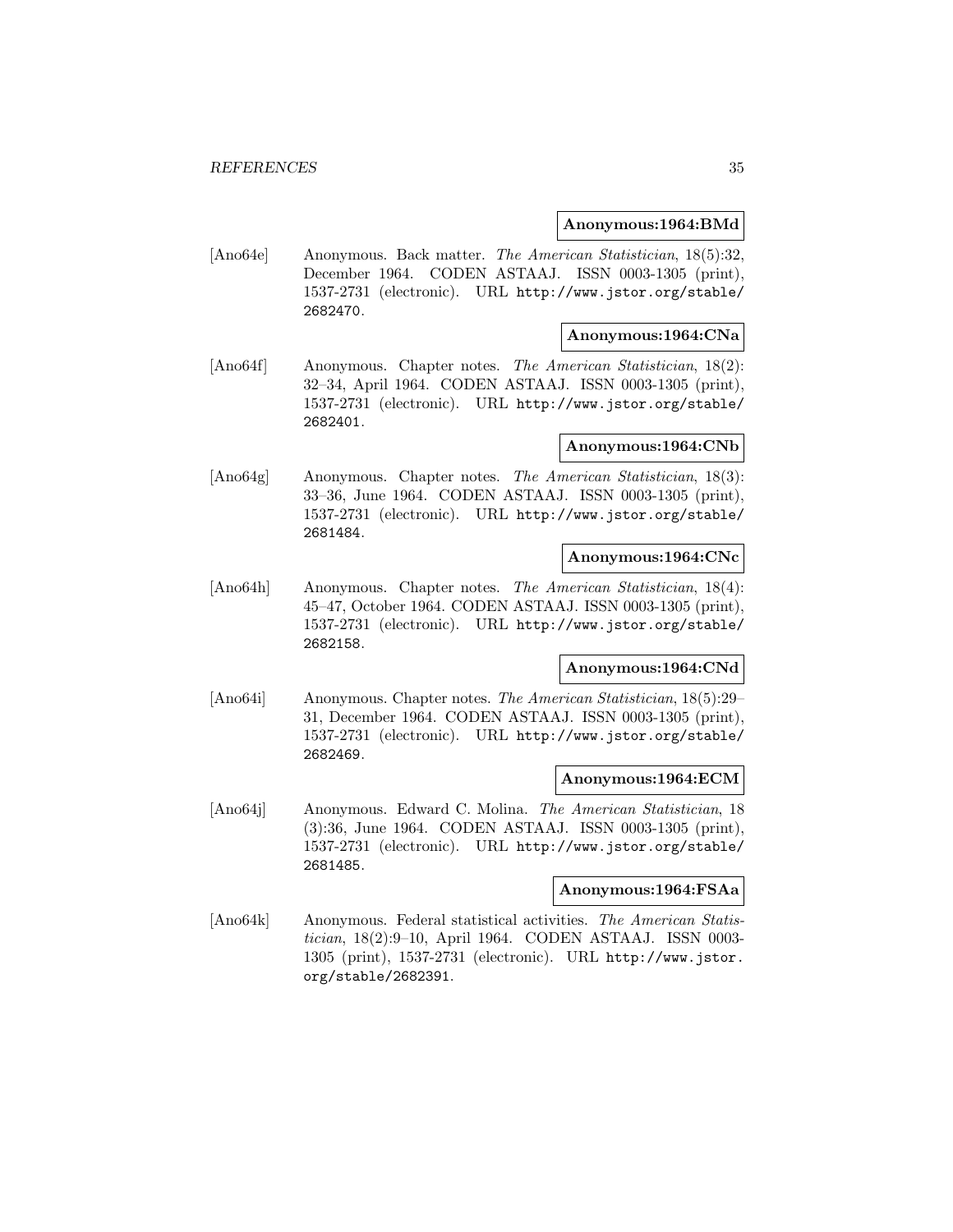**Anonymous:1964:BMd**

[Ano64e] Anonymous. Back matter. *The American Statistician*, 18(5):32, December 1964. CODEN ASTAAJ. ISSN 0003-1305 (print), 1537-2731 (electronic). URL http://www.jstor.org/stable/2682470.

**Anonymous:1964:CNa**

[Ano64f] Anonymous. Chapter notes. *The American Statistician*, 18(2): 32–34, April 1964. CODEN ASTAAJ. ISSN 0003-1305 (print), 1537-2731 (electronic). URL http://www.jstor.org/stable/2682401.

**Anonymous:1964:CNb**

[Ano64g] Anonymous. Chapter notes. *The American Statistician*, 18(3): 33–36, June 1964. CODEN ASTAAJ. ISSN 0003-1305 (print), 1537-2731 (electronic). URL http://www.jstor.org/stable/2681484.

**Anonymous:1964:CNc**

[Ano64h] Anonymous. Chapter notes. *The American Statistician*, 18(4): 45–47, October 1964. CODEN ASTAAJ. ISSN 0003-1305 (print), 1537-2731 (electronic). URL http://www.jstor.org/stable/2682158.

**Anonymous:1964:CNd**

[Ano64i] Anonymous. Chapter notes. *The American Statistician*, 18(5):29–31, December 1964. CODEN ASTAAJ. ISSN 0003-1305 (print), 1537-2731 (electronic). URL http://www.jstor.org/stable/2682469.

**Anonymous:1964:ECM**

[Ano64j] Anonymous. Edward C. Molina. *The American Statistician*, 18 (3):36, June 1964. CODEN ASTAAJ. ISSN 0003-1305 (print), 1537-2731 (electronic). URL http://www.jstor.org/stable/2681485.

**Anonymous:1964:FSAa**

[Ano64k] Anonymous. Federal statistical activities. *The American Statistician*, 18(2):9–10, April 1964. CODEN ASTAAJ. ISSN 0003-1305 (print), 1537-2731 (electronic). URL http://www.jstor.org/stable/2682391.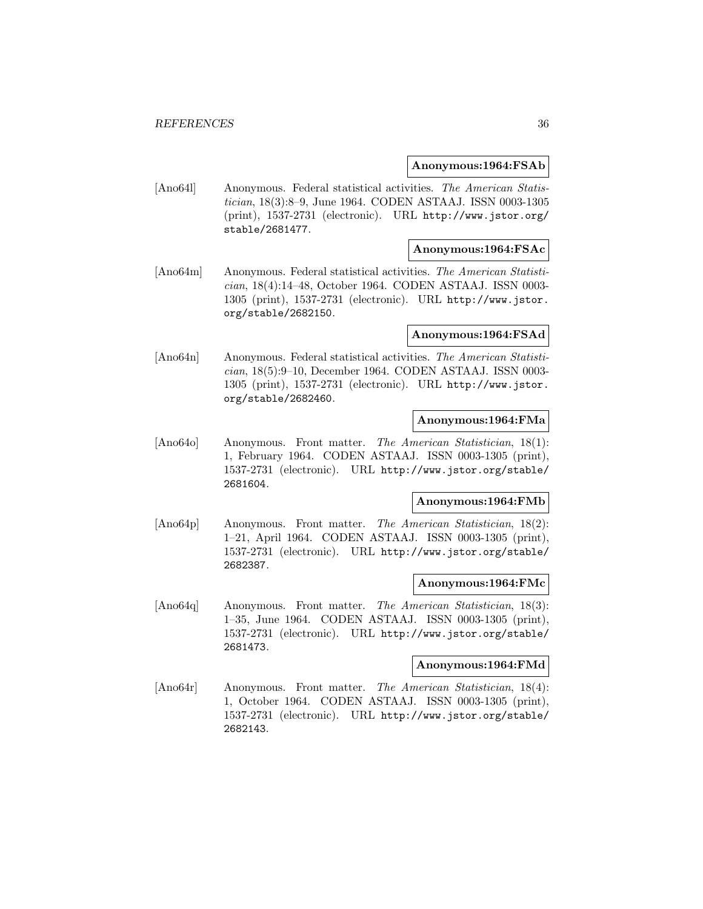**Anonymous:1964:FSAb**

[Ano64l] Anonymous. Federal statistical activities. *The American Statistician*, 18(3):8–9, June 1964. CODEN ASTAAJ. ISSN 0003-1305 (print), 1537-2731 (electronic). URL http://www.jstor.org/stable/2681477.

**Anonymous:1964:FSAc**

[Ano64m] Anonymous. Federal statistical activities. *The American Statistician*, 18(4):14–48, October 1964. CODEN ASTAAJ. ISSN 0003-1305 (print), 1537-2731 (electronic). URL http://www.jstor.org/stable/2682150.

**Anonymous:1964:FSAd**

[Ano64n] Anonymous. Federal statistical activities. *The American Statistician*, 18(5):9–10, December 1964. CODEN ASTAAJ. ISSN 0003-1305 (print), 1537-2731 (electronic). URL http://www.jstor.org/stable/2682460.

**Anonymous:1964:FMa**

[Ano64o] Anonymous. Front matter. *The American Statistician*, 18(1): 1, February 1964. CODEN ASTAAJ. ISSN 0003-1305 (print), 1537-2731 (electronic). URL http://www.jstor.org/stable/2681604.

**Anonymous:1964:FMb**

[Ano64p] Anonymous. Front matter. *The American Statistician*, 18(2): 1–21, April 1964. CODEN ASTAAJ. ISSN 0003-1305 (print), 1537-2731 (electronic). URL http://www.jstor.org/stable/2682387.

**Anonymous:1964:FMc**

[Ano64q] Anonymous. Front matter. *The American Statistician*, 18(3): 1–35, June 1964. CODEN ASTAAJ. ISSN 0003-1305 (print), 1537-2731 (electronic). URL http://www.jstor.org/stable/2681473.

**Anonymous:1964:FMd**

[Ano64r] Anonymous. Front matter. *The American Statistician*, 18(4): 1, October 1964. CODEN ASTAAJ. ISSN 0003-1305 (print), 1537-2731 (electronic). URL http://www.jstor.org/stable/2682143.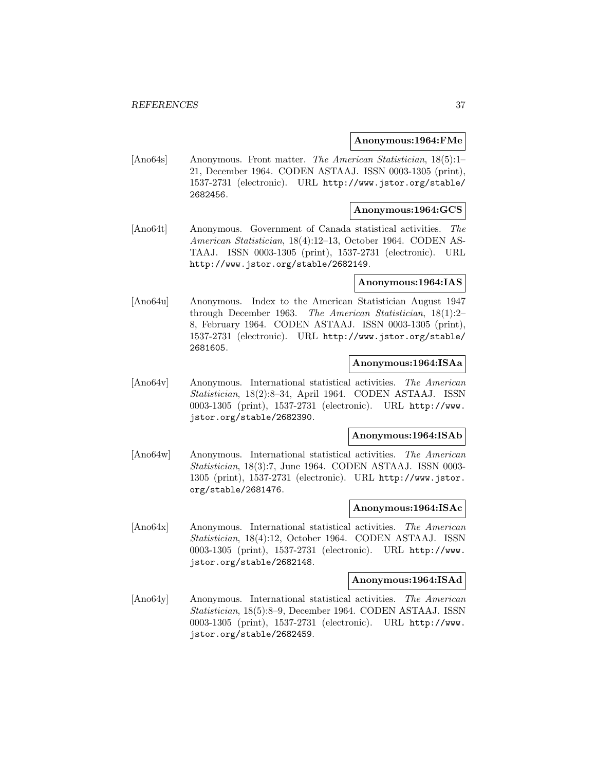**Anonymous:1964:FMe**

[Ano64s] Anonymous. Front matter. *The American Statistician*, 18(5):1–21, December 1964. CODEN ASTAAJ. ISSN 0003-1305 (print), 1537-2731 (electronic). URL http://www.jstor.org/stable/2682456.

**Anonymous:1964:GCS**

[Ano64t] Anonymous. Government of Canada statistical activities. *The American Statistician*, 18(4):12–13, October 1964. CODEN ASTAAJ. ISSN 0003-1305 (print), 1537-2731 (electronic). URL http://www.jstor.org/stable/2682149.

**Anonymous:1964:IAS**

[Ano64u] Anonymous. Index to the American Statistician August 1947 through December 1963. *The American Statistician*, 18(1):2–8, February 1964. CODEN ASTAAJ. ISSN 0003-1305 (print), 1537-2731 (electronic). URL http://www.jstor.org/stable/2681605.

**Anonymous:1964:ISAa**

[Ano64v] Anonymous. International statistical activities. *The American Statistician*, 18(2):8–34, April 1964. CODEN ASTAAJ. ISSN 0003-1305 (print), 1537-2731 (electronic). URL http://www.jstor.org/stable/2682390.

**Anonymous:1964:ISAb**

[Ano64w] Anonymous. International statistical activities. *The American Statistician*, 18(3):7, June 1964. CODEN ASTAAJ. ISSN 0003-1305 (print), 1537-2731 (electronic). URL http://www.jstor.org/stable/2681476.

**Anonymous:1964:ISAc**

[Ano64x] Anonymous. International statistical activities. *The American Statistician*, 18(4):12, October 1964. CODEN ASTAAJ. ISSN 0003-1305 (print), 1537-2731 (electronic). URL http://www.jstor.org/stable/2682148.

**Anonymous:1964:ISAd**

[Ano64y] Anonymous. International statistical activities. *The American Statistician*, 18(5):8–9, December 1964. CODEN ASTAAJ. ISSN 0003-1305 (print), 1537-2731 (electronic). URL http://www.jstor.org/stable/2682459.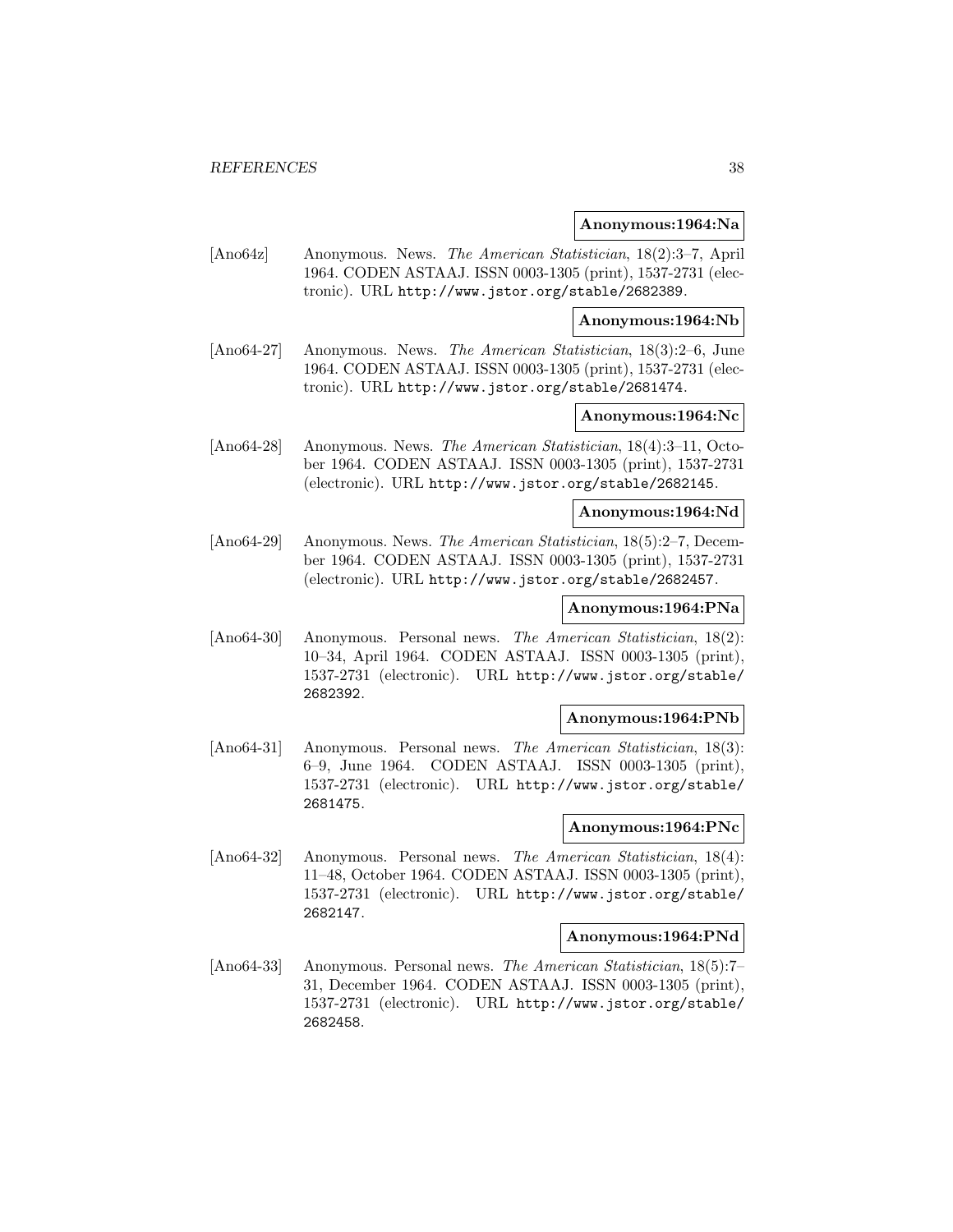**Anonymous:1964:Na**

[Ano64z] Anonymous. News. *The American Statistician*, 18(2):3–7, April 1964. CODEN ASTAAJ. ISSN 0003-1305 (print), 1537-2731 (electronic). URL http://www.jstor.org/stable/2682389.

**Anonymous:1964:Nb**

[Ano64-27] Anonymous. News. *The American Statistician*, 18(3):2–6, June 1964. CODEN ASTAAJ. ISSN 0003-1305 (print), 1537-2731 (electronic). URL http://www.jstor.org/stable/2681474.

**Anonymous:1964:Nc**

[Ano64-28] Anonymous. News. *The American Statistician*, 18(4):3–11, October 1964. CODEN ASTAAJ. ISSN 0003-1305 (print), 1537-2731 (electronic). URL http://www.jstor.org/stable/2682145.

**Anonymous:1964:Nd**

[Ano64-29] Anonymous. News. *The American Statistician*, 18(5):2–7, December 1964. CODEN ASTAAJ. ISSN 0003-1305 (print), 1537-2731 (electronic). URL http://www.jstor.org/stable/2682457.

**Anonymous:1964:PNa**

[Ano64-30] Anonymous. Personal news. *The American Statistician*, 18(2): 10–34, April 1964. CODEN ASTAAJ. ISSN 0003-1305 (print), 1537-2731 (electronic). URL http://www.jstor.org/stable/2682392.

**Anonymous:1964:PNb**

[Ano64-31] Anonymous. Personal news. *The American Statistician*, 18(3): 6–9, June 1964. CODEN ASTAAJ. ISSN 0003-1305 (print), 1537-2731 (electronic). URL http://www.jstor.org/stable/2681475.

**Anonymous:1964:PNc**

[Ano64-32] Anonymous. Personal news. *The American Statistician*, 18(4): 11–48, October 1964. CODEN ASTAAJ. ISSN 0003-1305 (print), 1537-2731 (electronic). URL http://www.jstor.org/stable/2682147.

**Anonymous:1964:PNd**

[Ano64-33] Anonymous. Personal news. *The American Statistician*, 18(5):7–31, December 1964. CODEN ASTAAJ. ISSN 0003-1305 (print), 1537-2731 (electronic). URL http://www.jstor.org/stable/2682458.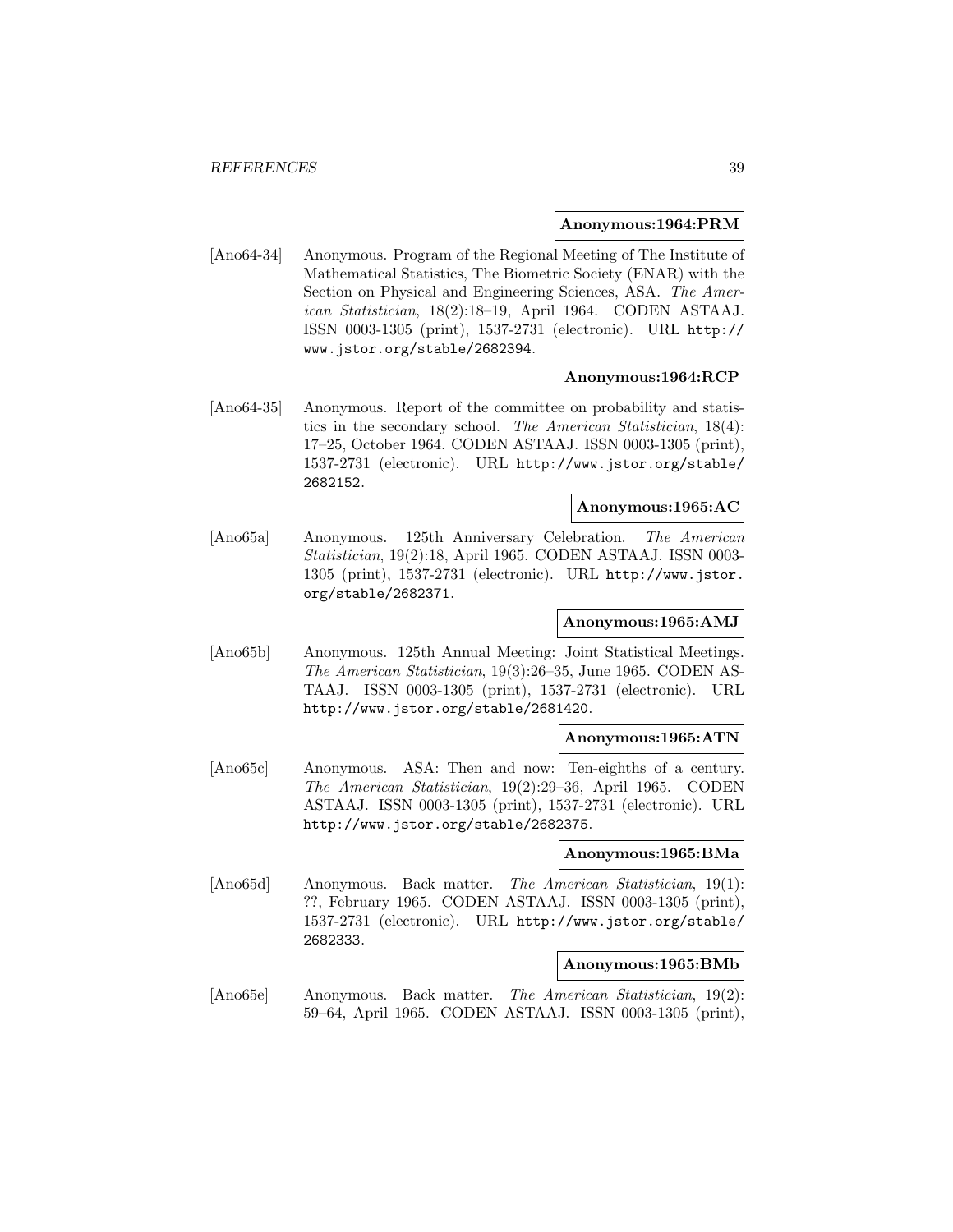**Anonymous:1964:PRM**

[Ano64-34] Anonymous. Program of the Regional Meeting of The Institute of Mathematical Statistics, The Biometric Society (ENAR) with the Section on Physical and Engineering Sciences, ASA. *The American Statistician*, 18(2):18–19, April 1964. CODEN ASTAAJ. ISSN 0003-1305 (print), 1537-2731 (electronic). URL http://www.jstor.org/stable/2682394.

**Anonymous:1964:RCP**

[Ano64-35] Anonymous. Report of the committee on probability and statistics in the secondary school. *The American Statistician*, 18(4): 17–25, October 1964. CODEN ASTAAJ. ISSN 0003-1305 (print), 1537-2731 (electronic). URL http://www.jstor.org/stable/2682152.

**Anonymous:1965:AC**

[Ano65a] Anonymous. 125th Anniversary Celebration. *The American Statistician*, 19(2):18, April 1965. CODEN ASTAAJ. ISSN 0003-1305 (print), 1537-2731 (electronic). URL http://www.jstor.org/stable/2682371.

**Anonymous:1965:AMJ**

[Ano65b] Anonymous. 125th Annual Meeting: Joint Statistical Meetings. *The American Statistician*, 19(3):26–35, June 1965. CODEN ASTAAJ. ISSN 0003-1305 (print), 1537-2731 (electronic). URL http://www.jstor.org/stable/2681420.

**Anonymous:1965:ATN**

[Ano65c] Anonymous. ASA: Then and now: Ten-eighths of a century. *The American Statistician*, 19(2):29–36, April 1965. CODEN ASTAAJ. ISSN 0003-1305 (print), 1537-2731 (electronic). URL http://www.jstor.org/stable/2682375.

**Anonymous:1965:BMa**

[Ano65d] Anonymous. Back matter. *The American Statistician*, 19(1): ??, February 1965. CODEN ASTAAJ. ISSN 0003-1305 (print), 1537-2731 (electronic). URL http://www.jstor.org/stable/2682333.

**Anonymous:1965:BMb**

[Ano65e] Anonymous. Back matter. *The American Statistician*, 19(2): 59–64, April 1965. CODEN ASTAAJ. ISSN 0003-1305 (print),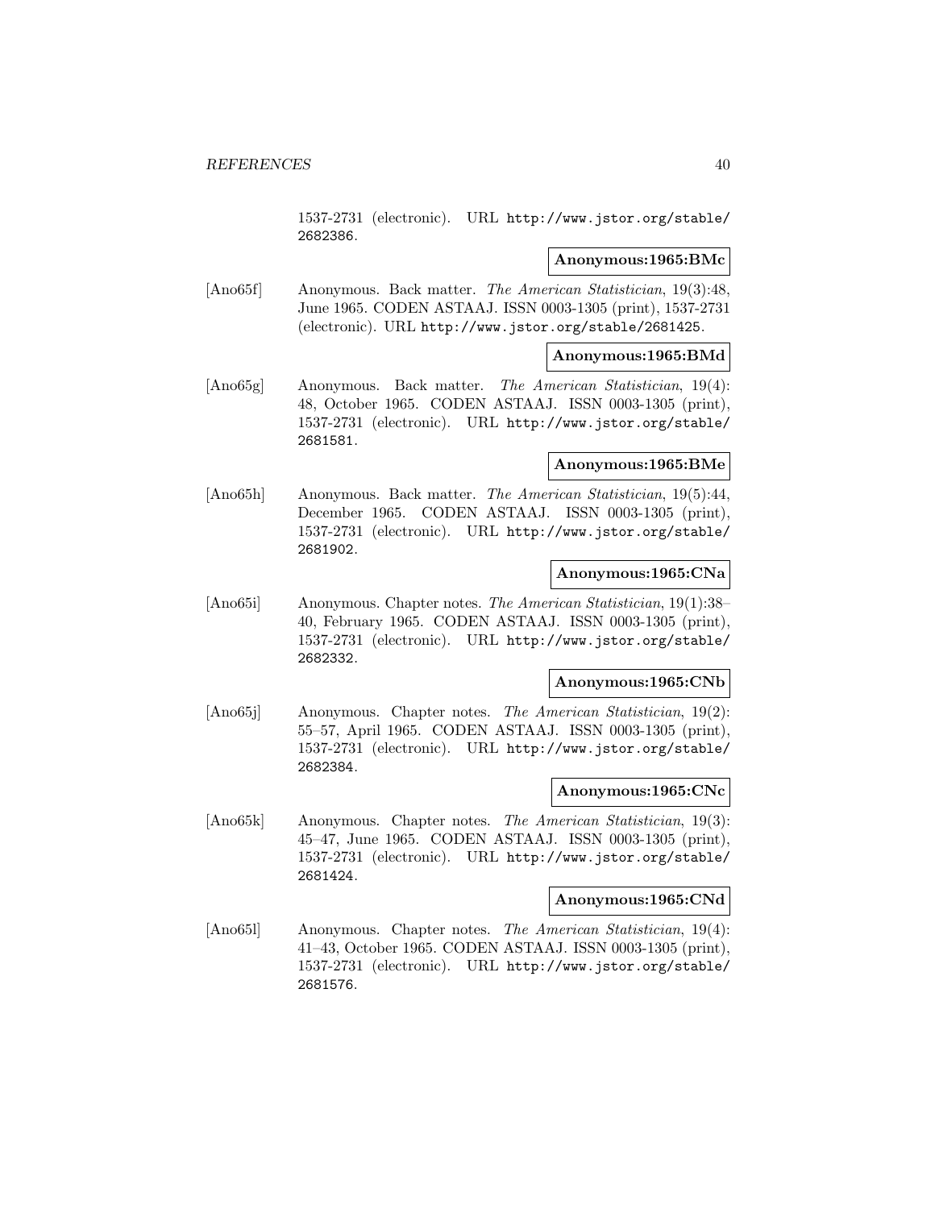1537-2731 (electronic). URL http://www.jstor.org/stable/2682386.

**Anonymous:1965:BMc**

[Ano65f] Anonymous. Back matter. *The American Statistician*, 19(3):48, June 1965. CODEN ASTAAJ. ISSN 0003-1305 (print), 1537-2731 (electronic). URL http://www.jstor.org/stable/2681425.

**Anonymous:1965:BMd**

[Ano65g] Anonymous. Back matter. *The American Statistician*, 19(4): 48, October 1965. CODEN ASTAAJ. ISSN 0003-1305 (print), 1537-2731 (electronic). URL http://www.jstor.org/stable/2681581.

**Anonymous:1965:BMe**

[Ano65h] Anonymous. Back matter. *The American Statistician*, 19(5):44, December 1965. CODEN ASTAAJ. ISSN 0003-1305 (print), 1537-2731 (electronic). URL http://www.jstor.org/stable/2681902.

**Anonymous:1965:CNa**

[Ano65i] Anonymous. Chapter notes. *The American Statistician*, 19(1):38–40, February 1965. CODEN ASTAAJ. ISSN 0003-1305 (print), 1537-2731 (electronic). URL http://www.jstor.org/stable/2682332.

**Anonymous:1965:CNb**

[Ano65j] Anonymous. Chapter notes. *The American Statistician*, 19(2): 55–57, April 1965. CODEN ASTAAJ. ISSN 0003-1305 (print), 1537-2731 (electronic). URL http://www.jstor.org/stable/2682384.

**Anonymous:1965:CNc**

[Ano65k] Anonymous. Chapter notes. *The American Statistician*, 19(3): 45–47, June 1965. CODEN ASTAAJ. ISSN 0003-1305 (print), 1537-2731 (electronic). URL http://www.jstor.org/stable/2681424.

**Anonymous:1965:CNd**

[Ano65l] Anonymous. Chapter notes. *The American Statistician*, 19(4): 41–43, October 1965. CODEN ASTAAJ. ISSN 0003-1305 (print), 1537-2731 (electronic). URL http://www.jstor.org/stable/2681576.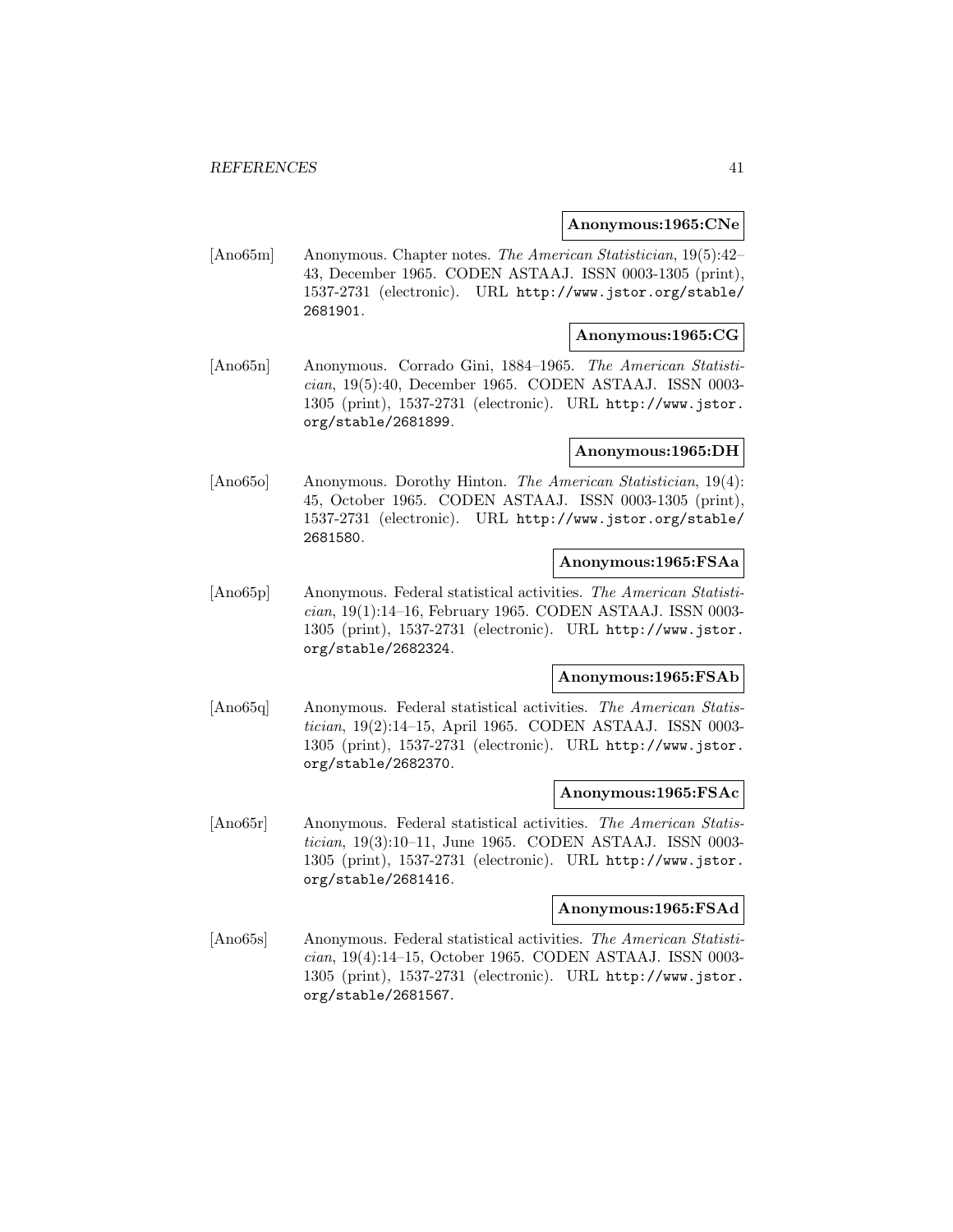**Anonymous:1965:CNe**

[Ano65m] Anonymous. Chapter notes. *The American Statistician*, 19(5):42–43, December 1965. CODEN ASTAAJ. ISSN 0003-1305 (print), 1537-2731 (electronic). URL http://www.jstor.org/stable/2681901.

**Anonymous:1965:CG**

[Ano65n] Anonymous. Corrado Gini, 1884–1965. *The American Statistician*, 19(5):40, December 1965. CODEN ASTAAJ. ISSN 0003-1305 (print), 1537-2731 (electronic). URL http://www.jstor.org/stable/2681899.

**Anonymous:1965:DH**

[Ano65o] Anonymous. Dorothy Hinton. *The American Statistician*, 19(4):45, October 1965. CODEN ASTAAJ. ISSN 0003-1305 (print), 1537-2731 (electronic). URL http://www.jstor.org/stable/2681580.

**Anonymous:1965:FSAa**

[Ano65p] Anonymous. Federal statistical activities. *The American Statistician*, 19(1):14–16, February 1965. CODEN ASTAAJ. ISSN 0003-1305 (print), 1537-2731 (electronic). URL http://www.jstor.org/stable/2682324.

**Anonymous:1965:FSAb**

[Ano65q] Anonymous. Federal statistical activities. *The American Statistician*, 19(2):14–15, April 1965. CODEN ASTAAJ. ISSN 0003-1305 (print), 1537-2731 (electronic). URL http://www.jstor.org/stable/2682370.

**Anonymous:1965:FSAc**

[Ano65r] Anonymous. Federal statistical activities. *The American Statistician*, 19(3):10–11, June 1965. CODEN ASTAAJ. ISSN 0003-1305 (print), 1537-2731 (electronic). URL http://www.jstor.org/stable/2681416.

**Anonymous:1965:FSAd**

[Ano65s] Anonymous. Federal statistical activities. *The American Statistician*, 19(4):14–15, October 1965. CODEN ASTAAJ. ISSN 0003-1305 (print), 1537-2731 (electronic). URL http://www.jstor.org/stable/2681567.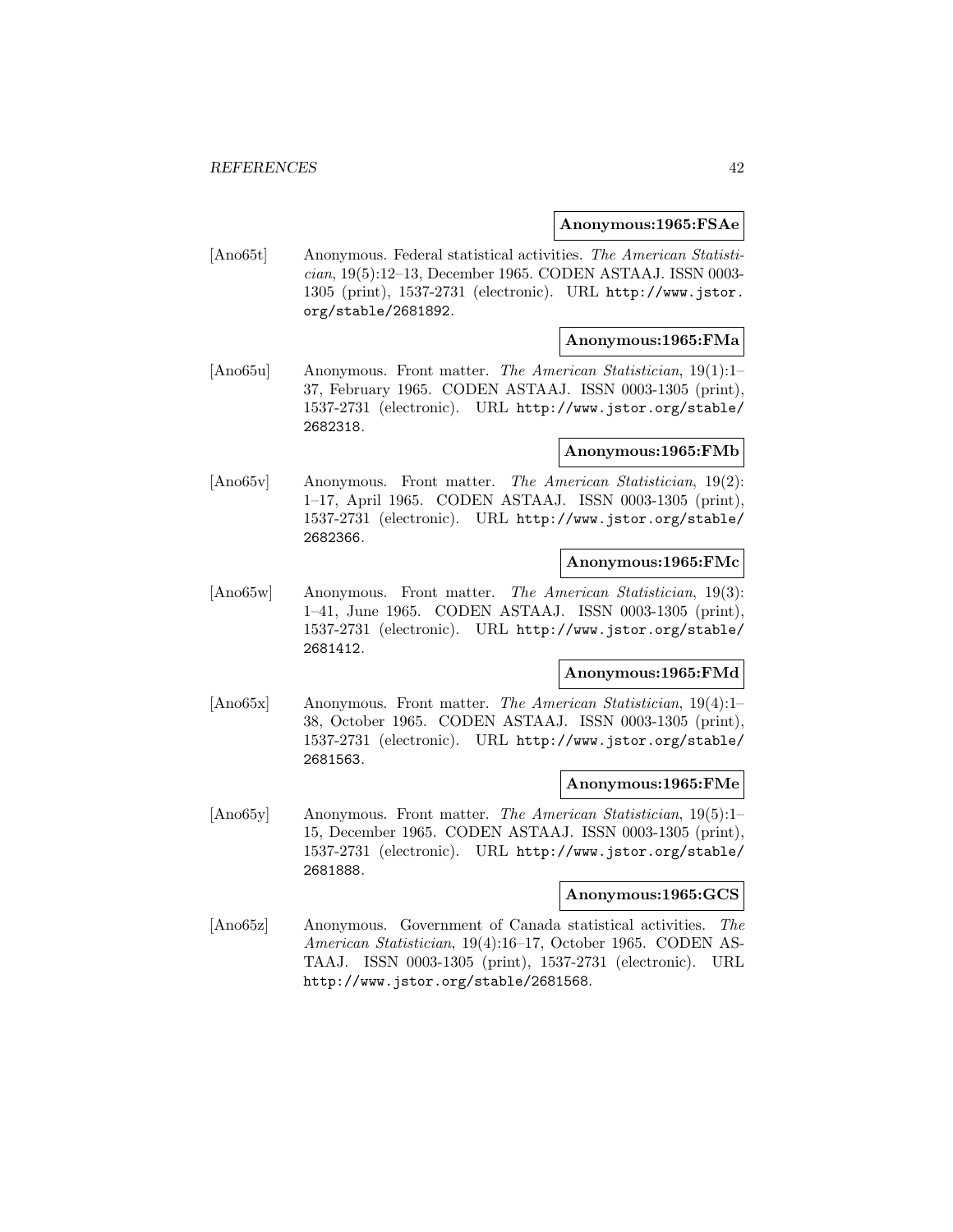**Anonymous:1965:FSAe**

[Ano65t] Anonymous. Federal statistical activities. *The American Statistician*, 19(5):12–13, December 1965. CODEN ASTAAJ. ISSN 0003-1305 (print), 1537-2731 (electronic). URL http://www.jstor.org/stable/2681892.

**Anonymous:1965:FMa**

[Ano65u] Anonymous. Front matter. *The American Statistician*, 19(1):1–37, February 1965. CODEN ASTAAJ. ISSN 0003-1305 (print), 1537-2731 (electronic). URL http://www.jstor.org/stable/2682318.

**Anonymous:1965:FMb**

[Ano65v] Anonymous. Front matter. *The American Statistician*, 19(2):1–17, April 1965. CODEN ASTAAJ. ISSN 0003-1305 (print), 1537-2731 (electronic). URL http://www.jstor.org/stable/2682366.

**Anonymous:1965:FMc**

[Ano65w] Anonymous. Front matter. *The American Statistician*, 19(3):1–41, June 1965. CODEN ASTAAJ. ISSN 0003-1305 (print), 1537-2731 (electronic). URL http://www.jstor.org/stable/2681412.

**Anonymous:1965:FMd**

[Ano65x] Anonymous. Front matter. *The American Statistician*, 19(4):1–38, October 1965. CODEN ASTAAJ. ISSN 0003-1305 (print), 1537-2731 (electronic). URL http://www.jstor.org/stable/2681563.

**Anonymous:1965:FMe**

[Ano65y] Anonymous. Front matter. *The American Statistician*, 19(5):1–15, December 1965. CODEN ASTAAJ. ISSN 0003-1305 (print), 1537-2731 (electronic). URL http://www.jstor.org/stable/2681888.

**Anonymous:1965:GCS**

[Ano65z] Anonymous. Government of Canada statistical activities. *The American Statistician*, 19(4):16–17, October 1965. CODEN ASTAAJ. ISSN 0003-1305 (print), 1537-2731 (electronic). URL http://www.jstor.org/stable/2681568.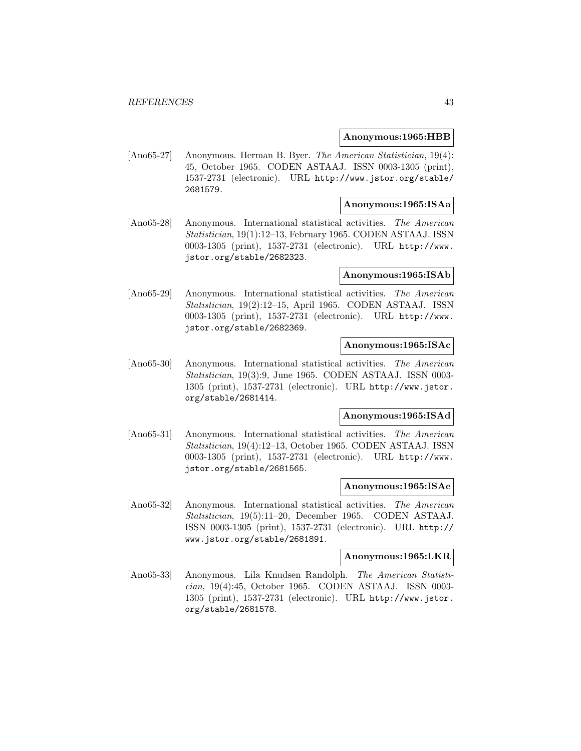**Anonymous:1965:HBB**

[Ano65-27] Anonymous. Herman B. Byer. *The American Statistician*, 19(4): 45, October 1965. CODEN ASTAAJ. ISSN 0003-1305 (print), 1537-2731 (electronic). URL http://www.jstor.org/stable/2681579.

**Anonymous:1965:ISAa**

[Ano65-28] Anonymous. International statistical activities. *The American Statistician*, 19(1):12–13, February 1965. CODEN ASTAAJ. ISSN 0003-1305 (print), 1537-2731 (electronic). URL http://www.jstor.org/stable/2682323.

**Anonymous:1965:ISAb**

[Ano65-29] Anonymous. International statistical activities. *The American Statistician*, 19(2):12–15, April 1965. CODEN ASTAAJ. ISSN 0003-1305 (print), 1537-2731 (electronic). URL http://www.jstor.org/stable/2682369.

**Anonymous:1965:ISAc**

[Ano65-30] Anonymous. International statistical activities. *The American Statistician*, 19(3):9, June 1965. CODEN ASTAAJ. ISSN 0003-1305 (print), 1537-2731 (electronic). URL http://www.jstor.org/stable/2681414.

**Anonymous:1965:ISAd**

[Ano65-31] Anonymous. International statistical activities. *The American Statistician*, 19(4):12–13, October 1965. CODEN ASTAAJ. ISSN 0003-1305 (print), 1537-2731 (electronic). URL http://www.jstor.org/stable/2681565.

**Anonymous:1965:ISAe**

[Ano65-32] Anonymous. International statistical activities. *The American Statistician*, 19(5):11–20, December 1965. CODEN ASTAAJ. ISSN 0003-1305 (print), 1537-2731 (electronic). URL http://www.jstor.org/stable/2681891.

**Anonymous:1965:LKR**

[Ano65-33] Anonymous. Lila Knudsen Randolph. *The American Statistician*, 19(4):45, October 1965. CODEN ASTAAJ. ISSN 0003-1305 (print), 1537-2731 (electronic). URL http://www.jstor.org/stable/2681578.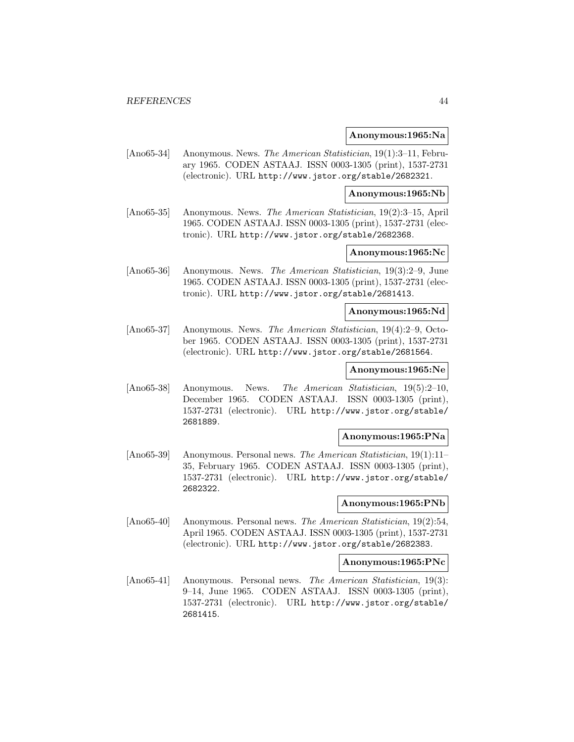**Anonymous:1965:Na**

[Ano65-34] Anonymous. News. *The American Statistician*, 19(1):3–11, February 1965. CODEN ASTAAJ. ISSN 0003-1305 (print), 1537-2731 (electronic). URL http://www.jstor.org/stable/2682321.

**Anonymous:1965:Nb**

[Ano65-35] Anonymous. News. *The American Statistician*, 19(2):3–15, April 1965. CODEN ASTAAJ. ISSN 0003-1305 (print), 1537-2731 (electronic). URL http://www.jstor.org/stable/2682368.

**Anonymous:1965:Nc**

[Ano65-36] Anonymous. News. *The American Statistician*, 19(3):2–9, June 1965. CODEN ASTAAJ. ISSN 0003-1305 (print), 1537-2731 (electronic). URL http://www.jstor.org/stable/2681413.

**Anonymous:1965:Nd**

[Ano65-37] Anonymous. News. *The American Statistician*, 19(4):2–9, October 1965. CODEN ASTAAJ. ISSN 0003-1305 (print), 1537-2731 (electronic). URL http://www.jstor.org/stable/2681564.

**Anonymous:1965:Ne**

[Ano65-38] Anonymous. News. *The American Statistician*, 19(5):2–10, December 1965. CODEN ASTAAJ. ISSN 0003-1305 (print), 1537-2731 (electronic). URL http://www.jstor.org/stable/2681889.

**Anonymous:1965:PNa**

[Ano65-39] Anonymous. Personal news. *The American Statistician*, 19(1):11–35, February 1965. CODEN ASTAAJ. ISSN 0003-1305 (print), 1537-2731 (electronic). URL http://www.jstor.org/stable/2682322.

**Anonymous:1965:PNb**

[Ano65-40] Anonymous. Personal news. *The American Statistician*, 19(2):54, April 1965. CODEN ASTAAJ. ISSN 0003-1305 (print), 1537-2731 (electronic). URL http://www.jstor.org/stable/2682383.

**Anonymous:1965:PNc**

[Ano65-41] Anonymous. Personal news. *The American Statistician*, 19(3): 9–14, June 1965. CODEN ASTAAJ. ISSN 0003-1305 (print), 1537-2731 (electronic). URL http://www.jstor.org/stable/2681415.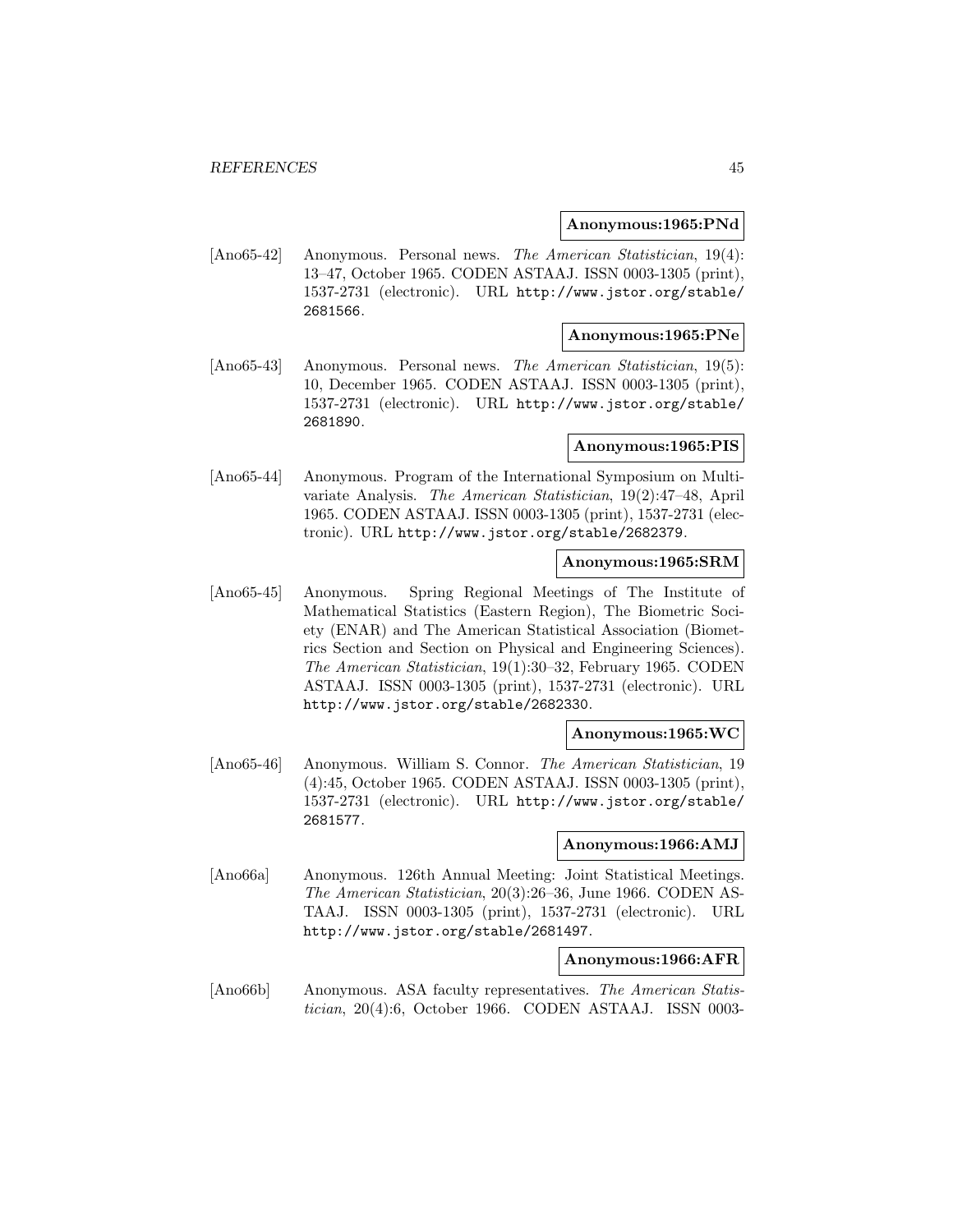**Anonymous:1965:PNd**

[Ano65-42] Anonymous. Personal news. *The American Statistician*, 19(4): 13–47, October 1965. CODEN ASTAAJ. ISSN 0003-1305 (print), 1537-2731 (electronic). URL http://www.jstor.org/stable/2681566.

**Anonymous:1965:PNe**

[Ano65-43] Anonymous. Personal news. *The American Statistician*, 19(5): 10, December 1965. CODEN ASTAAJ. ISSN 0003-1305 (print), 1537-2731 (electronic). URL http://www.jstor.org/stable/2681890.

**Anonymous:1965:PIS**

[Ano65-44] Anonymous. Program of the International Symposium on Multivariate Analysis. *The American Statistician*, 19(2):47–48, April 1965. CODEN ASTAAJ. ISSN 0003-1305 (print), 1537-2731 (electronic). URL http://www.jstor.org/stable/2682379.

**Anonymous:1965:SRM**

[Ano65-45] Anonymous. Spring Regional Meetings of The Institute of Mathematical Statistics (Eastern Region), The Biometric Society (ENAR) and The American Statistical Association (Biometrics Section and Section on Physical and Engineering Sciences). *The American Statistician*, 19(1):30–32, February 1965. CODEN ASTAAJ. ISSN 0003-1305 (print), 1537-2731 (electronic). URL http://www.jstor.org/stable/2682330.

**Anonymous:1965:WC**

[Ano65-46] Anonymous. William S. Connor. *The American Statistician*, 19 (4):45, October 1965. CODEN ASTAAJ. ISSN 0003-1305 (print), 1537-2731 (electronic). URL http://www.jstor.org/stable/2681577.

**Anonymous:1966:AMJ**

[Ano66a] Anonymous. 126th Annual Meeting: Joint Statistical Meetings. *The American Statistician*, 20(3):26–36, June 1966. CODEN ASTAAJ. ISSN 0003-1305 (print), 1537-2731 (electronic). URL http://www.jstor.org/stable/2681497.

**Anonymous:1966:AFR**

[Ano66b] Anonymous. ASA faculty representatives. *The American Statistician*, 20(4):6, October 1966. CODEN ASTAAJ. ISSN 0003-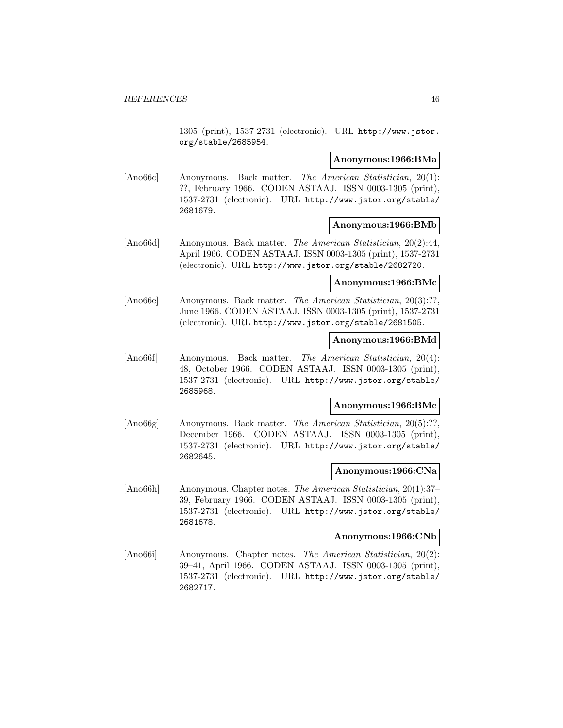1305 (print), 1537-2731 (electronic). URL http://www.jstor.org/stable/2685954.

**Anonymous:1966:BMa**

[Ano66c] Anonymous. Back matter. *The American Statistician*, 20(1): ??, February 1966. CODEN ASTAAJ. ISSN 0003-1305 (print), 1537-2731 (electronic). URL http://www.jstor.org/stable/2681679.

**Anonymous:1966:BMb**

[Ano66d] Anonymous. Back matter. *The American Statistician*, 20(2):44, April 1966. CODEN ASTAAJ. ISSN 0003-1305 (print), 1537-2731 (electronic). URL http://www.jstor.org/stable/2682720.

**Anonymous:1966:BMc**

[Ano66e] Anonymous. Back matter. *The American Statistician*, 20(3):??, June 1966. CODEN ASTAAJ. ISSN 0003-1305 (print), 1537-2731 (electronic). URL http://www.jstor.org/stable/2681505.

**Anonymous:1966:BMd**

[Ano66f] Anonymous. Back matter. *The American Statistician*, 20(4): 48, October 1966. CODEN ASTAAJ. ISSN 0003-1305 (print), 1537-2731 (electronic). URL http://www.jstor.org/stable/2685968.

**Anonymous:1966:BMe**

[Ano66g] Anonymous. Back matter. *The American Statistician*, 20(5):??, December 1966. CODEN ASTAAJ. ISSN 0003-1305 (print), 1537-2731 (electronic). URL http://www.jstor.org/stable/2682645.

**Anonymous:1966:CNa**

[Ano66h] Anonymous. Chapter notes. *The American Statistician*, 20(1):37–39, February 1966. CODEN ASTAAJ. ISSN 0003-1305 (print), 1537-2731 (electronic). URL http://www.jstor.org/stable/2681678.

**Anonymous:1966:CNb**

[Ano66i] Anonymous. Chapter notes. *The American Statistician*, 20(2): 39–41, April 1966. CODEN ASTAAJ. ISSN 0003-1305 (print), 1537-2731 (electronic). URL http://www.jstor.org/stable/2682717.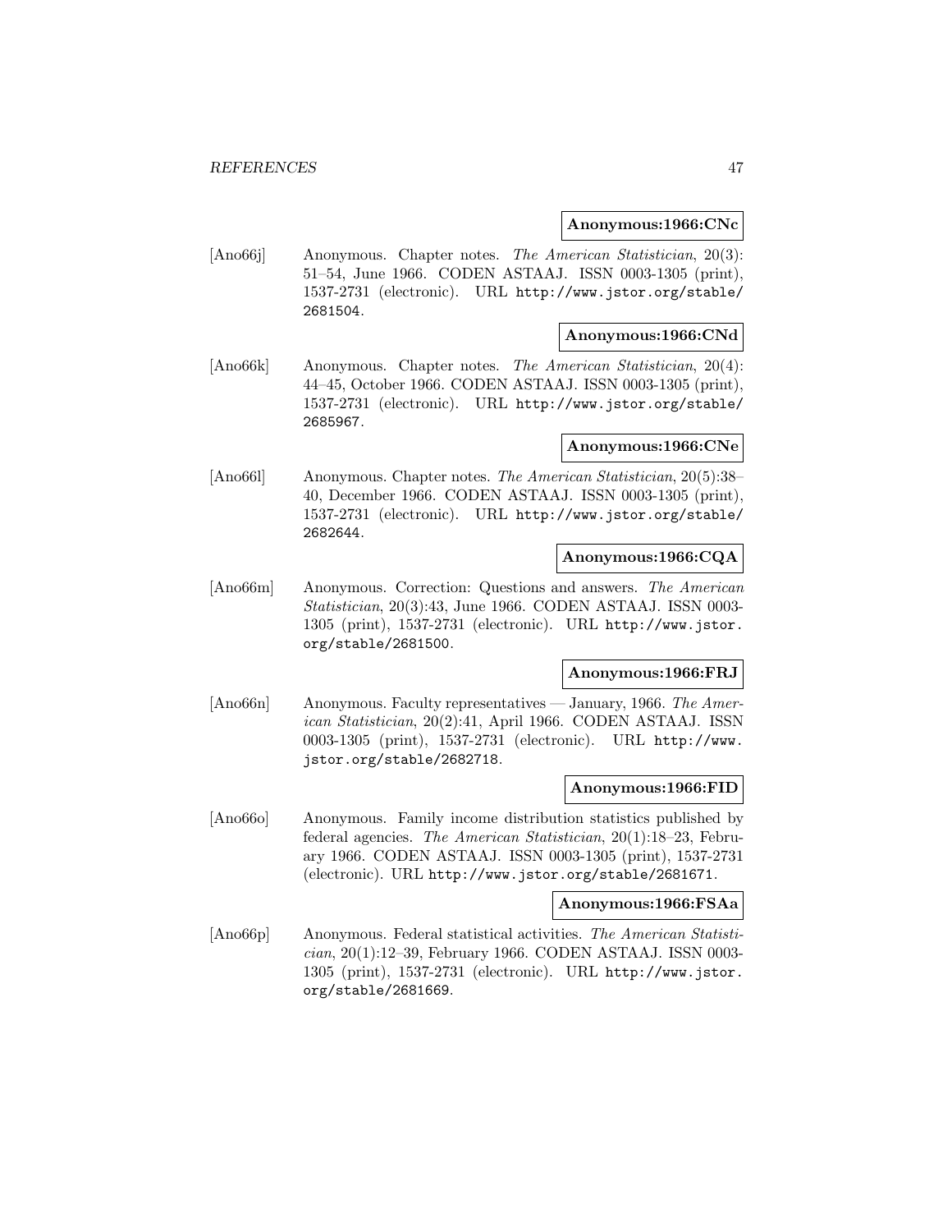**Anonymous:1966:CNc**

[Ano66j] Anonymous. Chapter notes. *The American Statistician*, 20(3): 51–54, June 1966. CODEN ASTAAJ. ISSN 0003-1305 (print), 1537-2731 (electronic). URL http://www.jstor.org/stable/2681504.

**Anonymous:1966:CNd**

[Ano66k] Anonymous. Chapter notes. *The American Statistician*, 20(4): 44–45, October 1966. CODEN ASTAAJ. ISSN 0003-1305 (print), 1537-2731 (electronic). URL http://www.jstor.org/stable/2685967.

**Anonymous:1966:CNe**

[Ano66l] Anonymous. Chapter notes. *The American Statistician*, 20(5):38–40, December 1966. CODEN ASTAAJ. ISSN 0003-1305 (print), 1537-2731 (electronic). URL http://www.jstor.org/stable/2682644.

**Anonymous:1966:CQA**

[Ano66m] Anonymous. Correction: Questions and answers. *The American Statistician*, 20(3):43, June 1966. CODEN ASTAAJ. ISSN 0003-1305 (print), 1537-2731 (electronic). URL http://www.jstor.org/stable/2681500.

**Anonymous:1966:FRJ**

[Ano66n] Anonymous. Faculty representatives — January, 1966. *The American Statistician*, 20(2):41, April 1966. CODEN ASTAAJ. ISSN 0003-1305 (print), 1537-2731 (electronic). URL http://www.jstor.org/stable/2682718.

**Anonymous:1966:FID**

[Ano66o] Anonymous. Family income distribution statistics published by federal agencies. *The American Statistician*, 20(1):18–23, February 1966. CODEN ASTAAJ. ISSN 0003-1305 (print), 1537-2731 (electronic). URL http://www.jstor.org/stable/2681671.

**Anonymous:1966:FSAa**

[Ano66p] Anonymous. Federal statistical activities. *The American Statistician*, 20(1):12–39, February 1966. CODEN ASTAAJ. ISSN 0003-1305 (print), 1537-2731 (electronic). URL http://www.jstor.org/stable/2681669.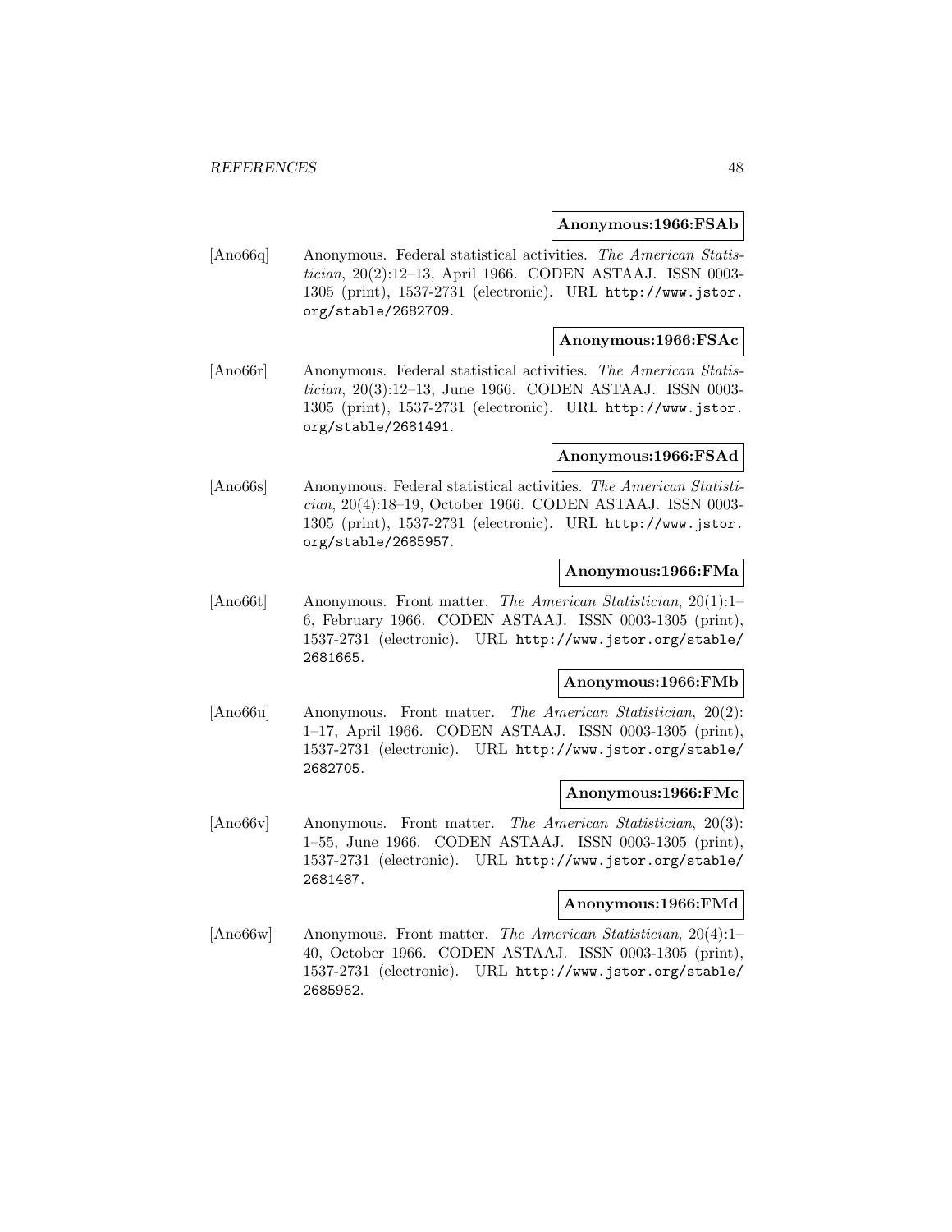**Anonymous:1966:FSAb**

[Ano66q] Anonymous. Federal statistical activities. *The American Statistician*, 20(2):12–13, April 1966. CODEN ASTAAJ. ISSN 0003-1305 (print), 1537-2731 (electronic). URL http://www.jstor.org/stable/2682709.

**Anonymous:1966:FSAc**

[Ano66r] Anonymous. Federal statistical activities. *The American Statistician*, 20(3):12–13, June 1966. CODEN ASTAAJ. ISSN 0003-1305 (print), 1537-2731 (electronic). URL http://www.jstor.org/stable/2681491.

**Anonymous:1966:FSAd**

[Ano66s] Anonymous. Federal statistical activities. *The American Statistician*, 20(4):18–19, October 1966. CODEN ASTAAJ. ISSN 0003-1305 (print), 1537-2731 (electronic). URL http://www.jstor.org/stable/2685957.

**Anonymous:1966:FMa**

[Ano66t] Anonymous. Front matter. *The American Statistician*, 20(1):1–6, February 1966. CODEN ASTAAJ. ISSN 0003-1305 (print), 1537-2731 (electronic). URL http://www.jstor.org/stable/2681665.

**Anonymous:1966:FMb**

[Ano66u] Anonymous. Front matter. *The American Statistician*, 20(2):1–17, April 1966. CODEN ASTAAJ. ISSN 0003-1305 (print), 1537-2731 (electronic). URL http://www.jstor.org/stable/2682705.

**Anonymous:1966:FMc**

[Ano66v] Anonymous. Front matter. *The American Statistician*, 20(3):1–55, June 1966. CODEN ASTAAJ. ISSN 0003-1305 (print), 1537-2731 (electronic). URL http://www.jstor.org/stable/2681487.

**Anonymous:1966:FMd**

[Ano66w] Anonymous. Front matter. *The American Statistician*, 20(4):1–40, October 1966. CODEN ASTAAJ. ISSN 0003-1305 (print), 1537-2731 (electronic). URL http://www.jstor.org/stable/2685952.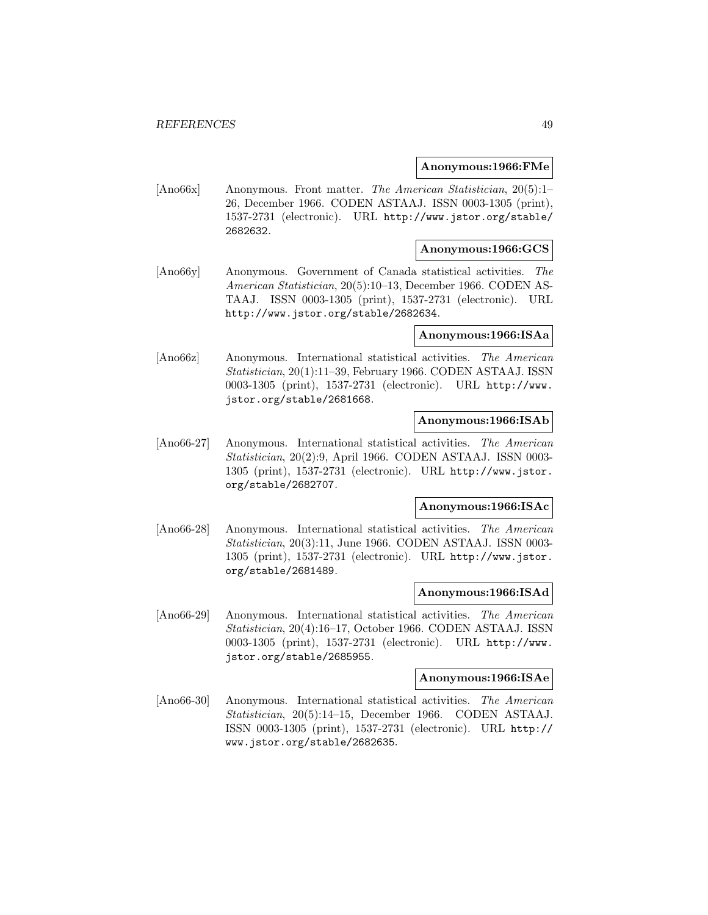**Anonymous:1966:FMe**

[Ano66x] Anonymous. Front matter. *The American Statistician*, 20(5):1–26, December 1966. CODEN ASTAAJ. ISSN 0003-1305 (print), 1537-2731 (electronic). URL http://www.jstor.org/stable/2682632.

**Anonymous:1966:GCS**

[Ano66y] Anonymous. Government of Canada statistical activities. *The American Statistician*, 20(5):10–13, December 1966. CODEN ASTAAJ. ISSN 0003-1305 (print), 1537-2731 (electronic). URL http://www.jstor.org/stable/2682634.

**Anonymous:1966:ISAa**

[Ano66z] Anonymous. International statistical activities. *The American Statistician*, 20(1):11–39, February 1966. CODEN ASTAAJ. ISSN 0003-1305 (print), 1537-2731 (electronic). URL http://www.jstor.org/stable/2681668.

**Anonymous:1966:ISAb**

[Ano66-27] Anonymous. International statistical activities. *The American Statistician*, 20(2):9, April 1966. CODEN ASTAAJ. ISSN 0003-1305 (print), 1537-2731 (electronic). URL http://www.jstor.org/stable/2682707.

**Anonymous:1966:ISAc**

[Ano66-28] Anonymous. International statistical activities. *The American Statistician*, 20(3):11, June 1966. CODEN ASTAAJ. ISSN 0003-1305 (print), 1537-2731 (electronic). URL http://www.jstor.org/stable/2681489.

**Anonymous:1966:ISAd**

[Ano66-29] Anonymous. International statistical activities. *The American Statistician*, 20(4):16–17, October 1966. CODEN ASTAAJ. ISSN 0003-1305 (print), 1537-2731 (electronic). URL http://www.jstor.org/stable/2685955.

**Anonymous:1966:ISAe**

[Ano66-30] Anonymous. International statistical activities. *The American Statistician*, 20(5):14–15, December 1966. CODEN ASTAAJ. ISSN 0003-1305 (print), 1537-2731 (electronic). URL http://www.jstor.org/stable/2682635.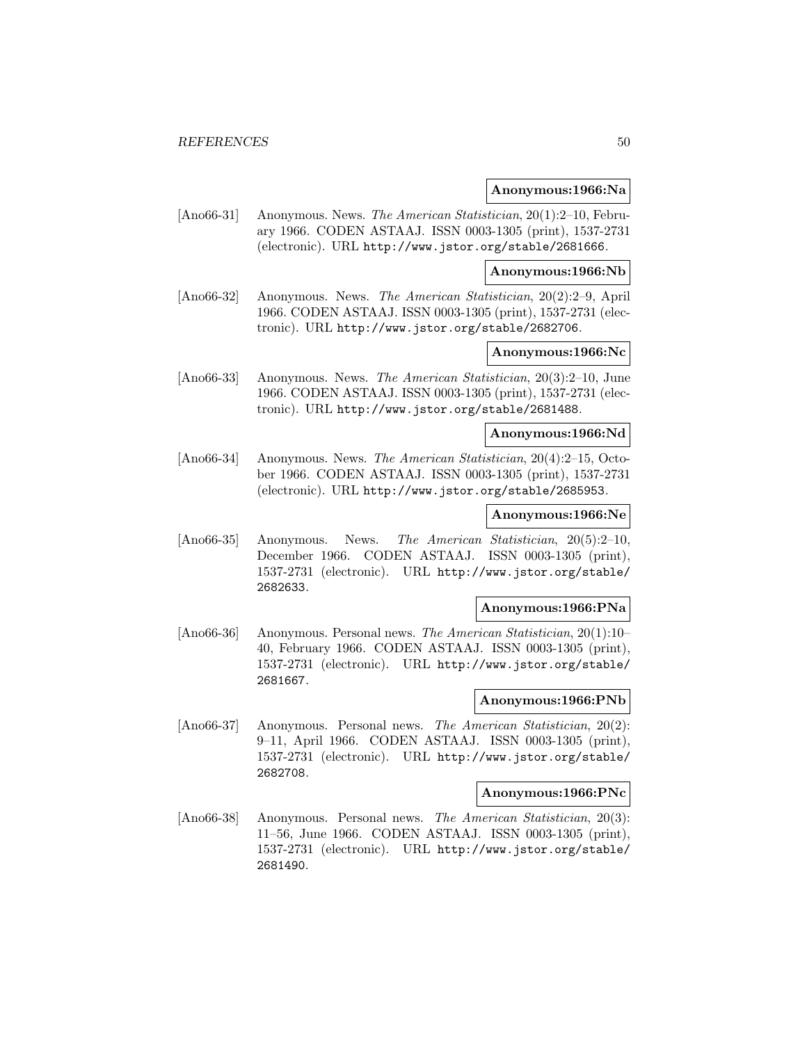**Anonymous:1966:Na**

[Ano66-31] Anonymous. News. *The American Statistician*, 20(1):2–10, February 1966. CODEN ASTAAJ. ISSN 0003-1305 (print), 1537-2731 (electronic). URL http://www.jstor.org/stable/2681666.

**Anonymous:1966:Nb**

[Ano66-32] Anonymous. News. *The American Statistician*, 20(2):2–9, April 1966. CODEN ASTAAJ. ISSN 0003-1305 (print), 1537-2731 (electronic). URL http://www.jstor.org/stable/2682706.

**Anonymous:1966:Nc**

[Ano66-33] Anonymous. News. *The American Statistician*, 20(3):2–10, June 1966. CODEN ASTAAJ. ISSN 0003-1305 (print), 1537-2731 (electronic). URL http://www.jstor.org/stable/2681488.

**Anonymous:1966:Nd**

[Ano66-34] Anonymous. News. *The American Statistician*, 20(4):2–15, October 1966. CODEN ASTAAJ. ISSN 0003-1305 (print), 1537-2731 (electronic). URL http://www.jstor.org/stable/2685953.

**Anonymous:1966:Ne**

[Ano66-35] Anonymous. News. *The American Statistician*, 20(5):2–10, December 1966. CODEN ASTAAJ. ISSN 0003-1305 (print), 1537-2731 (electronic). URL http://www.jstor.org/stable/2682633.

**Anonymous:1966:PNa**

[Ano66-36] Anonymous. Personal news. *The American Statistician*, 20(1):10–40, February 1966. CODEN ASTAAJ. ISSN 0003-1305 (print), 1537-2731 (electronic). URL http://www.jstor.org/stable/2681667.

**Anonymous:1966:PNb**

[Ano66-37] Anonymous. Personal news. *The American Statistician*, 20(2):9–11, April 1966. CODEN ASTAAJ. ISSN 0003-1305 (print), 1537-2731 (electronic). URL http://www.jstor.org/stable/2682708.

**Anonymous:1966:PNc**

[Ano66-38] Anonymous. Personal news. *The American Statistician*, 20(3):11–56, June 1966. CODEN ASTAAJ. ISSN 0003-1305 (print), 1537-2731 (electronic). URL http://www.jstor.org/stable/2681490.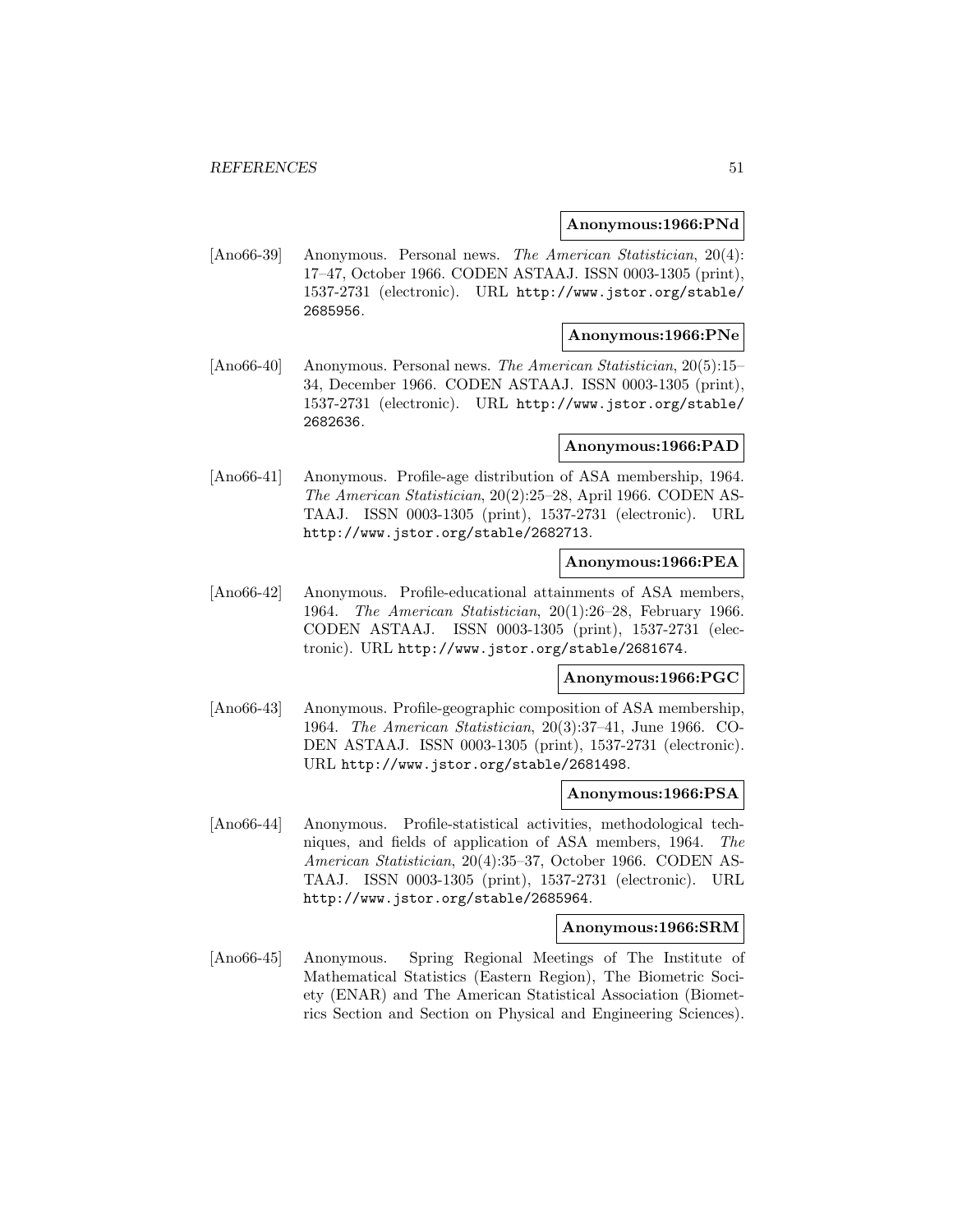**Anonymous:1966:PNd**

[Ano66-39] Anonymous. Personal news. *The American Statistician*, 20(4): 17–47, October 1966. CODEN ASTAAJ. ISSN 0003-1305 (print), 1537-2731 (electronic). URL http://www.jstor.org/stable/2685956.

**Anonymous:1966:PNe**

[Ano66-40] Anonymous. Personal news. *The American Statistician*, 20(5):15–34, December 1966. CODEN ASTAAJ. ISSN 0003-1305 (print), 1537-2731 (electronic). URL http://www.jstor.org/stable/2682636.

**Anonymous:1966:PAD**

[Ano66-41] Anonymous. Profile-age distribution of ASA membership, 1964. *The American Statistician*, 20(2):25–28, April 1966. CODEN ASTAAJ. ISSN 0003-1305 (print), 1537-2731 (electronic). URL http://www.jstor.org/stable/2682713.

**Anonymous:1966:PEA**

[Ano66-42] Anonymous. Profile-educational attainments of ASA members, 1964. *The American Statistician*, 20(1):26–28, February 1966. CODEN ASTAAJ. ISSN 0003-1305 (print), 1537-2731 (electronic). URL http://www.jstor.org/stable/2681674.

**Anonymous:1966:PGC**

[Ano66-43] Anonymous. Profile-geographic composition of ASA membership, 1964. *The American Statistician*, 20(3):37–41, June 1966. CODEN ASTAAJ. ISSN 0003-1305 (print), 1537-2731 (electronic). URL http://www.jstor.org/stable/2681498.

**Anonymous:1966:PSA**

[Ano66-44] Anonymous. Profile-statistical activities, methodological techniques, and fields of application of ASA members, 1964. *The American Statistician*, 20(4):35–37, October 1966. CODEN ASTAAJ. ISSN 0003-1305 (print), 1537-2731 (electronic). URL http://www.jstor.org/stable/2685964.

**Anonymous:1966:SRM**

[Ano66-45] Anonymous. Spring Regional Meetings of The Institute of Mathematical Statistics (Eastern Region), The Biometric Society (ENAR) and The American Statistical Association (Biometrics Section and Section on Physical and Engineering Sciences).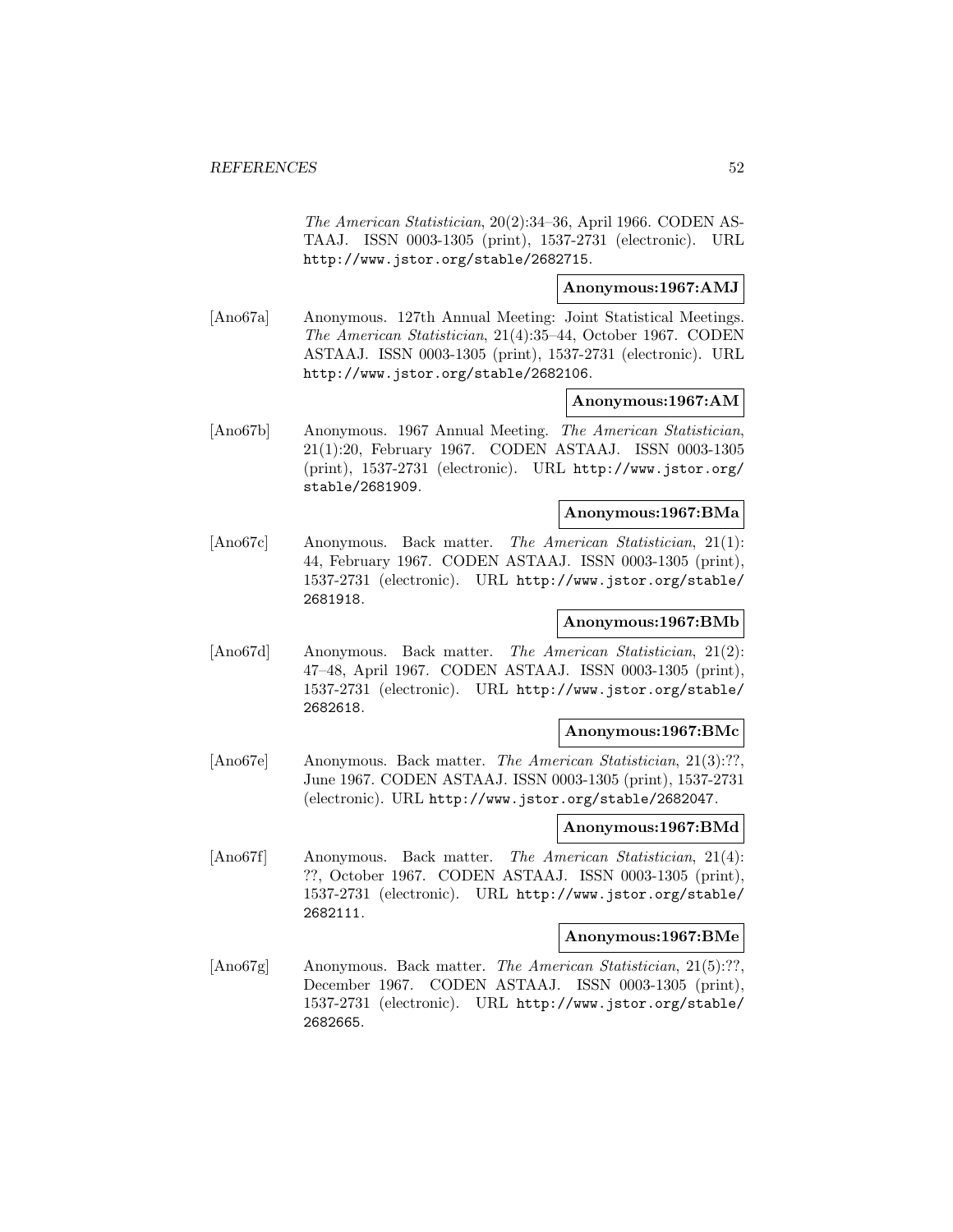*The American Statistician*, 20(2):34–36, April 1966. CODEN ASTAAJ. ISSN 0003-1305 (print), 1537-2731 (electronic). URL http://www.jstor.org/stable/2682715.

**Anonymous:1967:AMJ**

[Ano67a] Anonymous. 127th Annual Meeting: Joint Statistical Meetings. *The American Statistician*, 21(4):35–44, October 1967. CODEN ASTAAJ. ISSN 0003-1305 (print), 1537-2731 (electronic). URL http://www.jstor.org/stable/2682106.

**Anonymous:1967:AM**

[Ano67b] Anonymous. 1967 Annual Meeting. *The American Statistician*, 21(1):20, February 1967. CODEN ASTAAJ. ISSN 0003-1305 (print), 1537-2731 (electronic). URL http://www.jstor.org/stable/2681909.

**Anonymous:1967:BMa**

[Ano67c] Anonymous. Back matter. *The American Statistician*, 21(1): 44, February 1967. CODEN ASTAAJ. ISSN 0003-1305 (print), 1537-2731 (electronic). URL http://www.jstor.org/stable/2681918.

**Anonymous:1967:BMb**

[Ano67d] Anonymous. Back matter. *The American Statistician*, 21(2): 47–48, April 1967. CODEN ASTAAJ. ISSN 0003-1305 (print), 1537-2731 (electronic). URL http://www.jstor.org/stable/2682618.

**Anonymous:1967:BMc**

[Ano67e] Anonymous. Back matter. *The American Statistician*, 21(3):??, June 1967. CODEN ASTAAJ. ISSN 0003-1305 (print), 1537-2731 (electronic). URL http://www.jstor.org/stable/2682047.

**Anonymous:1967:BMd**

[Ano67f] Anonymous. Back matter. *The American Statistician*, 21(4): ??, October 1967. CODEN ASTAAJ. ISSN 0003-1305 (print), 1537-2731 (electronic). URL http://www.jstor.org/stable/2682111.

**Anonymous:1967:BMe**

[Ano67g] Anonymous. Back matter. *The American Statistician*, 21(5):??, December 1967. CODEN ASTAAJ. ISSN 0003-1305 (print), 1537-2731 (electronic). URL http://www.jstor.org/stable/2682665.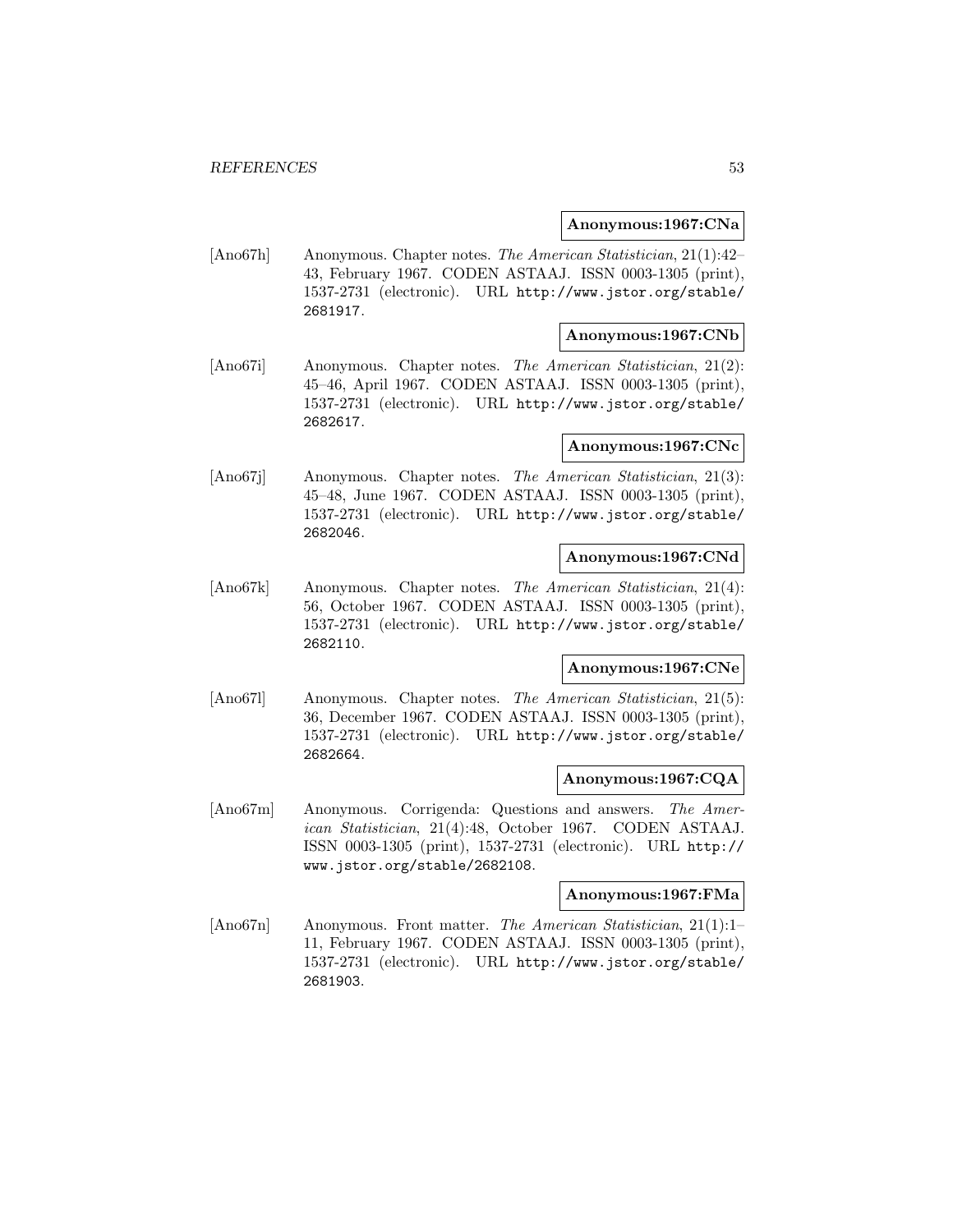**Anonymous:1967:CNa**

[Ano67h] Anonymous. Chapter notes. *The American Statistician*, 21(1):42–43, February 1967. CODEN ASTAAJ. ISSN 0003-1305 (print), 1537-2731 (electronic). URL http://www.jstor.org/stable/2681917.

**Anonymous:1967:CNb**

[Ano67i] Anonymous. Chapter notes. *The American Statistician*, 21(2):45–46, April 1967. CODEN ASTAAJ. ISSN 0003-1305 (print), 1537-2731 (electronic). URL http://www.jstor.org/stable/2682617.

**Anonymous:1967:CNc**

[Ano67j] Anonymous. Chapter notes. *The American Statistician*, 21(3):45–48, June 1967. CODEN ASTAAJ. ISSN 0003-1305 (print), 1537-2731 (electronic). URL http://www.jstor.org/stable/2682046.

**Anonymous:1967:CNd**

[Ano67k] Anonymous. Chapter notes. *The American Statistician*, 21(4):56, October 1967. CODEN ASTAAJ. ISSN 0003-1305 (print), 1537-2731 (electronic). URL http://www.jstor.org/stable/2682110.

**Anonymous:1967:CNe**

[Ano67l] Anonymous. Chapter notes. *The American Statistician*, 21(5):36, December 1967. CODEN ASTAAJ. ISSN 0003-1305 (print), 1537-2731 (electronic). URL http://www.jstor.org/stable/2682664.

**Anonymous:1967:CQA**

[Ano67m] Anonymous. Corrigenda: Questions and answers. *The American Statistician*, 21(4):48, October 1967. CODEN ASTAAJ. ISSN 0003-1305 (print), 1537-2731 (electronic). URL http://www.jstor.org/stable/2682108.

**Anonymous:1967:FMa**

[Ano67n] Anonymous. Front matter. *The American Statistician*, 21(1):1–11, February 1967. CODEN ASTAAJ. ISSN 0003-1305 (print), 1537-2731 (electronic). URL http://www.jstor.org/stable/2681903.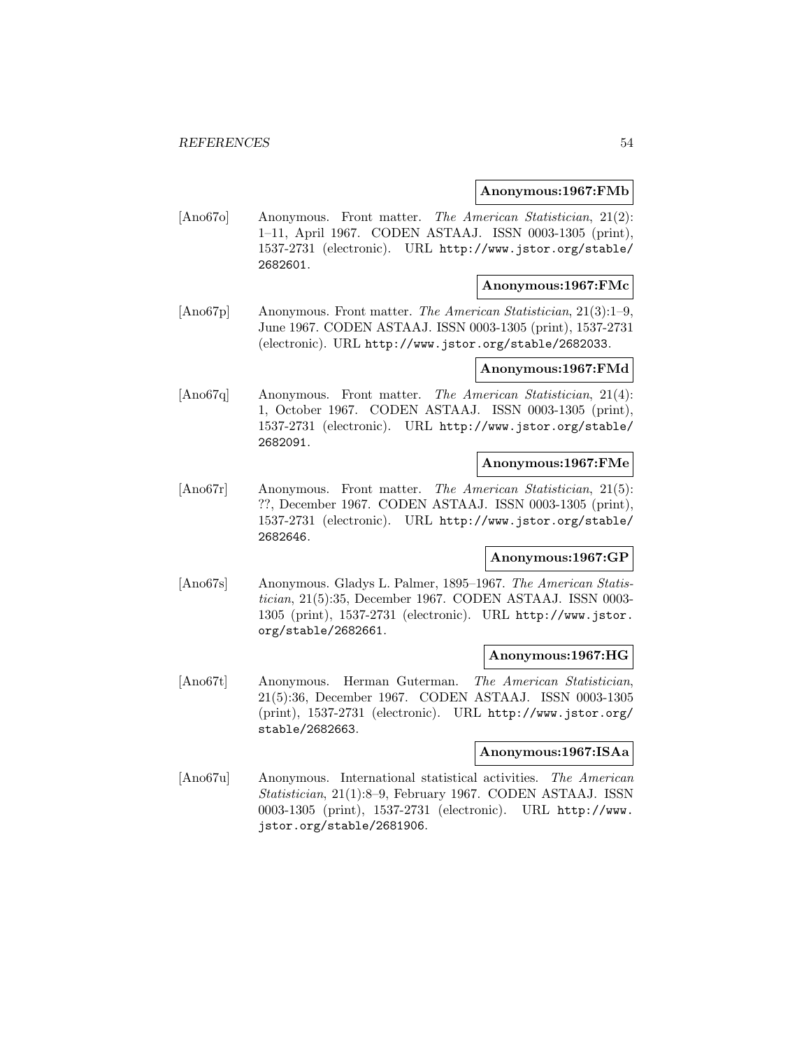**Anonymous:1967:FMb**

[Ano67o] Anonymous. Front matter. *The American Statistician*, 21(2): 1–11, April 1967. CODEN ASTAAJ. ISSN 0003-1305 (print), 1537-2731 (electronic). URL http://www.jstor.org/stable/2682601.

**Anonymous:1967:FMc**

[Ano67p] Anonymous. Front matter. *The American Statistician*, 21(3):1–9, June 1967. CODEN ASTAAJ. ISSN 0003-1305 (print), 1537-2731 (electronic). URL http://www.jstor.org/stable/2682033.

**Anonymous:1967:FMd**

[Ano67q] Anonymous. Front matter. *The American Statistician*, 21(4): 1, October 1967. CODEN ASTAAJ. ISSN 0003-1305 (print), 1537-2731 (electronic). URL http://www.jstor.org/stable/2682091.

**Anonymous:1967:FMe**

[Ano67r] Anonymous. Front matter. *The American Statistician*, 21(5): ??, December 1967. CODEN ASTAAJ. ISSN 0003-1305 (print), 1537-2731 (electronic). URL http://www.jstor.org/stable/2682646.

**Anonymous:1967:GP**

[Ano67s] Anonymous. Gladys L. Palmer, 1895–1967. *The American Statistician*, 21(5):35, December 1967. CODEN ASTAAJ. ISSN 0003-1305 (print), 1537-2731 (electronic). URL http://www.jstor.org/stable/2682661.

**Anonymous:1967:HG**

[Ano67t] Anonymous. Herman Guterman. *The American Statistician*, 21(5):36, December 1967. CODEN ASTAAJ. ISSN 0003-1305 (print), 1537-2731 (electronic). URL http://www.jstor.org/stable/2682663.

**Anonymous:1967:ISAa**

[Ano67u] Anonymous. International statistical activities. *The American Statistician*, 21(1):8–9, February 1967. CODEN ASTAAJ. ISSN 0003-1305 (print), 1537-2731 (electronic). URL http://www.jstor.org/stable/2681906.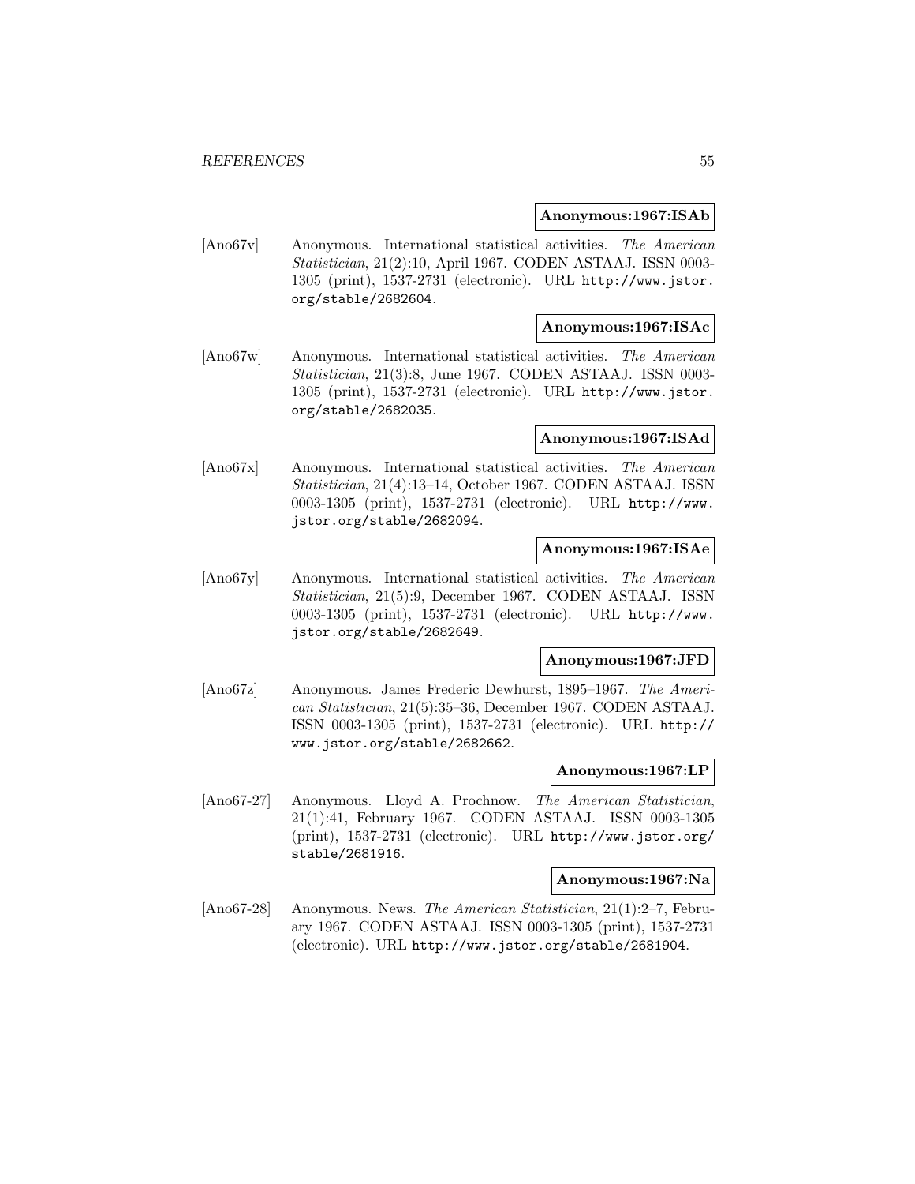**Anonymous:1967:ISAb**

[Ano67v] Anonymous. International statistical activities. *The American Statistician*, 21(2):10, April 1967. CODEN ASTAAJ. ISSN 0003-1305 (print), 1537-2731 (electronic). URL http://www.jstor.org/stable/2682604.

**Anonymous:1967:ISAc**

[Ano67w] Anonymous. International statistical activities. *The American Statistician*, 21(3):8, June 1967. CODEN ASTAAJ. ISSN 0003-1305 (print), 1537-2731 (electronic). URL http://www.jstor.org/stable/2682035.

**Anonymous:1967:ISAd**

[Ano67x] Anonymous. International statistical activities. *The American Statistician*, 21(4):13–14, October 1967. CODEN ASTAAJ. ISSN 0003-1305 (print), 1537-2731 (electronic). URL http://www.jstor.org/stable/2682094.

**Anonymous:1967:ISAe**

[Ano67y] Anonymous. International statistical activities. *The American Statistician*, 21(5):9, December 1967. CODEN ASTAAJ. ISSN 0003-1305 (print), 1537-2731 (electronic). URL http://www.jstor.org/stable/2682649.

**Anonymous:1967:JFD**

[Ano67z] Anonymous. James Frederic Dewhurst, 1895–1967. *The American Statistician*, 21(5):35–36, December 1967. CODEN ASTAAJ. ISSN 0003-1305 (print), 1537-2731 (electronic). URL http://www.jstor.org/stable/2682662.

**Anonymous:1967:LP**

[Ano67-27] Anonymous. Lloyd A. Prochnow. *The American Statistician*, 21(1):41, February 1967. CODEN ASTAAJ. ISSN 0003-1305 (print), 1537-2731 (electronic). URL http://www.jstor.org/stable/2681916.

**Anonymous:1967:Na**

[Ano67-28] Anonymous. News. *The American Statistician*, 21(1):2–7, February 1967. CODEN ASTAAJ. ISSN 0003-1305 (print), 1537-2731 (electronic). URL http://www.jstor.org/stable/2681904.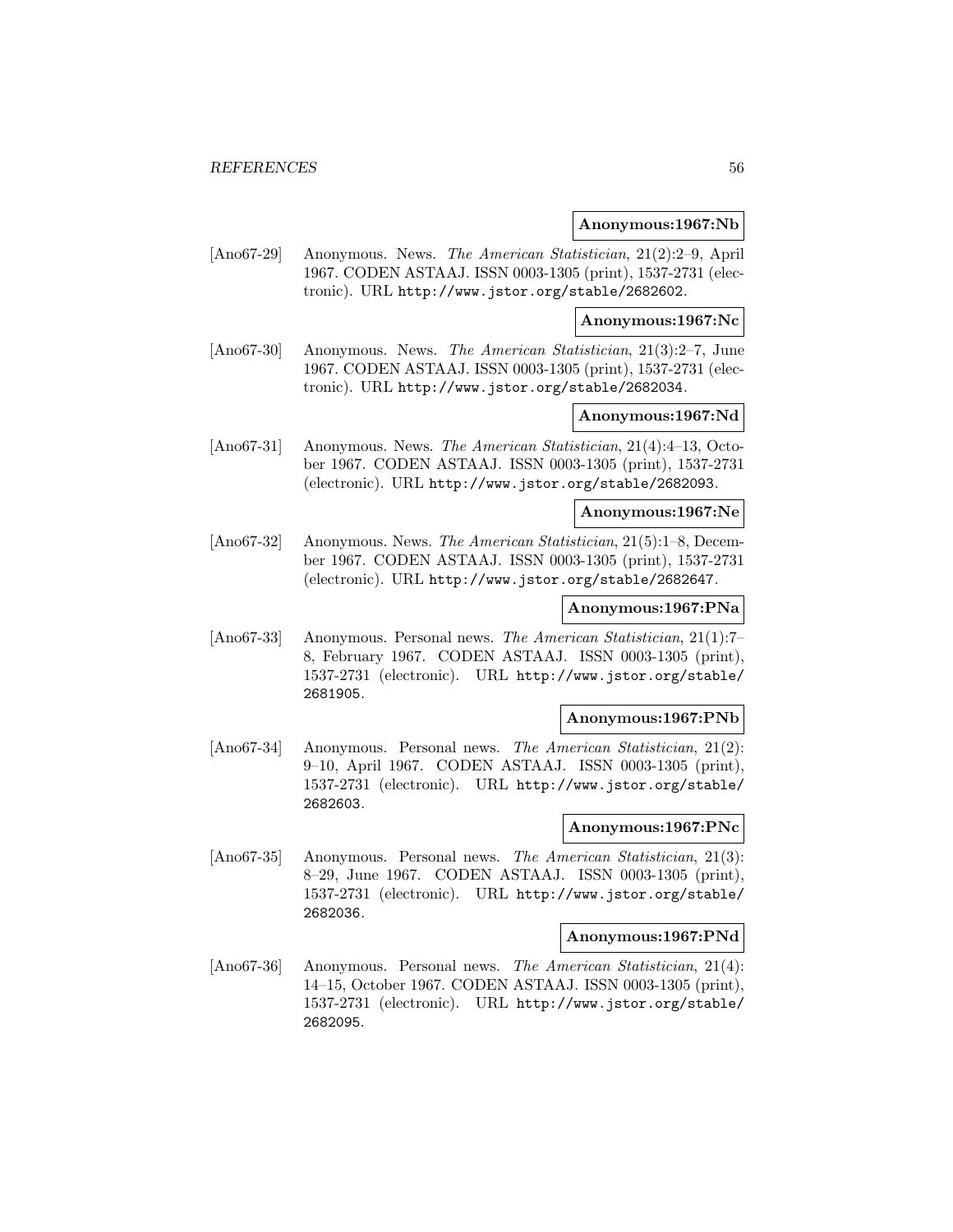**Anonymous:1967:Nb**

[Ano67-29] Anonymous. News. *The American Statistician*, 21(2):2–9, April 1967. CODEN ASTAAJ. ISSN 0003-1305 (print), 1537-2731 (electronic). URL http://www.jstor.org/stable/2682602.

**Anonymous:1967:Nc**

[Ano67-30] Anonymous. News. *The American Statistician*, 21(3):2–7, June 1967. CODEN ASTAAJ. ISSN 0003-1305 (print), 1537-2731 (electronic). URL http://www.jstor.org/stable/2682034.

**Anonymous:1967:Nd**

[Ano67-31] Anonymous. News. *The American Statistician*, 21(4):4–13, October 1967. CODEN ASTAAJ. ISSN 0003-1305 (print), 1537-2731 (electronic). URL http://www.jstor.org/stable/2682093.

**Anonymous:1967:Ne**

[Ano67-32] Anonymous. News. *The American Statistician*, 21(5):1–8, December 1967. CODEN ASTAAJ. ISSN 0003-1305 (print), 1537-2731 (electronic). URL http://www.jstor.org/stable/2682647.

**Anonymous:1967:PNa**

[Ano67-33] Anonymous. Personal news. *The American Statistician*, 21(1):7–8, February 1967. CODEN ASTAAJ. ISSN 0003-1305 (print), 1537-2731 (electronic). URL http://www.jstor.org/stable/2681905.

**Anonymous:1967:PNb**

[Ano67-34] Anonymous. Personal news. *The American Statistician*, 21(2):9–10, April 1967. CODEN ASTAAJ. ISSN 0003-1305 (print), 1537-2731 (electronic). URL http://www.jstor.org/stable/2682603.

**Anonymous:1967:PNc**

[Ano67-35] Anonymous. Personal news. *The American Statistician*, 21(3):8–29, June 1967. CODEN ASTAAJ. ISSN 0003-1305 (print), 1537-2731 (electronic). URL http://www.jstor.org/stable/2682036.

**Anonymous:1967:PNd**

[Ano67-36] Anonymous. Personal news. *The American Statistician*, 21(4):14–15, October 1967. CODEN ASTAAJ. ISSN 0003-1305 (print), 1537-2731 (electronic). URL http://www.jstor.org/stable/2682095.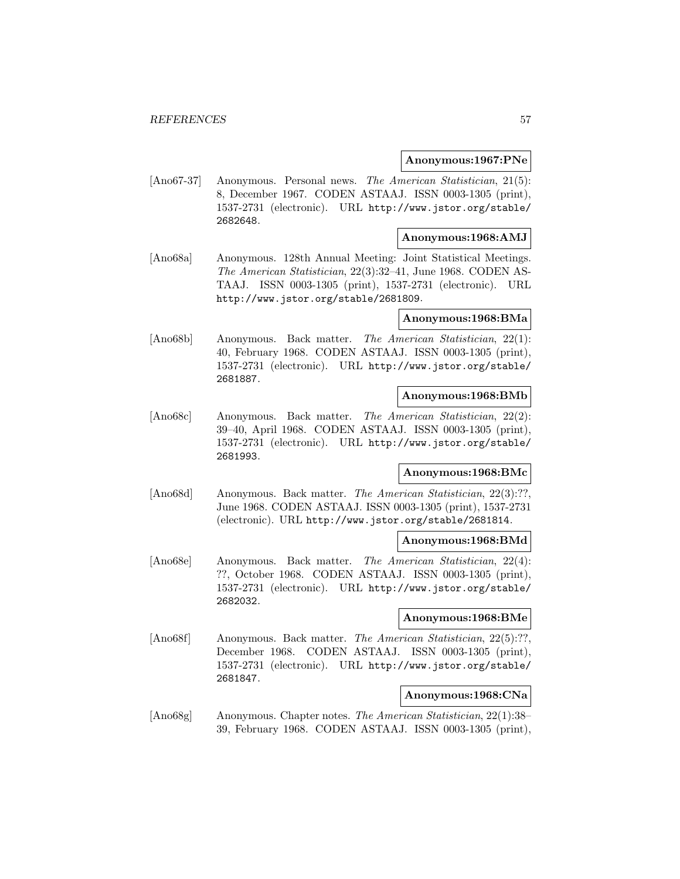**Anonymous:1967:PNe**

[Ano67-37] Anonymous. Personal news. *The American Statistician*, 21(5): 8, December 1967. CODEN ASTAAJ. ISSN 0003-1305 (print), 1537-2731 (electronic). URL http://www.jstor.org/stable/2682648.

**Anonymous:1968:AMJ**

[Ano68a] Anonymous. 128th Annual Meeting: Joint Statistical Meetings. *The American Statistician*, 22(3):32–41, June 1968. CODEN ASTAAJ. ISSN 0003-1305 (print), 1537-2731 (electronic). URL http://www.jstor.org/stable/2681809.

**Anonymous:1968:BMa**

[Ano68b] Anonymous. Back matter. *The American Statistician*, 22(1): 40, February 1968. CODEN ASTAAJ. ISSN 0003-1305 (print), 1537-2731 (electronic). URL http://www.jstor.org/stable/2681887.

**Anonymous:1968:BMb**

[Ano68c] Anonymous. Back matter. *The American Statistician*, 22(2): 39–40, April 1968. CODEN ASTAAJ. ISSN 0003-1305 (print), 1537-2731 (electronic). URL http://www.jstor.org/stable/2681993.

**Anonymous:1968:BMc**

[Ano68d] Anonymous. Back matter. *The American Statistician*, 22(3):??, June 1968. CODEN ASTAAJ. ISSN 0003-1305 (print), 1537-2731 (electronic). URL http://www.jstor.org/stable/2681814.

**Anonymous:1968:BMd**

[Ano68e] Anonymous. Back matter. *The American Statistician*, 22(4): ??, October 1968. CODEN ASTAAJ. ISSN 0003-1305 (print), 1537-2731 (electronic). URL http://www.jstor.org/stable/2682032.

**Anonymous:1968:BMe**

[Ano68f] Anonymous. Back matter. *The American Statistician*, 22(5):??, December 1968. CODEN ASTAAJ. ISSN 0003-1305 (print), 1537-2731 (electronic). URL http://www.jstor.org/stable/2681847.

**Anonymous:1968:CNa**

[Ano68g] Anonymous. Chapter notes. *The American Statistician*, 22(1):38–39, February 1968. CODEN ASTAAJ. ISSN 0003-1305 (print),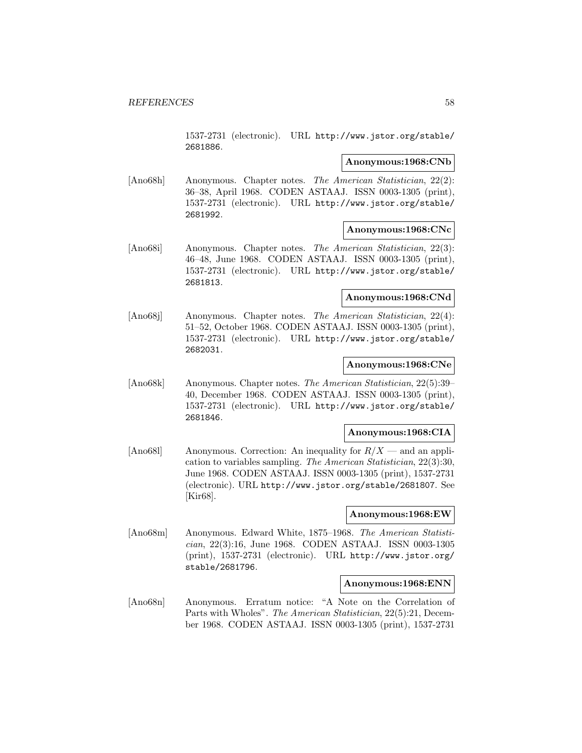1537-2731 (electronic). URL http://www.jstor.org/stable/2681886.

**Anonymous:1968:CNb**

[Ano68h] Anonymous. Chapter notes. *The American Statistician*, 22(2): 36–38, April 1968. CODEN ASTAAJ. ISSN 0003-1305 (print), 1537-2731 (electronic). URL http://www.jstor.org/stable/2681992.

**Anonymous:1968:CNc**

[Ano68i] Anonymous. Chapter notes. *The American Statistician*, 22(3): 46–48, June 1968. CODEN ASTAAJ. ISSN 0003-1305 (print), 1537-2731 (electronic). URL http://www.jstor.org/stable/2681813.

**Anonymous:1968:CNd**

[Ano68j] Anonymous. Chapter notes. *The American Statistician*, 22(4): 51–52, October 1968. CODEN ASTAAJ. ISSN 0003-1305 (print), 1537-2731 (electronic). URL http://www.jstor.org/stable/2682031.

**Anonymous:1968:CNe**

[Ano68k] Anonymous. Chapter notes. *The American Statistician*, 22(5):39–40, December 1968. CODEN ASTAAJ. ISSN 0003-1305 (print), 1537-2731 (electronic). URL http://www.jstor.org/stable/2681846.

**Anonymous:1968:CIA**

[Ano68l] Anonymous. Correction: An inequality for $R/X$ — and an application to variables sampling. *The American Statistician*, 22(3):30, June 1968. CODEN ASTAAJ. ISSN 0003-1305 (print), 1537-2731 (electronic). URL http://www.jstor.org/stable/2681807. See [Kir68].

**Anonymous:1968:EW**

[Ano68m] Anonymous. Edward White, 1875–1968. *The American Statistician*, 22(3):16, June 1968. CODEN ASTAAJ. ISSN 0003-1305 (print), 1537-2731 (electronic). URL http://www.jstor.org/stable/2681796.

**Anonymous:1968:ENN**

[Ano68n] Anonymous. Erratum notice: "A Note on the Correlation of Parts with Wholes". *The American Statistician*, 22(5):21, December 1968. CODEN ASTAAJ. ISSN 0003-1305 (print), 1537-2731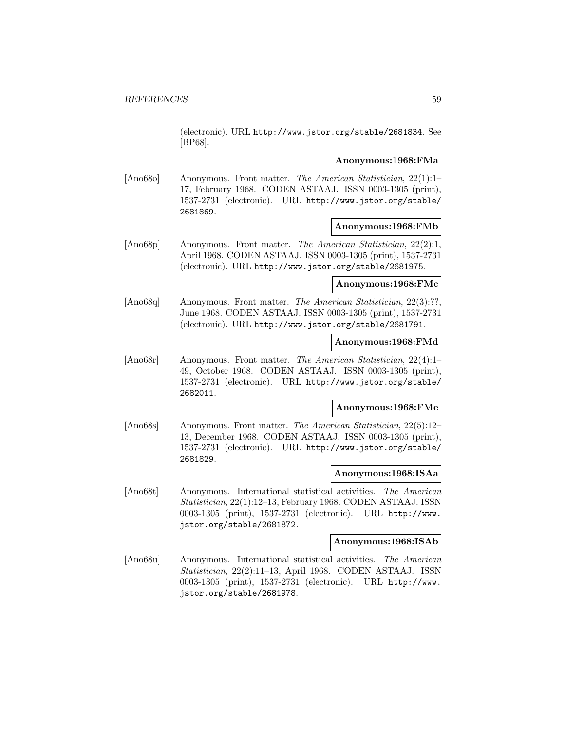(electronic). URL http://www.jstor.org/stable/2681834. See [BP68].

**Anonymous:1968:FMa**

[Ano68o] Anonymous. Front matter. *The American Statistician*, 22(1):1–17, February 1968. CODEN ASTAAJ. ISSN 0003-1305 (print), 1537-2731 (electronic). URL http://www.jstor.org/stable/2681869.

**Anonymous:1968:FMb**

[Ano68p] Anonymous. Front matter. *The American Statistician*, 22(2):1, April 1968. CODEN ASTAAJ. ISSN 0003-1305 (print), 1537-2731 (electronic). URL http://www.jstor.org/stable/2681975.

**Anonymous:1968:FMc**

[Ano68q] Anonymous. Front matter. *The American Statistician*, 22(3):??, June 1968. CODEN ASTAAJ. ISSN 0003-1305 (print), 1537-2731 (electronic). URL http://www.jstor.org/stable/2681791.

**Anonymous:1968:FMd**

[Ano68r] Anonymous. Front matter. *The American Statistician*, 22(4):1–49, October 1968. CODEN ASTAAJ. ISSN 0003-1305 (print), 1537-2731 (electronic). URL http://www.jstor.org/stable/2682011.

**Anonymous:1968:FMe**

[Ano68s] Anonymous. Front matter. *The American Statistician*, 22(5):12–13, December 1968. CODEN ASTAAJ. ISSN 0003-1305 (print), 1537-2731 (electronic). URL http://www.jstor.org/stable/2681829.

**Anonymous:1968:ISAa**

[Ano68t] Anonymous. International statistical activities. *The American Statistician*, 22(1):12–13, February 1968. CODEN ASTAAJ. ISSN 0003-1305 (print), 1537-2731 (electronic). URL http://www.jstor.org/stable/2681872.

**Anonymous:1968:ISAb**

[Ano68u] Anonymous. International statistical activities. *The American Statistician*, 22(2):11–13, April 1968. CODEN ASTAAJ. ISSN 0003-1305 (print), 1537-2731 (electronic). URL http://www.jstor.org/stable/2681978.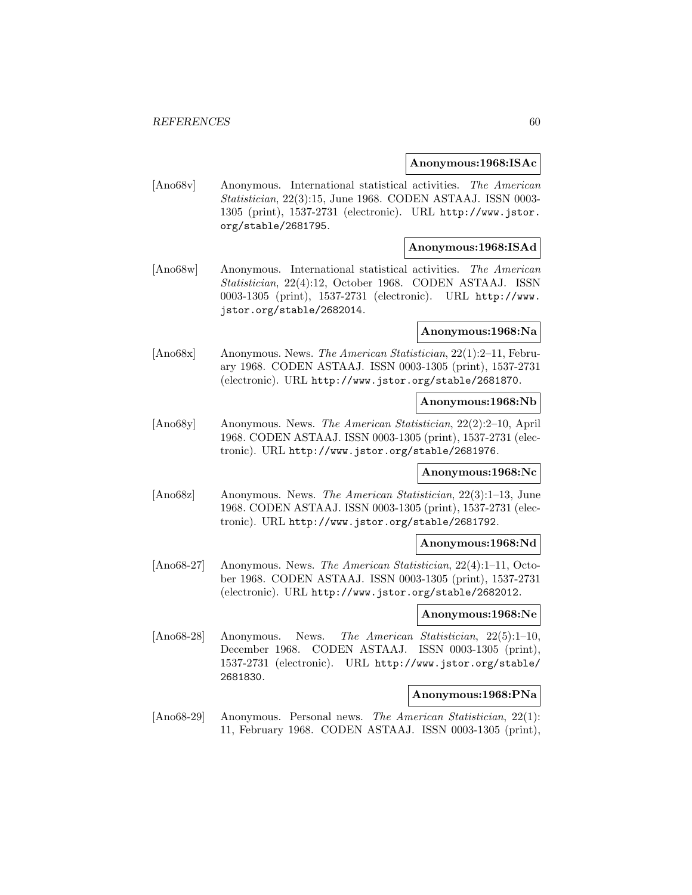**Anonymous:1968:ISAc**

[Ano68v] Anonymous. International statistical activities. *The American Statistician*, 22(3):15, June 1968. CODEN ASTAAJ. ISSN 0003-1305 (print), 1537-2731 (electronic). URL http://www.jstor.org/stable/2681795.

**Anonymous:1968:ISAd**

[Ano68w] Anonymous. International statistical activities. *The American Statistician*, 22(4):12, October 1968. CODEN ASTAAJ. ISSN 0003-1305 (print), 1537-2731 (electronic). URL http://www.jstor.org/stable/2682014.

**Anonymous:1968:Na**

[Ano68x] Anonymous. News. *The American Statistician*, 22(1):2–11, February 1968. CODEN ASTAAJ. ISSN 0003-1305 (print), 1537-2731 (electronic). URL http://www.jstor.org/stable/2681870.

**Anonymous:1968:Nb**

[Ano68y] Anonymous. News. *The American Statistician*, 22(2):2–10, April 1968. CODEN ASTAAJ. ISSN 0003-1305 (print), 1537-2731 (electronic). URL http://www.jstor.org/stable/2681976.

**Anonymous:1968:Nc**

[Ano68z] Anonymous. News. *The American Statistician*, 22(3):1–13, June 1968. CODEN ASTAAJ. ISSN 0003-1305 (print), 1537-2731 (electronic). URL http://www.jstor.org/stable/2681792.

**Anonymous:1968:Nd**

[Ano68-27] Anonymous. News. *The American Statistician*, 22(4):1–11, October 1968. CODEN ASTAAJ. ISSN 0003-1305 (print), 1537-2731 (electronic). URL http://www.jstor.org/stable/2682012.

**Anonymous:1968:Ne**

[Ano68-28] Anonymous. News. *The American Statistician*, 22(5):1–10, December 1968. CODEN ASTAAJ. ISSN 0003-1305 (print), 1537-2731 (electronic). URL http://www.jstor.org/stable/2681830.

**Anonymous:1968:PNa**

[Ano68-29] Anonymous. Personal news. *The American Statistician*, 22(1): 11, February 1968. CODEN ASTAAJ. ISSN 0003-1305 (print),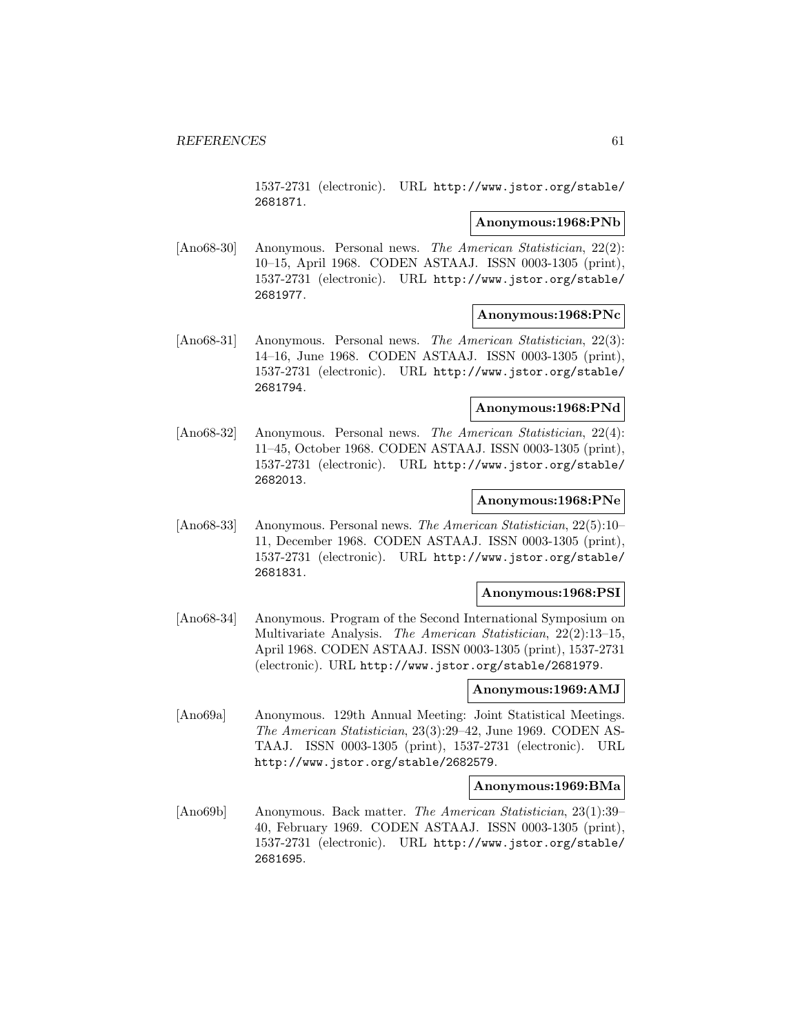1537-2731 (electronic). URL http://www.jstor.org/stable/2681871.

**Anonymous:1968:PNb**

[Ano68-30] Anonymous. Personal news. *The American Statistician*, 22(2): 10–15, April 1968. CODEN ASTAAJ. ISSN 0003-1305 (print), 1537-2731 (electronic). URL http://www.jstor.org/stable/2681977.

**Anonymous:1968:PNc**

[Ano68-31] Anonymous. Personal news. *The American Statistician*, 22(3): 14–16, June 1968. CODEN ASTAAJ. ISSN 0003-1305 (print), 1537-2731 (electronic). URL http://www.jstor.org/stable/2681794.

**Anonymous:1968:PNd**

[Ano68-32] Anonymous. Personal news. *The American Statistician*, 22(4): 11–45, October 1968. CODEN ASTAAJ. ISSN 0003-1305 (print), 1537-2731 (electronic). URL http://www.jstor.org/stable/2682013.

**Anonymous:1968:PNe**

[Ano68-33] Anonymous. Personal news. *The American Statistician*, 22(5):10–11, December 1968. CODEN ASTAAJ. ISSN 0003-1305 (print), 1537-2731 (electronic). URL http://www.jstor.org/stable/2681831.

**Anonymous:1968:PSI**

[Ano68-34] Anonymous. Program of the Second International Symposium on Multivariate Analysis. *The American Statistician*, 22(2):13–15, April 1968. CODEN ASTAAJ. ISSN 0003-1305 (print), 1537-2731 (electronic). URL http://www.jstor.org/stable/2681979.

**Anonymous:1969:AMJ**

[Ano69a] Anonymous. 129th Annual Meeting: Joint Statistical Meetings. *The American Statistician*, 23(3):29–42, June 1969. CODEN ASTAAJ. ISSN 0003-1305 (print), 1537-2731 (electronic). URL http://www.jstor.org/stable/2682579.

**Anonymous:1969:BMa**

[Ano69b] Anonymous. Back matter. *The American Statistician*, 23(1):39–40, February 1969. CODEN ASTAAJ. ISSN 0003-1305 (print), 1537-2731 (electronic). URL http://www.jstor.org/stable/2681695.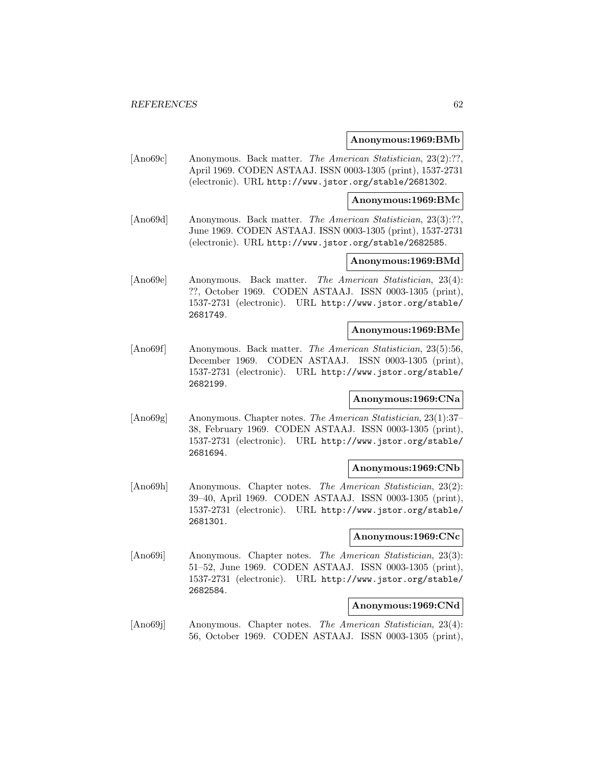**Anonymous:1969:BMb**

[Ano69c] Anonymous. Back matter. *The American Statistician*, 23(2):??, April 1969. CODEN ASTAAJ. ISSN 0003-1305 (print), 1537-2731 (electronic). URL http://www.jstor.org/stable/2681302.

**Anonymous:1969:BMc**

[Ano69d] Anonymous. Back matter. *The American Statistician*, 23(3):??, June 1969. CODEN ASTAAJ. ISSN 0003-1305 (print), 1537-2731 (electronic). URL http://www.jstor.org/stable/2682585.

**Anonymous:1969:BMd**

[Ano69e] Anonymous. Back matter. *The American Statistician*, 23(4): ??, October 1969. CODEN ASTAAJ. ISSN 0003-1305 (print), 1537-2731 (electronic). URL http://www.jstor.org/stable/2681749.

**Anonymous:1969:BMe**

[Ano69f] Anonymous. Back matter. *The American Statistician*, 23(5):56, December 1969. CODEN ASTAAJ. ISSN 0003-1305 (print), 1537-2731 (electronic). URL http://www.jstor.org/stable/2682199.

**Anonymous:1969:CNa**

[Ano69g] Anonymous. Chapter notes. *The American Statistician*, 23(1):37–38, February 1969. CODEN ASTAAJ. ISSN 0003-1305 (print), 1537-2731 (electronic). URL http://www.jstor.org/stable/2681694.

**Anonymous:1969:CNb**

[Ano69h] Anonymous. Chapter notes. *The American Statistician*, 23(2): 39–40, April 1969. CODEN ASTAAJ. ISSN 0003-1305 (print), 1537-2731 (electronic). URL http://www.jstor.org/stable/2681301.

**Anonymous:1969:CNc**

[Ano69i] Anonymous. Chapter notes. *The American Statistician*, 23(3): 51–52, June 1969. CODEN ASTAAJ. ISSN 0003-1305 (print), 1537-2731 (electronic). URL http://www.jstor.org/stable/2682584.

**Anonymous:1969:CNd**

[Ano69j] Anonymous. Chapter notes. *The American Statistician*, 23(4): 56, October 1969. CODEN ASTAAJ. ISSN 0003-1305 (print),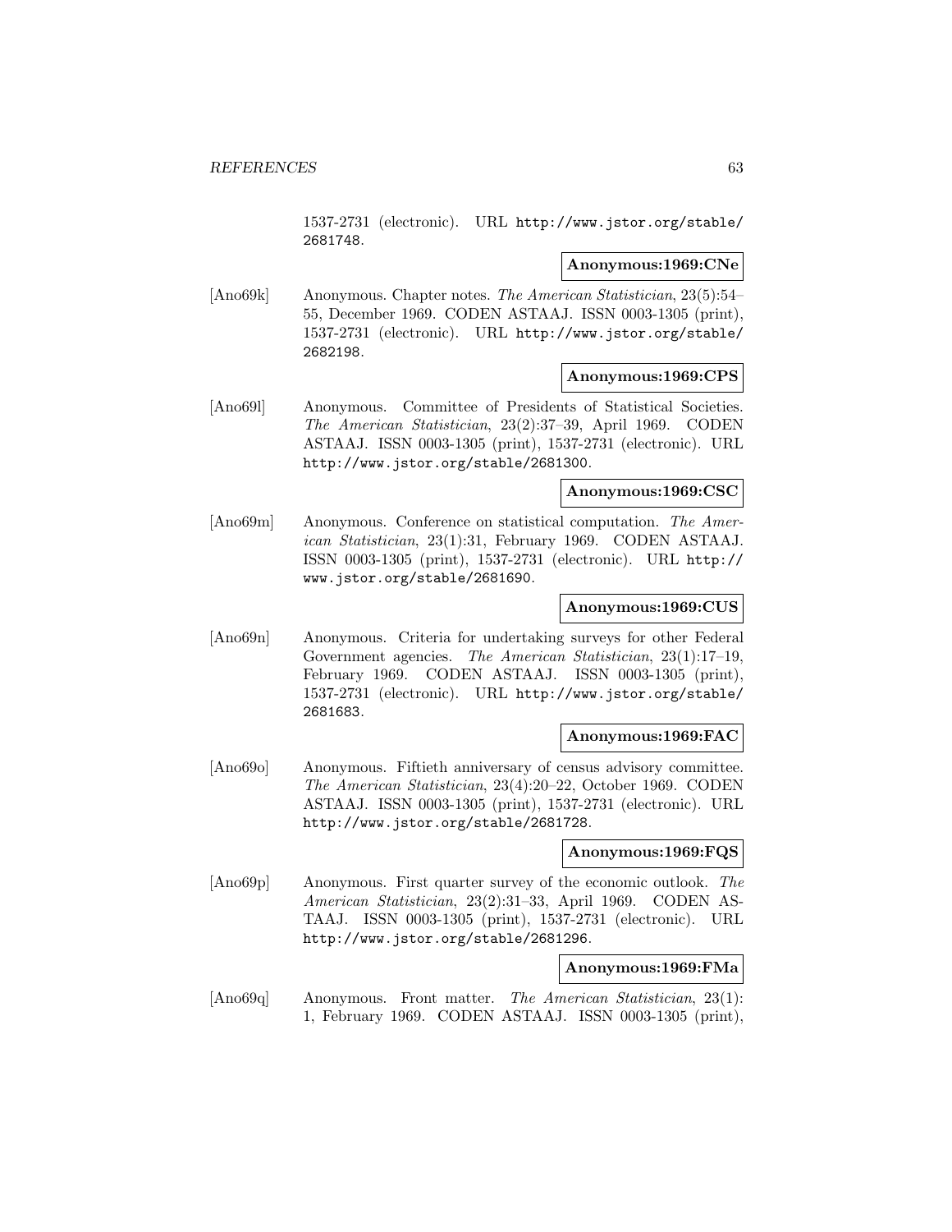1537-2731 (electronic). URL http://www.jstor.org/stable/2681748.

**Anonymous:1969:CNe**

[Ano69k] Anonymous. Chapter notes. *The American Statistician*, 23(5):54–55, December 1969. CODEN ASTAAJ. ISSN 0003-1305 (print), 1537-2731 (electronic). URL http://www.jstor.org/stable/2682198.

**Anonymous:1969:CPS**

[Ano69l] Anonymous. Committee of Presidents of Statistical Societies. *The American Statistician*, 23(2):37–39, April 1969. CODEN ASTAAJ. ISSN 0003-1305 (print), 1537-2731 (electronic). URL http://www.jstor.org/stable/2681300.

**Anonymous:1969:CSC**

[Ano69m] Anonymous. Conference on statistical computation. *The American Statistician*, 23(1):31, February 1969. CODEN ASTAAJ. ISSN 0003-1305 (print), 1537-2731 (electronic). URL http://www.jstor.org/stable/2681690.

**Anonymous:1969:CUS**

[Ano69n] Anonymous. Criteria for undertaking surveys for other Federal Government agencies. *The American Statistician*, 23(1):17–19, February 1969. CODEN ASTAAJ. ISSN 0003-1305 (print), 1537-2731 (electronic). URL http://www.jstor.org/stable/2681683.

**Anonymous:1969:FAC**

[Ano69o] Anonymous. Fiftieth anniversary of census advisory committee. *The American Statistician*, 23(4):20–22, October 1969. CODEN ASTAAJ. ISSN 0003-1305 (print), 1537-2731 (electronic). URL http://www.jstor.org/stable/2681728.

**Anonymous:1969:FQS**

[Ano69p] Anonymous. First quarter survey of the economic outlook. *The American Statistician*, 23(2):31–33, April 1969. CODEN ASTAAJ. ISSN 0003-1305 (print), 1537-2731 (electronic). URL http://www.jstor.org/stable/2681296.

**Anonymous:1969:FMa**

[Ano69q] Anonymous. Front matter. *The American Statistician*, 23(1): 1, February 1969. CODEN ASTAAJ. ISSN 0003-1305 (print),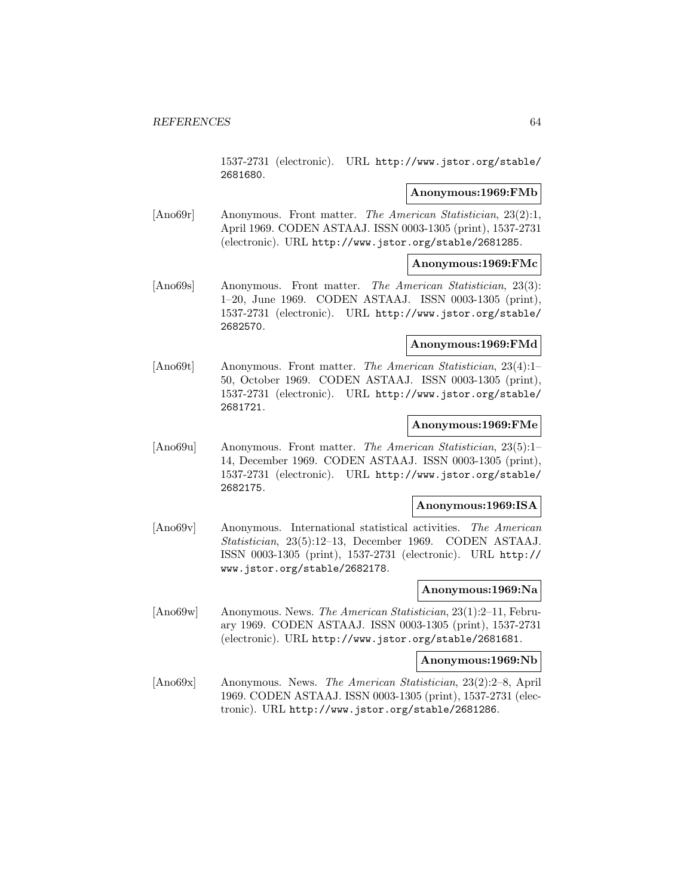1537-2731 (electronic). URL http://www.jstor.org/stable/2681680.

**Anonymous:1969:FMb**

[Ano69r] Anonymous. Front matter. *The American Statistician*, 23(2):1, April 1969. CODEN ASTAAJ. ISSN 0003-1305 (print), 1537-2731 (electronic). URL http://www.jstor.org/stable/2681285.

**Anonymous:1969:FMc**

[Ano69s] Anonymous. Front matter. *The American Statistician*, 23(3): 1–20, June 1969. CODEN ASTAAJ. ISSN 0003-1305 (print), 1537-2731 (electronic). URL http://www.jstor.org/stable/2682570.

**Anonymous:1969:FMd**

[Ano69t] Anonymous. Front matter. *The American Statistician*, 23(4):1–50, October 1969. CODEN ASTAAJ. ISSN 0003-1305 (print), 1537-2731 (electronic). URL http://www.jstor.org/stable/2681721.

**Anonymous:1969:FMe**

[Ano69u] Anonymous. Front matter. *The American Statistician*, 23(5):1–14, December 1969. CODEN ASTAAJ. ISSN 0003-1305 (print), 1537-2731 (electronic). URL http://www.jstor.org/stable/2682175.

**Anonymous:1969:ISA**

[Ano69v] Anonymous. International statistical activities. *The American Statistician*, 23(5):12–13, December 1969. CODEN ASTAAJ. ISSN 0003-1305 (print), 1537-2731 (electronic). URL http://www.jstor.org/stable/2682178.

**Anonymous:1969:Na**

[Ano69w] Anonymous. News. *The American Statistician*, 23(1):2–11, February 1969. CODEN ASTAAJ. ISSN 0003-1305 (print), 1537-2731 (electronic). URL http://www.jstor.org/stable/2681681.

**Anonymous:1969:Nb**

[Ano69x] Anonymous. News. *The American Statistician*, 23(2):2–8, April 1969. CODEN ASTAAJ. ISSN 0003-1305 (print), 1537-2731 (electronic). URL http://www.jstor.org/stable/2681286.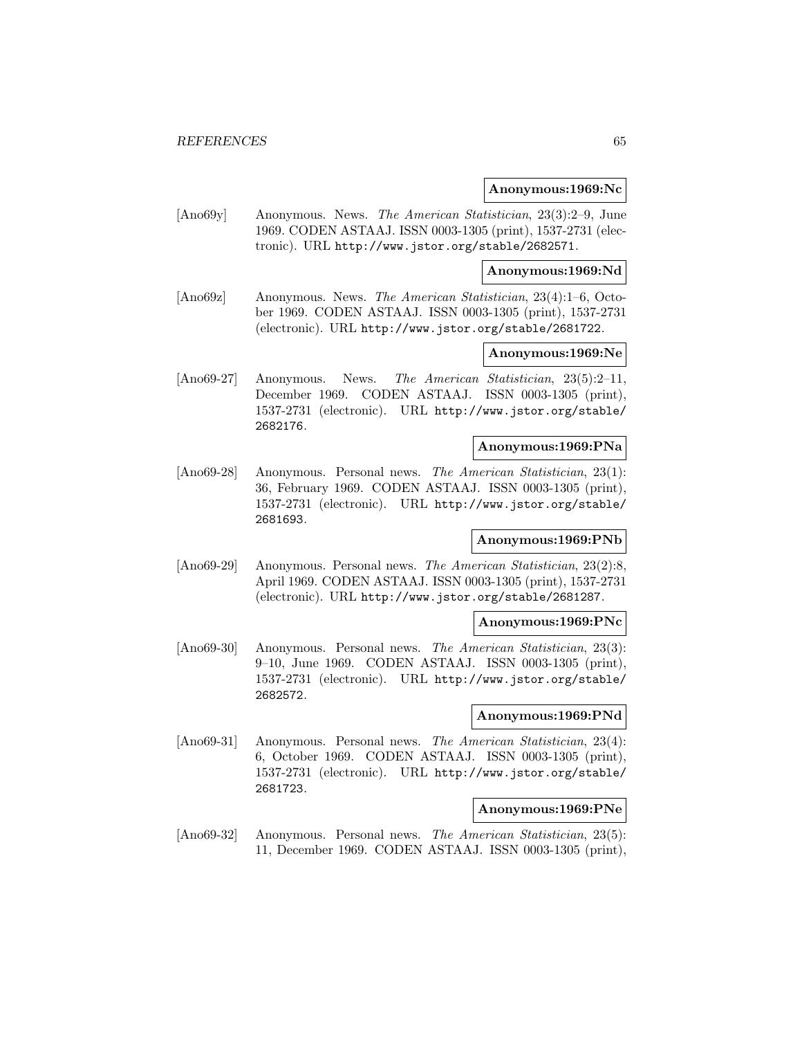**Anonymous:1969:Nc**

[Ano69y] Anonymous. News. *The American Statistician*, 23(3):2–9, June 1969. CODEN ASTAAJ. ISSN 0003-1305 (print), 1537-2731 (electronic). URL http://www.jstor.org/stable/2682571.

**Anonymous:1969:Nd**

[Ano69z] Anonymous. News. *The American Statistician*, 23(4):1–6, October 1969. CODEN ASTAAJ. ISSN 0003-1305 (print), 1537-2731 (electronic). URL http://www.jstor.org/stable/2681722.

**Anonymous:1969:Ne**

[Ano69-27] Anonymous. News. *The American Statistician*, 23(5):2–11, December 1969. CODEN ASTAAJ. ISSN 0003-1305 (print), 1537-2731 (electronic). URL http://www.jstor.org/stable/2682176.

**Anonymous:1969:PNa**

[Ano69-28] Anonymous. Personal news. *The American Statistician*, 23(1):36, February 1969. CODEN ASTAAJ. ISSN 0003-1305 (print), 1537-2731 (electronic). URL http://www.jstor.org/stable/2681693.

**Anonymous:1969:PNb**

[Ano69-29] Anonymous. Personal news. *The American Statistician*, 23(2):8, April 1969. CODEN ASTAAJ. ISSN 0003-1305 (print), 1537-2731 (electronic). URL http://www.jstor.org/stable/2681287.

**Anonymous:1969:PNc**

[Ano69-30] Anonymous. Personal news. *The American Statistician*, 23(3):9–10, June 1969. CODEN ASTAAJ. ISSN 0003-1305 (print), 1537-2731 (electronic). URL http://www.jstor.org/stable/2682572.

**Anonymous:1969:PNd**

[Ano69-31] Anonymous. Personal news. *The American Statistician*, 23(4):6, October 1969. CODEN ASTAAJ. ISSN 0003-1305 (print), 1537-2731 (electronic). URL http://www.jstor.org/stable/2681723.

**Anonymous:1969:PNe**

[Ano69-32] Anonymous. Personal news. *The American Statistician*, 23(5):11, December 1969. CODEN ASTAAJ. ISSN 0003-1305 (print),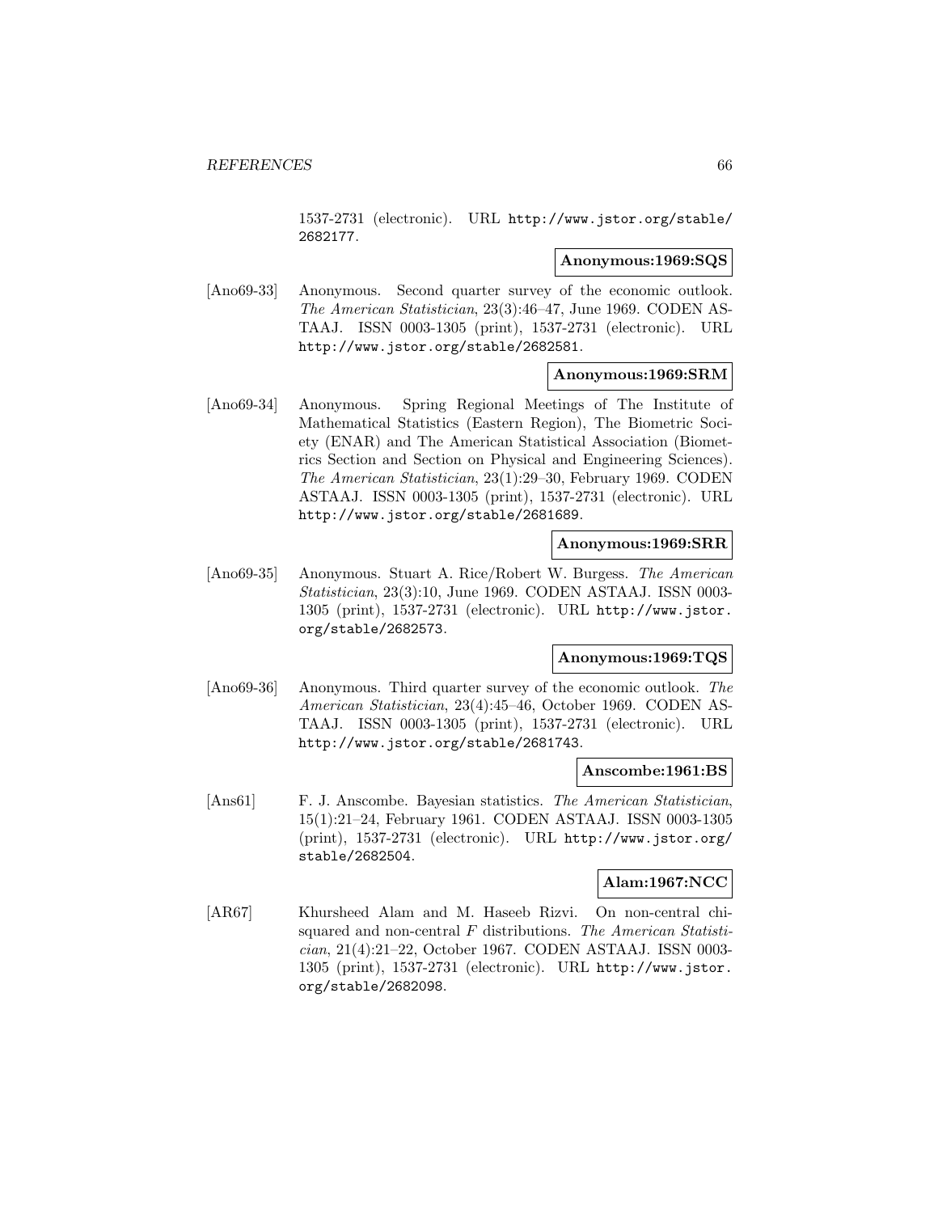1537-2731 (electronic). URL http://www.jstor.org/stable/2682177.

**Anonymous:1969:SQS**

[Ano69-33] Anonymous. Second quarter survey of the economic outlook. *The American Statistician*, 23(3):46–47, June 1969. CODEN ASTAAJ. ISSN 0003-1305 (print), 1537-2731 (electronic). URL http://www.jstor.org/stable/2682581.

**Anonymous:1969:SRM**

[Ano69-34] Anonymous. Spring Regional Meetings of The Institute of Mathematical Statistics (Eastern Region), The Biometric Society (ENAR) and The American Statistical Association (Biometrics Section and Section on Physical and Engineering Sciences). *The American Statistician*, 23(1):29–30, February 1969. CODEN ASTAAJ. ISSN 0003-1305 (print), 1537-2731 (electronic). URL http://www.jstor.org/stable/2681689.

**Anonymous:1969:SRR**

[Ano69-35] Anonymous. Stuart A. Rice/Robert W. Burgess. *The American Statistician*, 23(3):10, June 1969. CODEN ASTAAJ. ISSN 0003-1305 (print), 1537-2731 (electronic). URL http://www.jstor.org/stable/2682573.

**Anonymous:1969:TQS**

[Ano69-36] Anonymous. Third quarter survey of the economic outlook. *The American Statistician*, 23(4):45–46, October 1969. CODEN ASTAAJ. ISSN 0003-1305 (print), 1537-2731 (electronic). URL http://www.jstor.org/stable/2681743.

**Anscombe:1961:BS**

[Ans61] F. J. Anscombe. Bayesian statistics. *The American Statistician*, 15(1):21–24, February 1961. CODEN ASTAAJ. ISSN 0003-1305 (print), 1537-2731 (electronic). URL http://www.jstor.org/stable/2682504.

**Alam:1967:NCC**

[AR67] Khursheed Alam and M. Haseeb Rizvi. On non-central chi-squared and non-central $F$ distributions. *The American Statistician*, 21(4):21–22, October 1967. CODEN ASTAAJ. ISSN 0003-1305 (print), 1537-2731 (electronic). URL http://www.jstor.org/stable/2682098.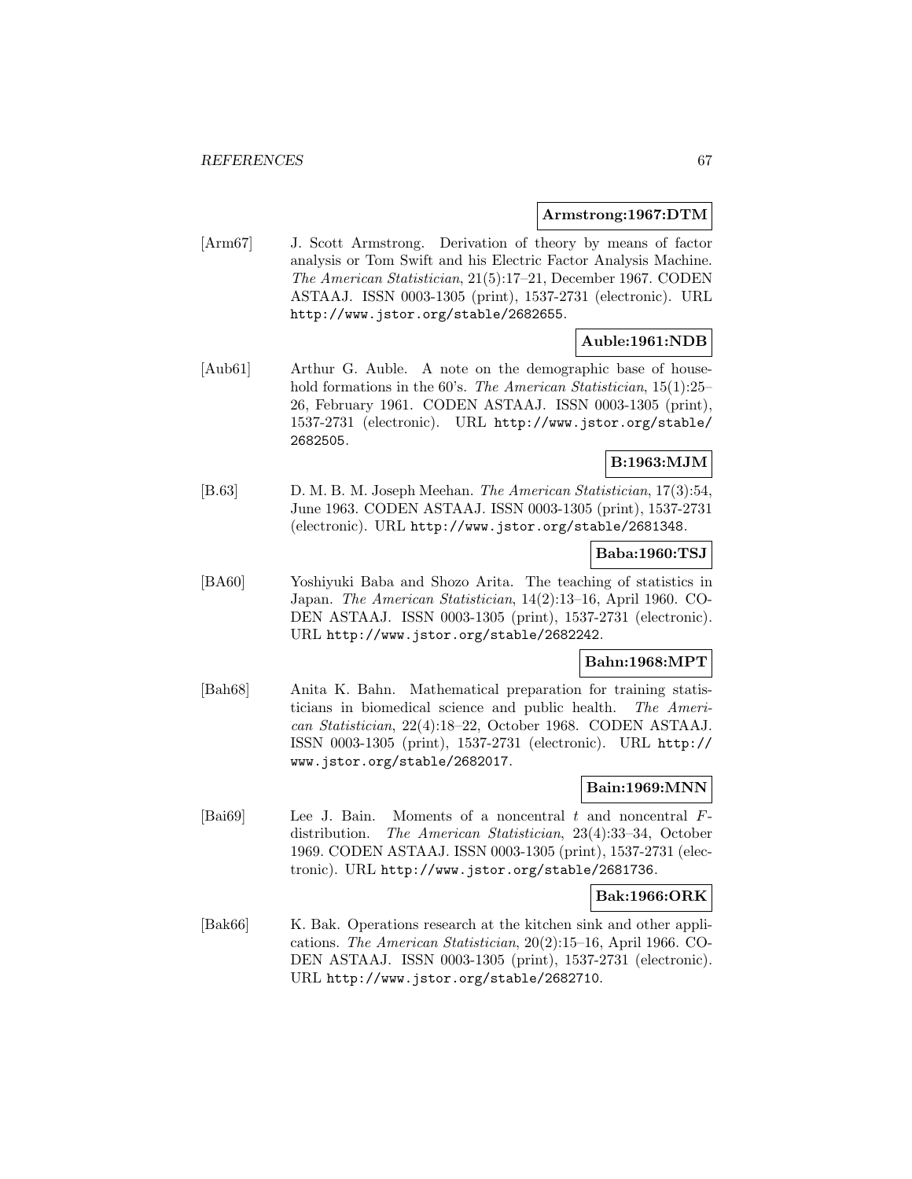**Armstrong:1967:DTM**

[Arm67] J. Scott Armstrong. Derivation of theory by means of factor analysis or Tom Swift and his Electric Factor Analysis Machine. *The American Statistician*, 21(5):17–21, December 1967. CODEN ASTAAJ. ISSN 0003-1305 (print), 1537-2731 (electronic). URL http://www.jstor.org/stable/2682655.

**Auble:1961:NDB**

[Aub61] Arthur G. Auble. A note on the demographic base of household formations in the 60's. *The American Statistician*, 15(1):25–26, February 1961. CODEN ASTAAJ. ISSN 0003-1305 (print), 1537-2731 (electronic). URL http://www.jstor.org/stable/2682505.

**B:1963:MJM**

[B.63] D. M. B. M. Joseph Meehan. *The American Statistician*, 17(3):54, June 1963. CODEN ASTAAJ. ISSN 0003-1305 (print), 1537-2731 (electronic). URL http://www.jstor.org/stable/2681348.

**Baba:1960:TSJ**

[BA60] Yoshiyuki Baba and Shozo Arita. The teaching of statistics in Japan. *The American Statistician*, 14(2):13–16, April 1960. CODEN ASTAAJ. ISSN 0003-1305 (print), 1537-2731 (electronic). URL http://www.jstor.org/stable/2682242.

**Bahn:1968:MPT**

[Bah68] Anita K. Bahn. Mathematical preparation for training statisticians in biomedical science and public health. *The American Statistician*, 22(4):18–22, October 1968. CODEN ASTAAJ. ISSN 0003-1305 (print), 1537-2731 (electronic). URL http://www.jstor.org/stable/2682017.

**Bain:1969:MNN**

[Bai69] Lee J. Bain. Moments of a noncentral $t$ and noncentral $F$-distribution. *The American Statistician*, 23(4):33–34, October 1969. CODEN ASTAAJ. ISSN 0003-1305 (print), 1537-2731 (electronic). URL http://www.jstor.org/stable/2681736.

**Bak:1966:ORK**

[Bak66] K. Bak. Operations research at the kitchen sink and other applications. *The American Statistician*, 20(2):15–16, April 1966. CODEN ASTAAJ. ISSN 0003-1305 (print), 1537-2731 (electronic). URL http://www.jstor.org/stable/2682710.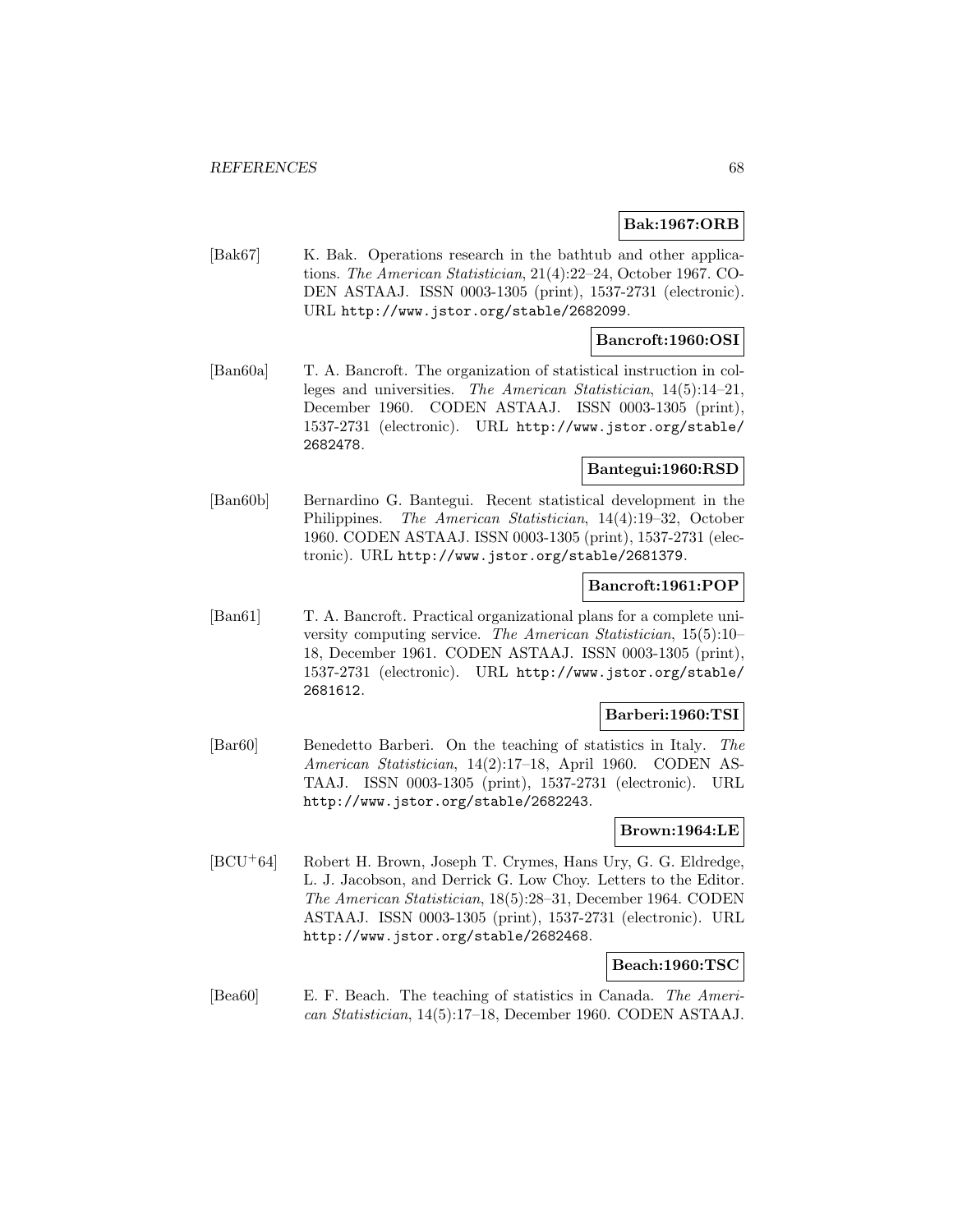**Bak:1967:ORB**

[Bak67] K. Bak. Operations research in the bathtub and other applications. *The American Statistician*, 21(4):22–24, October 1967. CODEN ASTAAJ. ISSN 0003-1305 (print), 1537-2731 (electronic). URL http://www.jstor.org/stable/2682099.

**Bancroft:1960:OSI**

[Ban60a] T. A. Bancroft. The organization of statistical instruction in colleges and universities. *The American Statistician*, 14(5):14–21, December 1960. CODEN ASTAAJ. ISSN 0003-1305 (print), 1537-2731 (electronic). URL http://www.jstor.org/stable/2682478.

**Bantegui:1960:RSD**

[Ban60b] Bernardino G. Bantegui. Recent statistical development in the Philippines. *The American Statistician*, 14(4):19–32, October 1960. CODEN ASTAAJ. ISSN 0003-1305 (print), 1537-2731 (electronic). URL http://www.jstor.org/stable/2681379.

**Bancroft:1961:POP**

[Ban61] T. A. Bancroft. Practical organizational plans for a complete university computing service. *The American Statistician*, 15(5):10–18, December 1961. CODEN ASTAAJ. ISSN 0003-1305 (print), 1537-2731 (electronic). URL http://www.jstor.org/stable/2681612.

**Barberi:1960:TSI**

[Bar60] Benedetto Barberi. On the teaching of statistics in Italy. *The American Statistician*, 14(2):17–18, April 1960. CODEN ASTAAJ. ISSN 0003-1305 (print), 1537-2731 (electronic). URL http://www.jstor.org/stable/2682243.

**Brown:1964:LE**

[BCU+64] Robert H. Brown, Joseph T. Crymes, Hans Ury, G. G. Eldredge, L. J. Jacobson, and Derrick G. Low Choy. Letters to the Editor. *The American Statistician*, 18(5):28–31, December 1964. CODEN ASTAAJ. ISSN 0003-1305 (print), 1537-2731 (electronic). URL http://www.jstor.org/stable/2682468.

**Beach:1960:TSC**

[Bea60] E. F. Beach. The teaching of statistics in Canada. *The American Statistician*, 14(5):17–18, December 1960. CODEN ASTAAJ.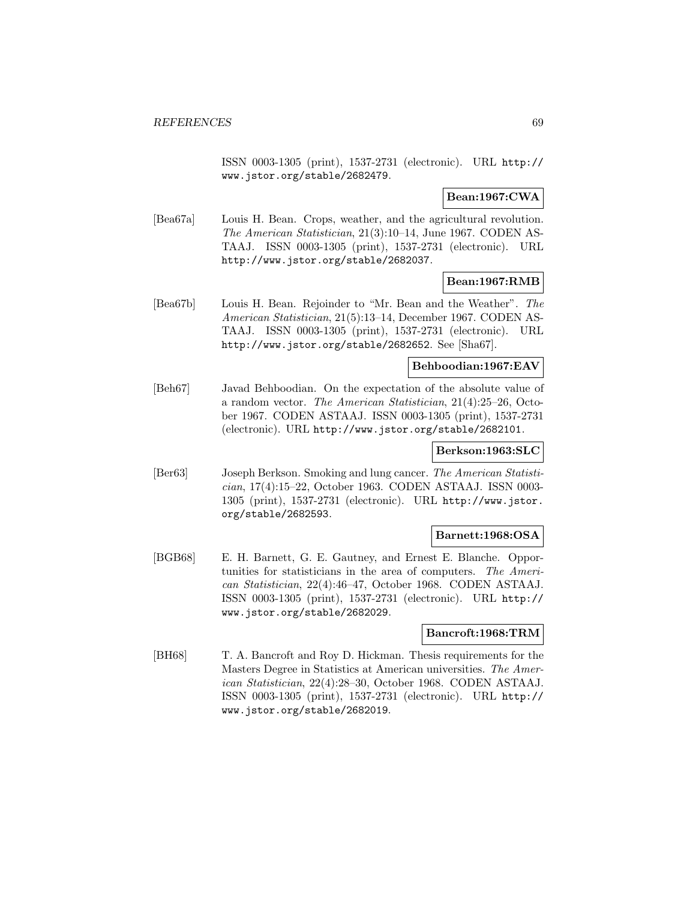ISSN 0003-1305 (print), 1537-2731 (electronic). URL http://www.jstor.org/stable/2682479.

**Bean:1967:CWA**

[Bea67a] Louis H. Bean. Crops, weather, and the agricultural revolution. *The American Statistician*, 21(3):10–14, June 1967. CODEN ASTAAJ. ISSN 0003-1305 (print), 1537-2731 (electronic). URL http://www.jstor.org/stable/2682037.

**Bean:1967:RMB**

[Bea67b] Louis H. Bean. Rejoinder to "Mr. Bean and the Weather". *The American Statistician*, 21(5):13–14, December 1967. CODEN ASTAAJ. ISSN 0003-1305 (print), 1537-2731 (electronic). URL http://www.jstor.org/stable/2682652. See [Sha67].

**Behboodian:1967:EAV**

[Beh67] Javad Behboodian. On the expectation of the absolute value of a random vector. *The American Statistician*, 21(4):25–26, October 1967. CODEN ASTAAJ. ISSN 0003-1305 (print), 1537-2731 (electronic). URL http://www.jstor.org/stable/2682101.

**Berkson:1963:SLC**

[Ber63] Joseph Berkson. Smoking and lung cancer. *The American Statistician*, 17(4):15–22, October 1963. CODEN ASTAAJ. ISSN 0003-1305 (print), 1537-2731 (electronic). URL http://www.jstor.org/stable/2682593.

**Barnett:1968:OSA**

[BGB68] E. H. Barnett, G. E. Gautney, and Ernest E. Blanche. Opportunities for statisticians in the area of computers. *The American Statistician*, 22(4):46–47, October 1968. CODEN ASTAAJ. ISSN 0003-1305 (print), 1537-2731 (electronic). URL http://www.jstor.org/stable/2682029.

**Bancroft:1968:TRM**

[BH68] T. A. Bancroft and Roy D. Hickman. Thesis requirements for the Masters Degree in Statistics at American universities. *The American Statistician*, 22(4):28–30, October 1968. CODEN ASTAAJ. ISSN 0003-1305 (print), 1537-2731 (electronic). URL http://www.jstor.org/stable/2682019.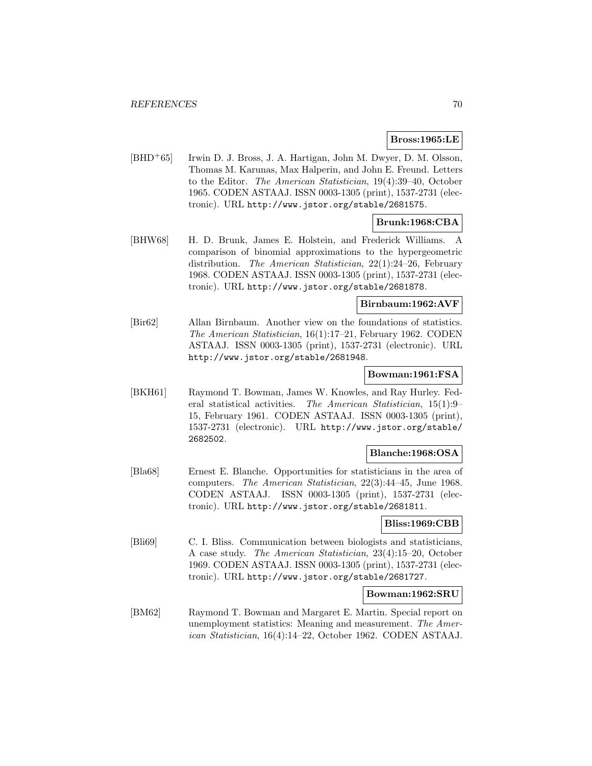**Bross:1965:LE**

[BHD+65] Irwin D. J. Bross, J. A. Hartigan, John M. Dwyer, D. M. Olsson, Thomas M. Karunas, Max Halperin, and John E. Freund. Letters to the Editor. *The American Statistician*, 19(4):39–40, October 1965. CODEN ASTAAJ. ISSN 0003-1305 (print), 1537-2731 (electronic). URL http://www.jstor.org/stable/2681575.

**Brunk:1968:CBA**

[BHW68] H. D. Brunk, James E. Holstein, and Frederick Williams. A comparison of binomial approximations to the hypergeometric distribution. *The American Statistician*, 22(1):24–26, February 1968. CODEN ASTAAJ. ISSN 0003-1305 (print), 1537-2731 (electronic). URL http://www.jstor.org/stable/2681878.

**Birnbaum:1962:AVF**

[Bir62] Allan Birnbaum. Another view on the foundations of statistics. *The American Statistician*, 16(1):17–21, February 1962. CODEN ASTAAJ. ISSN 0003-1305 (print), 1537-2731 (electronic). URL http://www.jstor.org/stable/2681948.

**Bowman:1961:FSA**

[BKH61] Raymond T. Bowman, James W. Knowles, and Ray Hurley. Federal statistical activities. *The American Statistician*, 15(1):9–15, February 1961. CODEN ASTAAJ. ISSN 0003-1305 (print), 1537-2731 (electronic). URL http://www.jstor.org/stable/2682502.

**Blanche:1968:OSA**

[Bla68] Ernest E. Blanche. Opportunities for statisticians in the area of computers. *The American Statistician*, 22(3):44–45, June 1968. CODEN ASTAAJ. ISSN 0003-1305 (print), 1537-2731 (electronic). URL http://www.jstor.org/stable/2681811.

**Bliss:1969:CBB**

[Bli69] C. I. Bliss. Communication between biologists and statisticians, A case study. *The American Statistician*, 23(4):15–20, October 1969. CODEN ASTAAJ. ISSN 0003-1305 (print), 1537-2731 (electronic). URL http://www.jstor.org/stable/2681727.

**Bowman:1962:SRU**

[BM62] Raymond T. Bowman and Margaret E. Martin. Special report on unemployment statistics: Meaning and measurement. *The American Statistician*, 16(4):14–22, October 1962. CODEN ASTAAJ.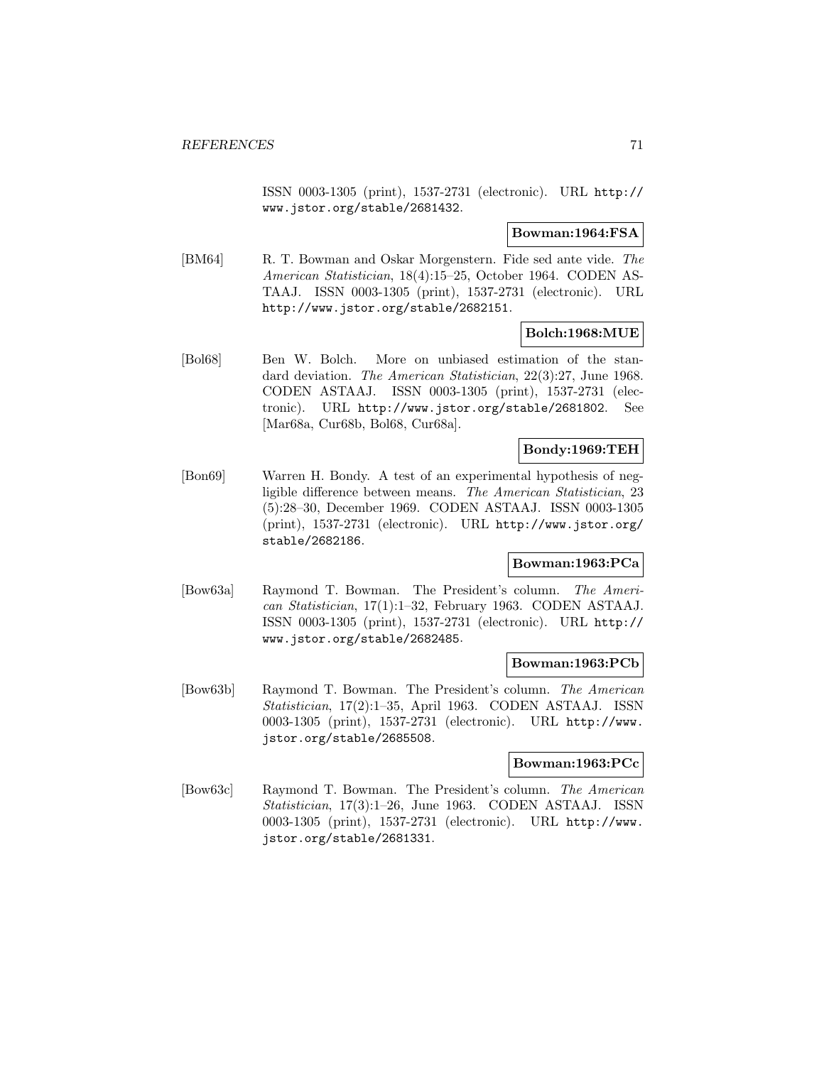ISSN 0003-1305 (print), 1537-2731 (electronic). URL http://www.jstor.org/stable/2681432.

**Bowman:1964:FSA**

[BM64] R. T. Bowman and Oskar Morgenstern. Fide sed ante vide. *The American Statistician*, 18(4):15–25, October 1964. CODEN ASTAAJ. ISSN 0003-1305 (print), 1537-2731 (electronic). URL http://www.jstor.org/stable/2682151.

**Bolch:1968:MUE**

[Bol68] Ben W. Bolch. More on unbiased estimation of the standard deviation. *The American Statistician*, 22(3):27, June 1968. CODEN ASTAAJ. ISSN 0003-1305 (print), 1537-2731 (electronic). URL http://www.jstor.org/stable/2681802. See [Mar68a, Cur68b, Bol68, Cur68a].

**Bondy:1969:TEH**

[Bon69] Warren H. Bondy. A test of an experimental hypothesis of negligible difference between means. *The American Statistician*, 23(5):28–30, December 1969. CODEN ASTAAJ. ISSN 0003-1305 (print), 1537-2731 (electronic). URL http://www.jstor.org/stable/2682186.

**Bowman:1963:PCa**

[Bow63a] Raymond T. Bowman. The President's column. *The American Statistician*, 17(1):1–32, February 1963. CODEN ASTAAJ. ISSN 0003-1305 (print), 1537-2731 (electronic). URL http://www.jstor.org/stable/2682485.

**Bowman:1963:PCb**

[Bow63b] Raymond T. Bowman. The President's column. *The American Statistician*, 17(2):1–35, April 1963. CODEN ASTAAJ. ISSN 0003-1305 (print), 1537-2731 (electronic). URL http://www.jstor.org/stable/2685508.

**Bowman:1963:PCc**

[Bow63c] Raymond T. Bowman. The President's column. *The American Statistician*, 17(3):1–26, June 1963. CODEN ASTAAJ. ISSN 0003-1305 (print), 1537-2731 (electronic). URL http://www.jstor.org/stable/2681331.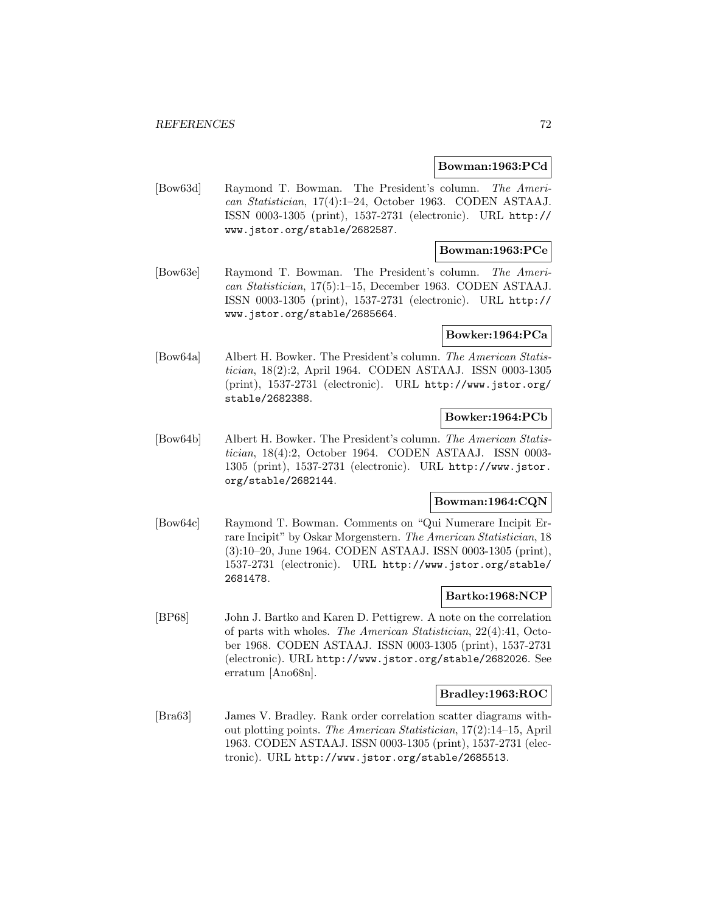**Bowman:1963:PCd**

[Bow63d] Raymond T. Bowman. The President's column. *The American Statistician*, 17(4):1–24, October 1963. CODEN ASTAAJ. ISSN 0003-1305 (print), 1537-2731 (electronic). URL http://www.jstor.org/stable/2682587.

**Bowman:1963:PCe**

[Bow63e] Raymond T. Bowman. The President's column. *The American Statistician*, 17(5):1–15, December 1963. CODEN ASTAAJ. ISSN 0003-1305 (print), 1537-2731 (electronic). URL http://www.jstor.org/stable/2685664.

**Bowker:1964:PCa**

[Bow64a] Albert H. Bowker. The President's column. *The American Statistician*, 18(2):2, April 1964. CODEN ASTAAJ. ISSN 0003-1305 (print), 1537-2731 (electronic). URL http://www.jstor.org/stable/2682388.

**Bowker:1964:PCb**

[Bow64b] Albert H. Bowker. The President's column. *The American Statistician*, 18(4):2, October 1964. CODEN ASTAAJ. ISSN 0003-1305 (print), 1537-2731 (electronic). URL http://www.jstor.org/stable/2682144.

**Bowman:1964:CQN**

[Bow64c] Raymond T. Bowman. Comments on "Qui Numerare Incipit Errare Incipit" by Oskar Morgenstern. *The American Statistician*, 18 (3):10–20, June 1964. CODEN ASTAAJ. ISSN 0003-1305 (print), 1537-2731 (electronic). URL http://www.jstor.org/stable/2681478.

**Bartko:1968:NCP**

[BP68] John J. Bartko and Karen D. Pettigrew. A note on the correlation of parts with wholes. *The American Statistician*, 22(4):41, October 1968. CODEN ASTAAJ. ISSN 0003-1305 (print), 1537-2731 (electronic). URL http://www.jstor.org/stable/2682026. See erratum [Ano68n].

**Bradley:1963:ROC**

[Bra63] James V. Bradley. Rank order correlation scatter diagrams without plotting points. *The American Statistician*, 17(2):14–15, April 1963. CODEN ASTAAJ. ISSN 0003-1305 (print), 1537-2731 (electronic). URL http://www.jstor.org/stable/2685513.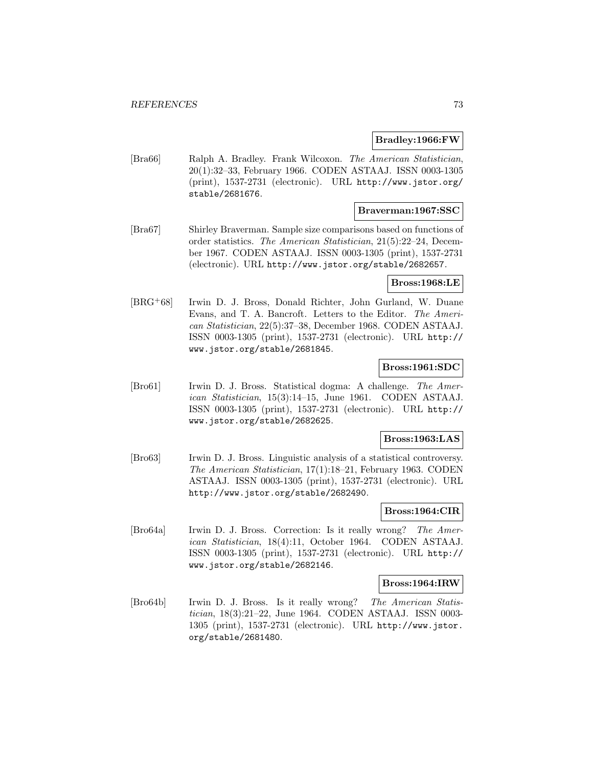**Bradley:1966:FW**

[Bra66] Ralph A. Bradley. Frank Wilcoxon. *The American Statistician*, 20(1):32–33, February 1966. CODEN ASTAAJ. ISSN 0003-1305 (print), 1537-2731 (electronic). URL http://www.jstor.org/stable/2681676.

**Braverman:1967:SSC**

[Bra67] Shirley Braverman. Sample size comparisons based on functions of order statistics. *The American Statistician*, 21(5):22–24, December 1967. CODEN ASTAAJ. ISSN 0003-1305 (print), 1537-2731 (electronic). URL http://www.jstor.org/stable/2682657.

**Bross:1968:LE**

[BRG+68] Irwin D. J. Bross, Donald Richter, John Gurland, W. Duane Evans, and T. A. Bancroft. Letters to the Editor. *The American Statistician*, 22(5):37–38, December 1968. CODEN ASTAAJ. ISSN 0003-1305 (print), 1537-2731 (electronic). URL http://www.jstor.org/stable/2681845.

**Bross:1961:SDC**

[Bro61] Irwin D. J. Bross. Statistical dogma: A challenge. *The American Statistician*, 15(3):14–15, June 1961. CODEN ASTAAJ. ISSN 0003-1305 (print), 1537-2731 (electronic). URL http://www.jstor.org/stable/2682625.

**Bross:1963:LAS**

[Bro63] Irwin D. J. Bross. Linguistic analysis of a statistical controversy. *The American Statistician*, 17(1):18–21, February 1963. CODEN ASTAAJ. ISSN 0003-1305 (print), 1537-2731 (electronic). URL http://www.jstor.org/stable/2682490.

**Bross:1964:CIR**

[Bro64a] Irwin D. J. Bross. Correction: Is it really wrong? *The American Statistician*, 18(4):11, October 1964. CODEN ASTAAJ. ISSN 0003-1305 (print), 1537-2731 (electronic). URL http://www.jstor.org/stable/2682146.

**Bross:1964:IRW**

[Bro64b] Irwin D. J. Bross. Is it really wrong? *The American Statistician*, 18(3):21–22, June 1964. CODEN ASTAAJ. ISSN 0003-1305 (print), 1537-2731 (electronic). URL http://www.jstor.org/stable/2681480.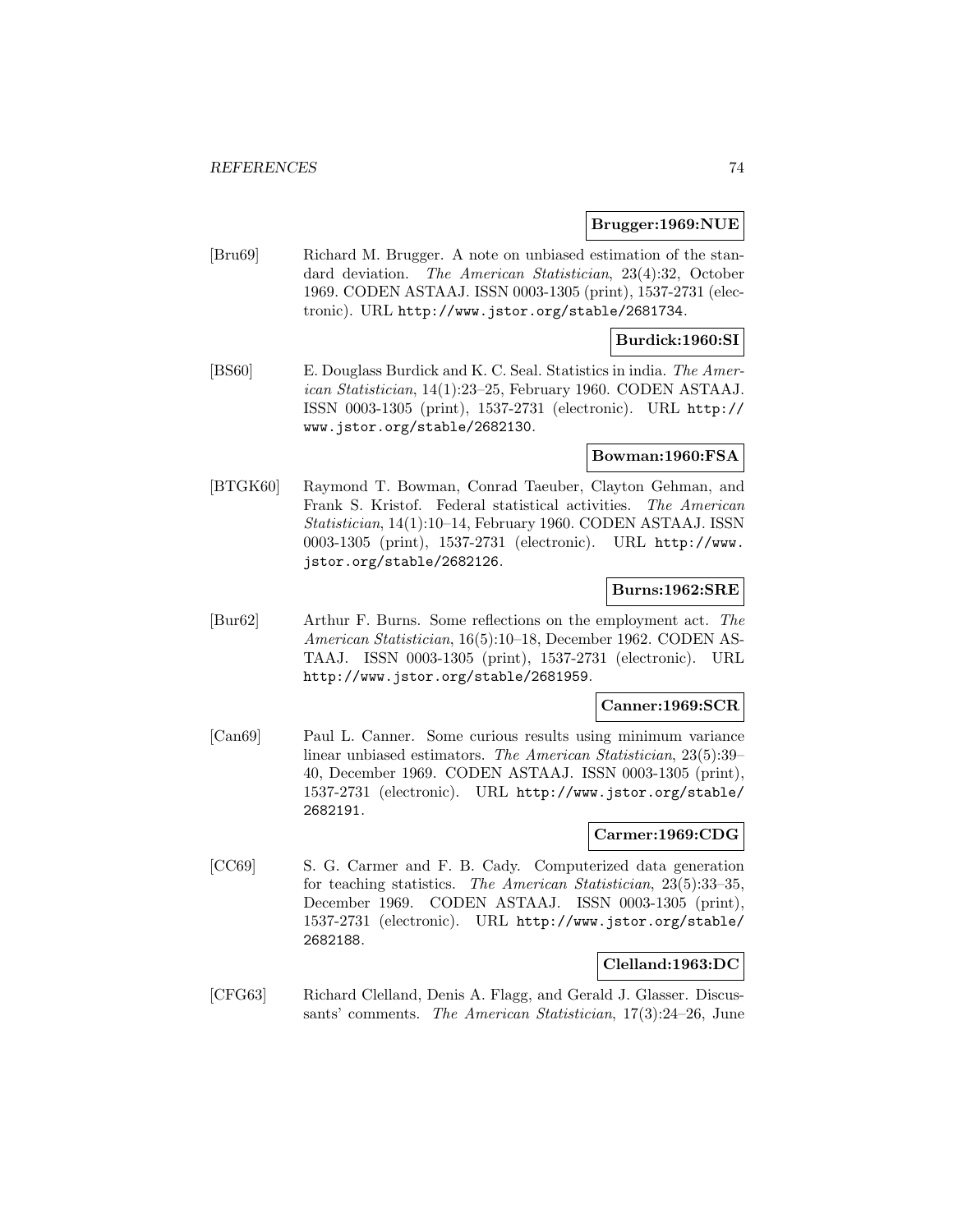**Brugger:1969:NUE**

[Bru69] Richard M. Brugger. A note on unbiased estimation of the standard deviation. *The American Statistician*, 23(4):32, October 1969. CODEN ASTAAJ. ISSN 0003-1305 (print), 1537-2731 (electronic). URL http://www.jstor.org/stable/2681734.

**Burdick:1960:SI**

[BS60] E. Douglass Burdick and K. C. Seal. Statistics in india. *The American Statistician*, 14(1):23–25, February 1960. CODEN ASTAAJ. ISSN 0003-1305 (print), 1537-2731 (electronic). URL http://www.jstor.org/stable/2682130.

**Bowman:1960:FSA**

[BTGK60] Raymond T. Bowman, Conrad Taeuber, Clayton Gehman, and Frank S. Kristof. Federal statistical activities. *The American Statistician*, 14(1):10–14, February 1960. CODEN ASTAAJ. ISSN 0003-1305 (print), 1537-2731 (electronic). URL http://www.jstor.org/stable/2682126.

**Burns:1962:SRE**

[Bur62] Arthur F. Burns. Some reflections on the employment act. *The American Statistician*, 16(5):10–18, December 1962. CODEN ASTAAJ. ISSN 0003-1305 (print), 1537-2731 (electronic). URL http://www.jstor.org/stable/2681959.

**Canner:1969:SCR**

[Can69] Paul L. Canner. Some curious results using minimum variance linear unbiased estimators. *The American Statistician*, 23(5):39–40, December 1969. CODEN ASTAAJ. ISSN 0003-1305 (print), 1537-2731 (electronic). URL http://www.jstor.org/stable/2682191.

**Carmer:1969:CDG**

[CC69] S. G. Carmer and F. B. Cady. Computerized data generation for teaching statistics. *The American Statistician*, 23(5):33–35, December 1969. CODEN ASTAAJ. ISSN 0003-1305 (print), 1537-2731 (electronic). URL http://www.jstor.org/stable/2682188.

**Clelland:1963:DC**

[CFG63] Richard Clelland, Denis A. Flagg, and Gerald J. Glasser. Discussants' comments. *The American Statistician*, 17(3):24–26, June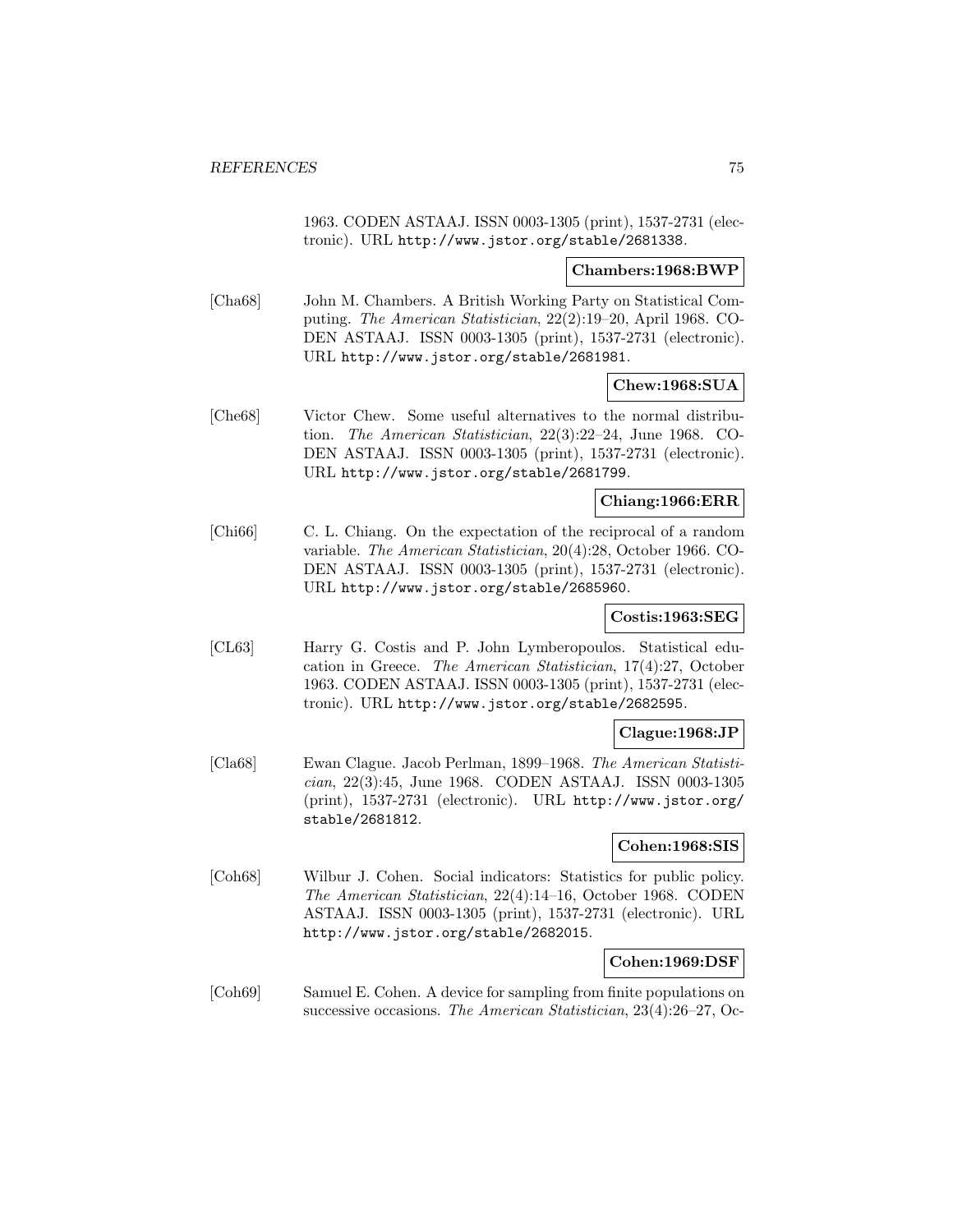1963. CODEN ASTAAJ. ISSN 0003-1305 (print), 1537-2731 (electronic). URL http://www.jstor.org/stable/2681338.

**Chambers:1968:BWP**

[Cha68] John M. Chambers. A British Working Party on Statistical Computing. *The American Statistician*, 22(2):19–20, April 1968. CODEN ASTAAJ. ISSN 0003-1305 (print), 1537-2731 (electronic). URL http://www.jstor.org/stable/2681981.

**Chew:1968:SUA**

[Che68] Victor Chew. Some useful alternatives to the normal distribution. *The American Statistician*, 22(3):22–24, June 1968. CODEN ASTAAJ. ISSN 0003-1305 (print), 1537-2731 (electronic). URL http://www.jstor.org/stable/2681799.

**Chiang:1966:ERR**

[Chi66] C. L. Chiang. On the expectation of the reciprocal of a random variable. *The American Statistician*, 20(4):28, October 1966. CODEN ASTAAJ. ISSN 0003-1305 (print), 1537-2731 (electronic). URL http://www.jstor.org/stable/2685960.

**Costis:1963:SEG**

[CL63] Harry G. Costis and P. John Lymberopoulos. Statistical education in Greece. *The American Statistician*, 17(4):27, October 1963. CODEN ASTAAJ. ISSN 0003-1305 (print), 1537-2731 (electronic). URL http://www.jstor.org/stable/2682595.

**Clague:1968:JP**

[Cla68] Ewan Clague. Jacob Perlman, 1899–1968. *The American Statistician*, 22(3):45, June 1968. CODEN ASTAAJ. ISSN 0003-1305 (print), 1537-2731 (electronic). URL http://www.jstor.org/stable/2681812.

**Cohen:1968:SIS**

[Coh68] Wilbur J. Cohen. Social indicators: Statistics for public policy. *The American Statistician*, 22(4):14–16, October 1968. CODEN ASTAAJ. ISSN 0003-1305 (print), 1537-2731 (electronic). URL http://www.jstor.org/stable/2682015.

**Cohen:1969:DSF**

[Coh69] Samuel E. Cohen. A device for sampling from finite populations on successive occasions. *The American Statistician*, 23(4):26–27, Oc-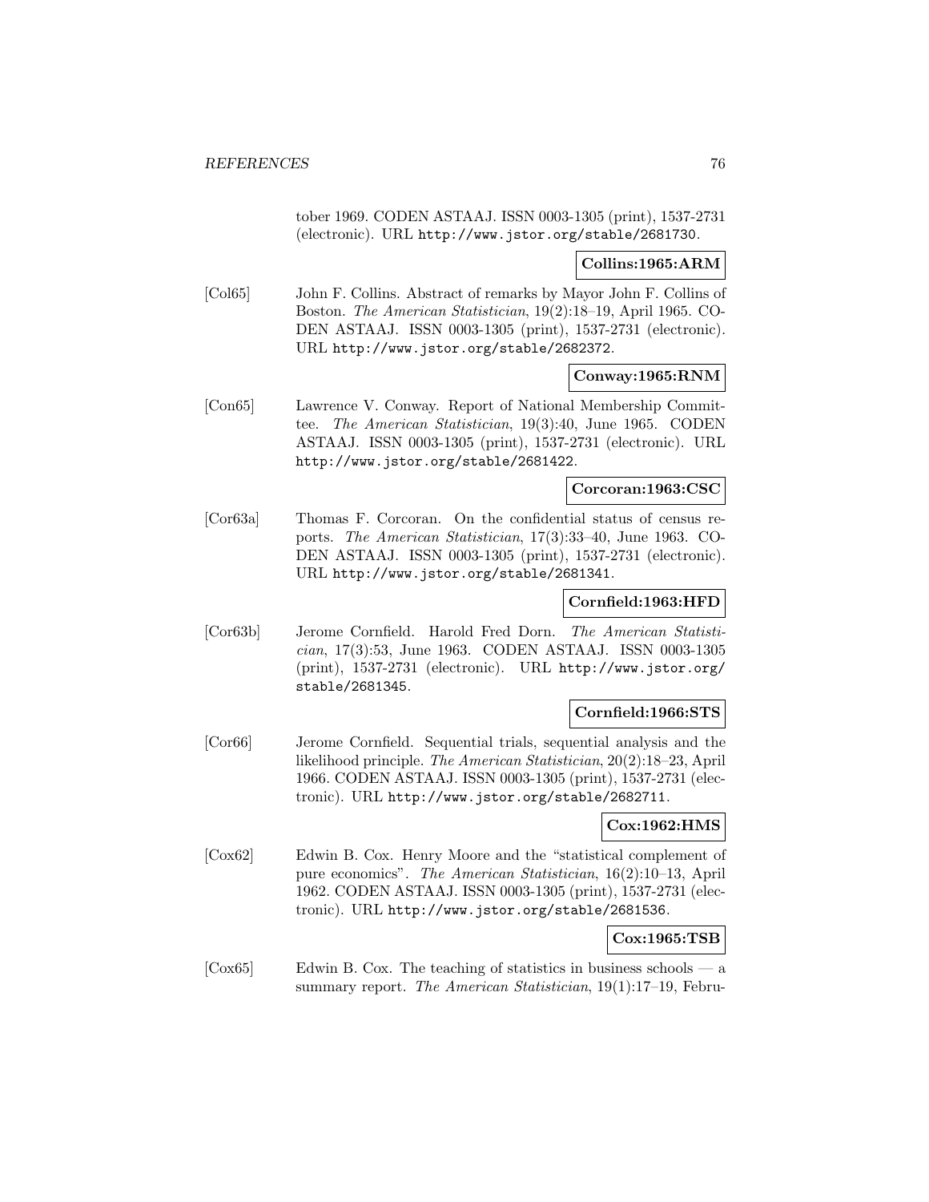tober 1969. CODEN ASTAAJ. ISSN 0003-1305 (print), 1537-2731 (electronic). URL http://www.jstor.org/stable/2681730.

**Collins:1965:ARM**

[Col65] John F. Collins. Abstract of remarks by Mayor John F. Collins of Boston. *The American Statistician*, 19(2):18–19, April 1965. CODEN ASTAAJ. ISSN 0003-1305 (print), 1537-2731 (electronic). URL http://www.jstor.org/stable/2682372.

**Conway:1965:RNM**

[Con65] Lawrence V. Conway. Report of National Membership Committee. *The American Statistician*, 19(3):40, June 1965. CODEN ASTAAJ. ISSN 0003-1305 (print), 1537-2731 (electronic). URL http://www.jstor.org/stable/2681422.

**Corcoran:1963:CSC**

[Cor63a] Thomas F. Corcoran. On the confidential status of census reports. *The American Statistician*, 17(3):33–40, June 1963. CODEN ASTAAJ. ISSN 0003-1305 (print), 1537-2731 (electronic). URL http://www.jstor.org/stable/2681341.

**Cornfield:1963:HFD**

[Cor63b] Jerome Cornfield. Harold Fred Dorn. *The American Statistician*, 17(3):53, June 1963. CODEN ASTAAJ. ISSN 0003-1305 (print), 1537-2731 (electronic). URL http://www.jstor.org/stable/2681345.

**Cornfield:1966:STS**

[Cor66] Jerome Cornfield. Sequential trials, sequential analysis and the likelihood principle. *The American Statistician*, 20(2):18–23, April 1966. CODEN ASTAAJ. ISSN 0003-1305 (print), 1537-2731 (electronic). URL http://www.jstor.org/stable/2682711.

**Cox:1962:HMS**

[Cox62] Edwin B. Cox. Henry Moore and the "statistical complement of pure economics". *The American Statistician*, 16(2):10–13, April 1962. CODEN ASTAAJ. ISSN 0003-1305 (print), 1537-2731 (electronic). URL http://www.jstor.org/stable/2681536.

**Cox:1965:TSB**

[Cox65] Edwin B. Cox. The teaching of statistics in business schools — a summary report. *The American Statistician*, 19(1):17–19, Febru-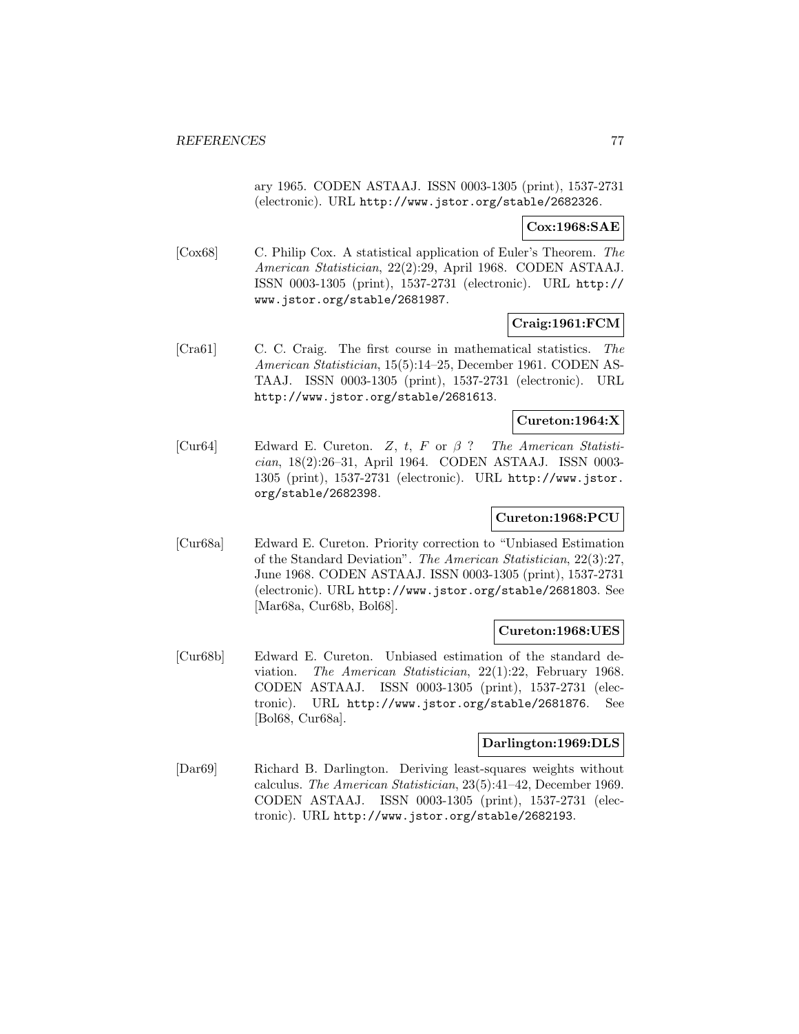ary 1965. CODEN ASTAAJ. ISSN 0003-1305 (print), 1537-2731 (electronic). URL http://www.jstor.org/stable/2682326.

**Cox:1968:SAE**

[Cox68] C. Philip Cox. A statistical application of Euler's Theorem. *The American Statistician*, 22(2):29, April 1968. CODEN ASTAAJ. ISSN 0003-1305 (print), 1537-2731 (electronic). URL http://www.jstor.org/stable/2681987.

**Craig:1961:FCM**

[Cra61] C. C. Craig. The first course in mathematical statistics. *The American Statistician*, 15(5):14–25, December 1961. CODEN ASTAAJ. ISSN 0003-1305 (print), 1537-2731 (electronic). URL http://www.jstor.org/stable/2681613.

**Cureton:1964:X**

[Cur64] Edward E. Cureton. $Z$, $t$, $F$ or $\beta$ ? *The American Statistician*, 18(2):26–31, April 1964. CODEN ASTAAJ. ISSN 0003-1305 (print), 1537-2731 (electronic). URL http://www.jstor.org/stable/2682398.

**Cureton:1968:PCU**

[Cur68a] Edward E. Cureton. Priority correction to "Unbiased Estimation of the Standard Deviation". *The American Statistician*, 22(3):27, June 1968. CODEN ASTAAJ. ISSN 0003-1305 (print), 1537-2731 (electronic). URL http://www.jstor.org/stable/2681803. See [Mar68a, Cur68b, Bol68].

**Cureton:1968:UES**

[Cur68b] Edward E. Cureton. Unbiased estimation of the standard deviation. *The American Statistician*, 22(1):22, February 1968. CODEN ASTAAJ. ISSN 0003-1305 (print), 1537-2731 (electronic). URL http://www.jstor.org/stable/2681876. See [Bol68, Cur68a].

**Darlington:1969:DLS**

[Dar69] Richard B. Darlington. Deriving least-squares weights without calculus. *The American Statistician*, 23(5):41–42, December 1969. CODEN ASTAAJ. ISSN 0003-1305 (print), 1537-2731 (electronic). URL http://www.jstor.org/stable/2682193.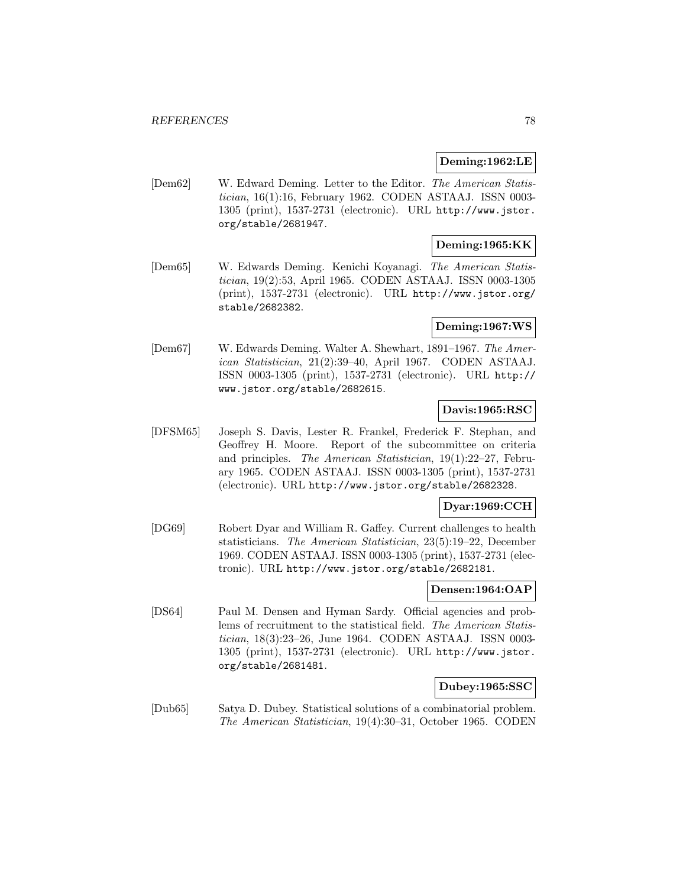**Deming:1962:LE**

[Dem62] W. Edward Deming. Letter to the Editor. *The American Statistician*, 16(1):16, February 1962. CODEN ASTAAJ. ISSN 0003-1305 (print), 1537-2731 (electronic). URL http://www.jstor.org/stable/2681947.

**Deming:1965:KK**

[Dem65] W. Edwards Deming. Kenichi Koyanagi. *The American Statistician*, 19(2):53, April 1965. CODEN ASTAAJ. ISSN 0003-1305 (print), 1537-2731 (electronic). URL http://www.jstor.org/stable/2682382.

**Deming:1967:WS**

[Dem67] W. Edwards Deming. Walter A. Shewhart, 1891–1967. *The American Statistician*, 21(2):39–40, April 1967. CODEN ASTAAJ. ISSN 0003-1305 (print), 1537-2731 (electronic). URL http://www.jstor.org/stable/2682615.

**Davis:1965:RSC**

[DFSM65] Joseph S. Davis, Lester R. Frankel, Frederick F. Stephan, and Geoffrey H. Moore. Report of the subcommittee on criteria and principles. *The American Statistician*, 19(1):22–27, February 1965. CODEN ASTAAJ. ISSN 0003-1305 (print), 1537-2731 (electronic). URL http://www.jstor.org/stable/2682328.

**Dyar:1969:CCH**

[DG69] Robert Dyar and William R. Gaffey. Current challenges to health statisticians. *The American Statistician*, 23(5):19–22, December 1969. CODEN ASTAAJ. ISSN 0003-1305 (print), 1537-2731 (electronic). URL http://www.jstor.org/stable/2682181.

**Densen:1964:OAP**

[DS64] Paul M. Densen and Hyman Sardy. Official agencies and problems of recruitment to the statistical field. *The American Statistician*, 18(3):23–26, June 1964. CODEN ASTAAJ. ISSN 0003-1305 (print), 1537-2731 (electronic). URL http://www.jstor.org/stable/2681481.

**Dubey:1965:SSC**

[Dub65] Satya D. Dubey. Statistical solutions of a combinatorial problem. *The American Statistician*, 19(4):30–31, October 1965. CODEN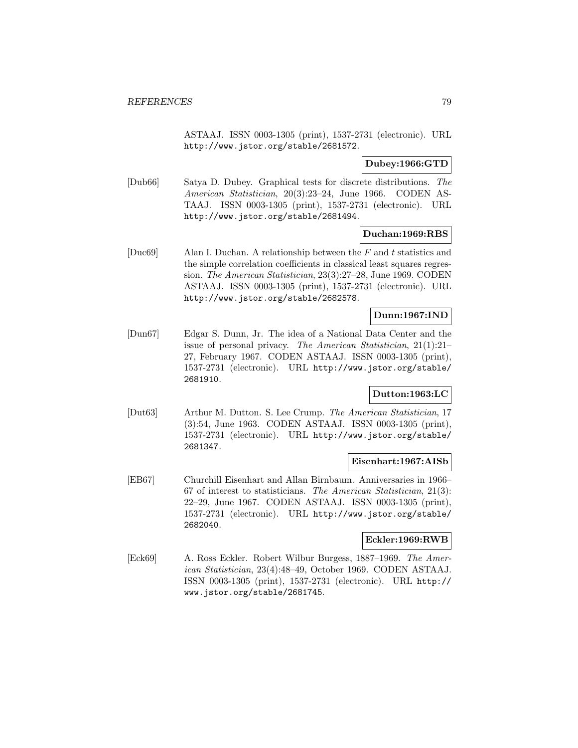ASTAAJ. ISSN 0003-1305 (print), 1537-2731 (electronic). URL http://www.jstor.org/stable/2681572.

**Dubey:1966:GTD**

[Dub66] Satya D. Dubey. Graphical tests for discrete distributions. *The American Statistician*, 20(3):23–24, June 1966. CODEN ASTAAJ. ISSN 0003-1305 (print), 1537-2731 (electronic). URL http://www.jstor.org/stable/2681494.

**Duchan:1969:RBS**

[Duc69] Alan I. Duchan. A relationship between the $F$ and $t$ statistics and the simple correlation coefficients in classical least squares regression. *The American Statistician*, 23(3):27–28, June 1969. CODEN ASTAAJ. ISSN 0003-1305 (print), 1537-2731 (electronic). URL http://www.jstor.org/stable/2682578.

**Dunn:1967:IND**

[Dun67] Edgar S. Dunn, Jr. The idea of a National Data Center and the issue of personal privacy. *The American Statistician*, 21(1):21–27, February 1967. CODEN ASTAAJ. ISSN 0003-1305 (print), 1537-2731 (electronic). URL http://www.jstor.org/stable/2681910.

**Dutton:1963:LC**

[Dut63] Arthur M. Dutton. S. Lee Crump. *The American Statistician*, 17 (3):54, June 1963. CODEN ASTAAJ. ISSN 0003-1305 (print), 1537-2731 (electronic). URL http://www.jstor.org/stable/2681347.

**Eisenhart:1967:AISb**

[EB67] Churchill Eisenhart and Allan Birnbaum. Anniversaries in 1966–67 of interest to statisticians. *The American Statistician*, 21(3): 22–29, June 1967. CODEN ASTAAJ. ISSN 0003-1305 (print), 1537-2731 (electronic). URL http://www.jstor.org/stable/2682040.

**Eckler:1969:RWB**

[Eck69] A. Ross Eckler. Robert Wilbur Burgess, 1887–1969. *The American Statistician*, 23(4):48–49, October 1969. CODEN ASTAAJ. ISSN 0003-1305 (print), 1537-2731 (electronic). URL http://www.jstor.org/stable/2681745.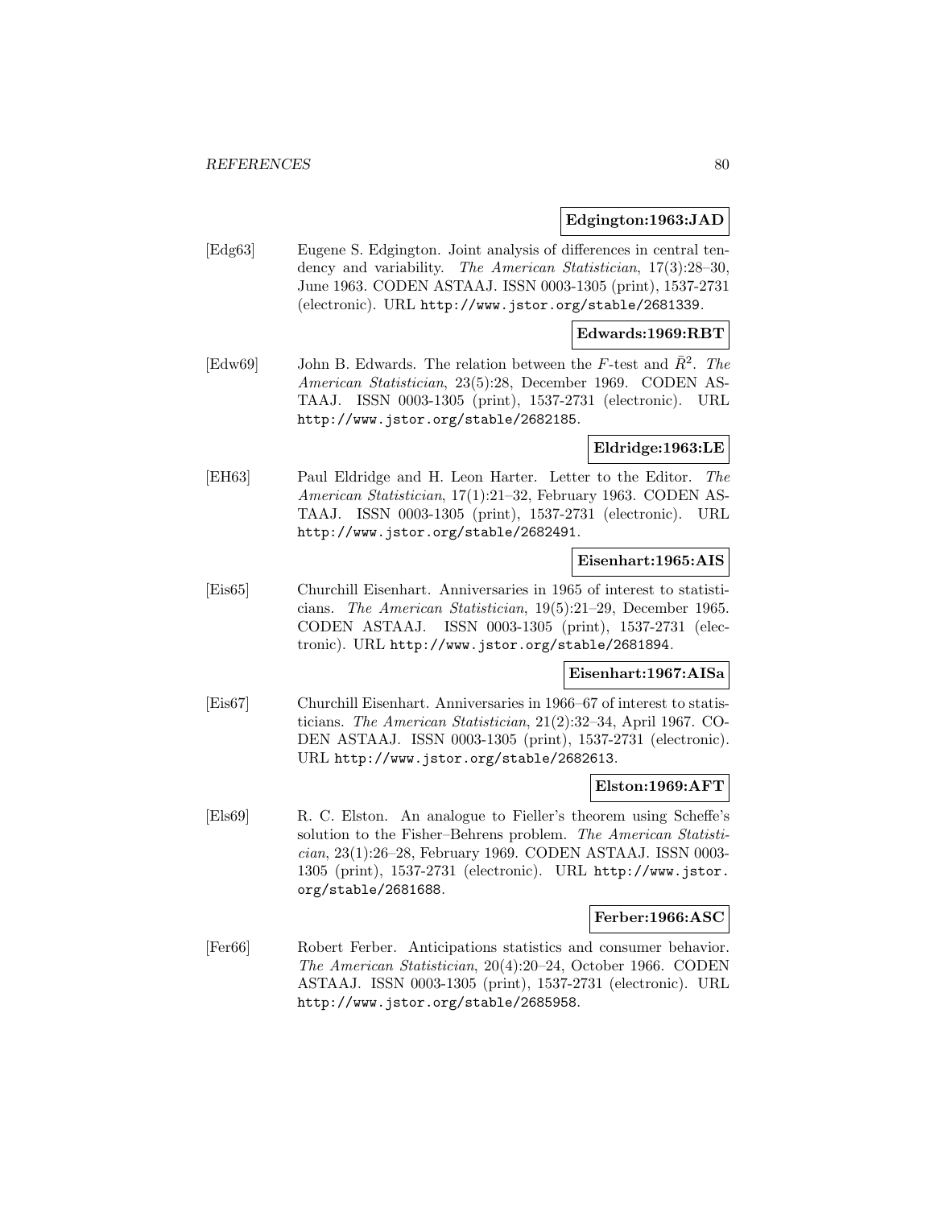**Edgington:1963:JAD**

[Edg63] Eugene S. Edgington. Joint analysis of differences in central tendency and variability. *The American Statistician*, 17(3):28–30, June 1963. CODEN ASTAAJ. ISSN 0003-1305 (print), 1537-2731 (electronic). URL http://www.jstor.org/stable/2681339.

**Edwards:1969:RBT**

[Edw69] John B. Edwards. The relation between the $F$-test and $\bar{R}^2$. *The American Statistician*, 23(5):28, December 1969. CODEN ASTAAJ. ISSN 0003-1305 (print), 1537-2731 (electronic). URL http://www.jstor.org/stable/2682185.

**Eldridge:1963:LE**

[EH63] Paul Eldridge and H. Leon Harter. Letter to the Editor. *The American Statistician*, 17(1):21–32, February 1963. CODEN ASTAAJ. ISSN 0003-1305 (print), 1537-2731 (electronic). URL http://www.jstor.org/stable/2682491.

**Eisenhart:1965:AIS**

[Eis65] Churchill Eisenhart. Anniversaries in 1965 of interest to statisticians. *The American Statistician*, 19(5):21–29, December 1965. CODEN ASTAAJ. ISSN 0003-1305 (print), 1537-2731 (electronic). URL http://www.jstor.org/stable/2681894.

**Eisenhart:1967:AISa**

[Eis67] Churchill Eisenhart. Anniversaries in 1966–67 of interest to statisticians. *The American Statistician*, 21(2):32–34, April 1967. CODEN ASTAAJ. ISSN 0003-1305 (print), 1537-2731 (electronic). URL http://www.jstor.org/stable/2682613.

**Elston:1969:AFT**

[Els69] R. C. Elston. An analogue to Fieller's theorem using Scheffe's solution to the Fisher–Behrens problem. *The American Statistician*, 23(1):26–28, February 1969. CODEN ASTAAJ. ISSN 0003-1305 (print), 1537-2731 (electronic). URL http://www.jstor.org/stable/2681688.

**Ferber:1966:ASC**

[Fer66] Robert Ferber. Anticipations statistics and consumer behavior. *The American Statistician*, 20(4):20–24, October 1966. CODEN ASTAAJ. ISSN 0003-1305 (print), 1537-2731 (electronic). URL http://www.jstor.org/stable/2685958.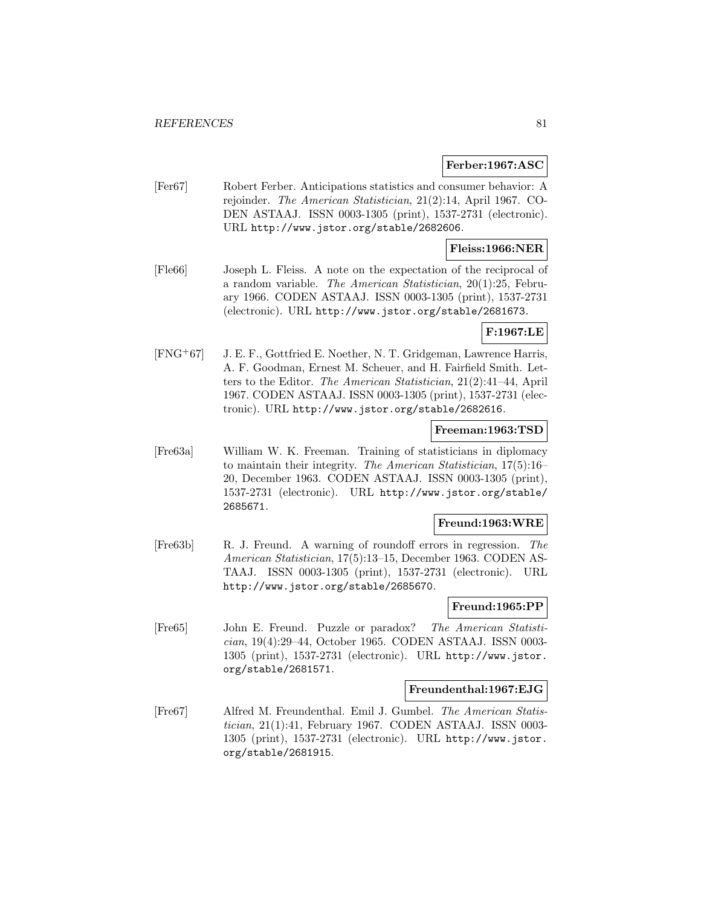**Ferber:1967:ASC**

[Fer67] Robert Ferber. Anticipations statistics and consumer behavior: A rejoinder. *The American Statistician*, 21(2):14, April 1967. CODEN ASTAAJ. ISSN 0003-1305 (print), 1537-2731 (electronic). URL http://www.jstor.org/stable/2682606.

**Fleiss:1966:NER**

[Fle66] Joseph L. Fleiss. A note on the expectation of the reciprocal of a random variable. *The American Statistician*, 20(1):25, February 1966. CODEN ASTAAJ. ISSN 0003-1305 (print), 1537-2731 (electronic). URL http://www.jstor.org/stable/2681673.

**F:1967:LE**

[FNG+67] J. E. F., Gottfried E. Noether, N. T. Gridgeman, Lawrence Harris, A. F. Goodman, Ernest M. Scheuer, and H. Fairfield Smith. Letters to the Editor. *The American Statistician*, 21(2):41–44, April 1967. CODEN ASTAAJ. ISSN 0003-1305 (print), 1537-2731 (electronic). URL http://www.jstor.org/stable/2682616.

**Freeman:1963:TSD**

[Fre63a] William W. K. Freeman. Training of statisticians in diplomacy to maintain their integrity. *The American Statistician*, 17(5):16–20, December 1963. CODEN ASTAAJ. ISSN 0003-1305 (print), 1537-2731 (electronic). URL http://www.jstor.org/stable/2685671.

**Freund:1963:WRE**

[Fre63b] R. J. Freund. A warning of roundoff errors in regression. *The American Statistician*, 17(5):13–15, December 1963. CODEN ASTAAJ. ISSN 0003-1305 (print), 1537-2731 (electronic). URL http://www.jstor.org/stable/2685670.

**Freund:1965:PP**

[Fre65] John E. Freund. Puzzle or paradox? *The American Statistician*, 19(4):29–44, October 1965. CODEN ASTAAJ. ISSN 0003-1305 (print), 1537-2731 (electronic). URL http://www.jstor.org/stable/2681571.

**Freundenthal:1967:EJG**

[Fre67] Alfred M. Freundenthal. Emil J. Gumbel. *The American Statistician*, 21(1):41, February 1967. CODEN ASTAAJ. ISSN 0003-1305 (print), 1537-2731 (electronic). URL http://www.jstor.org/stable/2681915.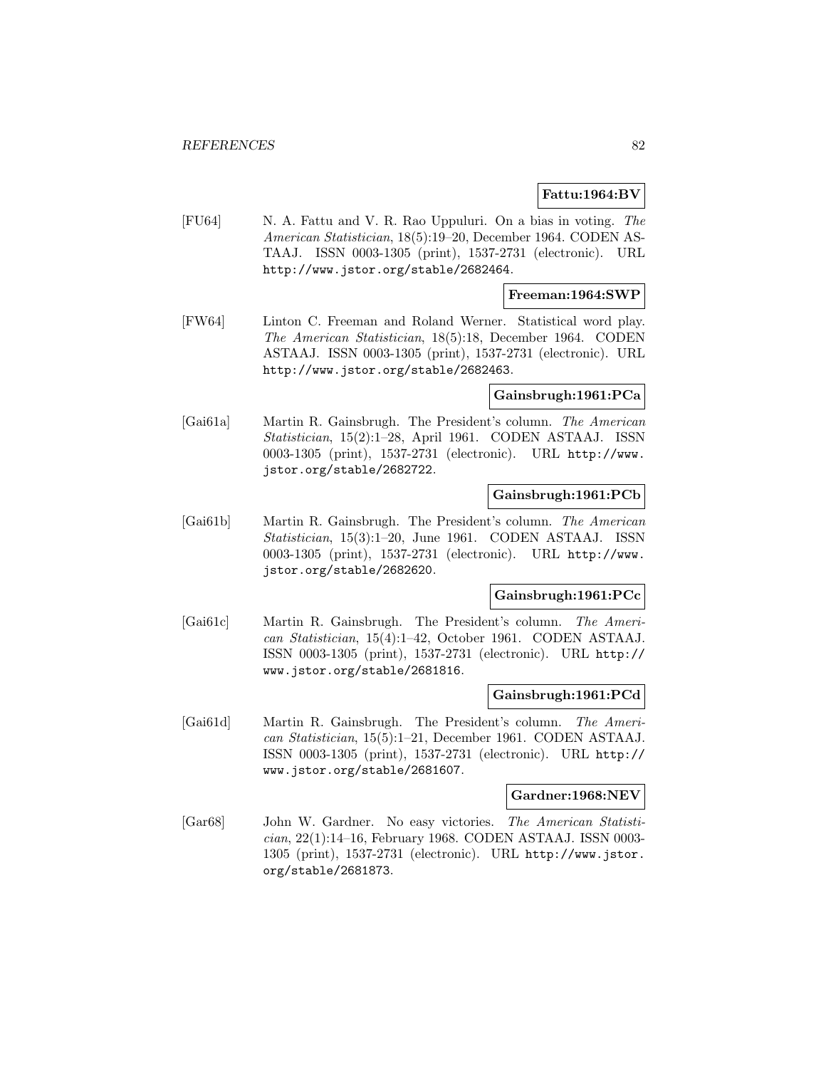**Fattu:1964:BV**

[FU64] N. A. Fattu and V. R. Rao Uppuluri. On a bias in voting. *The American Statistician*, 18(5):19–20, December 1964. CODEN ASTAAJ. ISSN 0003-1305 (print), 1537-2731 (electronic). URL http://www.jstor.org/stable/2682464.

**Freeman:1964:SWP**

[FW64] Linton C. Freeman and Roland Werner. Statistical word play. *The American Statistician*, 18(5):18, December 1964. CODEN ASTAAJ. ISSN 0003-1305 (print), 1537-2731 (electronic). URL http://www.jstor.org/stable/2682463.

**Gainsbrugh:1961:PCa**

[Gai61a] Martin R. Gainsbrugh. The President's column. *The American Statistician*, 15(2):1–28, April 1961. CODEN ASTAAJ. ISSN 0003-1305 (print), 1537-2731 (electronic). URL http://www.jstor.org/stable/2682722.

**Gainsbrugh:1961:PCb**

[Gai61b] Martin R. Gainsbrugh. The President's column. *The American Statistician*, 15(3):1–20, June 1961. CODEN ASTAAJ. ISSN 0003-1305 (print), 1537-2731 (electronic). URL http://www.jstor.org/stable/2682620.

**Gainsbrugh:1961:PCc**

[Gai61c] Martin R. Gainsbrugh. The President's column. *The American Statistician*, 15(4):1–42, October 1961. CODEN ASTAAJ. ISSN 0003-1305 (print), 1537-2731 (electronic). URL http://www.jstor.org/stable/2681816.

**Gainsbrugh:1961:PCd**

[Gai61d] Martin R. Gainsbrugh. The President's column. *The American Statistician*, 15(5):1–21, December 1961. CODEN ASTAAJ. ISSN 0003-1305 (print), 1537-2731 (electronic). URL http://www.jstor.org/stable/2681607.

**Gardner:1968:NEV**

[Gar68] John W. Gardner. No easy victories. *The American Statistician*, 22(1):14–16, February 1968. CODEN ASTAAJ. ISSN 0003-1305 (print), 1537-2731 (electronic). URL http://www.jstor.org/stable/2681873.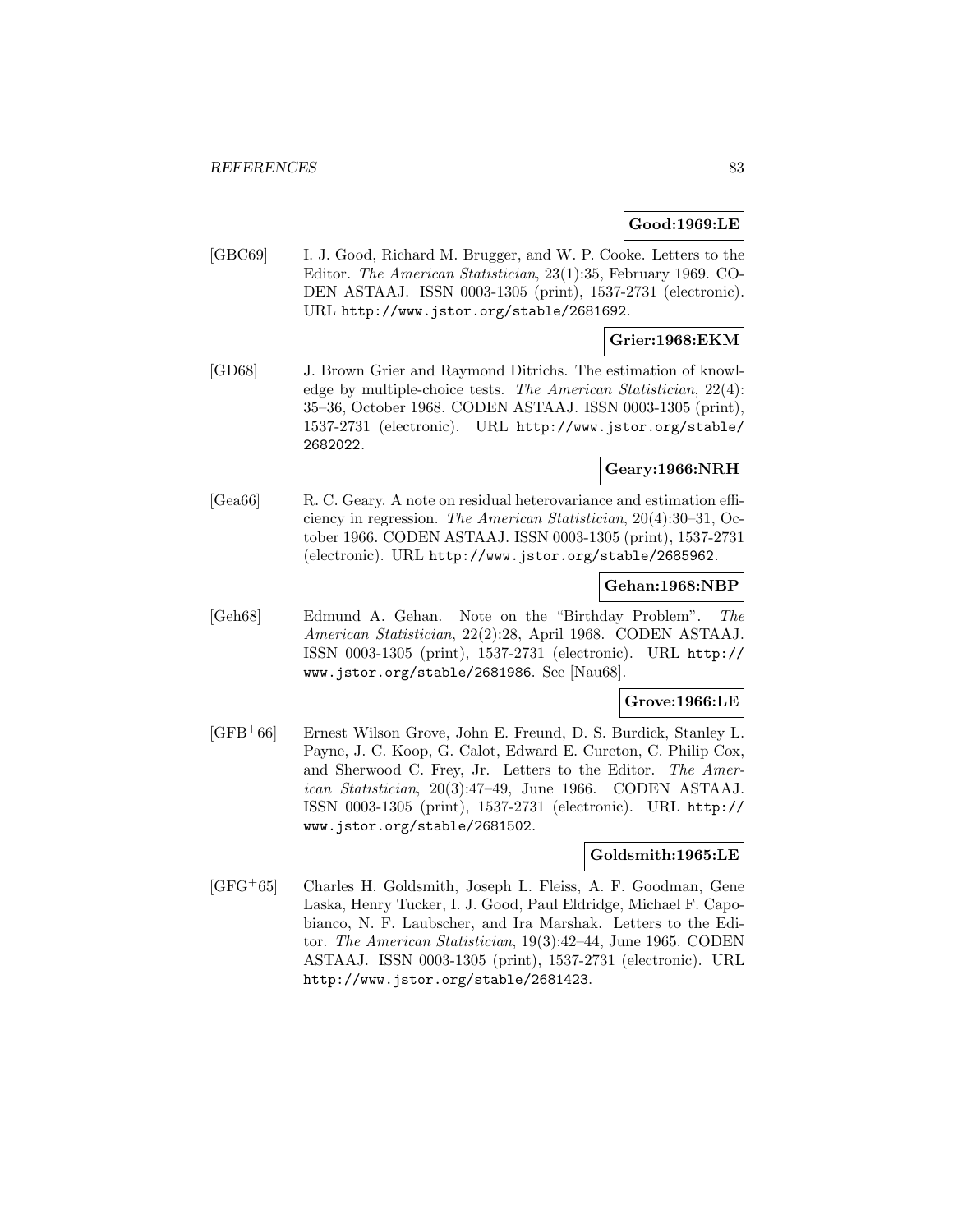**Good:1969:LE**

[GBC69] I. J. Good, Richard M. Brugger, and W. P. Cooke. Letters to the Editor. *The American Statistician*, 23(1):35, February 1969. CODEN ASTAAJ. ISSN 0003-1305 (print), 1537-2731 (electronic). URL http://www.jstor.org/stable/2681692.

**Grier:1968:EKM**

[GD68] J. Brown Grier and Raymond Ditrichs. The estimation of knowledge by multiple-choice tests. *The American Statistician*, 22(4): 35–36, October 1968. CODEN ASTAAJ. ISSN 0003-1305 (print), 1537-2731 (electronic). URL http://www.jstor.org/stable/2682022.

**Geary:1966:NRH**

[Gea66] R. C. Geary. A note on residual heterovariance and estimation efficiency in regression. *The American Statistician*, 20(4):30–31, October 1966. CODEN ASTAAJ. ISSN 0003-1305 (print), 1537-2731 (electronic). URL http://www.jstor.org/stable/2685962.

**Gehan:1968:NBP**

[Geh68] Edmund A. Gehan. Note on the "Birthday Problem". *The American Statistician*, 22(2):28, April 1968. CODEN ASTAAJ. ISSN 0003-1305 (print), 1537-2731 (electronic). URL http://www.jstor.org/stable/2681986. See [Nau68].

**Grove:1966:LE**

[GFB+66] Ernest Wilson Grove, John E. Freund, D. S. Burdick, Stanley L. Payne, J. C. Koop, G. Calot, Edward E. Cureton, C. Philip Cox, and Sherwood C. Frey, Jr. Letters to the Editor. *The American Statistician*, 20(3):47–49, June 1966. CODEN ASTAAJ. ISSN 0003-1305 (print), 1537-2731 (electronic). URL http://www.jstor.org/stable/2681502.

**Goldsmith:1965:LE**

[GFG+65] Charles H. Goldsmith, Joseph L. Fleiss, A. F. Goodman, Gene Laska, Henry Tucker, I. J. Good, Paul Eldridge, Michael F. Capobianco, N. F. Laubscher, and Ira Marshak. Letters to the Editor. *The American Statistician*, 19(3):42–44, June 1965. CODEN ASTAAJ. ISSN 0003-1305 (print), 1537-2731 (electronic). URL http://www.jstor.org/stable/2681423.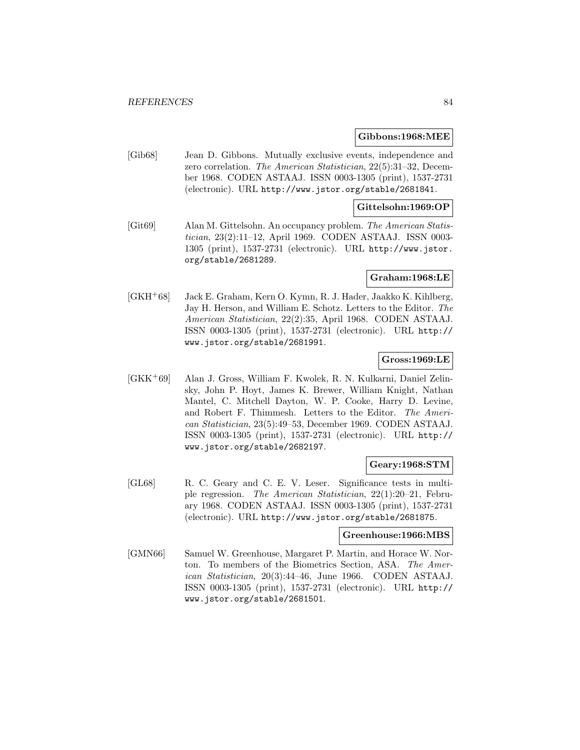**Gibbons:1968:MEE**

[Gib68] Jean D. Gibbons. Mutually exclusive events, independence and zero correlation. *The American Statistician*, 22(5):31–32, December 1968. CODEN ASTAAJ. ISSN 0003-1305 (print), 1537-2731 (electronic). URL http://www.jstor.org/stable/2681841.

**Gittelsohn:1969:OP**

[Git69] Alan M. Gittelsohn. An occupancy problem. *The American Statistician*, 23(2):11–12, April 1969. CODEN ASTAAJ. ISSN 0003-1305 (print), 1537-2731 (electronic). URL http://www.jstor.org/stable/2681289.

**Graham:1968:LE**

[GKH+68] Jack E. Graham, Kern O. Kymn, R. J. Hader, Jaakko K. Kihlberg, Jay H. Herson, and William E. Schotz. Letters to the Editor. *The American Statistician*, 22(2):35, April 1968. CODEN ASTAAJ. ISSN 0003-1305 (print), 1537-2731 (electronic). URL http://www.jstor.org/stable/2681991.

**Gross:1969:LE**

[GKK+69] Alan J. Gross, William F. Kwolek, R. N. Kulkarni, Daniel Zelinsky, John P. Hoyt, James K. Brewer, William Knight, Nathan Mantel, C. Mitchell Dayton, W. P. Cooke, Harry D. Levine, and Robert F. Thimmesh. Letters to the Editor. *The American Statistician*, 23(5):49–53, December 1969. CODEN ASTAAJ. ISSN 0003-1305 (print), 1537-2731 (electronic). URL http://www.jstor.org/stable/2682197.

**Geary:1968:STM**

[GL68] R. C. Geary and C. E. V. Leser. Significance tests in multiple regression. *The American Statistician*, 22(1):20–21, February 1968. CODEN ASTAAJ. ISSN 0003-1305 (print), 1537-2731 (electronic). URL http://www.jstor.org/stable/2681875.

**Greenhouse:1966:MBS**

[GMN66] Samuel W. Greenhouse, Margaret P. Martin, and Horace W. Norton. To members of the Biometrics Section, ASA. *The American Statistician*, 20(3):44–46, June 1966. CODEN ASTAAJ. ISSN 0003-1305 (print), 1537-2731 (electronic). URL http://www.jstor.org/stable/2681501.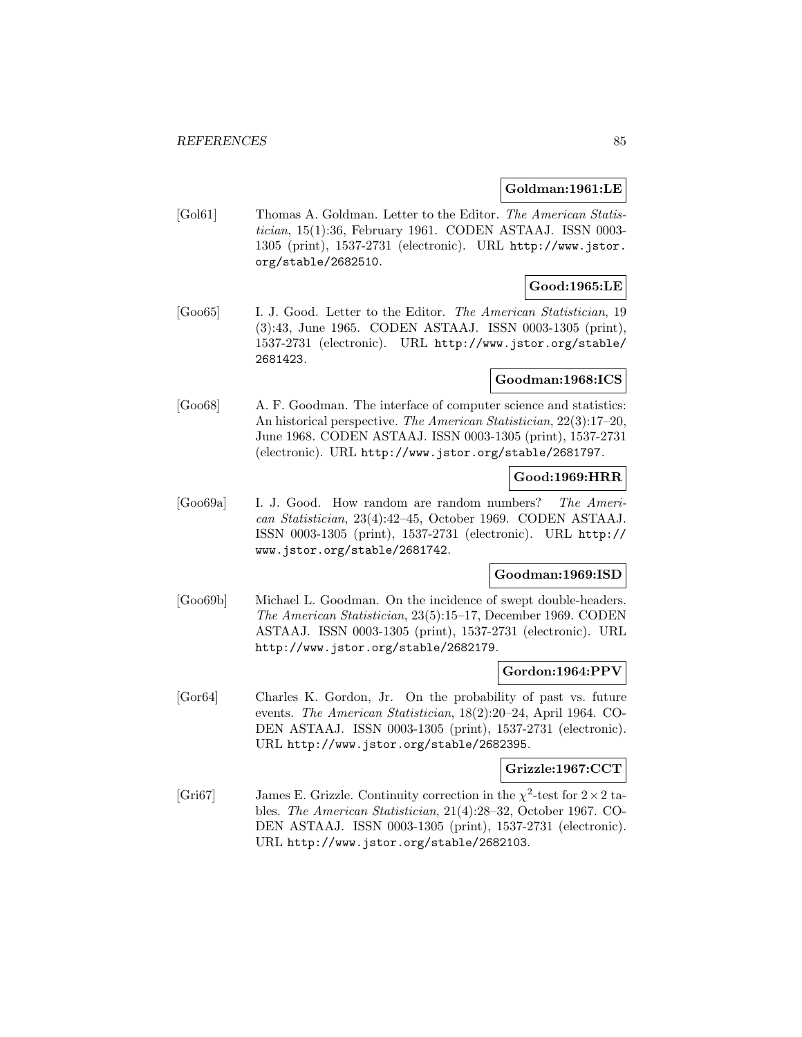**Goldman:1961:LE**

[Gol61] Thomas A. Goldman. Letter to the Editor. *The American Statistician*, 15(1):36, February 1961. CODEN ASTAAJ. ISSN 0003-1305 (print), 1537-2731 (electronic). URL http://www.jstor.org/stable/2682510.

**Good:1965:LE**

[Goo65] I. J. Good. Letter to the Editor. *The American Statistician*, 19 (3):43, June 1965. CODEN ASTAAJ. ISSN 0003-1305 (print), 1537-2731 (electronic). URL http://www.jstor.org/stable/2681423.

**Goodman:1968:ICS**

[Goo68] A. F. Goodman. The interface of computer science and statistics: An historical perspective. *The American Statistician*, 22(3):17–20, June 1968. CODEN ASTAAJ. ISSN 0003-1305 (print), 1537-2731 (electronic). URL http://www.jstor.org/stable/2681797.

**Good:1969:HRR**

[Goo69a] I. J. Good. How random are random numbers? *The American Statistician*, 23(4):42–45, October 1969. CODEN ASTAAJ. ISSN 0003-1305 (print), 1537-2731 (electronic). URL http://www.jstor.org/stable/2681742.

**Goodman:1969:ISD**

[Goo69b] Michael L. Goodman. On the incidence of swept double-headers. *The American Statistician*, 23(5):15–17, December 1969. CODEN ASTAAJ. ISSN 0003-1305 (print), 1537-2731 (electronic). URL http://www.jstor.org/stable/2682179.

**Gordon:1964:PPV**

[Gor64] Charles K. Gordon, Jr. On the probability of past vs. future events. *The American Statistician*, 18(2):20–24, April 1964. CODEN ASTAAJ. ISSN 0003-1305 (print), 1537-2731 (electronic). URL http://www.jstor.org/stable/2682395.

**Grizzle:1967:CCT**

[Gri67] James E. Grizzle. Continuity correction in the $\chi^2$-test for $2 \times 2$ tables. *The American Statistician*, 21(4):28–32, October 1967. CODEN ASTAAJ. ISSN 0003-1305 (print), 1537-2731 (electronic). URL http://www.jstor.org/stable/2682103.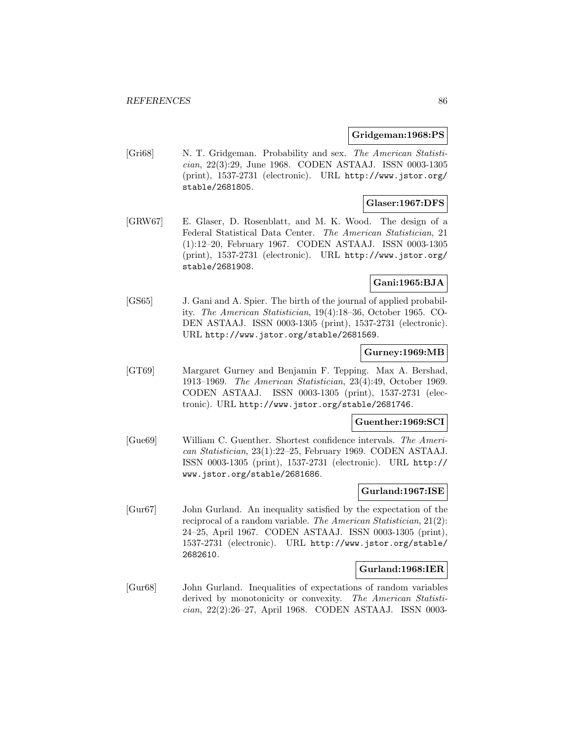**Gridgeman:1968:PS**

[Gri68] N. T. Gridgeman. Probability and sex. *The American Statistician*, 22(3):29, June 1968. CODEN ASTAAJ. ISSN 0003-1305 (print), 1537-2731 (electronic). URL http://www.jstor.org/stable/2681805.

**Glaser:1967:DFS**

[GRW67] E. Glaser, D. Rosenblatt, and M. K. Wood. The design of a Federal Statistical Data Center. *The American Statistician*, 21 (1):12–20, February 1967. CODEN ASTAAJ. ISSN 0003-1305 (print), 1537-2731 (electronic). URL http://www.jstor.org/stable/2681908.

**Gani:1965:BJA**

[GS65] J. Gani and A. Spier. The birth of the journal of applied probability. *The American Statistician*, 19(4):18–36, October 1965. CODEN ASTAAJ. ISSN 0003-1305 (print), 1537-2731 (electronic). URL http://www.jstor.org/stable/2681569.

**Gurney:1969:MB**

[GT69] Margaret Gurney and Benjamin F. Tepping. Max A. Bershad, 1913–1969. *The American Statistician*, 23(4):49, October 1969. CODEN ASTAAJ. ISSN 0003-1305 (print), 1537-2731 (electronic). URL http://www.jstor.org/stable/2681746.

**Guenther:1969:SCI**

[Gue69] William C. Guenther. Shortest confidence intervals. *The American Statistician*, 23(1):22–25, February 1969. CODEN ASTAAJ. ISSN 0003-1305 (print), 1537-2731 (electronic). URL http://www.jstor.org/stable/2681686.

**Gurland:1967:ISE**

[Gur67] John Gurland. An inequality satisfied by the expectation of the reciprocal of a random variable. *The American Statistician*, 21(2): 24–25, April 1967. CODEN ASTAAJ. ISSN 0003-1305 (print), 1537-2731 (electronic). URL http://www.jstor.org/stable/2682610.

**Gurland:1968:IER**

[Gur68] John Gurland. Inequalities of expectations of random variables derived by monotonicity or convexity. *The American Statistician*, 22(2):26–27, April 1968. CODEN ASTAAJ. ISSN 0003-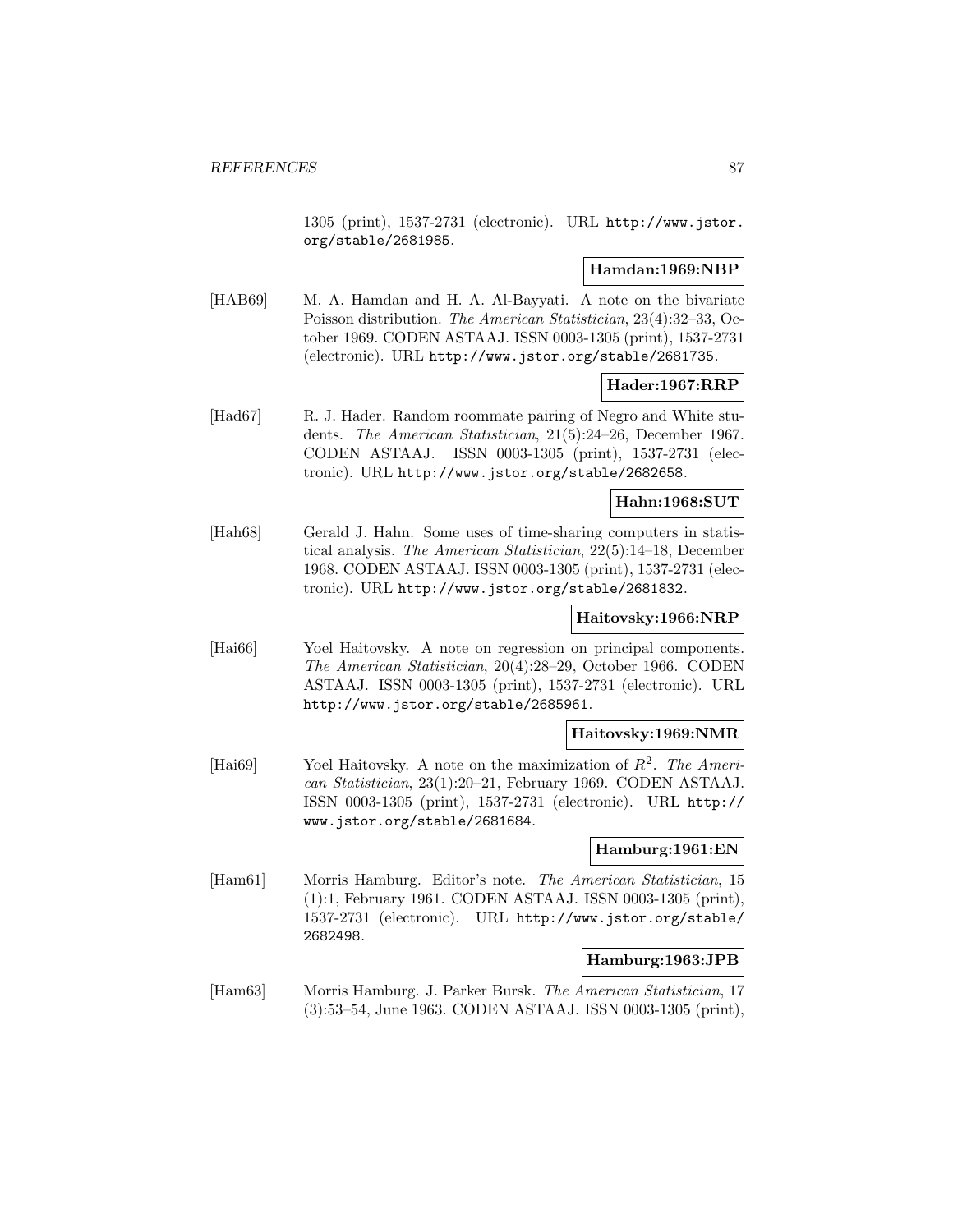1305 (print), 1537-2731 (electronic). URL http://www.jstor.org/stable/2681985.

**Hamdan:1969:NBP**

[HAB69] M. A. Hamdan and H. A. Al-Bayyati. A note on the bivariate Poisson distribution. *The American Statistician*, 23(4):32–33, October 1969. CODEN ASTAAJ. ISSN 0003-1305 (print), 1537-2731 (electronic). URL http://www.jstor.org/stable/2681735.

**Hader:1967:RRP**

[Had67] R. J. Hader. Random roommate pairing of Negro and White students. *The American Statistician*, 21(5):24–26, December 1967. CODEN ASTAAJ. ISSN 0003-1305 (print), 1537-2731 (electronic). URL http://www.jstor.org/stable/2682658.

**Hahn:1968:SUT**

[Hah68] Gerald J. Hahn. Some uses of time-sharing computers in statistical analysis. *The American Statistician*, 22(5):14–18, December 1968. CODEN ASTAAJ. ISSN 0003-1305 (print), 1537-2731 (electronic). URL http://www.jstor.org/stable/2681832.

**Haitovsky:1966:NRP**

[Hai66] Yoel Haitovsky. A note on regression on principal components. *The American Statistician*, 20(4):28–29, October 1966. CODEN ASTAAJ. ISSN 0003-1305 (print), 1537-2731 (electronic). URL http://www.jstor.org/stable/2685961.

**Haitovsky:1969:NMR**

[Hai69] Yoel Haitovsky. A note on the maximization of $R^2$. *The American Statistician*, 23(1):20–21, February 1969. CODEN ASTAAJ. ISSN 0003-1305 (print), 1537-2731 (electronic). URL http://www.jstor.org/stable/2681684.

**Hamburg:1961:EN**

[Ham61] Morris Hamburg. Editor's note. *The American Statistician*, 15 (1):1, February 1961. CODEN ASTAAJ. ISSN 0003-1305 (print), 1537-2731 (electronic). URL http://www.jstor.org/stable/2682498.

**Hamburg:1963:JPB**

[Ham63] Morris Hamburg. J. Parker Bursk. *The American Statistician*, 17 (3):53–54, June 1963. CODEN ASTAAJ. ISSN 0003-1305 (print),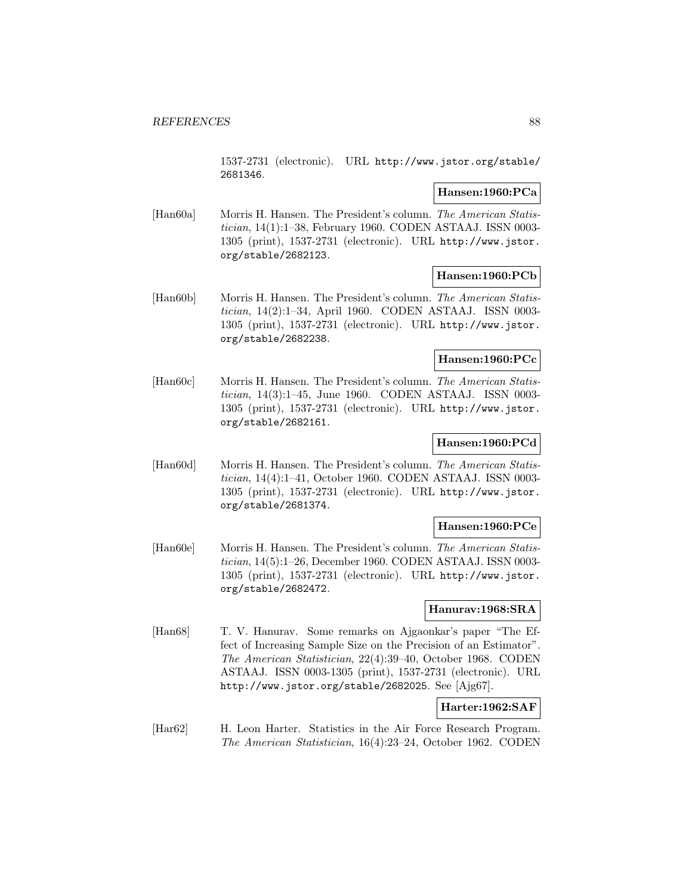1537-2731 (electronic). URL http://www.jstor.org/stable/2681346.

**Hansen:1960:PCa**

[Han60a] Morris H. Hansen. The President's column. *The American Statistician*, 14(1):1–38, February 1960. CODEN ASTAAJ. ISSN 0003-1305 (print), 1537-2731 (electronic). URL http://www.jstor.org/stable/2682123.

**Hansen:1960:PCb**

[Han60b] Morris H. Hansen. The President's column. *The American Statistician*, 14(2):1–34, April 1960. CODEN ASTAAJ. ISSN 0003-1305 (print), 1537-2731 (electronic). URL http://www.jstor.org/stable/2682238.

**Hansen:1960:PCc**

[Han60c] Morris H. Hansen. The President's column. *The American Statistician*, 14(3):1–45, June 1960. CODEN ASTAAJ. ISSN 0003-1305 (print), 1537-2731 (electronic). URL http://www.jstor.org/stable/2682161.

**Hansen:1960:PCd**

[Han60d] Morris H. Hansen. The President's column. *The American Statistician*, 14(4):1–41, October 1960. CODEN ASTAAJ. ISSN 0003-1305 (print), 1537-2731 (electronic). URL http://www.jstor.org/stable/2681374.

**Hansen:1960:PCe**

[Han60e] Morris H. Hansen. The President's column. *The American Statistician*, 14(5):1–26, December 1960. CODEN ASTAAJ. ISSN 0003-1305 (print), 1537-2731 (electronic). URL http://www.jstor.org/stable/2682472.

**Hanurav:1968:SRA**

[Han68] T. V. Hanurav. Some remarks on Ajgaonkar's paper "The Effect of Increasing Sample Size on the Precision of an Estimator". *The American Statistician*, 22(4):39–40, October 1968. CODEN ASTAAJ. ISSN 0003-1305 (print), 1537-2731 (electronic). URL http://www.jstor.org/stable/2682025. See [Ajg67].

**Harter:1962:SAF**

[Har62] H. Leon Harter. Statistics in the Air Force Research Program. *The American Statistician*, 16(4):23–24, October 1962. CODEN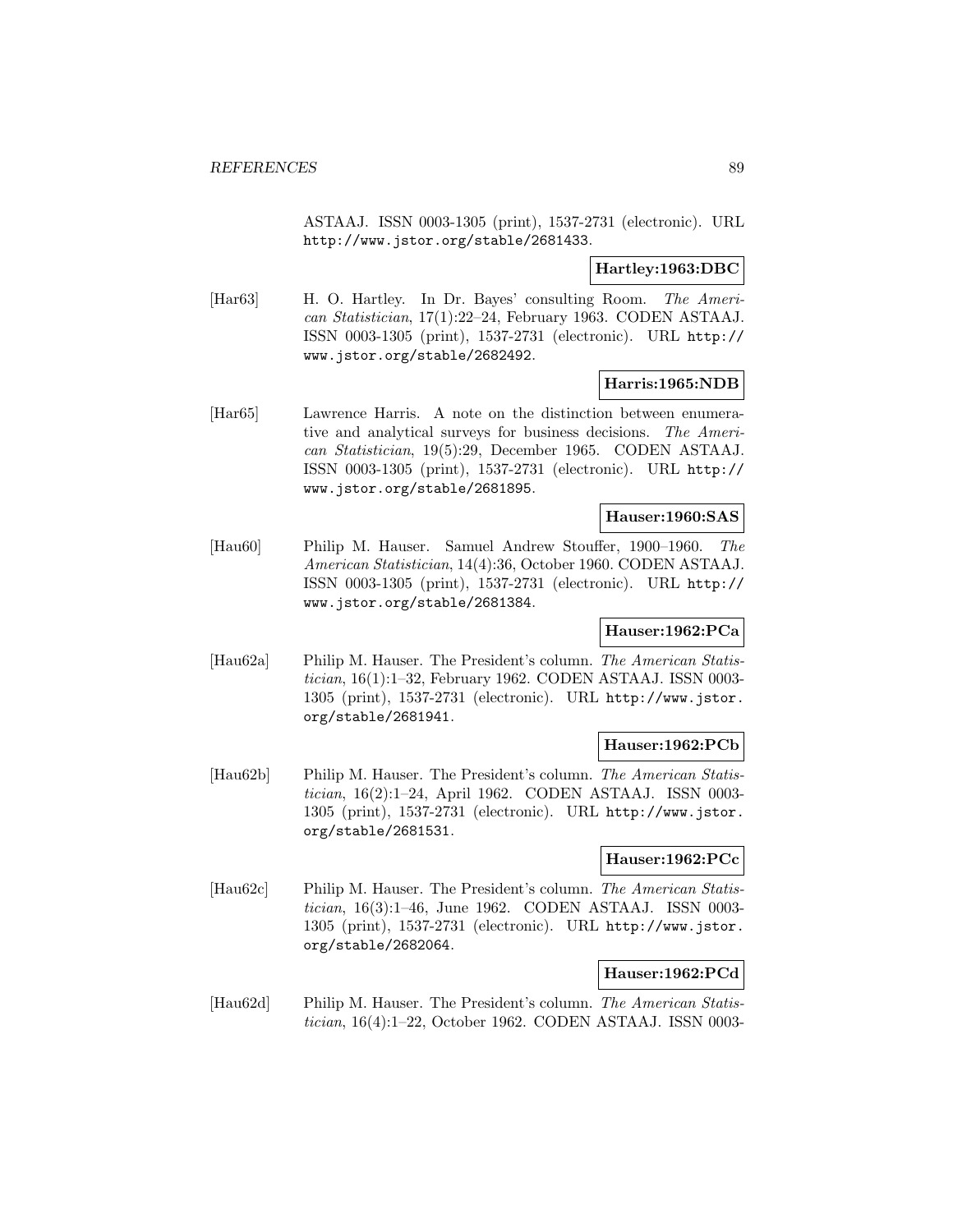ASTAAJ. ISSN 0003-1305 (print), 1537-2731 (electronic). URL http://www.jstor.org/stable/2681433.

**Hartley:1963:DBC**

[Har63] H. O. Hartley. In Dr. Bayes' consulting Room. *The American Statistician*, 17(1):22–24, February 1963. CODEN ASTAAJ. ISSN 0003-1305 (print), 1537-2731 (electronic). URL http://www.jstor.org/stable/2682492.

**Harris:1965:NDB**

[Har65] Lawrence Harris. A note on the distinction between enumerative and analytical surveys for business decisions. *The American Statistician*, 19(5):29, December 1965. CODEN ASTAAJ. ISSN 0003-1305 (print), 1537-2731 (electronic). URL http://www.jstor.org/stable/2681895.

**Hauser:1960:SAS**

[Hau60] Philip M. Hauser. Samuel Andrew Stouffer, 1900–1960. *The American Statistician*, 14(4):36, October 1960. CODEN ASTAAJ. ISSN 0003-1305 (print), 1537-2731 (electronic). URL http://www.jstor.org/stable/2681384.

**Hauser:1962:PCa**

[Hau62a] Philip M. Hauser. The President's column. *The American Statistician*, 16(1):1–32, February 1962. CODEN ASTAAJ. ISSN 0003-1305 (print), 1537-2731 (electronic). URL http://www.jstor.org/stable/2681941.

**Hauser:1962:PCb**

[Hau62b] Philip M. Hauser. The President's column. *The American Statistician*, 16(2):1–24, April 1962. CODEN ASTAAJ. ISSN 0003-1305 (print), 1537-2731 (electronic). URL http://www.jstor.org/stable/2681531.

**Hauser:1962:PCc**

[Hau62c] Philip M. Hauser. The President's column. *The American Statistician*, 16(3):1–46, June 1962. CODEN ASTAAJ. ISSN 0003-1305 (print), 1537-2731 (electronic). URL http://www.jstor.org/stable/2682064.

**Hauser:1962:PCd**

[Hau62d] Philip M. Hauser. The President's column. *The American Statistician*, 16(4):1–22, October 1962. CODEN ASTAAJ. ISSN 0003-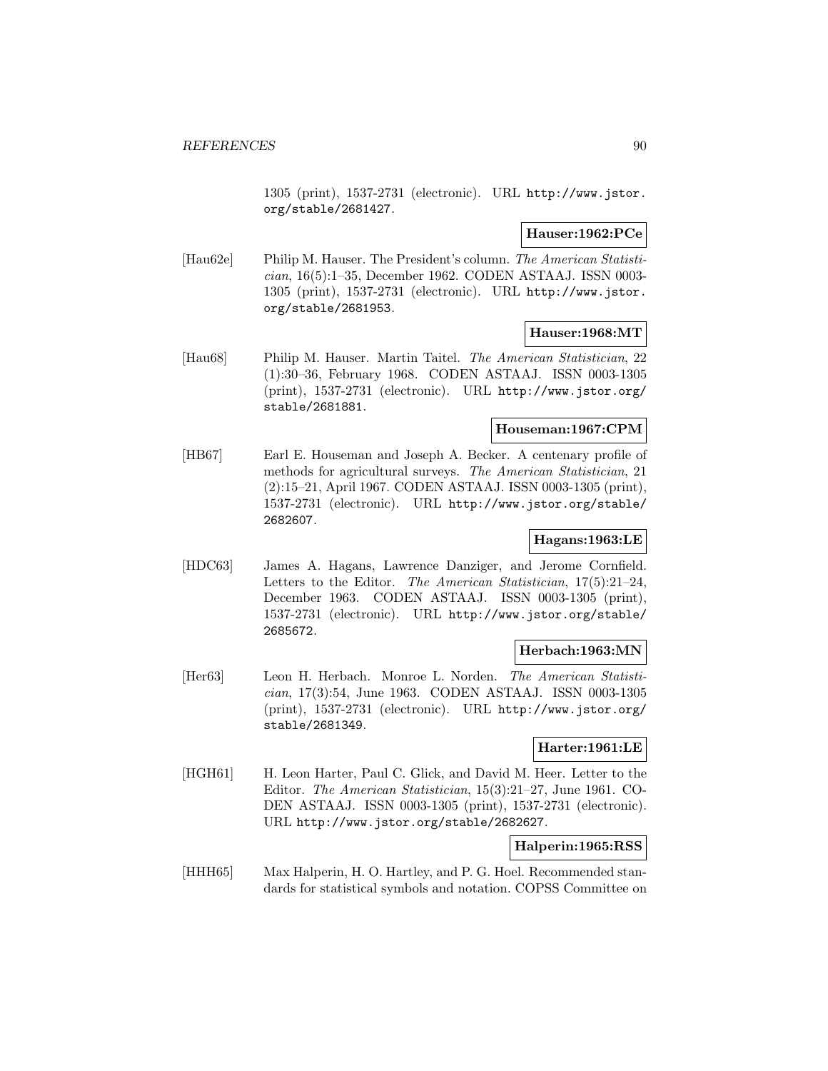1305 (print), 1537-2731 (electronic). URL http://www.jstor.org/stable/2681427.

**Hauser:1962:PCe**

[Hau62e] Philip M. Hauser. The President's column. *The American Statistician*, 16(5):1–35, December 1962. CODEN ASTAAJ. ISSN 0003-1305 (print), 1537-2731 (electronic). URL http://www.jstor.org/stable/2681953.

**Hauser:1968:MT**

[Hau68] Philip M. Hauser. Martin Taitel. *The American Statistician*, 22 (1):30–36, February 1968. CODEN ASTAAJ. ISSN 0003-1305 (print), 1537-2731 (electronic). URL http://www.jstor.org/stable/2681881.

**Houseman:1967:CPM**

[HB67] Earl E. Houseman and Joseph A. Becker. A centenary profile of methods for agricultural surveys. *The American Statistician*, 21 (2):15–21, April 1967. CODEN ASTAAJ. ISSN 0003-1305 (print), 1537-2731 (electronic). URL http://www.jstor.org/stable/2682607.

**Hagans:1963:LE**

[HDC63] James A. Hagans, Lawrence Danziger, and Jerome Cornfield. Letters to the Editor. *The American Statistician*, 17(5):21–24, December 1963. CODEN ASTAAJ. ISSN 0003-1305 (print), 1537-2731 (electronic). URL http://www.jstor.org/stable/2685672.

**Herbach:1963:MN**

[Her63] Leon H. Herbach. Monroe L. Norden. *The American Statistician*, 17(3):54, June 1963. CODEN ASTAAJ. ISSN 0003-1305 (print), 1537-2731 (electronic). URL http://www.jstor.org/stable/2681349.

**Harter:1961:LE**

[HGH61] H. Leon Harter, Paul C. Glick, and David M. Heer. Letter to the Editor. *The American Statistician*, 15(3):21–27, June 1961. CODEN ASTAAJ. ISSN 0003-1305 (print), 1537-2731 (electronic). URL http://www.jstor.org/stable/2682627.

**Halperin:1965:RSS**

[HHH65] Max Halperin, H. O. Hartley, and P. G. Hoel. Recommended standards for statistical symbols and notation. COPSS Committee on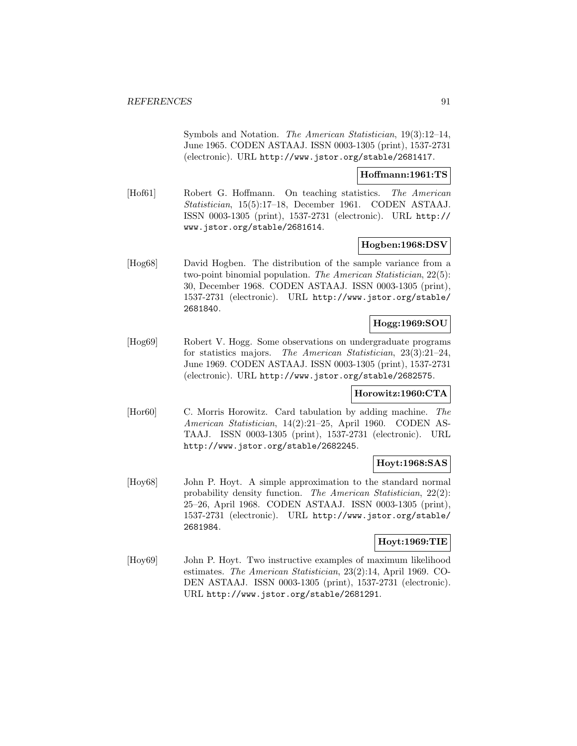Symbols and Notation. *The American Statistician*, 19(3):12–14, June 1965. CODEN ASTAAJ. ISSN 0003-1305 (print), 1537-2731 (electronic). URL http://www.jstor.org/stable/2681417.

**Hoffmann:1961:TS**

[Hof61] Robert G. Hoffmann. On teaching statistics. *The American Statistician*, 15(5):17–18, December 1961. CODEN ASTAAJ. ISSN 0003-1305 (print), 1537-2731 (electronic). URL http://www.jstor.org/stable/2681614.

**Hogben:1968:DSV**

[Hog68] David Hogben. The distribution of the sample variance from a two-point binomial population. *The American Statistician*, 22(5): 30, December 1968. CODEN ASTAAJ. ISSN 0003-1305 (print), 1537-2731 (electronic). URL http://www.jstor.org/stable/2681840.

**Hogg:1969:SOU**

[Hog69] Robert V. Hogg. Some observations on undergraduate programs for statistics majors. *The American Statistician*, 23(3):21–24, June 1969. CODEN ASTAAJ. ISSN 0003-1305 (print), 1537-2731 (electronic). URL http://www.jstor.org/stable/2682575.

**Horowitz:1960:CTA**

[Hor60] C. Morris Horowitz. Card tabulation by adding machine. *The American Statistician*, 14(2):21–25, April 1960. CODEN ASTAAJ. ISSN 0003-1305 (print), 1537-2731 (electronic). URL http://www.jstor.org/stable/2682245.

**Hoyt:1968:SAS**

[Hoy68] John P. Hoyt. A simple approximation to the standard normal probability density function. *The American Statistician*, 22(2): 25–26, April 1968. CODEN ASTAAJ. ISSN 0003-1305 (print), 1537-2731 (electronic). URL http://www.jstor.org/stable/2681984.

**Hoyt:1969:TIE**

[Hoy69] John P. Hoyt. Two instructive examples of maximum likelihood estimates. *The American Statistician*, 23(2):14, April 1969. CODEN ASTAAJ. ISSN 0003-1305 (print), 1537-2731 (electronic). URL http://www.jstor.org/stable/2681291.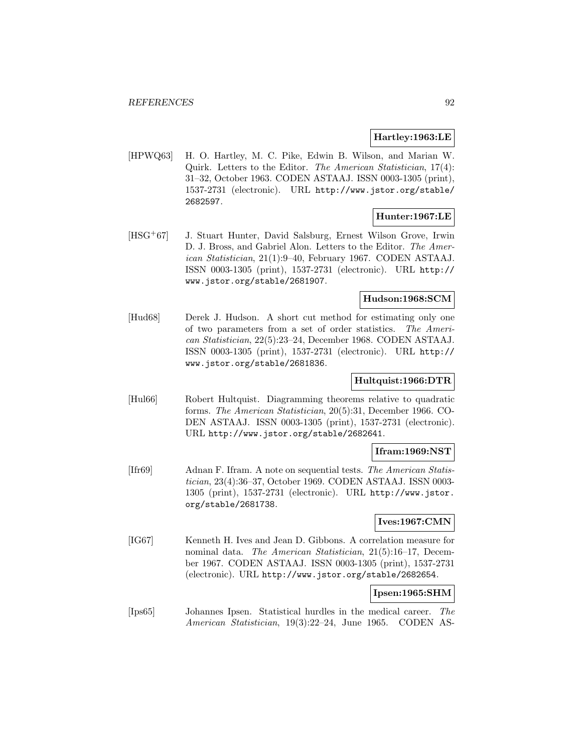**Hartley:1963:LE**

[HPWQ63] H. O. Hartley, M. C. Pike, Edwin B. Wilson, and Marian W. Quirk. Letters to the Editor. *The American Statistician*, 17(4): 31–32, October 1963. CODEN ASTAAJ. ISSN 0003-1305 (print), 1537-2731 (electronic). URL http://www.jstor.org/stable/2682597.

**Hunter:1967:LE**

[HSG+67] J. Stuart Hunter, David Salsburg, Ernest Wilson Grove, Irwin D. J. Bross, and Gabriel Alon. Letters to the Editor. *The American Statistician*, 21(1):9–40, February 1967. CODEN ASTAAJ. ISSN 0003-1305 (print), 1537-2731 (electronic). URL http://www.jstor.org/stable/2681907.

**Hudson:1968:SCM**

[Hud68] Derek J. Hudson. A short cut method for estimating only one of two parameters from a set of order statistics. *The American Statistician*, 22(5):23–24, December 1968. CODEN ASTAAJ. ISSN 0003-1305 (print), 1537-2731 (electronic). URL http://www.jstor.org/stable/2681836.

**Hultquist:1966:DTR**

[Hul66] Robert Hultquist. Diagramming theorems relative to quadratic forms. *The American Statistician*, 20(5):31, December 1966. CODEN ASTAAJ. ISSN 0003-1305 (print), 1537-2731 (electronic). URL http://www.jstor.org/stable/2682641.

**Ifram:1969:NST**

[Ifr69] Adnan F. Ifram. A note on sequential tests. *The American Statistician*, 23(4):36–37, October 1969. CODEN ASTAAJ. ISSN 0003-1305 (print), 1537-2731 (electronic). URL http://www.jstor.org/stable/2681738.

**Ives:1967:CMN**

[IG67] Kenneth H. Ives and Jean D. Gibbons. A correlation measure for nominal data. *The American Statistician*, 21(5):16–17, December 1967. CODEN ASTAAJ. ISSN 0003-1305 (print), 1537-2731 (electronic). URL http://www.jstor.org/stable/2682654.

**Ipsen:1965:SHM**

[Ips65] Johannes Ipsen. Statistical hurdles in the medical career. *The American Statistician*, 19(3):22–24, June 1965. CODEN AS-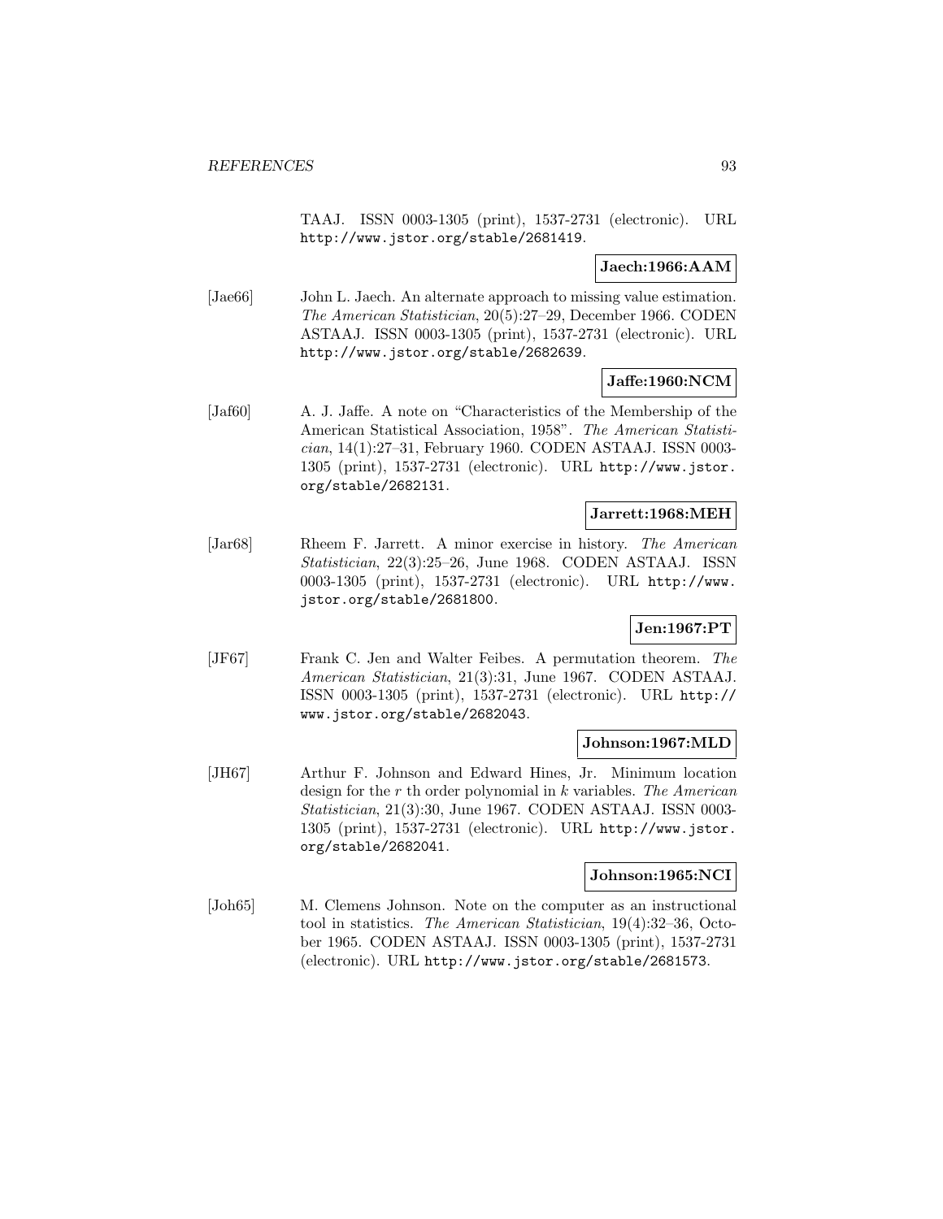TAAJ. ISSN 0003-1305 (print), 1537-2731 (electronic). URL http://www.jstor.org/stable/2681419.

**Jaech:1966:AAM**

[Jae66] John L. Jaech. An alternate approach to missing value estimation. *The American Statistician*, 20(5):27–29, December 1966. CODEN ASTAAJ. ISSN 0003-1305 (print), 1537-2731 (electronic). URL http://www.jstor.org/stable/2682639.

**Jaffe:1960:NCM**

[Jaf60] A. J. Jaffe. A note on "Characteristics of the Membership of the American Statistical Association, 1958". *The American Statistician*, 14(1):27–31, February 1960. CODEN ASTAAJ. ISSN 0003-1305 (print), 1537-2731 (electronic). URL http://www.jstor.org/stable/2682131.

**Jarrett:1968:MEH**

[Jar68] Rheem F. Jarrett. A minor exercise in history. *The American Statistician*, 22(3):25–26, June 1968. CODEN ASTAAJ. ISSN 0003-1305 (print), 1537-2731 (electronic). URL http://www.jstor.org/stable/2681800.

**Jen:1967:PT**

[JF67] Frank C. Jen and Walter Feibes. A permutation theorem. *The American Statistician*, 21(3):31, June 1967. CODEN ASTAAJ. ISSN 0003-1305 (print), 1537-2731 (electronic). URL http://www.jstor.org/stable/2682043.

**Johnson:1967:MLD**

[JH67] Arthur F. Johnson and Edward Hines, Jr. Minimum location design for the $r$ th order polynomial in $k$ variables. *The American Statistician*, 21(3):30, June 1967. CODEN ASTAAJ. ISSN 0003-1305 (print), 1537-2731 (electronic). URL http://www.jstor.org/stable/2682041.

**Johnson:1965:NCI**

[Joh65] M. Clemens Johnson. Note on the computer as an instructional tool in statistics. *The American Statistician*, 19(4):32–36, October 1965. CODEN ASTAAJ. ISSN 0003-1305 (print), 1537-2731 (electronic). URL http://www.jstor.org/stable/2681573.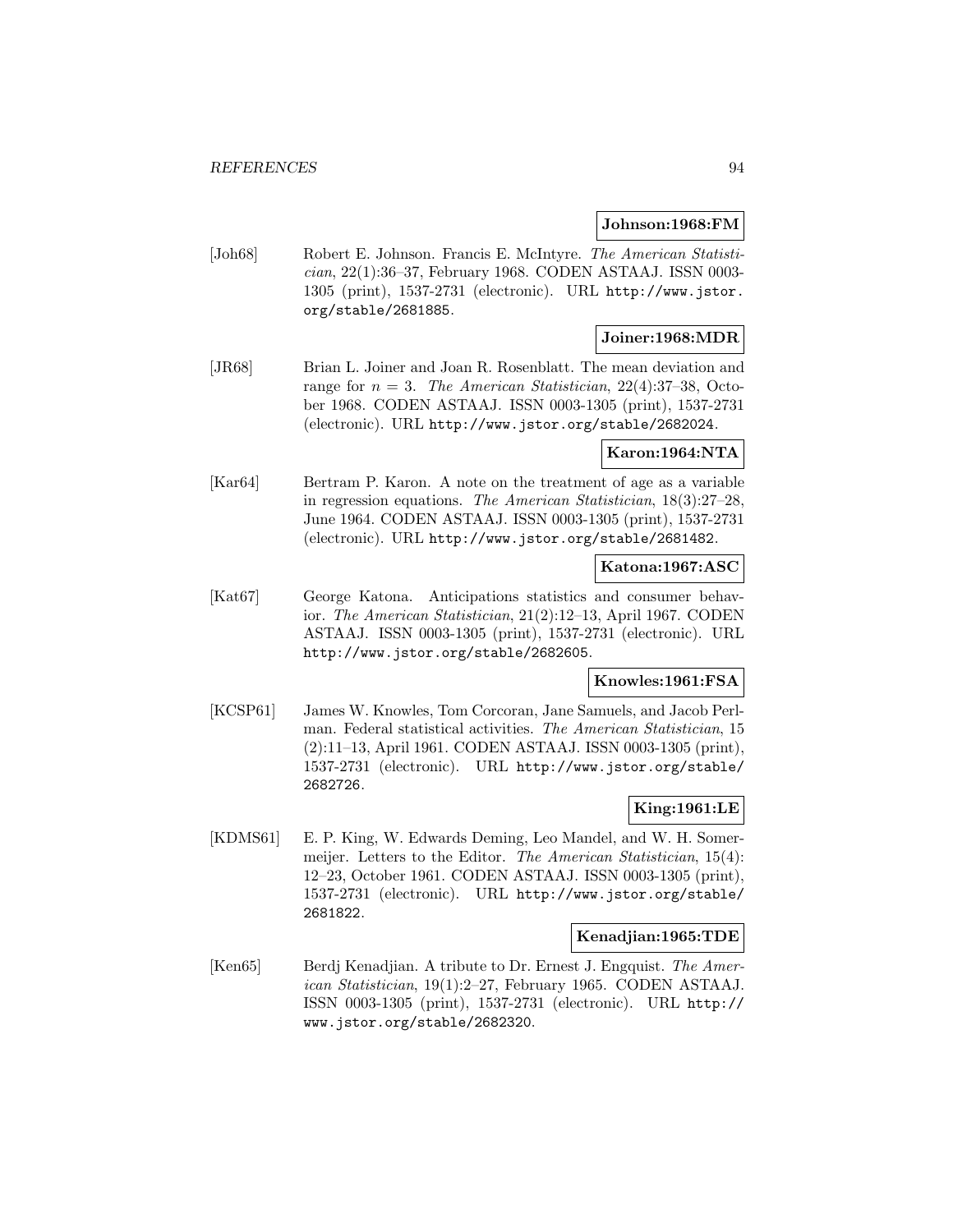**Johnson:1968:FM**

[Joh68] Robert E. Johnson. Francis E. McIntyre. *The American Statistician*, 22(1):36–37, February 1968. CODEN ASTAAJ. ISSN 0003-1305 (print), 1537-2731 (electronic). URL http://www.jstor.org/stable/2681885.

**Joiner:1968:MDR**

[JR68] Brian L. Joiner and Joan R. Rosenblatt. The mean deviation and range for $n = 3$. *The American Statistician*, 22(4):37–38, October 1968. CODEN ASTAAJ. ISSN 0003-1305 (print), 1537-2731 (electronic). URL http://www.jstor.org/stable/2682024.

**Karon:1964:NTA**

[Kar64] Bertram P. Karon. A note on the treatment of age as a variable in regression equations. *The American Statistician*, 18(3):27–28, June 1964. CODEN ASTAAJ. ISSN 0003-1305 (print), 1537-2731 (electronic). URL http://www.jstor.org/stable/2681482.

**Katona:1967:ASC**

[Kat67] George Katona. Anticipations statistics and consumer behavior. *The American Statistician*, 21(2):12–13, April 1967. CODEN ASTAAJ. ISSN 0003-1305 (print), 1537-2731 (electronic). URL http://www.jstor.org/stable/2682605.

**Knowles:1961:FSA**

[KCSP61] James W. Knowles, Tom Corcoran, Jane Samuels, and Jacob Perlman. Federal statistical activities. *The American Statistician*, 15 (2):11–13, April 1961. CODEN ASTAAJ. ISSN 0003-1305 (print), 1537-2731 (electronic). URL http://www.jstor.org/stable/2682726.

**King:1961:LE**

[KDMS61] E. P. King, W. Edwards Deming, Leo Mandel, and W. H. Somermeijer. Letters to the Editor. *The American Statistician*, 15(4): 12–23, October 1961. CODEN ASTAAJ. ISSN 0003-1305 (print), 1537-2731 (electronic). URL http://www.jstor.org/stable/2681822.

**Kenadjian:1965:TDE**

[Ken65] Berdj Kenadjian. A tribute to Dr. Ernest J. Engquist. *The American Statistician*, 19(1):2–27, February 1965. CODEN ASTAAJ. ISSN 0003-1305 (print), 1537-2731 (electronic). URL http://www.jstor.org/stable/2682320.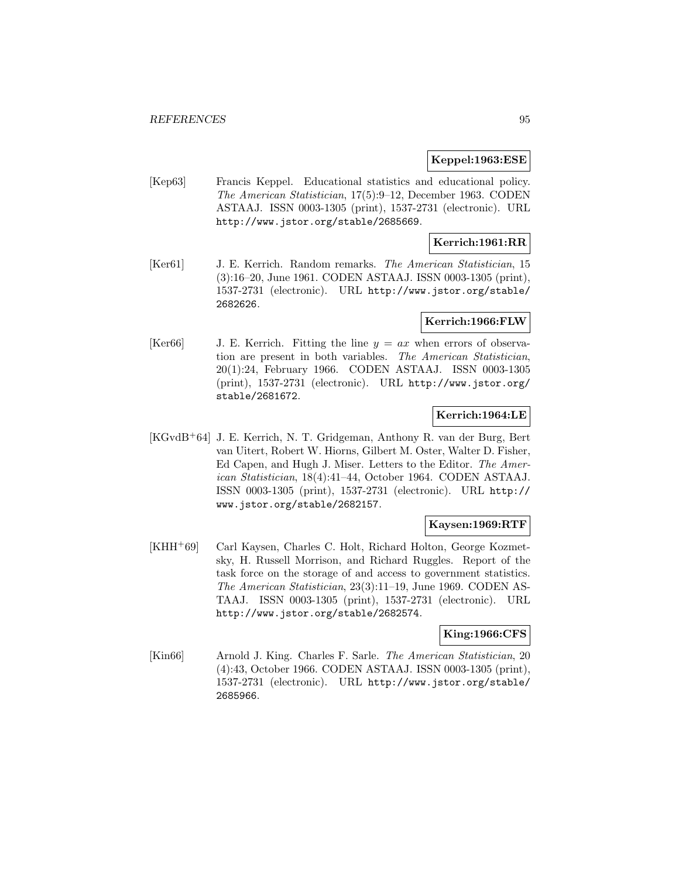**Keppel:1963:ESE**

[Kep63] Francis Keppel. Educational statistics and educational policy. *The American Statistician*, 17(5):9–12, December 1963. CODEN ASTAAJ. ISSN 0003-1305 (print), 1537-2731 (electronic). URL http://www.jstor.org/stable/2685669.

**Kerrich:1961:RR**

[Ker61] J. E. Kerrich. Random remarks. *The American Statistician*, 15 (3):16–20, June 1961. CODEN ASTAAJ. ISSN 0003-1305 (print), 1537-2731 (electronic). URL http://www.jstor.org/stable/2682626.

**Kerrich:1966:FLW**

[Ker66] J. E. Kerrich. Fitting the line $y = ax$ when errors of observation are present in both variables. *The American Statistician*, 20(1):24, February 1966. CODEN ASTAAJ. ISSN 0003-1305 (print), 1537-2731 (electronic). URL http://www.jstor.org/stable/2681672.

**Kerrich:1964:LE**

[KGvdB+64] J. E. Kerrich, N. T. Gridgeman, Anthony R. van der Burg, Bert van Uitert, Robert W. Hiorns, Gilbert M. Oster, Walter D. Fisher, Ed Capen, and Hugh J. Miser. Letters to the Editor. *The American Statistician*, 18(4):41–44, October 1964. CODEN ASTAAJ. ISSN 0003-1305 (print), 1537-2731 (electronic). URL http://www.jstor.org/stable/2682157.

**Kaysen:1969:RTF**

[KHH+69] Carl Kaysen, Charles C. Holt, Richard Holton, George Kozmetsky, H. Russell Morrison, and Richard Ruggles. Report of the task force on the storage of and access to government statistics. *The American Statistician*, 23(3):11–19, June 1969. CODEN ASTAAJ. ISSN 0003-1305 (print), 1537-2731 (electronic). URL http://www.jstor.org/stable/2682574.

**King:1966:CFS**

[Kin66] Arnold J. King. Charles F. Sarle. *The American Statistician*, 20 (4):43, October 1966. CODEN ASTAAJ. ISSN 0003-1305 (print), 1537-2731 (electronic). URL http://www.jstor.org/stable/2685966.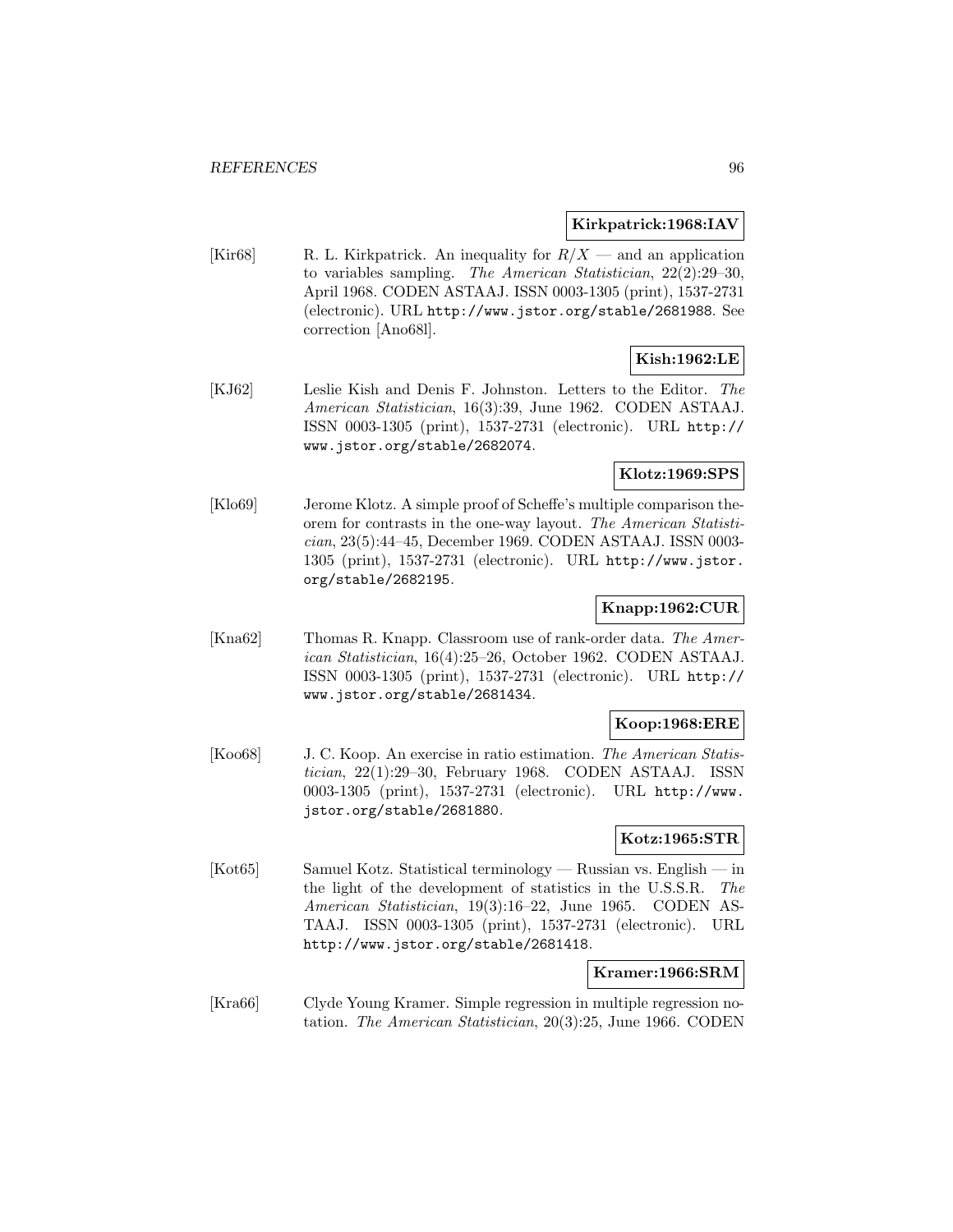**Kirkpatrick:1968:IAV**

[Kir68] R. L. Kirkpatrick. An inequality for $R/X$ — and an application to variables sampling. *The American Statistician*, 22(2):29–30, April 1968. CODEN ASTAAJ. ISSN 0003-1305 (print), 1537-2731 (electronic). URL http://www.jstor.org/stable/2681988. See correction [Ano68l].

**Kish:1962:LE**

[KJ62] Leslie Kish and Denis F. Johnston. Letters to the Editor. *The American Statistician*, 16(3):39, June 1962. CODEN ASTAAJ. ISSN 0003-1305 (print), 1537-2731 (electronic). URL http://www.jstor.org/stable/2682074.

**Klotz:1969:SPS**

[Klo69] Jerome Klotz. A simple proof of Scheffe's multiple comparison theorem for contrasts in the one-way layout. *The American Statistician*, 23(5):44–45, December 1969. CODEN ASTAAJ. ISSN 0003-1305 (print), 1537-2731 (electronic). URL http://www.jstor.org/stable/2682195.

**Knapp:1962:CUR**

[Kna62] Thomas R. Knapp. Classroom use of rank-order data. *The American Statistician*, 16(4):25–26, October 1962. CODEN ASTAAJ. ISSN 0003-1305 (print), 1537-2731 (electronic). URL http://www.jstor.org/stable/2681434.

**Koop:1968:ERE**

[Koo68] J. C. Koop. An exercise in ratio estimation. *The American Statistician*, 22(1):29–30, February 1968. CODEN ASTAAJ. ISSN 0003-1305 (print), 1537-2731 (electronic). URL http://www.jstor.org/stable/2681880.

**Kotz:1965:STR**

[Kot65] Samuel Kotz. Statistical terminology — Russian vs. English — in the light of the development of statistics in the U.S.S.R. *The American Statistician*, 19(3):16–22, June 1965. CODEN ASTAAJ. ISSN 0003-1305 (print), 1537-2731 (electronic). URL http://www.jstor.org/stable/2681418.

**Kramer:1966:SRM**

[Kra66] Clyde Young Kramer. Simple regression in multiple regression notation. *The American Statistician*, 20(3):25, June 1966. CODEN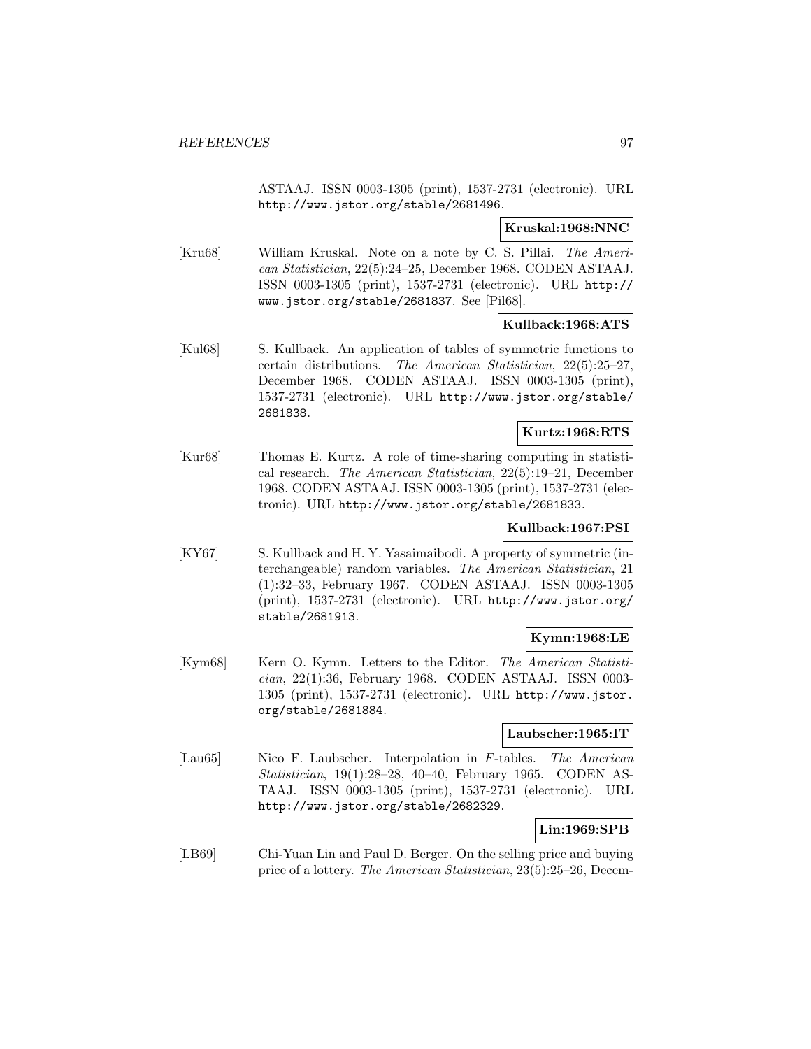ASTAAJ. ISSN 0003-1305 (print), 1537-2731 (electronic). URL http://www.jstor.org/stable/2681496.

**Kruskal:1968:NNC**

[Kru68] William Kruskal. Note on a note by C. S. Pillai. *The American Statistician*, 22(5):24–25, December 1968. CODEN ASTAAJ. ISSN 0003-1305 (print), 1537-2731 (electronic). URL http://www.jstor.org/stable/2681837. See [Pil68].

**Kullback:1968:ATS**

[Kul68] S. Kullback. An application of tables of symmetric functions to certain distributions. *The American Statistician*, 22(5):25–27, December 1968. CODEN ASTAAJ. ISSN 0003-1305 (print), 1537-2731 (electronic). URL http://www.jstor.org/stable/2681838.

**Kurtz:1968:RTS**

[Kur68] Thomas E. Kurtz. A role of time-sharing computing in statistical research. *The American Statistician*, 22(5):19–21, December 1968. CODEN ASTAAJ. ISSN 0003-1305 (print), 1537-2731 (electronic). URL http://www.jstor.org/stable/2681833.

**Kullback:1967:PSI**

[KY67] S. Kullback and H. Y. Yasaimaibodi. A property of symmetric (interchangeable) random variables. *The American Statistician*, 21 (1):32–33, February 1967. CODEN ASTAAJ. ISSN 0003-1305 (print), 1537-2731 (electronic). URL http://www.jstor.org/stable/2681913.

**Kymn:1968:LE**

[Kym68] Kern O. Kymn. Letters to the Editor. *The American Statistician*, 22(1):36, February 1968. CODEN ASTAAJ. ISSN 0003-1305 (print), 1537-2731 (electronic). URL http://www.jstor.org/stable/2681884.

**Laubscher:1965:IT**

[Lau65] Nico F. Laubscher. Interpolation in $F$-tables. *The American Statistician*, 19(1):28–28, 40–40, February 1965. CODEN ASTAAJ. ISSN 0003-1305 (print), 1537-2731 (electronic). URL http://www.jstor.org/stable/2682329.

**Lin:1969:SPB**

[LB69] Chi-Yuan Lin and Paul D. Berger. On the selling price and buying price of a lottery. *The American Statistician*, 23(5):25–26, Decem-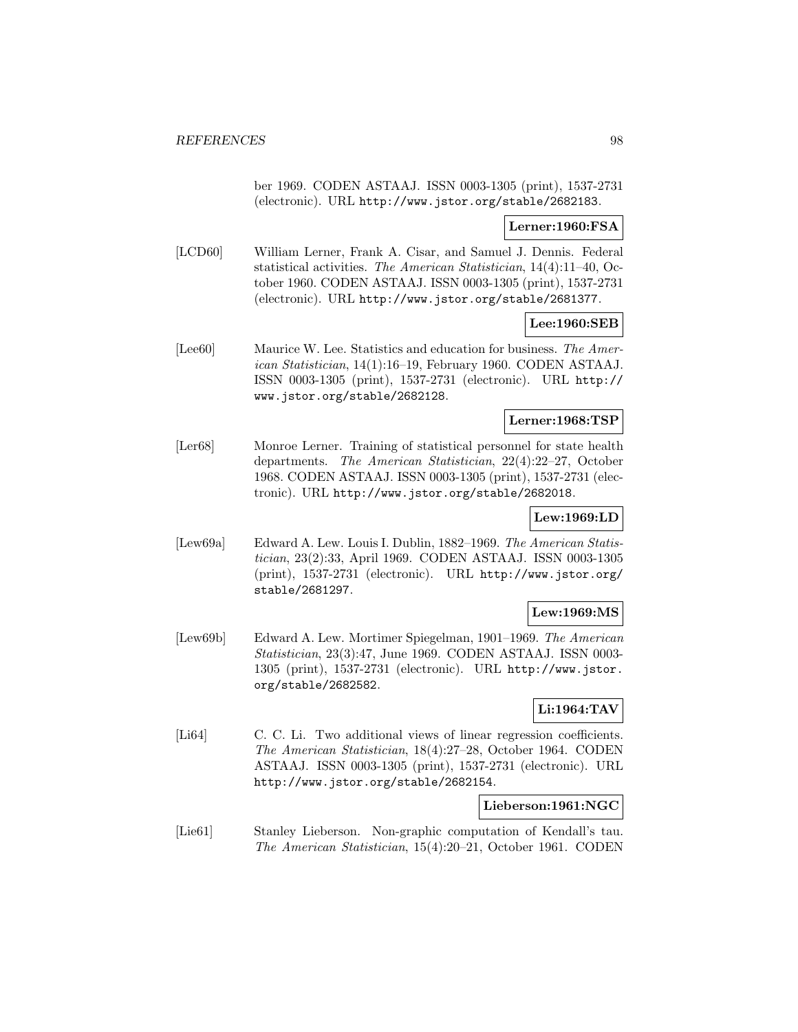ber 1969. CODEN ASTAAJ. ISSN 0003-1305 (print), 1537-2731 (electronic). URL http://www.jstor.org/stable/2682183.

**Lerner:1960:FSA**

[LCD60] William Lerner, Frank A. Cisar, and Samuel J. Dennis. Federal statistical activities. *The American Statistician*, 14(4):11–40, October 1960. CODEN ASTAAJ. ISSN 0003-1305 (print), 1537-2731 (electronic). URL http://www.jstor.org/stable/2681377.

**Lee:1960:SEB**

[Lee60] Maurice W. Lee. Statistics and education for business. *The American Statistician*, 14(1):16–19, February 1960. CODEN ASTAAJ. ISSN 0003-1305 (print), 1537-2731 (electronic). URL http://www.jstor.org/stable/2682128.

**Lerner:1968:TSP**

[Ler68] Monroe Lerner. Training of statistical personnel for state health departments. *The American Statistician*, 22(4):22–27, October 1968. CODEN ASTAAJ. ISSN 0003-1305 (print), 1537-2731 (electronic). URL http://www.jstor.org/stable/2682018.

**Lew:1969:LD**

[Lew69a] Edward A. Lew. Louis I. Dublin, 1882–1969. *The American Statistician*, 23(2):33, April 1969. CODEN ASTAAJ. ISSN 0003-1305 (print), 1537-2731 (electronic). URL http://www.jstor.org/stable/2681297.

**Lew:1969:MS**

[Lew69b] Edward A. Lew. Mortimer Spiegelman, 1901–1969. *The American Statistician*, 23(3):47, June 1969. CODEN ASTAAJ. ISSN 0003-1305 (print), 1537-2731 (electronic). URL http://www.jstor.org/stable/2682582.

**Li:1964:TAV**

[Li64] C. C. Li. Two additional views of linear regression coefficients. *The American Statistician*, 18(4):27–28, October 1964. CODEN ASTAAJ. ISSN 0003-1305 (print), 1537-2731 (electronic). URL http://www.jstor.org/stable/2682154.

**Lieberson:1961:NGC**

[Lie61] Stanley Lieberson. Non-graphic computation of Kendall's tau. *The American Statistician*, 15(4):20–21, October 1961. CODEN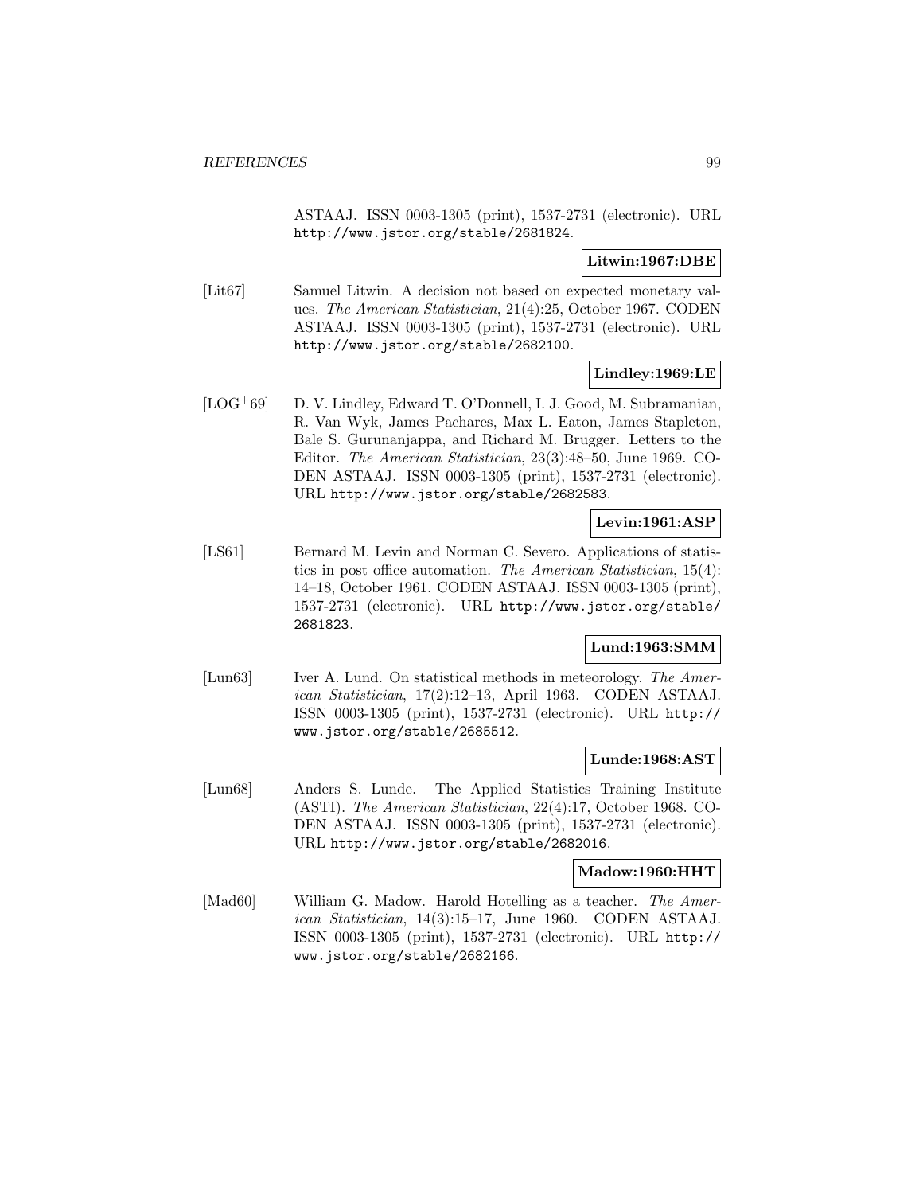ASTAAJ. ISSN 0003-1305 (print), 1537-2731 (electronic). URL http://www.jstor.org/stable/2681824.

**Litwin:1967:DBE**

[Lit67] Samuel Litwin. A decision not based on expected monetary values. *The American Statistician*, 21(4):25, October 1967. CODEN ASTAAJ. ISSN 0003-1305 (print), 1537-2731 (electronic). URL http://www.jstor.org/stable/2682100.

**Lindley:1969:LE**

[LOG+69] D. V. Lindley, Edward T. O'Donnell, I. J. Good, M. Subramanian, R. Van Wyk, James Pachares, Max L. Eaton, James Stapleton, Bale S. Gurunanjappa, and Richard M. Brugger. Letters to the Editor. *The American Statistician*, 23(3):48–50, June 1969. CODEN ASTAAJ. ISSN 0003-1305 (print), 1537-2731 (electronic). URL http://www.jstor.org/stable/2682583.

**Levin:1961:ASP**

[LS61] Bernard M. Levin and Norman C. Severo. Applications of statistics in post office automation. *The American Statistician*, 15(4): 14–18, October 1961. CODEN ASTAAJ. ISSN 0003-1305 (print), 1537-2731 (electronic). URL http://www.jstor.org/stable/2681823.

**Lund:1963:SMM**

[Lun63] Iver A. Lund. On statistical methods in meteorology. *The American Statistician*, 17(2):12–13, April 1963. CODEN ASTAAJ. ISSN 0003-1305 (print), 1537-2731 (electronic). URL http://www.jstor.org/stable/2685512.

**Lunde:1968:AST**

[Lun68] Anders S. Lunde. The Applied Statistics Training Institute (ASTI). *The American Statistician*, 22(4):17, October 1968. CODEN ASTAAJ. ISSN 0003-1305 (print), 1537-2731 (electronic). URL http://www.jstor.org/stable/2682016.

**Madow:1960:HHT**

[Mad60] William G. Madow. Harold Hotelling as a teacher. *The American Statistician*, 14(3):15–17, June 1960. CODEN ASTAAJ. ISSN 0003-1305 (print), 1537-2731 (electronic). URL http://www.jstor.org/stable/2682166.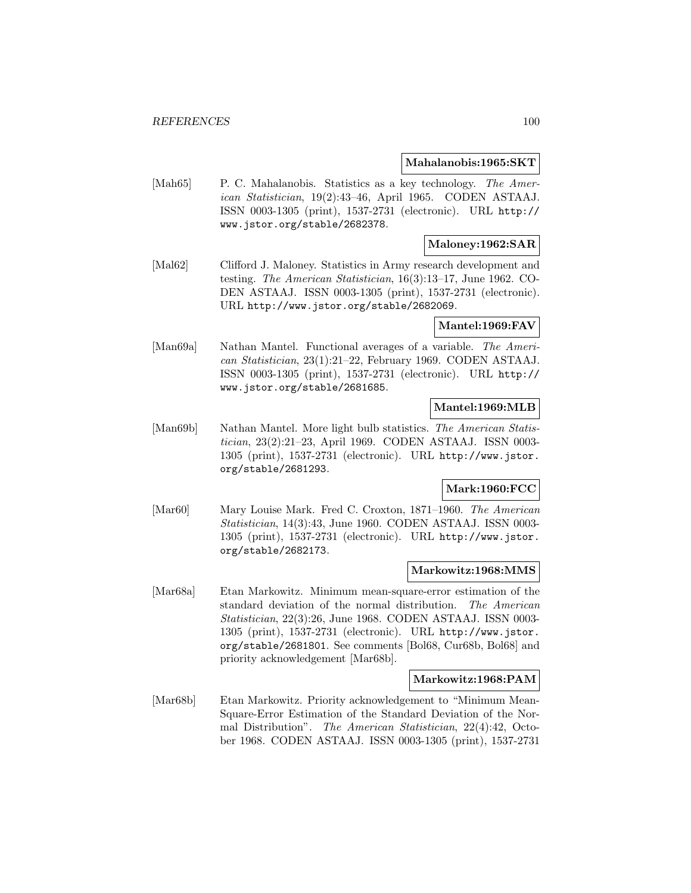**Mahalanobis:1965:SKT**

[Mah65] P. C. Mahalanobis. Statistics as a key technology. *The American Statistician*, 19(2):43–46, April 1965. CODEN ASTAAJ. ISSN 0003-1305 (print), 1537-2731 (electronic). URL http://www.jstor.org/stable/2682378.

**Maloney:1962:SAR**

[Mal62] Clifford J. Maloney. Statistics in Army research development and testing. *The American Statistician*, 16(3):13–17, June 1962. CODEN ASTAAJ. ISSN 0003-1305 (print), 1537-2731 (electronic). URL http://www.jstor.org/stable/2682069.

**Mantel:1969:FAV**

[Man69a] Nathan Mantel. Functional averages of a variable. *The American Statistician*, 23(1):21–22, February 1969. CODEN ASTAAJ. ISSN 0003-1305 (print), 1537-2731 (electronic). URL http://www.jstor.org/stable/2681685.

**Mantel:1969:MLB**

[Man69b] Nathan Mantel. More light bulb statistics. *The American Statistician*, 23(2):21–23, April 1969. CODEN ASTAAJ. ISSN 0003-1305 (print), 1537-2731 (electronic). URL http://www.jstor.org/stable/2681293.

**Mark:1960:FCC**

[Mar60] Mary Louise Mark. Fred C. Croxton, 1871–1960. *The American Statistician*, 14(3):43, June 1960. CODEN ASTAAJ. ISSN 0003-1305 (print), 1537-2731 (electronic). URL http://www.jstor.org/stable/2682173.

**Markowitz:1968:MMS**

[Mar68a] Etan Markowitz. Minimum mean-square-error estimation of the standard deviation of the normal distribution. *The American Statistician*, 22(3):26, June 1968. CODEN ASTAAJ. ISSN 0003-1305 (print), 1537-2731 (electronic). URL http://www.jstor.org/stable/2681801. See comments [Bol68, Cur68b, Bol68] and priority acknowledgement [Mar68b].

**Markowitz:1968:PAM**

[Mar68b] Etan Markowitz. Priority acknowledgement to "Minimum Mean-Square-Error Estimation of the Standard Deviation of the Normal Distribution". *The American Statistician*, 22(4):42, October 1968. CODEN ASTAAJ. ISSN 0003-1305 (print), 1537-2731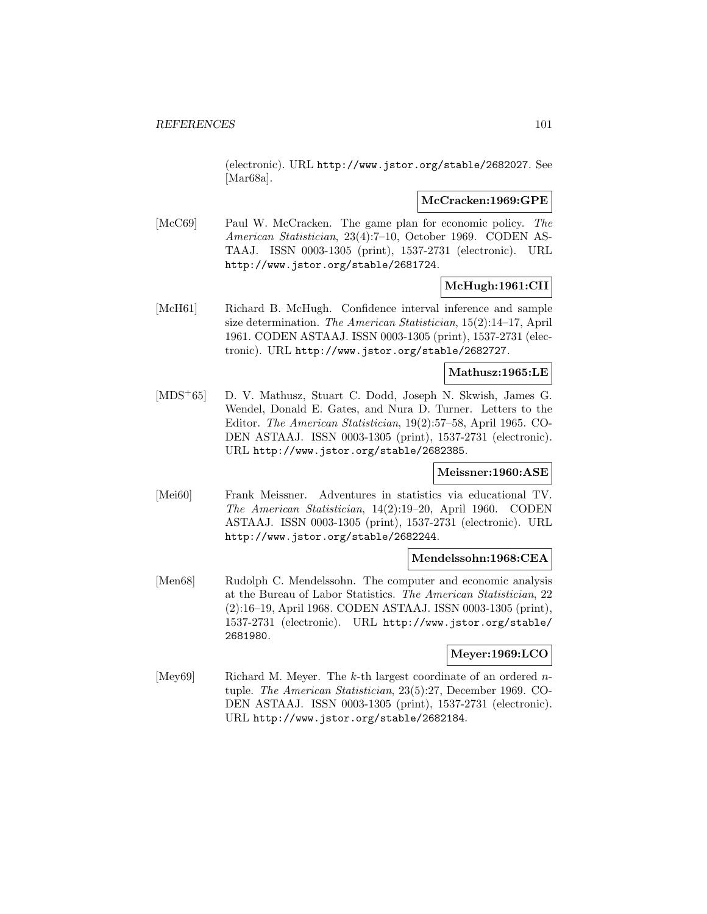(electronic). URL http://www.jstor.org/stable/2682027. See [Mar68a].

**McCracken:1969:GPE**

[McC69] Paul W. McCracken. The game plan for economic policy. *The American Statistician*, 23(4):7–10, October 1969. CODEN ASTAAJ. ISSN 0003-1305 (print), 1537-2731 (electronic). URL http://www.jstor.org/stable/2681724.

**McHugh:1961:CII**

[McH61] Richard B. McHugh. Confidence interval inference and sample size determination. *The American Statistician*, 15(2):14–17, April 1961. CODEN ASTAAJ. ISSN 0003-1305 (print), 1537-2731 (electronic). URL http://www.jstor.org/stable/2682727.

**Mathusz:1965:LE**

[MDS+65] D. V. Mathusz, Stuart C. Dodd, Joseph N. Skwish, James G. Wendel, Donald E. Gates, and Nura D. Turner. Letters to the Editor. *The American Statistician*, 19(2):57–58, April 1965. CODEN ASTAAJ. ISSN 0003-1305 (print), 1537-2731 (electronic). URL http://www.jstor.org/stable/2682385.

**Meissner:1960:ASE**

[Mei60] Frank Meissner. Adventures in statistics via educational TV. *The American Statistician*, 14(2):19–20, April 1960. CODEN ASTAAJ. ISSN 0003-1305 (print), 1537-2731 (electronic). URL http://www.jstor.org/stable/2682244.

**Mendelssohn:1968:CEA**

[Men68] Rudolph C. Mendelssohn. The computer and economic analysis at the Bureau of Labor Statistics. *The American Statistician*, 22 (2):16–19, April 1968. CODEN ASTAAJ. ISSN 0003-1305 (print), 1537-2731 (electronic). URL http://www.jstor.org/stable/2681980.

**Meyer:1969:LCO**

[Mey69] Richard M. Meyer. The $k$-th largest coordinate of an ordered $n$-tuple. *The American Statistician*, 23(5):27, December 1969. CODEN ASTAAJ. ISSN 0003-1305 (print), 1537-2731 (electronic). URL http://www.jstor.org/stable/2682184.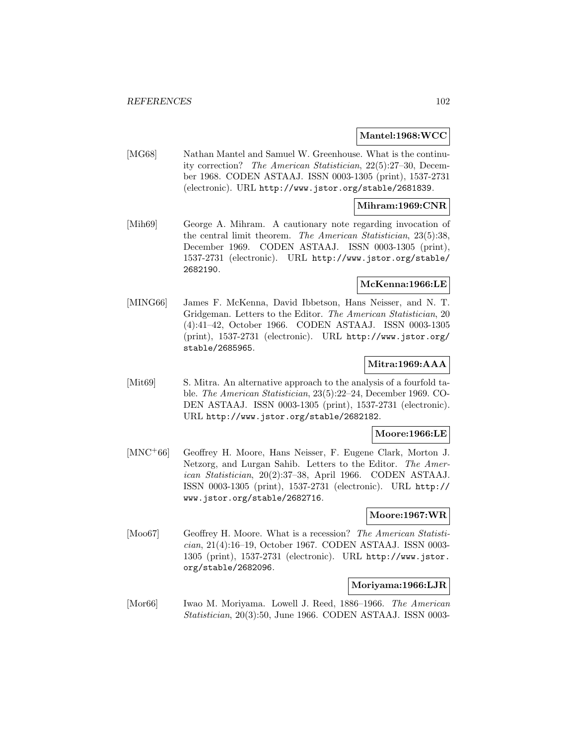**Mantel:1968:WCC**

[MG68] Nathan Mantel and Samuel W. Greenhouse. What is the continuity correction? *The American Statistician*, 22(5):27–30, December 1968. CODEN ASTAAJ. ISSN 0003-1305 (print), 1537-2731 (electronic). URL http://www.jstor.org/stable/2681839.

**Mihram:1969:CNR**

[Mih69] George A. Mihram. A cautionary note regarding invocation of the central limit theorem. *The American Statistician*, 23(5):38, December 1969. CODEN ASTAAJ. ISSN 0003-1305 (print), 1537-2731 (electronic). URL http://www.jstor.org/stable/2682190.

**McKenna:1966:LE**

[MING66] James F. McKenna, David Ibbetson, Hans Neisser, and N. T. Gridgeman. Letters to the Editor. *The American Statistician*, 20 (4):41–42, October 1966. CODEN ASTAAJ. ISSN 0003-1305 (print), 1537-2731 (electronic). URL http://www.jstor.org/stable/2685965.

**Mitra:1969:AAA**

[Mit69] S. Mitra. An alternative approach to the analysis of a fourfold table. *The American Statistician*, 23(5):22–24, December 1969. CODEN ASTAAJ. ISSN 0003-1305 (print), 1537-2731 (electronic). URL http://www.jstor.org/stable/2682182.

**Moore:1966:LE**

[MNC+66] Geoffrey H. Moore, Hans Neisser, F. Eugene Clark, Morton J. Netzorg, and Lurgan Sahib. Letters to the Editor. *The American Statistician*, 20(2):37–38, April 1966. CODEN ASTAAJ. ISSN 0003-1305 (print), 1537-2731 (electronic). URL http://www.jstor.org/stable/2682716.

**Moore:1967:WR**

[Moo67] Geoffrey H. Moore. What is a recession? *The American Statistician*, 21(4):16–19, October 1967. CODEN ASTAAJ. ISSN 0003-1305 (print), 1537-2731 (electronic). URL http://www.jstor.org/stable/2682096.

**Moriyama:1966:LJR**

[Mor66] Iwao M. Moriyama. Lowell J. Reed, 1886–1966. *The American Statistician*, 20(3):50, June 1966. CODEN ASTAAJ. ISSN 0003-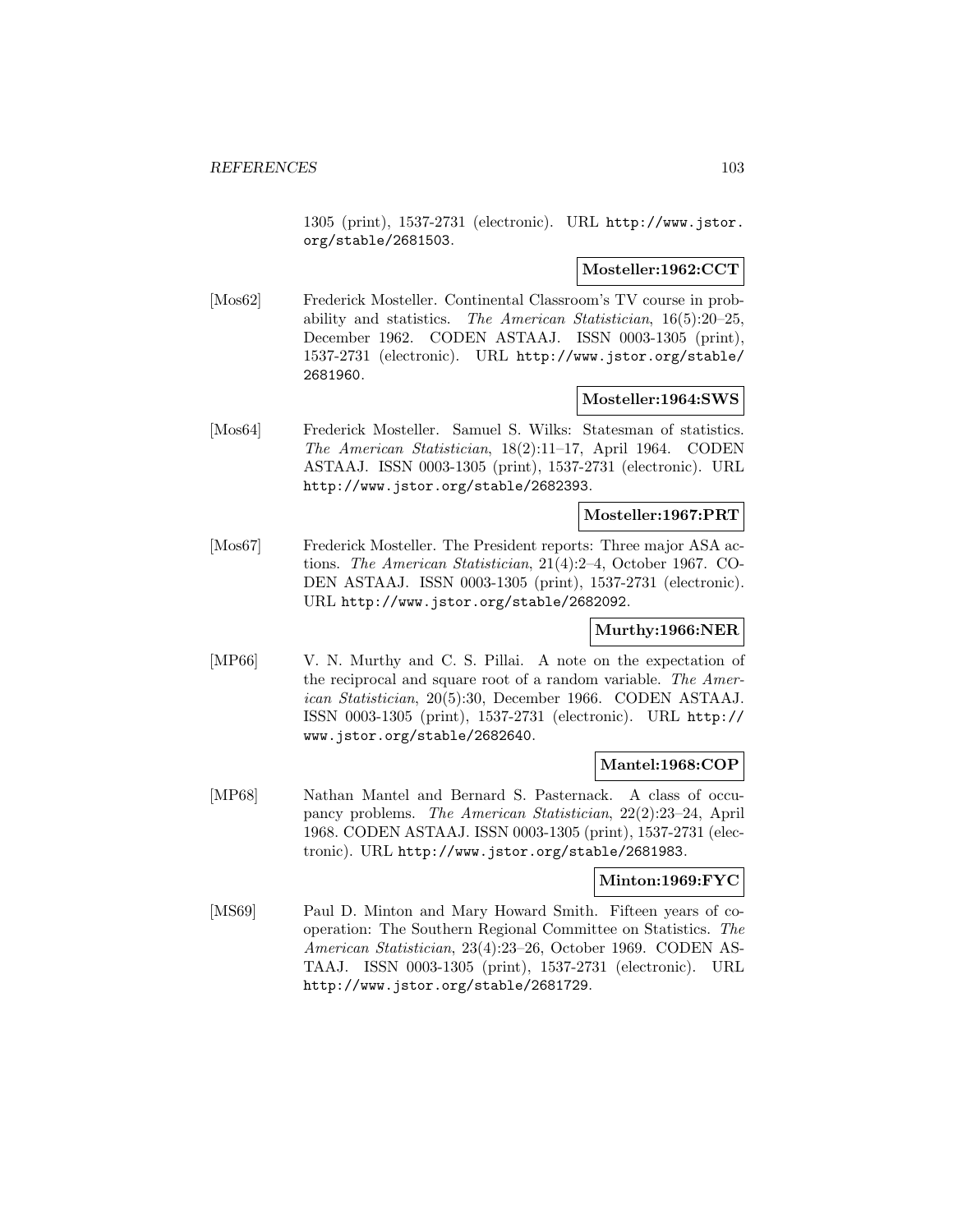1305 (print), 1537-2731 (electronic). URL http://www.jstor.org/stable/2681503.

**Mosteller:1962:CCT**

[Mos62] Frederick Mosteller. Continental Classroom's TV course in probability and statistics. *The American Statistician*, 16(5):20–25, December 1962. CODEN ASTAAJ. ISSN 0003-1305 (print), 1537-2731 (electronic). URL http://www.jstor.org/stable/2681960.

**Mosteller:1964:SWS**

[Mos64] Frederick Mosteller. Samuel S. Wilks: Statesman of statistics. *The American Statistician*, 18(2):11–17, April 1964. CODEN ASTAAJ. ISSN 0003-1305 (print), 1537-2731 (electronic). URL http://www.jstor.org/stable/2682393.

**Mosteller:1967:PRT**

[Mos67] Frederick Mosteller. The President reports: Three major ASA actions. *The American Statistician*, 21(4):2–4, October 1967. CODEN ASTAAJ. ISSN 0003-1305 (print), 1537-2731 (electronic). URL http://www.jstor.org/stable/2682092.

**Murthy:1966:NER**

[MP66] V. N. Murthy and C. S. Pillai. A note on the expectation of the reciprocal and square root of a random variable. *The American Statistician*, 20(5):30, December 1966. CODEN ASTAAJ. ISSN 0003-1305 (print), 1537-2731 (electronic). URL http://www.jstor.org/stable/2682640.

**Mantel:1968:COP**

[MP68] Nathan Mantel and Bernard S. Pasternack. A class of occupancy problems. *The American Statistician*, 22(2):23–24, April 1968. CODEN ASTAAJ. ISSN 0003-1305 (print), 1537-2731 (electronic). URL http://www.jstor.org/stable/2681983.

**Minton:1969:FYC**

[MS69] Paul D. Minton and Mary Howard Smith. Fifteen years of cooperation: The Southern Regional Committee on Statistics. *The American Statistician*, 23(4):23–26, October 1969. CODEN ASTAAJ. ISSN 0003-1305 (print), 1537-2731 (electronic). URL http://www.jstor.org/stable/2681729.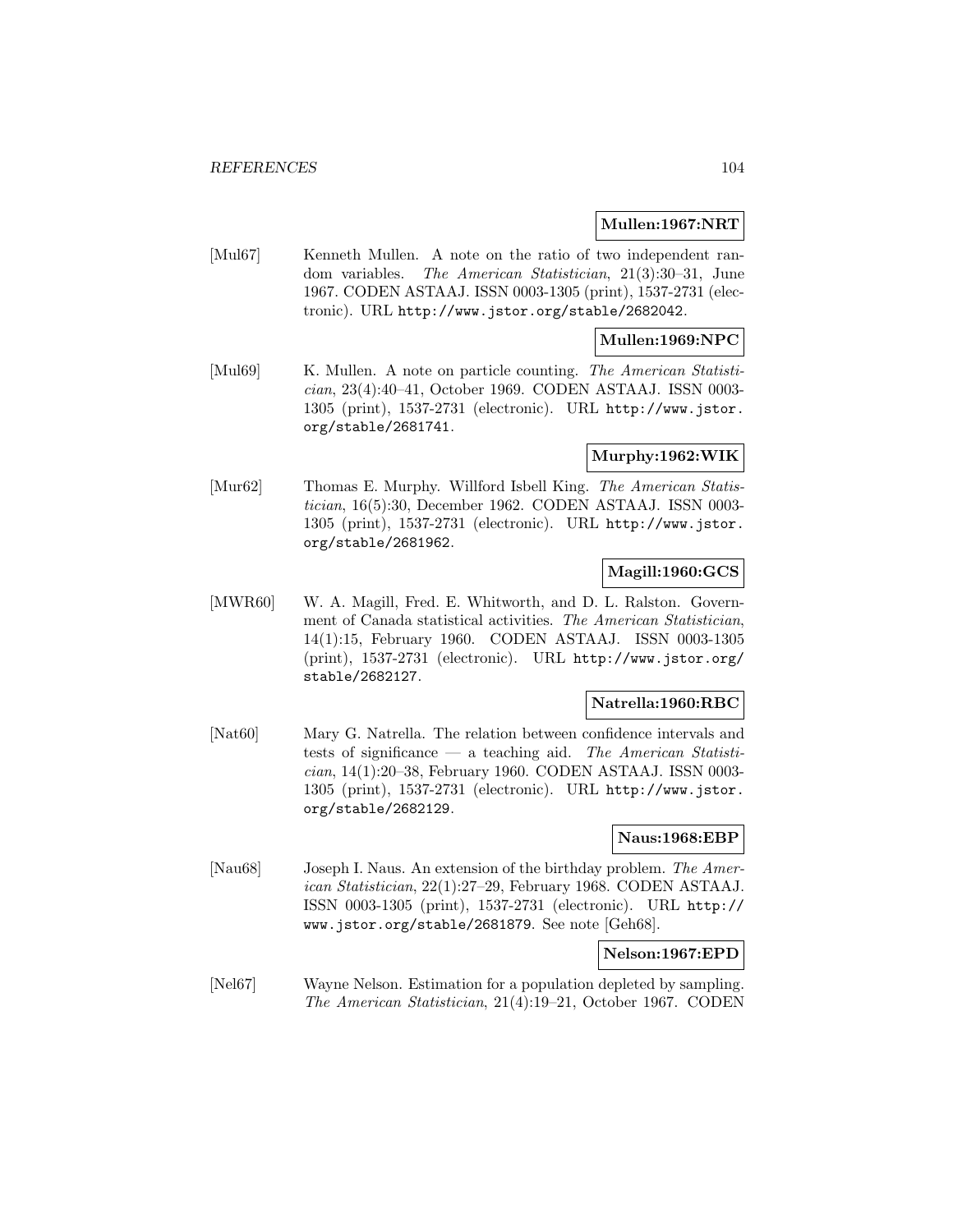**Mullen:1967:NRT**

[Mul67] Kenneth Mullen. A note on the ratio of two independent random variables. *The American Statistician*, 21(3):30–31, June 1967. CODEN ASTAAJ. ISSN 0003-1305 (print), 1537-2731 (electronic). URL http://www.jstor.org/stable/2682042.

**Mullen:1969:NPC**

[Mul69] K. Mullen. A note on particle counting. *The American Statistician*, 23(4):40–41, October 1969. CODEN ASTAAJ. ISSN 0003-1305 (print), 1537-2731 (electronic). URL http://www.jstor.org/stable/2681741.

**Murphy:1962:WIK**

[Mur62] Thomas E. Murphy. Willford Isbell King. *The American Statistician*, 16(5):30, December 1962. CODEN ASTAAJ. ISSN 0003-1305 (print), 1537-2731 (electronic). URL http://www.jstor.org/stable/2681962.

**Magill:1960:GCS**

[MWR60] W. A. Magill, Fred. E. Whitworth, and D. L. Ralston. Government of Canada statistical activities. *The American Statistician*, 14(1):15, February 1960. CODEN ASTAAJ. ISSN 0003-1305 (print), 1537-2731 (electronic). URL http://www.jstor.org/stable/2682127.

**Natrella:1960:RBC**

[Nat60] Mary G. Natrella. The relation between confidence intervals and tests of significance — a teaching aid. *The American Statistician*, 14(1):20–38, February 1960. CODEN ASTAAJ. ISSN 0003-1305 (print), 1537-2731 (electronic). URL http://www.jstor.org/stable/2682129.

**Naus:1968:EBP**

[Nau68] Joseph I. Naus. An extension of the birthday problem. *The American Statistician*, 22(1):27–29, February 1968. CODEN ASTAAJ. ISSN 0003-1305 (print), 1537-2731 (electronic). URL http://www.jstor.org/stable/2681879. See note [Geh68].

**Nelson:1967:EPD**

[Nel67] Wayne Nelson. Estimation for a population depleted by sampling. *The American Statistician*, 21(4):19–21, October 1967. CODEN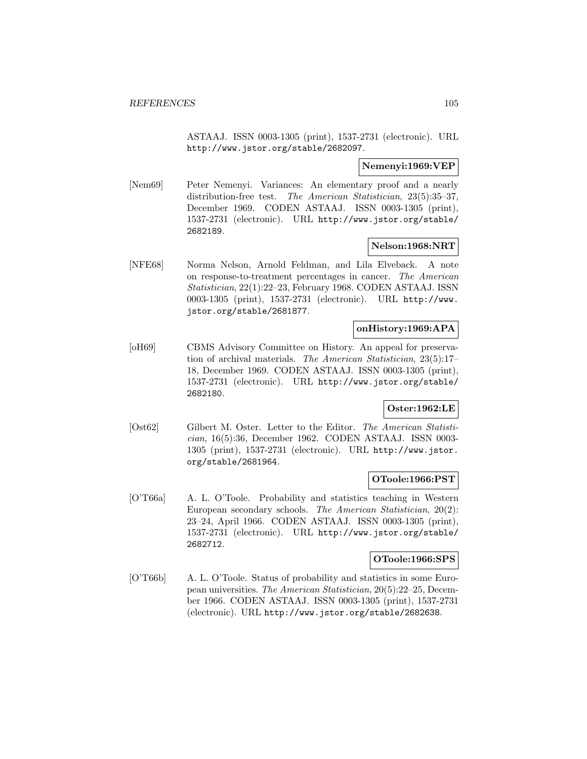ASTAAJ. ISSN 0003-1305 (print), 1537-2731 (electronic). URL http://www.jstor.org/stable/2682097.

**Nemenyi:1969:VEP**

[Nem69] Peter Nemenyi. Variances: An elementary proof and a nearly distribution-free test. *The American Statistician*, 23(5):35–37, December 1969. CODEN ASTAAJ. ISSN 0003-1305 (print), 1537-2731 (electronic). URL http://www.jstor.org/stable/2682189.

**Nelson:1968:NRT**

[NFE68] Norma Nelson, Arnold Feldman, and Lila Elveback. A note on response-to-treatment percentages in cancer. *The American Statistician*, 22(1):22–23, February 1968. CODEN ASTAAJ. ISSN 0003-1305 (print), 1537-2731 (electronic). URL http://www.jstor.org/stable/2681877.

**onHistory:1969:APA**

[oH69] CBMS Advisory Committee on History. An appeal for preservation of archival materials. *The American Statistician*, 23(5):17–18, December 1969. CODEN ASTAAJ. ISSN 0003-1305 (print), 1537-2731 (electronic). URL http://www.jstor.org/stable/2682180.

**Oster:1962:LE**

[Ost62] Gilbert M. Oster. Letter to the Editor. *The American Statistician*, 16(5):36, December 1962. CODEN ASTAAJ. ISSN 0003-1305 (print), 1537-2731 (electronic). URL http://www.jstor.org/stable/2681964.

**OToole:1966:PST**

[O'T66a] A. L. O'Toole. Probability and statistics teaching in Western European secondary schools. *The American Statistician*, 20(2):23–24, April 1966. CODEN ASTAAJ. ISSN 0003-1305 (print), 1537-2731 (electronic). URL http://www.jstor.org/stable/2682712.

**OToole:1966:SPS**

[O'T66b] A. L. O'Toole. Status of probability and statistics in some European universities. *The American Statistician*, 20(5):22–25, December 1966. CODEN ASTAAJ. ISSN 0003-1305 (print), 1537-2731 (electronic). URL http://www.jstor.org/stable/2682638.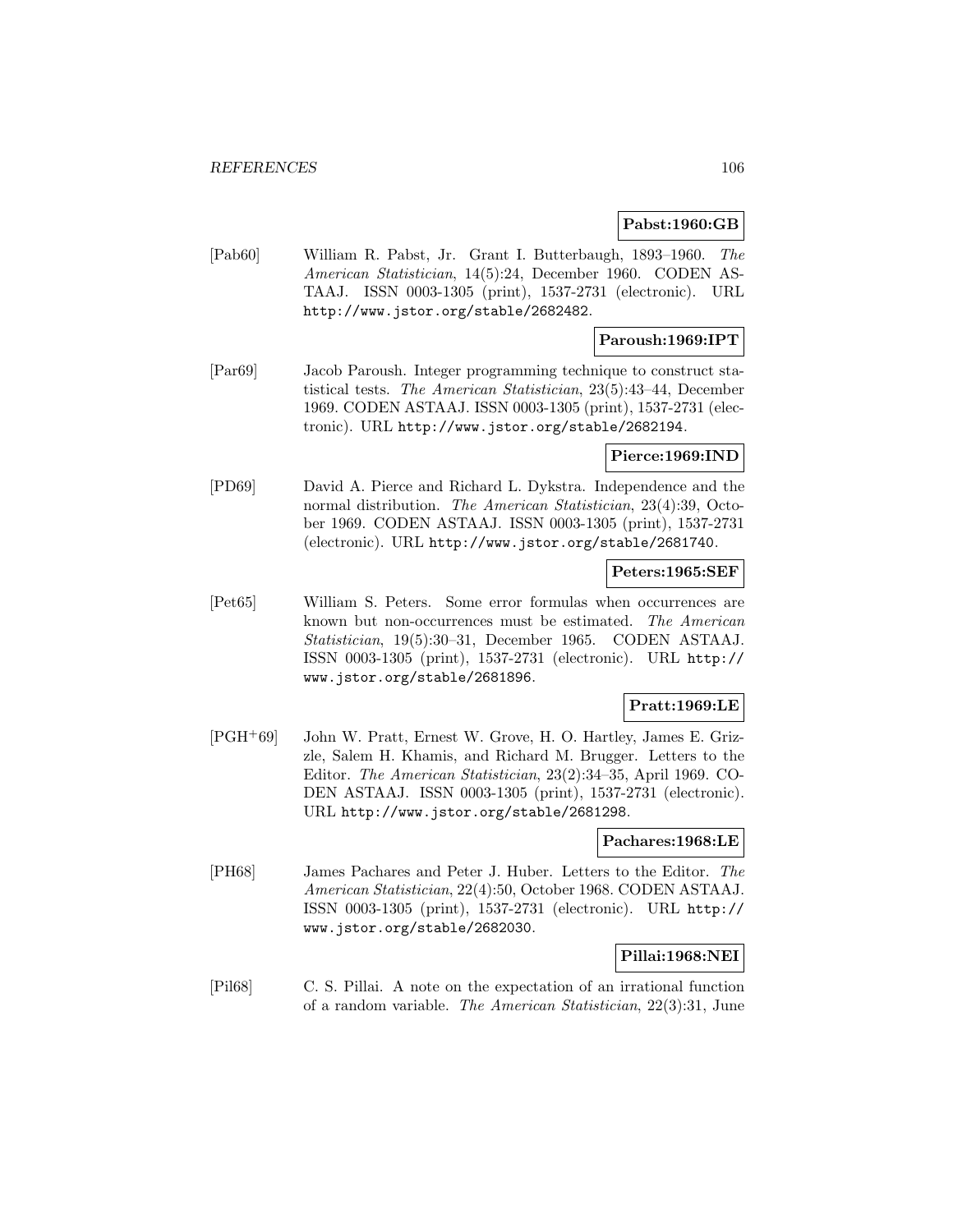**Pabst:1960:GB**

[Pab60] William R. Pabst, Jr. Grant I. Butterbaugh, 1893–1960. *The American Statistician*, 14(5):24, December 1960. CODEN ASTAAJ. ISSN 0003-1305 (print), 1537-2731 (electronic). URL http://www.jstor.org/stable/2682482.

**Paroush:1969:IPT**

[Par69] Jacob Paroush. Integer programming technique to construct statistical tests. *The American Statistician*, 23(5):43–44, December 1969. CODEN ASTAAJ. ISSN 0003-1305 (print), 1537-2731 (electronic). URL http://www.jstor.org/stable/2682194.

**Pierce:1969:IND**

[PD69] David A. Pierce and Richard L. Dykstra. Independence and the normal distribution. *The American Statistician*, 23(4):39, October 1969. CODEN ASTAAJ. ISSN 0003-1305 (print), 1537-2731 (electronic). URL http://www.jstor.org/stable/2681740.

**Peters:1965:SEF**

[Pet65] William S. Peters. Some error formulas when occurrences are known but non-occurrences must be estimated. *The American Statistician*, 19(5):30–31, December 1965. CODEN ASTAAJ. ISSN 0003-1305 (print), 1537-2731 (electronic). URL http://www.jstor.org/stable/2681896.

**Pratt:1969:LE**

[PGH+69] John W. Pratt, Ernest W. Grove, H. O. Hartley, James E. Grizzle, Salem H. Khamis, and Richard M. Brugger. Letters to the Editor. *The American Statistician*, 23(2):34–35, April 1969. CODEN ASTAAJ. ISSN 0003-1305 (print), 1537-2731 (electronic). URL http://www.jstor.org/stable/2681298.

**Pachares:1968:LE**

[PH68] James Pachares and Peter J. Huber. Letters to the Editor. *The American Statistician*, 22(4):50, October 1968. CODEN ASTAAJ. ISSN 0003-1305 (print), 1537-2731 (electronic). URL http://www.jstor.org/stable/2682030.

**Pillai:1968:NEI**

[Pil68] C. S. Pillai. A note on the expectation of an irrational function of a random variable. *The American Statistician*, 22(3):31, June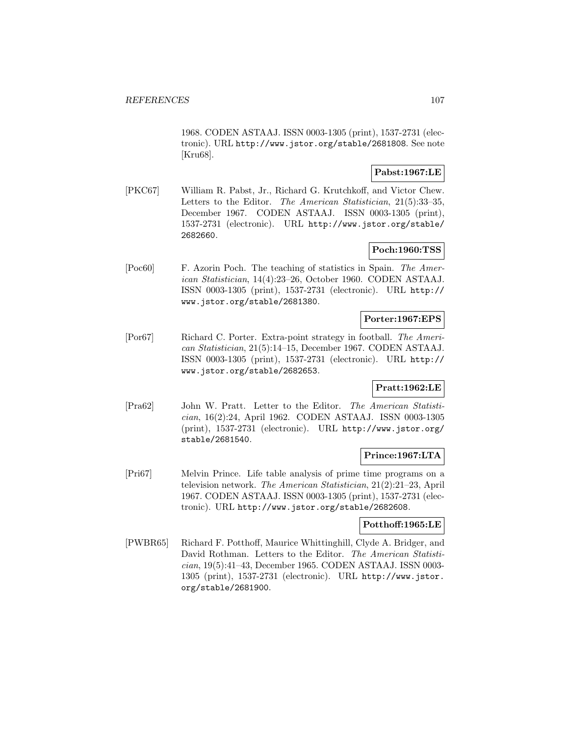1968. CODEN ASTAAJ. ISSN 0003-1305 (print), 1537-2731 (electronic). URL http://www.jstor.org/stable/2681808. See note [Kru68].

**Pabst:1967:LE**

[PKC67] William R. Pabst, Jr., Richard G. Krutchkoff, and Victor Chew. Letters to the Editor. *The American Statistician*, 21(5):33–35, December 1967. CODEN ASTAAJ. ISSN 0003-1305 (print), 1537-2731 (electronic). URL http://www.jstor.org/stable/2682660.

**Poch:1960:TSS**

[Poc60] F. Azorin Poch. The teaching of statistics in Spain. *The American Statistician*, 14(4):23–26, October 1960. CODEN ASTAAJ. ISSN 0003-1305 (print), 1537-2731 (electronic). URL http://www.jstor.org/stable/2681380.

**Porter:1967:EPS**

[Por67] Richard C. Porter. Extra-point strategy in football. *The American Statistician*, 21(5):14–15, December 1967. CODEN ASTAAJ. ISSN 0003-1305 (print), 1537-2731 (electronic). URL http://www.jstor.org/stable/2682653.

**Pratt:1962:LE**

[Pra62] John W. Pratt. Letter to the Editor. *The American Statistician*, 16(2):24, April 1962. CODEN ASTAAJ. ISSN 0003-1305 (print), 1537-2731 (electronic). URL http://www.jstor.org/stable/2681540.

**Prince:1967:LTA**

[Pri67] Melvin Prince. Life table analysis of prime time programs on a television network. *The American Statistician*, 21(2):21–23, April 1967. CODEN ASTAAJ. ISSN 0003-1305 (print), 1537-2731 (electronic). URL http://www.jstor.org/stable/2682608.

**Potthoff:1965:LE**

[PWBR65] Richard F. Potthoff, Maurice Whittinghill, Clyde A. Bridger, and David Rothman. Letters to the Editor. *The American Statistician*, 19(5):41–43, December 1965. CODEN ASTAAJ. ISSN 0003-1305 (print), 1537-2731 (electronic). URL http://www.jstor.org/stable/2681900.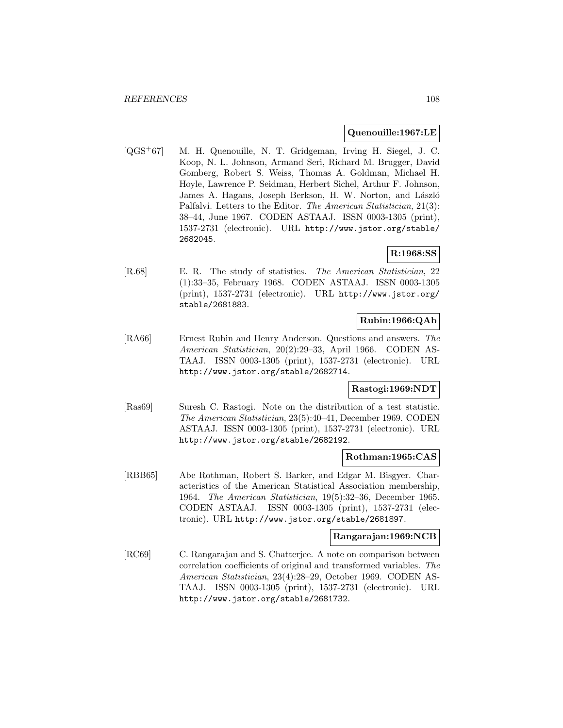**Quenouille:1967:LE**

[QGS+67] M. H. Quenouille, N. T. Gridgeman, Irving H. Siegel, J. C. Koop, N. L. Johnson, Armand Seri, Richard M. Brugger, David Gomberg, Robert S. Weiss, Thomas A. Goldman, Michael H. Hoyle, Lawrence P. Seidman, Herbert Sichel, Arthur F. Johnson, James A. Hagans, Joseph Berkson, H. W. Norton, and László Palfalvi. Letters to the Editor. *The American Statistician*, 21(3): 38–44, June 1967. CODEN ASTAAJ. ISSN 0003-1305 (print), 1537-2731 (electronic). URL http://www.jstor.org/stable/2682045.

**R:1968:SS**

[R.68] E. R. The study of statistics. *The American Statistician*, 22 (1):33–35, February 1968. CODEN ASTAAJ. ISSN 0003-1305 (print), 1537-2731 (electronic). URL http://www.jstor.org/stable/2681883.

**Rubin:1966:QAb**

[RA66] Ernest Rubin and Henry Anderson. Questions and answers. *The American Statistician*, 20(2):29–33, April 1966. CODEN ASTAAJ. ISSN 0003-1305 (print), 1537-2731 (electronic). URL http://www.jstor.org/stable/2682714.

**Rastogi:1969:NDT**

[Ras69] Suresh C. Rastogi. Note on the distribution of a test statistic. *The American Statistician*, 23(5):40–41, December 1969. CODEN ASTAAJ. ISSN 0003-1305 (print), 1537-2731 (electronic). URL http://www.jstor.org/stable/2682192.

**Rothman:1965:CAS**

[RBB65] Abe Rothman, Robert S. Barker, and Edgar M. Bisgyer. Characteristics of the American Statistical Association membership, 1964. *The American Statistician*, 19(5):32–36, December 1965. CODEN ASTAAJ. ISSN 0003-1305 (print), 1537-2731 (electronic). URL http://www.jstor.org/stable/2681897.

**Rangarajan:1969:NCB**

[RC69] C. Rangarajan and S. Chatterjee. A note on comparison between correlation coefficients of original and transformed variables. *The American Statistician*, 23(4):28–29, October 1969. CODEN ASTAAJ. ISSN 0003-1305 (print), 1537-2731 (electronic). URL http://www.jstor.org/stable/2681732.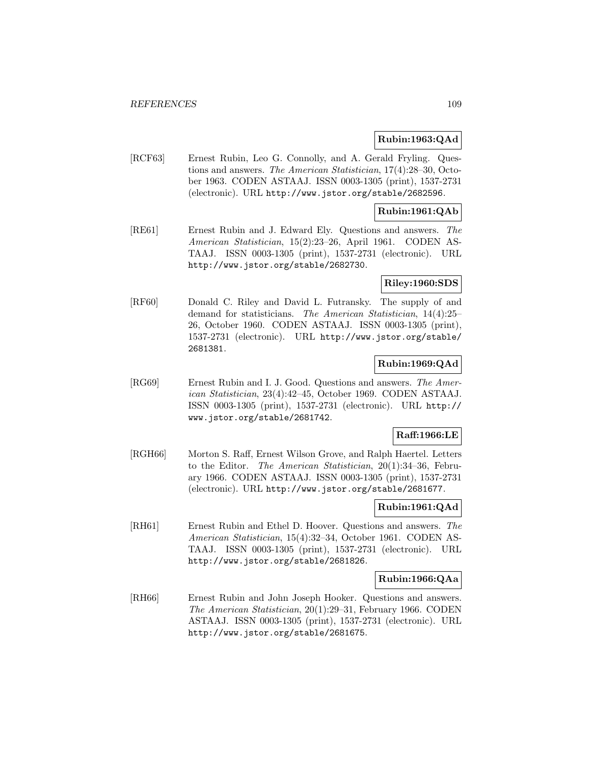**Rubin:1963:QAd**

[RCF63] Ernest Rubin, Leo G. Connolly, and A. Gerald Fryling. Questions and answers. *The American Statistician*, 17(4):28–30, October 1963. CODEN ASTAAJ. ISSN 0003-1305 (print), 1537-2731 (electronic). URL http://www.jstor.org/stable/2682596.

**Rubin:1961:QAb**

[RE61] Ernest Rubin and J. Edward Ely. Questions and answers. *The American Statistician*, 15(2):23–26, April 1961. CODEN ASTAAJ. ISSN 0003-1305 (print), 1537-2731 (electronic). URL http://www.jstor.org/stable/2682730.

**Riley:1960:SDS**

[RF60] Donald C. Riley and David L. Futransky. The supply of and demand for statisticians. *The American Statistician*, 14(4):25–26, October 1960. CODEN ASTAAJ. ISSN 0003-1305 (print), 1537-2731 (electronic). URL http://www.jstor.org/stable/2681381.

**Rubin:1969:QAd**

[RG69] Ernest Rubin and I. J. Good. Questions and answers. *The American Statistician*, 23(4):42–45, October 1969. CODEN ASTAAJ. ISSN 0003-1305 (print), 1537-2731 (electronic). URL http://www.jstor.org/stable/2681742.

**Raff:1966:LE**

[RGH66] Morton S. Raff, Ernest Wilson Grove, and Ralph Haertel. Letters to the Editor. *The American Statistician*, 20(1):34–36, February 1966. CODEN ASTAAJ. ISSN 0003-1305 (print), 1537-2731 (electronic). URL http://www.jstor.org/stable/2681677.

**Rubin:1961:QAd**

[RH61] Ernest Rubin and Ethel D. Hoover. Questions and answers. *The American Statistician*, 15(4):32–34, October 1961. CODEN ASTAAJ. ISSN 0003-1305 (print), 1537-2731 (electronic). URL http://www.jstor.org/stable/2681826.

**Rubin:1966:QAa**

[RH66] Ernest Rubin and John Joseph Hooker. Questions and answers. *The American Statistician*, 20(1):29–31, February 1966. CODEN ASTAAJ. ISSN 0003-1305 (print), 1537-2731 (electronic). URL http://www.jstor.org/stable/2681675.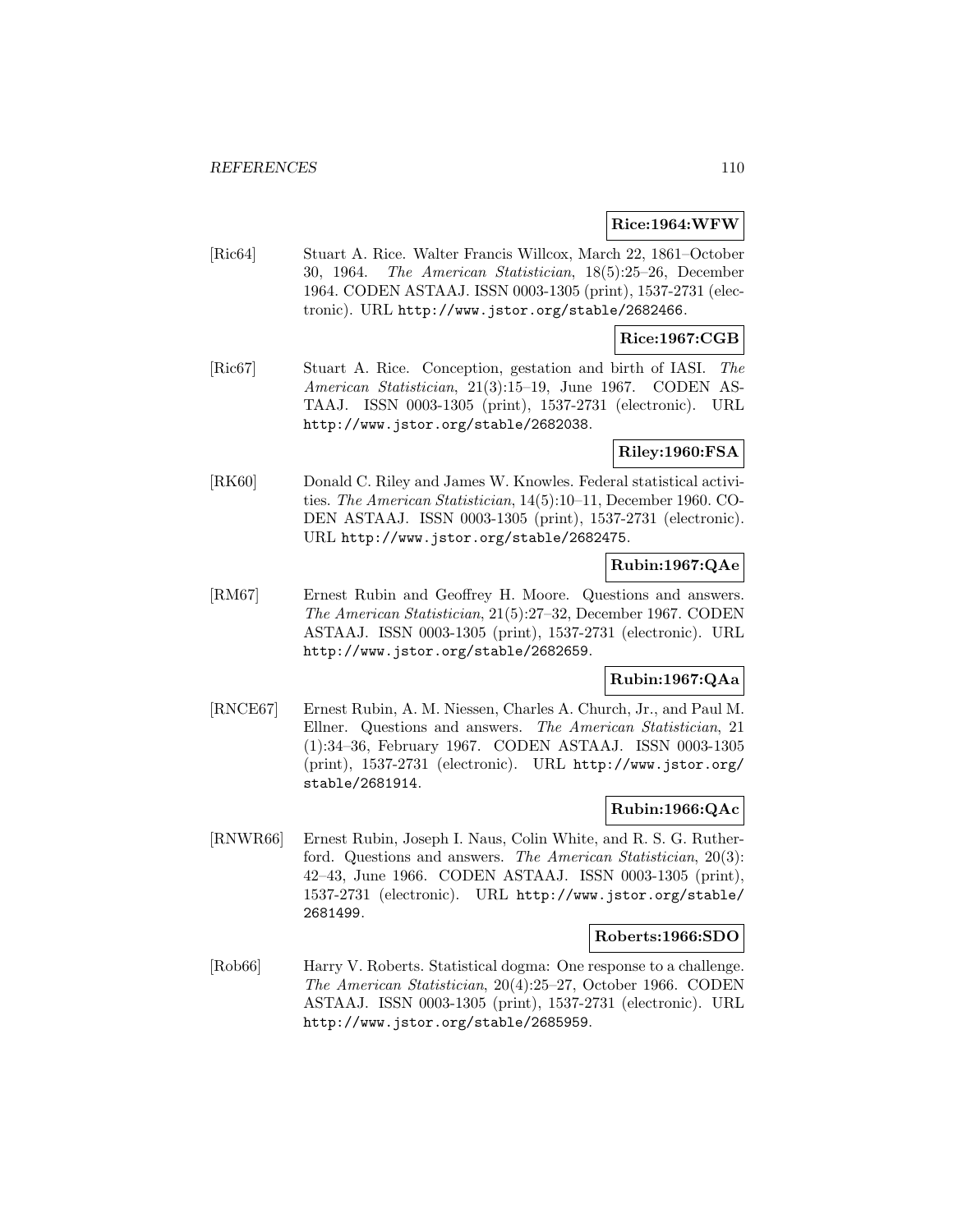**Rice:1964:WFW**

[Ric64] Stuart A. Rice. Walter Francis Willcox, March 22, 1861–October 30, 1964. *The American Statistician*, 18(5):25–26, December 1964. CODEN ASTAAJ. ISSN 0003-1305 (print), 1537-2731 (electronic). URL http://www.jstor.org/stable/2682466.

**Rice:1967:CGB**

[Ric67] Stuart A. Rice. Conception, gestation and birth of IASI. *The American Statistician*, 21(3):15–19, June 1967. CODEN ASTAAJ. ISSN 0003-1305 (print), 1537-2731 (electronic). URL http://www.jstor.org/stable/2682038.

**Riley:1960:FSA**

[RK60] Donald C. Riley and James W. Knowles. Federal statistical activities. *The American Statistician*, 14(5):10–11, December 1960. CODEN ASTAAJ. ISSN 0003-1305 (print), 1537-2731 (electronic). URL http://www.jstor.org/stable/2682475.

**Rubin:1967:QAe**

[RM67] Ernest Rubin and Geoffrey H. Moore. Questions and answers. *The American Statistician*, 21(5):27–32, December 1967. CODEN ASTAAJ. ISSN 0003-1305 (print), 1537-2731 (electronic). URL http://www.jstor.org/stable/2682659.

**Rubin:1967:QAa**

[RNCE67] Ernest Rubin, A. M. Niessen, Charles A. Church, Jr., and Paul M. Ellner. Questions and answers. *The American Statistician*, 21 (1):34–36, February 1967. CODEN ASTAAJ. ISSN 0003-1305 (print), 1537-2731 (electronic). URL http://www.jstor.org/stable/2681914.

**Rubin:1966:QAc**

[RNWR66] Ernest Rubin, Joseph I. Naus, Colin White, and R. S. G. Rutherford. Questions and answers. *The American Statistician*, 20(3): 42–43, June 1966. CODEN ASTAAJ. ISSN 0003-1305 (print), 1537-2731 (electronic). URL http://www.jstor.org/stable/2681499.

**Roberts:1966:SDO**

[Rob66] Harry V. Roberts. Statistical dogma: One response to a challenge. *The American Statistician*, 20(4):25–27, October 1966. CODEN ASTAAJ. ISSN 0003-1305 (print), 1537-2731 (electronic). URL http://www.jstor.org/stable/2685959.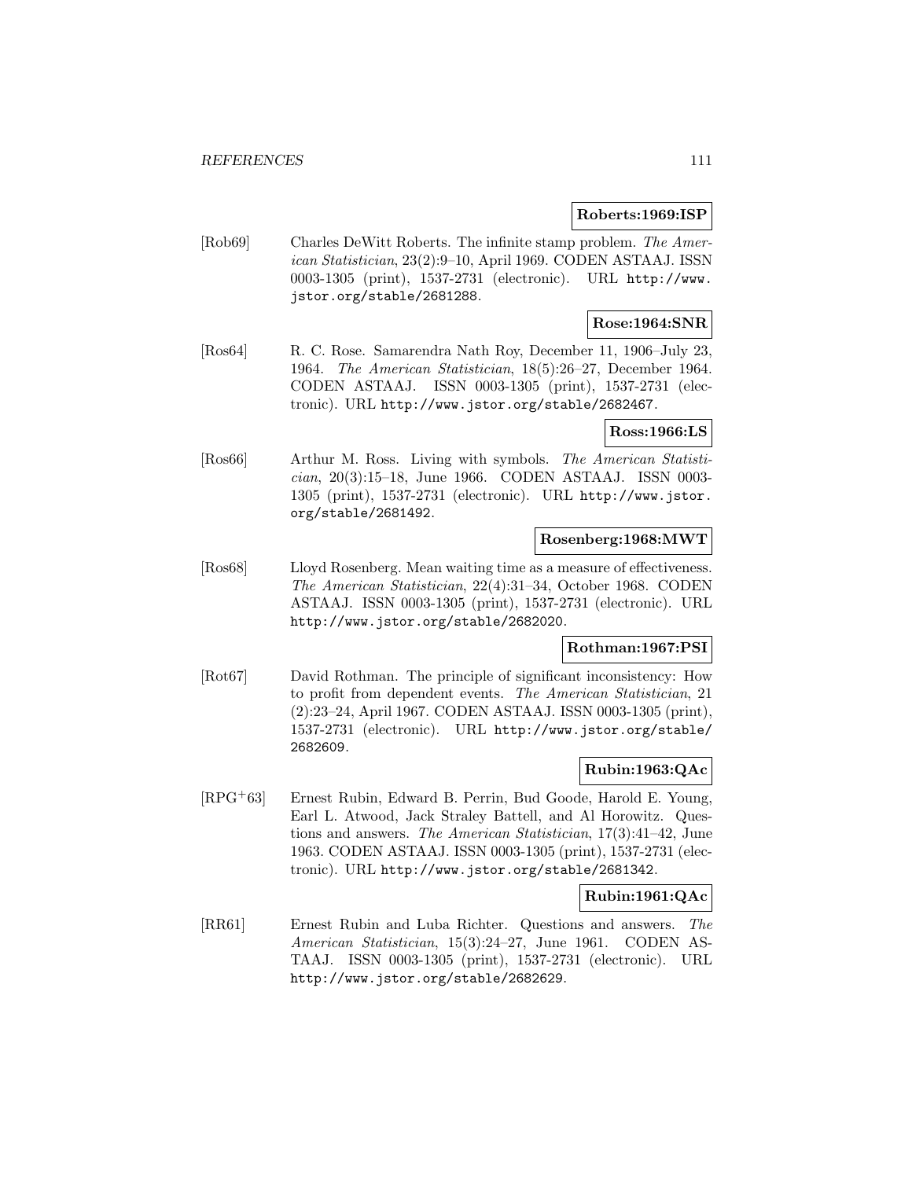**Roberts:1969:ISP**

[Rob69] Charles DeWitt Roberts. The infinite stamp problem. *The American Statistician*, 23(2):9–10, April 1969. CODEN ASTAAJ. ISSN 0003-1305 (print), 1537-2731 (electronic). URL http://www.jstor.org/stable/2681288.

**Rose:1964:SNR**

[Ros64] R. C. Rose. Samarendra Nath Roy, December 11, 1906–July 23, 1964. *The American Statistician*, 18(5):26–27, December 1964. CODEN ASTAAJ. ISSN 0003-1305 (print), 1537-2731 (electronic). URL http://www.jstor.org/stable/2682467.

**Ross:1966:LS**

[Ros66] Arthur M. Ross. Living with symbols. *The American Statistician*, 20(3):15–18, June 1966. CODEN ASTAAJ. ISSN 0003-1305 (print), 1537-2731 (electronic). URL http://www.jstor.org/stable/2681492.

**Rosenberg:1968:MWT**

[Ros68] Lloyd Rosenberg. Mean waiting time as a measure of effectiveness. *The American Statistician*, 22(4):31–34, October 1968. CODEN ASTAAJ. ISSN 0003-1305 (print), 1537-2731 (electronic). URL http://www.jstor.org/stable/2682020.

**Rothman:1967:PSI**

[Rot67] David Rothman. The principle of significant inconsistency: How to profit from dependent events. *The American Statistician*, 21 (2):23–24, April 1967. CODEN ASTAAJ. ISSN 0003-1305 (print), 1537-2731 (electronic). URL http://www.jstor.org/stable/2682609.

**Rubin:1963:QAc**

[RPG+63] Ernest Rubin, Edward B. Perrin, Bud Goode, Harold E. Young, Earl L. Atwood, Jack Straley Battell, and Al Horowitz. Questions and answers. *The American Statistician*, 17(3):41–42, June 1963. CODEN ASTAAJ. ISSN 0003-1305 (print), 1537-2731 (electronic). URL http://www.jstor.org/stable/2681342.

**Rubin:1961:QAc**

[RR61] Ernest Rubin and Luba Richter. Questions and answers. *The American Statistician*, 15(3):24–27, June 1961. CODEN ASTAAJ. ISSN 0003-1305 (print), 1537-2731 (electronic). URL http://www.jstor.org/stable/2682629.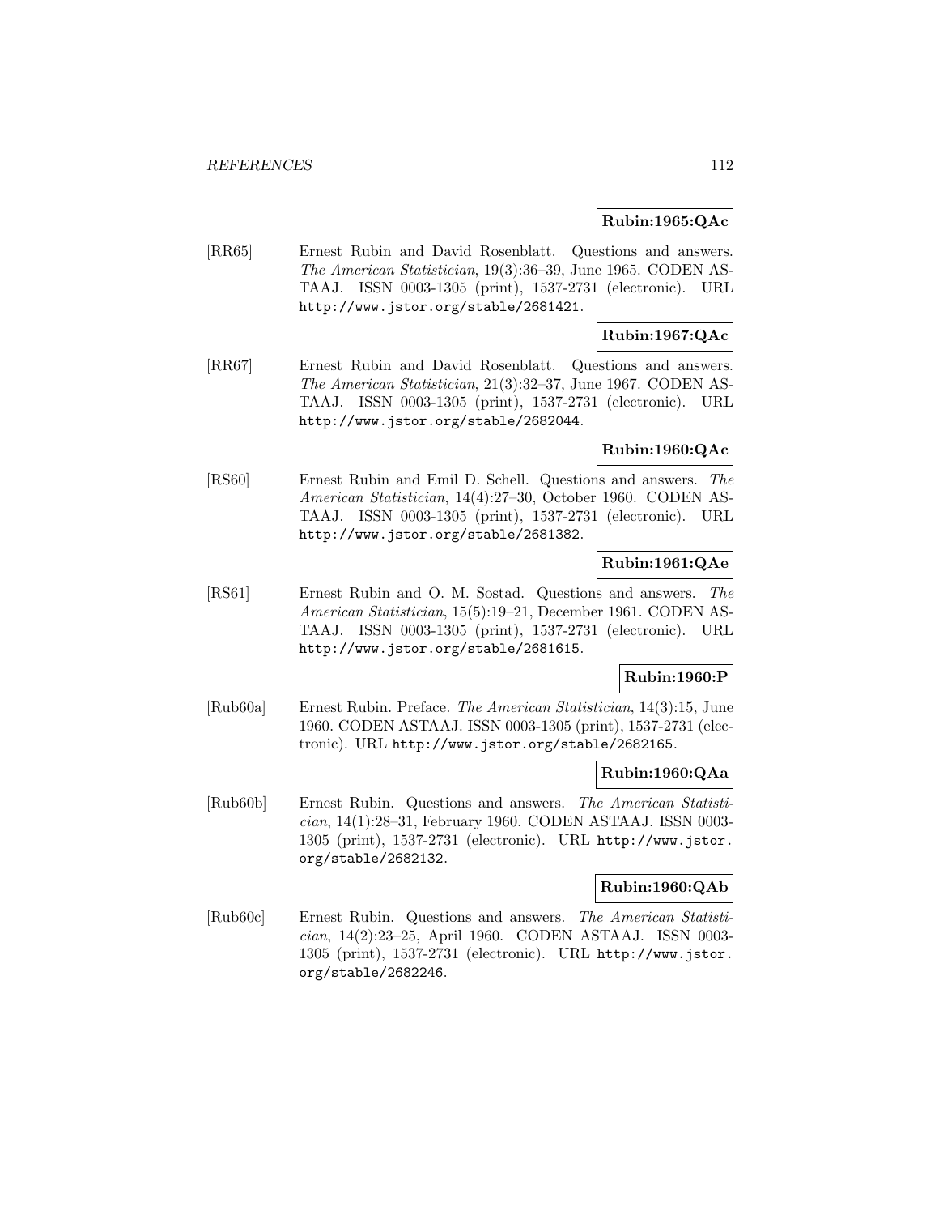**Rubin:1965:QAc**

[RR65] Ernest Rubin and David Rosenblatt. Questions and answers. *The American Statistician*, 19(3):36–39, June 1965. CODEN ASTAAJ. ISSN 0003-1305 (print), 1537-2731 (electronic). URL http://www.jstor.org/stable/2681421.

**Rubin:1967:QAc**

[RR67] Ernest Rubin and David Rosenblatt. Questions and answers. *The American Statistician*, 21(3):32–37, June 1967. CODEN ASTAAJ. ISSN 0003-1305 (print), 1537-2731 (electronic). URL http://www.jstor.org/stable/2682044.

**Rubin:1960:QAc**

[RS60] Ernest Rubin and Emil D. Schell. Questions and answers. *The American Statistician*, 14(4):27–30, October 1960. CODEN ASTAAJ. ISSN 0003-1305 (print), 1537-2731 (electronic). URL http://www.jstor.org/stable/2681382.

**Rubin:1961:QAe**

[RS61] Ernest Rubin and O. M. Sostad. Questions and answers. *The American Statistician*, 15(5):19–21, December 1961. CODEN ASTAAJ. ISSN 0003-1305 (print), 1537-2731 (electronic). URL http://www.jstor.org/stable/2681615.

**Rubin:1960:P**

[Rub60a] Ernest Rubin. Preface. *The American Statistician*, 14(3):15, June 1960. CODEN ASTAAJ. ISSN 0003-1305 (print), 1537-2731 (electronic). URL http://www.jstor.org/stable/2682165.

**Rubin:1960:QAa**

[Rub60b] Ernest Rubin. Questions and answers. *The American Statistician*, 14(1):28–31, February 1960. CODEN ASTAAJ. ISSN 0003-1305 (print), 1537-2731 (electronic). URL http://www.jstor.org/stable/2682132.

**Rubin:1960:QAb**

[Rub60c] Ernest Rubin. Questions and answers. *The American Statistician*, 14(2):23–25, April 1960. CODEN ASTAAJ. ISSN 0003-1305 (print), 1537-2731 (electronic). URL http://www.jstor.org/stable/2682246.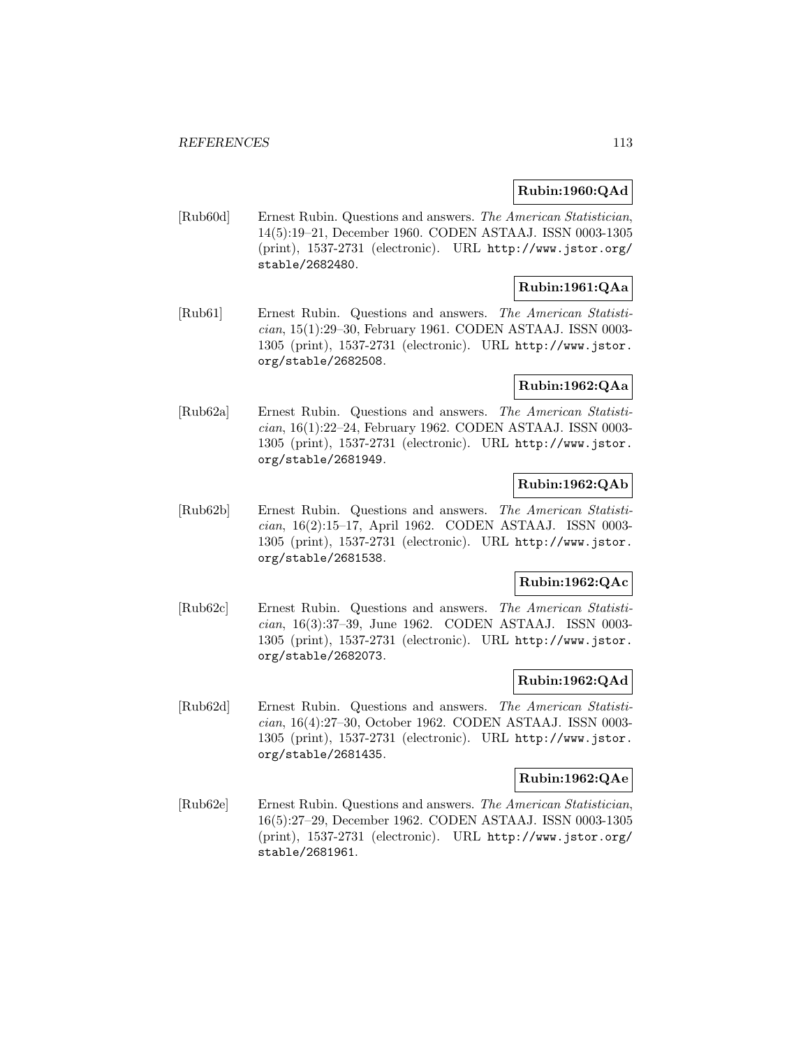**Rubin:1960:QAd**

[Rub60d] Ernest Rubin. Questions and answers. *The American Statistician*, 14(5):19–21, December 1960. CODEN ASTAAJ. ISSN 0003-1305 (print), 1537-2731 (electronic). URL http://www.jstor.org/stable/2682480.

**Rubin:1961:QAa**

[Rub61] Ernest Rubin. Questions and answers. *The American Statistician*, 15(1):29–30, February 1961. CODEN ASTAAJ. ISSN 0003-1305 (print), 1537-2731 (electronic). URL http://www.jstor.org/stable/2682508.

**Rubin:1962:QAa**

[Rub62a] Ernest Rubin. Questions and answers. *The American Statistician*, 16(1):22–24, February 1962. CODEN ASTAAJ. ISSN 0003-1305 (print), 1537-2731 (electronic). URL http://www.jstor.org/stable/2681949.

**Rubin:1962:QAb**

[Rub62b] Ernest Rubin. Questions and answers. *The American Statistician*, 16(2):15–17, April 1962. CODEN ASTAAJ. ISSN 0003-1305 (print), 1537-2731 (electronic). URL http://www.jstor.org/stable/2681538.

**Rubin:1962:QAc**

[Rub62c] Ernest Rubin. Questions and answers. *The American Statistician*, 16(3):37–39, June 1962. CODEN ASTAAJ. ISSN 0003-1305 (print), 1537-2731 (electronic). URL http://www.jstor.org/stable/2682073.

**Rubin:1962:QAd**

[Rub62d] Ernest Rubin. Questions and answers. *The American Statistician*, 16(4):27–30, October 1962. CODEN ASTAAJ. ISSN 0003-1305 (print), 1537-2731 (electronic). URL http://www.jstor.org/stable/2681435.

**Rubin:1962:QAe**

[Rub62e] Ernest Rubin. Questions and answers. *The American Statistician*, 16(5):27–29, December 1962. CODEN ASTAAJ. ISSN 0003-1305 (print), 1537-2731 (electronic). URL http://www.jstor.org/stable/2681961.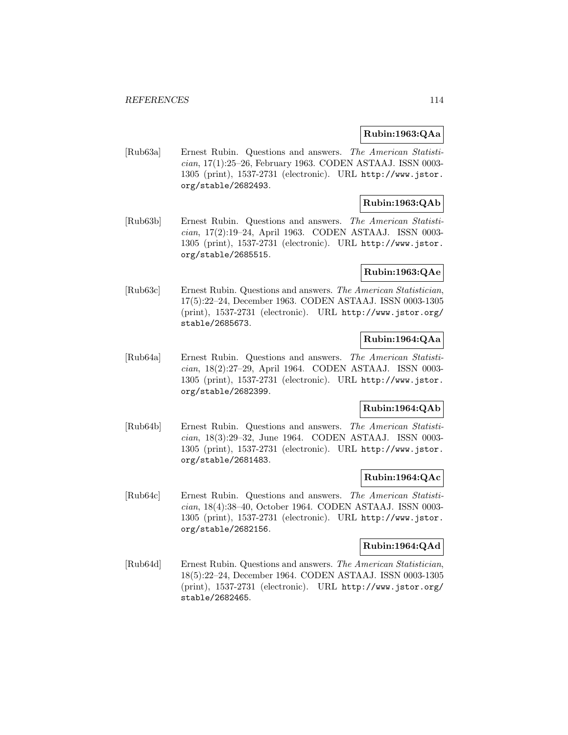**Rubin:1963:QAa**

[Rub63a] Ernest Rubin. Questions and answers. *The American Statistician*, 17(1):25–26, February 1963. CODEN ASTAAJ. ISSN 0003-1305 (print), 1537-2731 (electronic). URL http://www.jstor.org/stable/2682493.

**Rubin:1963:QAb**

[Rub63b] Ernest Rubin. Questions and answers. *The American Statistician*, 17(2):19–24, April 1963. CODEN ASTAAJ. ISSN 0003-1305 (print), 1537-2731 (electronic). URL http://www.jstor.org/stable/2685515.

**Rubin:1963:QAe**

[Rub63c] Ernest Rubin. Questions and answers. *The American Statistician*, 17(5):22–24, December 1963. CODEN ASTAAJ. ISSN 0003-1305 (print), 1537-2731 (electronic). URL http://www.jstor.org/stable/2685673.

**Rubin:1964:QAa**

[Rub64a] Ernest Rubin. Questions and answers. *The American Statistician*, 18(2):27–29, April 1964. CODEN ASTAAJ. ISSN 0003-1305 (print), 1537-2731 (electronic). URL http://www.jstor.org/stable/2682399.

**Rubin:1964:QAb**

[Rub64b] Ernest Rubin. Questions and answers. *The American Statistician*, 18(3):29–32, June 1964. CODEN ASTAAJ. ISSN 0003-1305 (print), 1537-2731 (electronic). URL http://www.jstor.org/stable/2681483.

**Rubin:1964:QAc**

[Rub64c] Ernest Rubin. Questions and answers. *The American Statistician*, 18(4):38–40, October 1964. CODEN ASTAAJ. ISSN 0003-1305 (print), 1537-2731 (electronic). URL http://www.jstor.org/stable/2682156.

**Rubin:1964:QAd**

[Rub64d] Ernest Rubin. Questions and answers. *The American Statistician*, 18(5):22–24, December 1964. CODEN ASTAAJ. ISSN 0003-1305 (print), 1537-2731 (electronic). URL http://www.jstor.org/stable/2682465.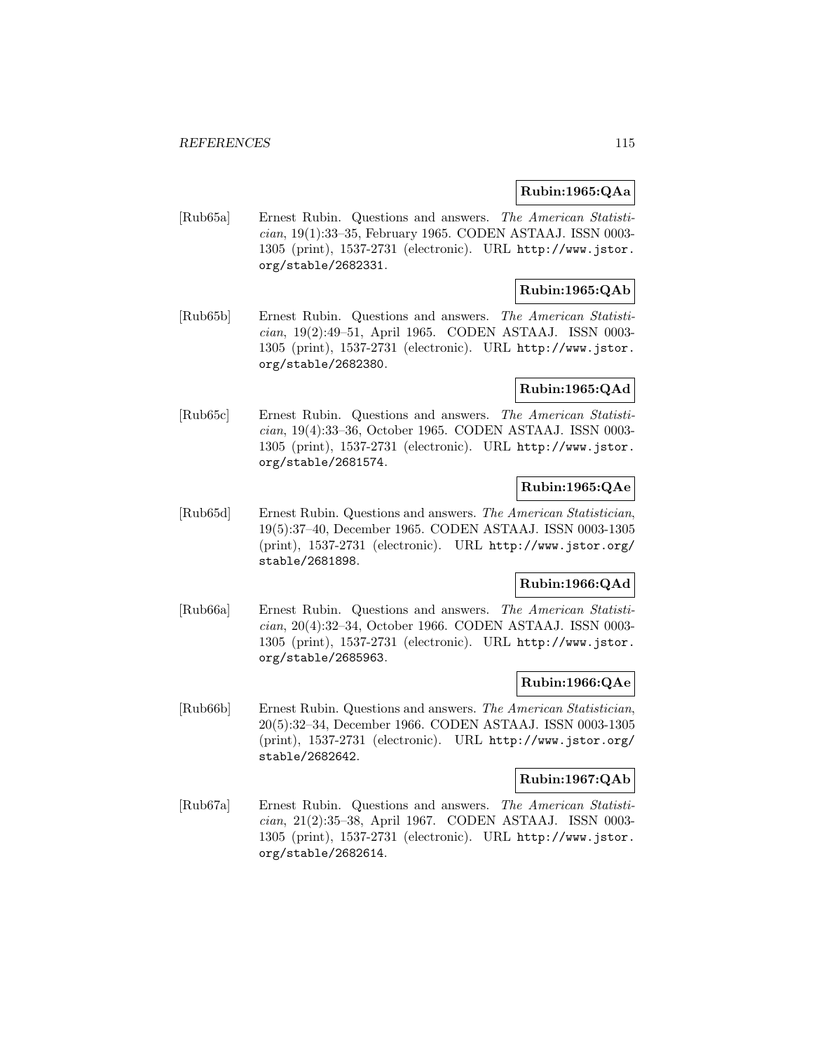**Rubin:1965:QAa**

[Rub65a] Ernest Rubin. Questions and answers. *The American Statistician*, 19(1):33–35, February 1965. CODEN ASTAAJ. ISSN 0003-1305 (print), 1537-2731 (electronic). URL http://www.jstor.org/stable/2682331.

**Rubin:1965:QAb**

[Rub65b] Ernest Rubin. Questions and answers. *The American Statistician*, 19(2):49–51, April 1965. CODEN ASTAAJ. ISSN 0003-1305 (print), 1537-2731 (electronic). URL http://www.jstor.org/stable/2682380.

**Rubin:1965:QAd**

[Rub65c] Ernest Rubin. Questions and answers. *The American Statistician*, 19(4):33–36, October 1965. CODEN ASTAAJ. ISSN 0003-1305 (print), 1537-2731 (electronic). URL http://www.jstor.org/stable/2681574.

**Rubin:1965:QAe**

[Rub65d] Ernest Rubin. Questions and answers. *The American Statistician*, 19(5):37–40, December 1965. CODEN ASTAAJ. ISSN 0003-1305 (print), 1537-2731 (electronic). URL http://www.jstor.org/stable/2681898.

**Rubin:1966:QAd**

[Rub66a] Ernest Rubin. Questions and answers. *The American Statistician*, 20(4):32–34, October 1966. CODEN ASTAAJ. ISSN 0003-1305 (print), 1537-2731 (electronic). URL http://www.jstor.org/stable/2685963.

**Rubin:1966:QAe**

[Rub66b] Ernest Rubin. Questions and answers. *The American Statistician*, 20(5):32–34, December 1966. CODEN ASTAAJ. ISSN 0003-1305 (print), 1537-2731 (electronic). URL http://www.jstor.org/stable/2682642.

**Rubin:1967:QAb**

[Rub67a] Ernest Rubin. Questions and answers. *The American Statistician*, 21(2):35–38, April 1967. CODEN ASTAAJ. ISSN 0003-1305 (print), 1537-2731 (electronic). URL http://www.jstor.org/stable/2682614.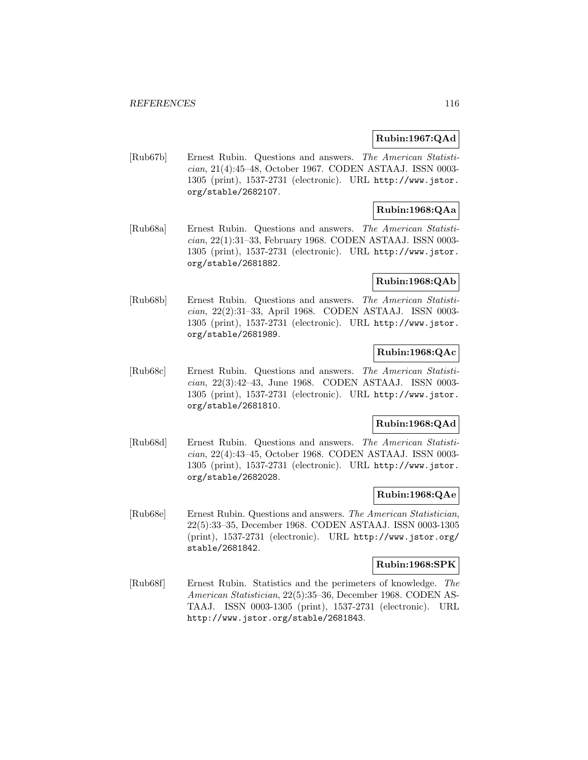**Rubin:1967:QAd**

[Rub67b] Ernest Rubin. Questions and answers. *The American Statistician*, 21(4):45–48, October 1967. CODEN ASTAAJ. ISSN 0003-1305 (print), 1537-2731 (electronic). URL http://www.jstor.org/stable/2682107.

**Rubin:1968:QAa**

[Rub68a] Ernest Rubin. Questions and answers. *The American Statistician*, 22(1):31–33, February 1968. CODEN ASTAAJ. ISSN 0003-1305 (print), 1537-2731 (electronic). URL http://www.jstor.org/stable/2681882.

**Rubin:1968:QAb**

[Rub68b] Ernest Rubin. Questions and answers. *The American Statistician*, 22(2):31–33, April 1968. CODEN ASTAAJ. ISSN 0003-1305 (print), 1537-2731 (electronic). URL http://www.jstor.org/stable/2681989.

**Rubin:1968:QAc**

[Rub68c] Ernest Rubin. Questions and answers. *The American Statistician*, 22(3):42–43, June 1968. CODEN ASTAAJ. ISSN 0003-1305 (print), 1537-2731 (electronic). URL http://www.jstor.org/stable/2681810.

**Rubin:1968:QAd**

[Rub68d] Ernest Rubin. Questions and answers. *The American Statistician*, 22(4):43–45, October 1968. CODEN ASTAAJ. ISSN 0003-1305 (print), 1537-2731 (electronic). URL http://www.jstor.org/stable/2682028.

**Rubin:1968:QAe**

[Rub68e] Ernest Rubin. Questions and answers. *The American Statistician*, 22(5):33–35, December 1968. CODEN ASTAAJ. ISSN 0003-1305 (print), 1537-2731 (electronic). URL http://www.jstor.org/stable/2681842.

**Rubin:1968:SPK**

[Rub68f] Ernest Rubin. Statistics and the perimeters of knowledge. *The American Statistician*, 22(5):35–36, December 1968. CODEN ASTAAJ. ISSN 0003-1305 (print), 1537-2731 (electronic). URL http://www.jstor.org/stable/2681843.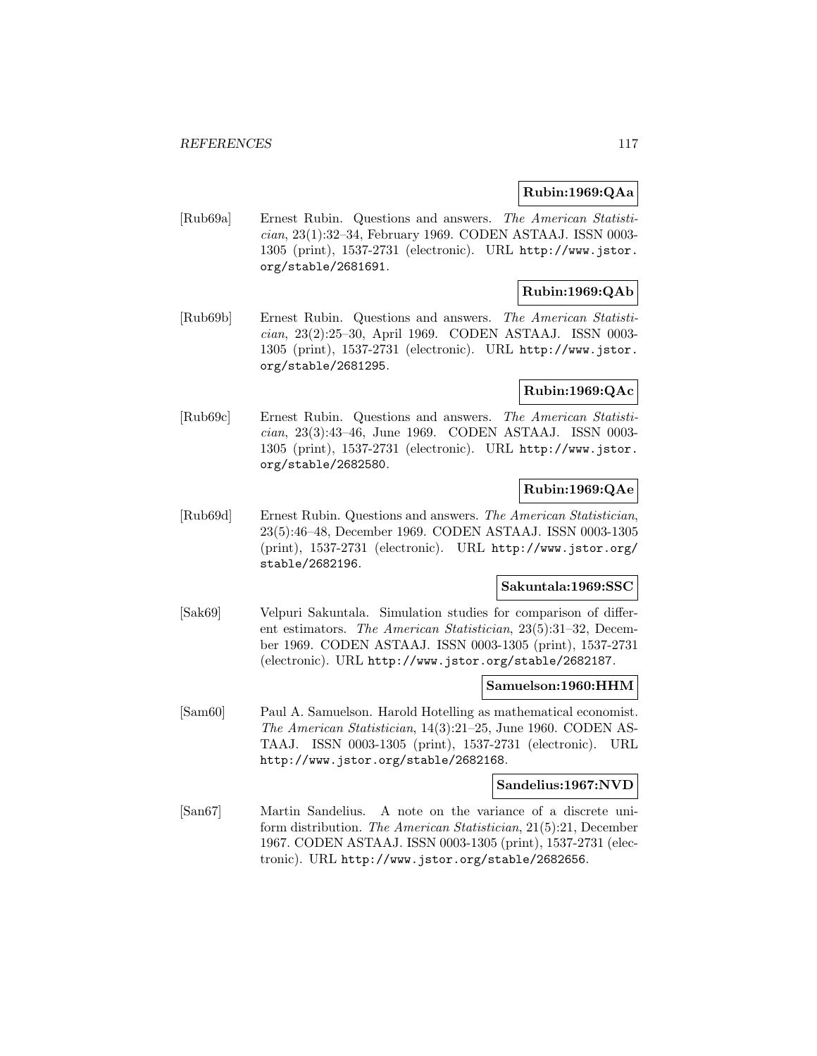**Rubin:1969:QAa**

[Rub69a] Ernest Rubin. Questions and answers. *The American Statistician*, 23(1):32–34, February 1969. CODEN ASTAAJ. ISSN 0003-1305 (print), 1537-2731 (electronic). URL http://www.jstor.org/stable/2681691.

**Rubin:1969:QAb**

[Rub69b] Ernest Rubin. Questions and answers. *The American Statistician*, 23(2):25–30, April 1969. CODEN ASTAAJ. ISSN 0003-1305 (print), 1537-2731 (electronic). URL http://www.jstor.org/stable/2681295.

**Rubin:1969:QAc**

[Rub69c] Ernest Rubin. Questions and answers. *The American Statistician*, 23(3):43–46, June 1969. CODEN ASTAAJ. ISSN 0003-1305 (print), 1537-2731 (electronic). URL http://www.jstor.org/stable/2682580.

**Rubin:1969:QAe**

[Rub69d] Ernest Rubin. Questions and answers. *The American Statistician*, 23(5):46–48, December 1969. CODEN ASTAAJ. ISSN 0003-1305 (print), 1537-2731 (electronic). URL http://www.jstor.org/stable/2682196.

**Sakuntala:1969:SSC**

[Sak69] Velpuri Sakuntala. Simulation studies for comparison of different estimators. *The American Statistician*, 23(5):31–32, December 1969. CODEN ASTAAJ. ISSN 0003-1305 (print), 1537-2731 (electronic). URL http://www.jstor.org/stable/2682187.

**Samuelson:1960:HHM**

[Sam60] Paul A. Samuelson. Harold Hotelling as mathematical economist. *The American Statistician*, 14(3):21–25, June 1960. CODEN ASTAAJ. ISSN 0003-1305 (print), 1537-2731 (electronic). URL http://www.jstor.org/stable/2682168.

**Sandelius:1967:NVD**

[San67] Martin Sandelius. A note on the variance of a discrete uniform distribution. *The American Statistician*, 21(5):21, December 1967. CODEN ASTAAJ. ISSN 0003-1305 (print), 1537-2731 (electronic). URL http://www.jstor.org/stable/2682656.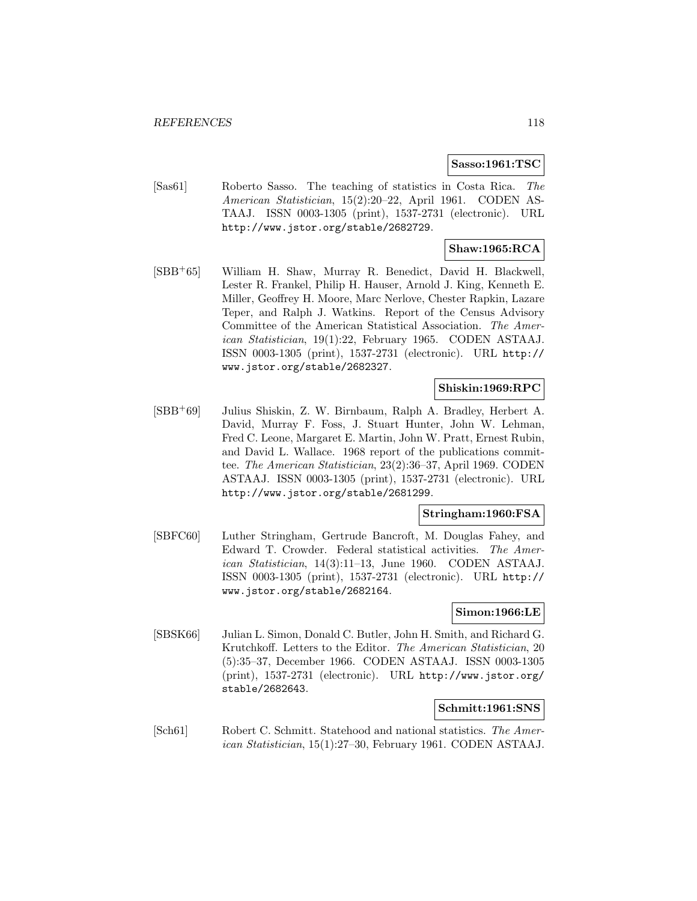**Sasso:1961:TSC**

[Sas61] Roberto Sasso. The teaching of statistics in Costa Rica. *The American Statistician*, 15(2):20–22, April 1961. CODEN ASTAAJ. ISSN 0003-1305 (print), 1537-2731 (electronic). URL http://www.jstor.org/stable/2682729.

**Shaw:1965:RCA**

[SBB+65] William H. Shaw, Murray R. Benedict, David H. Blackwell, Lester R. Frankel, Philip H. Hauser, Arnold J. King, Kenneth E. Miller, Geoffrey H. Moore, Marc Nerlove, Chester Rapkin, Lazare Teper, and Ralph J. Watkins. Report of the Census Advisory Committee of the American Statistical Association. *The American Statistician*, 19(1):22, February 1965. CODEN ASTAAJ. ISSN 0003-1305 (print), 1537-2731 (electronic). URL http://www.jstor.org/stable/2682327.

**Shiskin:1969:RPC**

[SBB+69] Julius Shiskin, Z. W. Birnbaum, Ralph A. Bradley, Herbert A. David, Murray F. Foss, J. Stuart Hunter, John W. Lehman, Fred C. Leone, Margaret E. Martin, John W. Pratt, Ernest Rubin, and David L. Wallace. 1968 report of the publications committee. *The American Statistician*, 23(2):36–37, April 1969. CODEN ASTAAJ. ISSN 0003-1305 (print), 1537-2731 (electronic). URL http://www.jstor.org/stable/2681299.

**Stringham:1960:FSA**

[SBFC60] Luther Stringham, Gertrude Bancroft, M. Douglas Fahey, and Edward T. Crowder. Federal statistical activities. *The American Statistician*, 14(3):11–13, June 1960. CODEN ASTAAJ. ISSN 0003-1305 (print), 1537-2731 (electronic). URL http://www.jstor.org/stable/2682164.

**Simon:1966:LE**

[SBSK66] Julian L. Simon, Donald C. Butler, John H. Smith, and Richard G. Krutchkoff. Letters to the Editor. *The American Statistician*, 20 (5):35–37, December 1966. CODEN ASTAAJ. ISSN 0003-1305 (print), 1537-2731 (electronic). URL http://www.jstor.org/stable/2682643.

**Schmitt:1961:SNS**

[Sch61] Robert C. Schmitt. Statehood and national statistics. *The American Statistician*, 15(1):27–30, February 1961. CODEN ASTAAJ.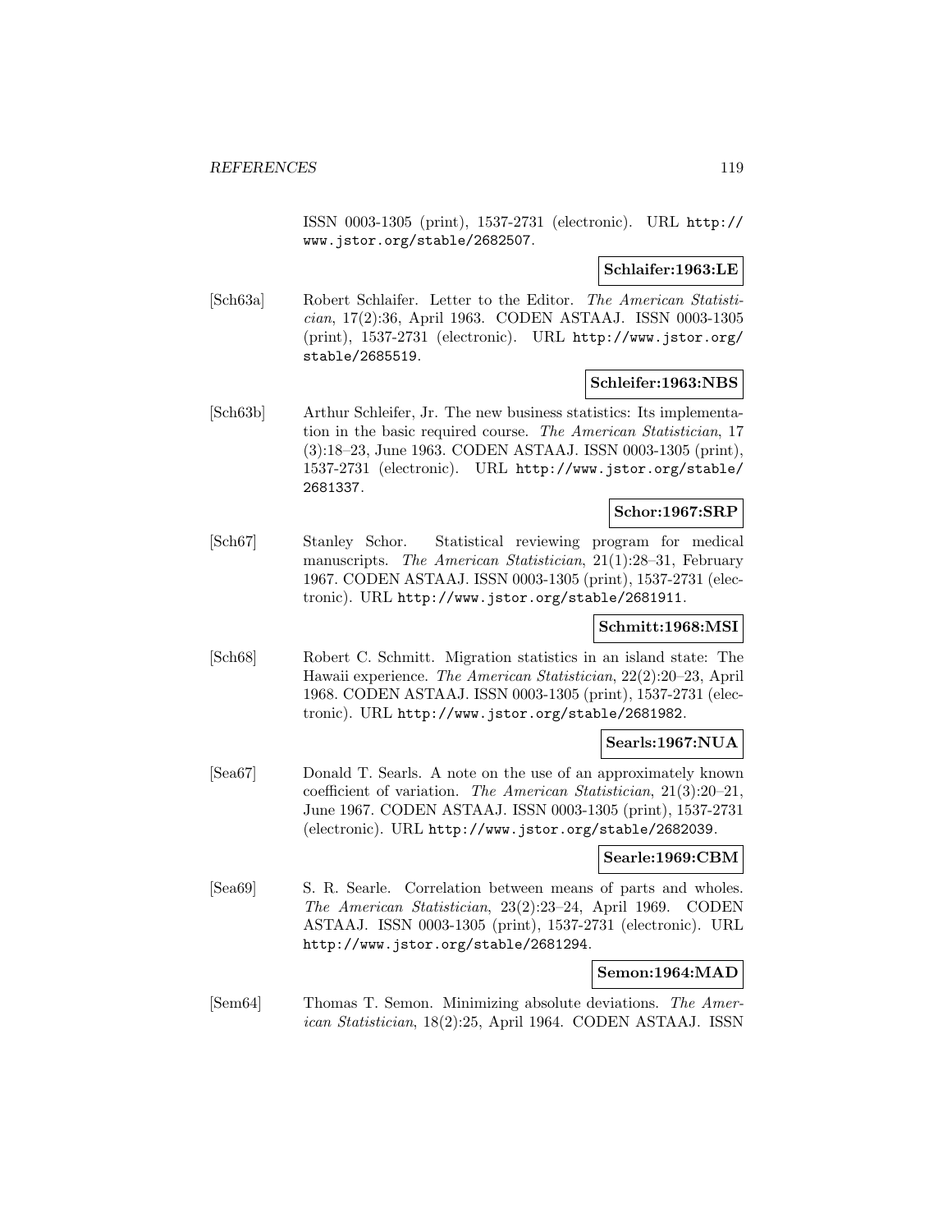ISSN 0003-1305 (print), 1537-2731 (electronic). URL http://www.jstor.org/stable/2682507.

**Schlaifer:1963:LE**

[Sch63a] Robert Schlaifer. Letter to the Editor. *The American Statistician*, 17(2):36, April 1963. CODEN ASTAAJ. ISSN 0003-1305 (print), 1537-2731 (electronic). URL http://www.jstor.org/stable/2685519.

**Schleifer:1963:NBS**

[Sch63b] Arthur Schleifer, Jr. The new business statistics: Its implementation in the basic required course. *The American Statistician*, 17 (3):18–23, June 1963. CODEN ASTAAJ. ISSN 0003-1305 (print), 1537-2731 (electronic). URL http://www.jstor.org/stable/2681337.

**Schor:1967:SRP**

[Sch67] Stanley Schor. Statistical reviewing program for medical manuscripts. *The American Statistician*, 21(1):28–31, February 1967. CODEN ASTAAJ. ISSN 0003-1305 (print), 1537-2731 (electronic). URL http://www.jstor.org/stable/2681911.

**Schmitt:1968:MSI**

[Sch68] Robert C. Schmitt. Migration statistics in an island state: The Hawaii experience. *The American Statistician*, 22(2):20–23, April 1968. CODEN ASTAAJ. ISSN 0003-1305 (print), 1537-2731 (electronic). URL http://www.jstor.org/stable/2681982.

**Searls:1967:NUA**

[Sea67] Donald T. Searls. A note on the use of an approximately known coefficient of variation. *The American Statistician*, 21(3):20–21, June 1967. CODEN ASTAAJ. ISSN 0003-1305 (print), 1537-2731 (electronic). URL http://www.jstor.org/stable/2682039.

**Searle:1969:CBM**

[Sea69] S. R. Searle. Correlation between means of parts and wholes. *The American Statistician*, 23(2):23–24, April 1969. CODEN ASTAAJ. ISSN 0003-1305 (print), 1537-2731 (electronic). URL http://www.jstor.org/stable/2681294.

**Semon:1964:MAD**

[Sem64] Thomas T. Semon. Minimizing absolute deviations. *The American Statistician*, 18(2):25, April 1964. CODEN ASTAAJ. ISSN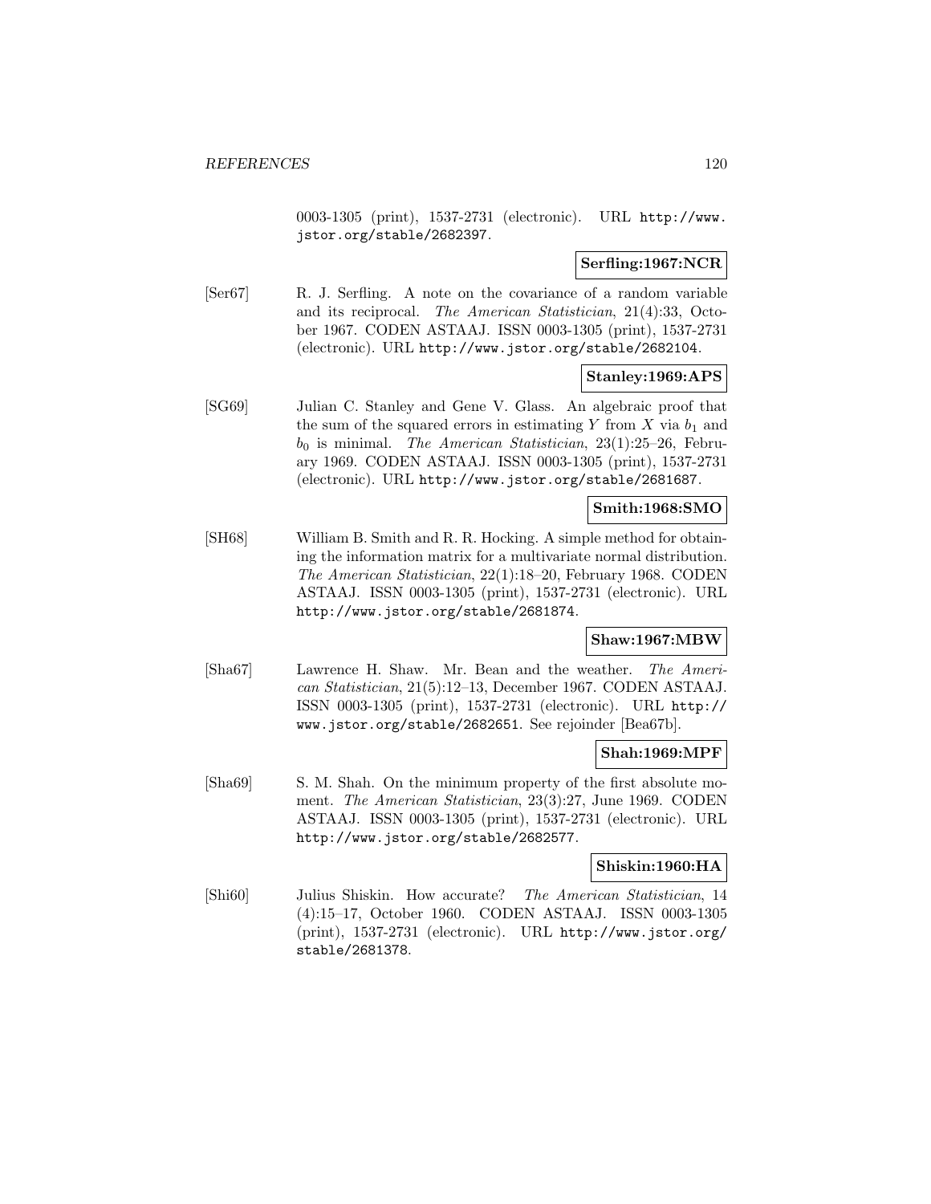0003-1305 (print), 1537-2731 (electronic). URL http://www.jstor.org/stable/2682397.

**Serfling:1967:NCR**

[Ser67] R. J. Serfling. A note on the covariance of a random variable and its reciprocal. *The American Statistician*, 21(4):33, October 1967. CODEN ASTAAJ. ISSN 0003-1305 (print), 1537-2731 (electronic). URL http://www.jstor.org/stable/2682104.

**Stanley:1969:APS**

[SG69] Julian C. Stanley and Gene V. Glass. An algebraic proof that the sum of the squared errors in estimating $Y$ from $X$ via $b_1$ and $b_0$ is minimal. *The American Statistician*, 23(1):25–26, February 1969. CODEN ASTAAJ. ISSN 0003-1305 (print), 1537-2731 (electronic). URL http://www.jstor.org/stable/2681687.

**Smith:1968:SMO**

[SH68] William B. Smith and R. R. Hocking. A simple method for obtaining the information matrix for a multivariate normal distribution. *The American Statistician*, 22(1):18–20, February 1968. CODEN ASTAAJ. ISSN 0003-1305 (print), 1537-2731 (electronic). URL http://www.jstor.org/stable/2681874.

**Shaw:1967:MBW**

[Sha67] Lawrence H. Shaw. Mr. Bean and the weather. *The American Statistician*, 21(5):12–13, December 1967. CODEN ASTAAJ. ISSN 0003-1305 (print), 1537-2731 (electronic). URL http://www.jstor.org/stable/2682651. See rejoinder [Bea67b].

**Shah:1969:MPF**

[Sha69] S. M. Shah. On the minimum property of the first absolute moment. *The American Statistician*, 23(3):27, June 1969. CODEN ASTAAJ. ISSN 0003-1305 (print), 1537-2731 (electronic). URL http://www.jstor.org/stable/2682577.

**Shiskin:1960:HA**

[Shi60] Julius Shiskin. How accurate? *The American Statistician*, 14 (4):15–17, October 1960. CODEN ASTAAJ. ISSN 0003-1305 (print), 1537-2731 (electronic). URL http://www.jstor.org/stable/2681378.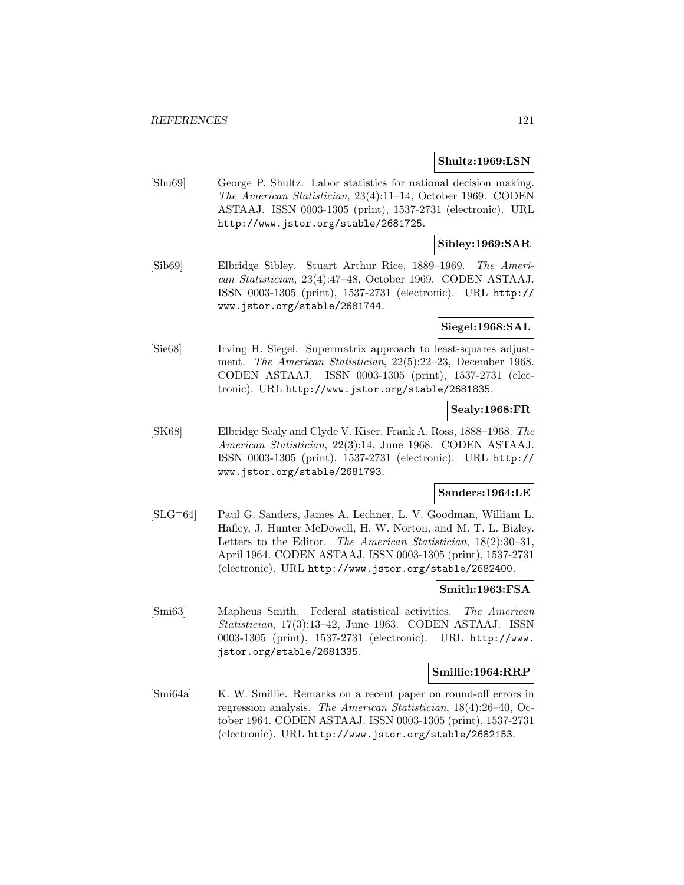**Shultz:1969:LSN**

[Shu69] George P. Shultz. Labor statistics for national decision making. *The American Statistician*, 23(4):11–14, October 1969. CODEN ASTAAJ. ISSN 0003-1305 (print), 1537-2731 (electronic). URL http://www.jstor.org/stable/2681725.

**Sibley:1969:SAR**

[Sib69] Elbridge Sibley. Stuart Arthur Rice, 1889–1969. *The American Statistician*, 23(4):47–48, October 1969. CODEN ASTAAJ. ISSN 0003-1305 (print), 1537-2731 (electronic). URL http://www.jstor.org/stable/2681744.

**Siegel:1968:SAL**

[Sie68] Irving H. Siegel. Supermatrix approach to least-squares adjustment. *The American Statistician*, 22(5):22–23, December 1968. CODEN ASTAAJ. ISSN 0003-1305 (print), 1537-2731 (electronic). URL http://www.jstor.org/stable/2681835.

**Sealy:1968:FR**

[SK68] Elbridge Sealy and Clyde V. Kiser. Frank A. Ross, 1888–1968. *The American Statistician*, 22(3):14, June 1968. CODEN ASTAAJ. ISSN 0003-1305 (print), 1537-2731 (electronic). URL http://www.jstor.org/stable/2681793.

**Sanders:1964:LE**

[SLG+64] Paul G. Sanders, James A. Lechner, L. V. Goodman, William L. Hafley, J. Hunter McDowell, H. W. Norton, and M. T. L. Bizley. Letters to the Editor. *The American Statistician*, 18(2):30–31, April 1964. CODEN ASTAAJ. ISSN 0003-1305 (print), 1537-2731 (electronic). URL http://www.jstor.org/stable/2682400.

**Smith:1963:FSA**

[Smi63] Mapheus Smith. Federal statistical activities. *The American Statistician*, 17(3):13–42, June 1963. CODEN ASTAAJ. ISSN 0003-1305 (print), 1537-2731 (electronic). URL http://www.jstor.org/stable/2681335.

**Smillie:1964:RRP**

[Smi64a] K. W. Smillie. Remarks on a recent paper on round-off errors in regression analysis. *The American Statistician*, 18(4):26–40, October 1964. CODEN ASTAAJ. ISSN 0003-1305 (print), 1537-2731 (electronic). URL http://www.jstor.org/stable/2682153.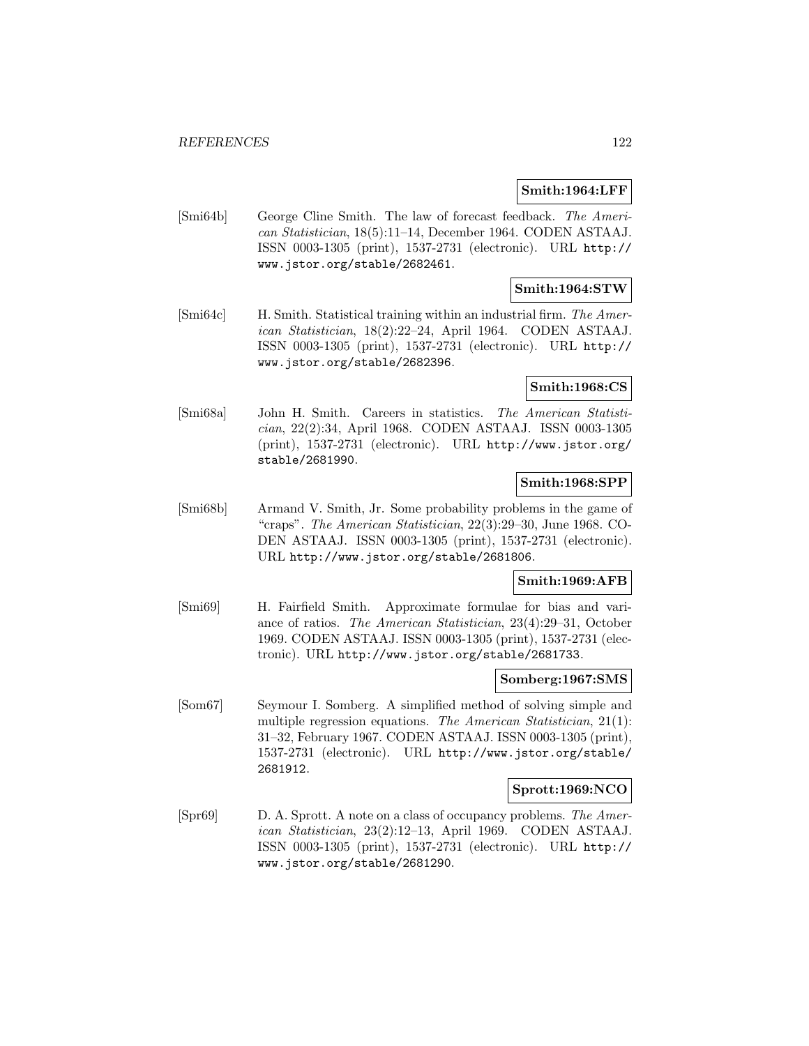**Smith:1964:LFF**

[Smi64b] George Cline Smith. The law of forecast feedback. *The American Statistician*, 18(5):11–14, December 1964. CODEN ASTAAJ. ISSN 0003-1305 (print), 1537-2731 (electronic). URL http://www.jstor.org/stable/2682461.

**Smith:1964:STW**

[Smi64c] H. Smith. Statistical training within an industrial firm. *The American Statistician*, 18(2):22–24, April 1964. CODEN ASTAAJ. ISSN 0003-1305 (print), 1537-2731 (electronic). URL http://www.jstor.org/stable/2682396.

**Smith:1968:CS**

[Smi68a] John H. Smith. Careers in statistics. *The American Statistician*, 22(2):34, April 1968. CODEN ASTAAJ. ISSN 0003-1305 (print), 1537-2731 (electronic). URL http://www.jstor.org/stable/2681990.

**Smith:1968:SPP**

[Smi68b] Armand V. Smith, Jr. Some probability problems in the game of "craps". *The American Statistician*, 22(3):29–30, June 1968. CODEN ASTAAJ. ISSN 0003-1305 (print), 1537-2731 (electronic). URL http://www.jstor.org/stable/2681806.

**Smith:1969:AFB**

[Smi69] H. Fairfield Smith. Approximate formulae for bias and variance of ratios. *The American Statistician*, 23(4):29–31, October 1969. CODEN ASTAAJ. ISSN 0003-1305 (print), 1537-2731 (electronic). URL http://www.jstor.org/stable/2681733.

**Somberg:1967:SMS**

[Som67] Seymour I. Somberg. A simplified method of solving simple and multiple regression equations. *The American Statistician*, 21(1): 31–32, February 1967. CODEN ASTAAJ. ISSN 0003-1305 (print), 1537-2731 (electronic). URL http://www.jstor.org/stable/2681912.

**Sprott:1969:NCO**

[Spr69] D. A. Sprott. A note on a class of occupancy problems. *The American Statistician*, 23(2):12–13, April 1969. CODEN ASTAAJ. ISSN 0003-1305 (print), 1537-2731 (electronic). URL http://www.jstor.org/stable/2681290.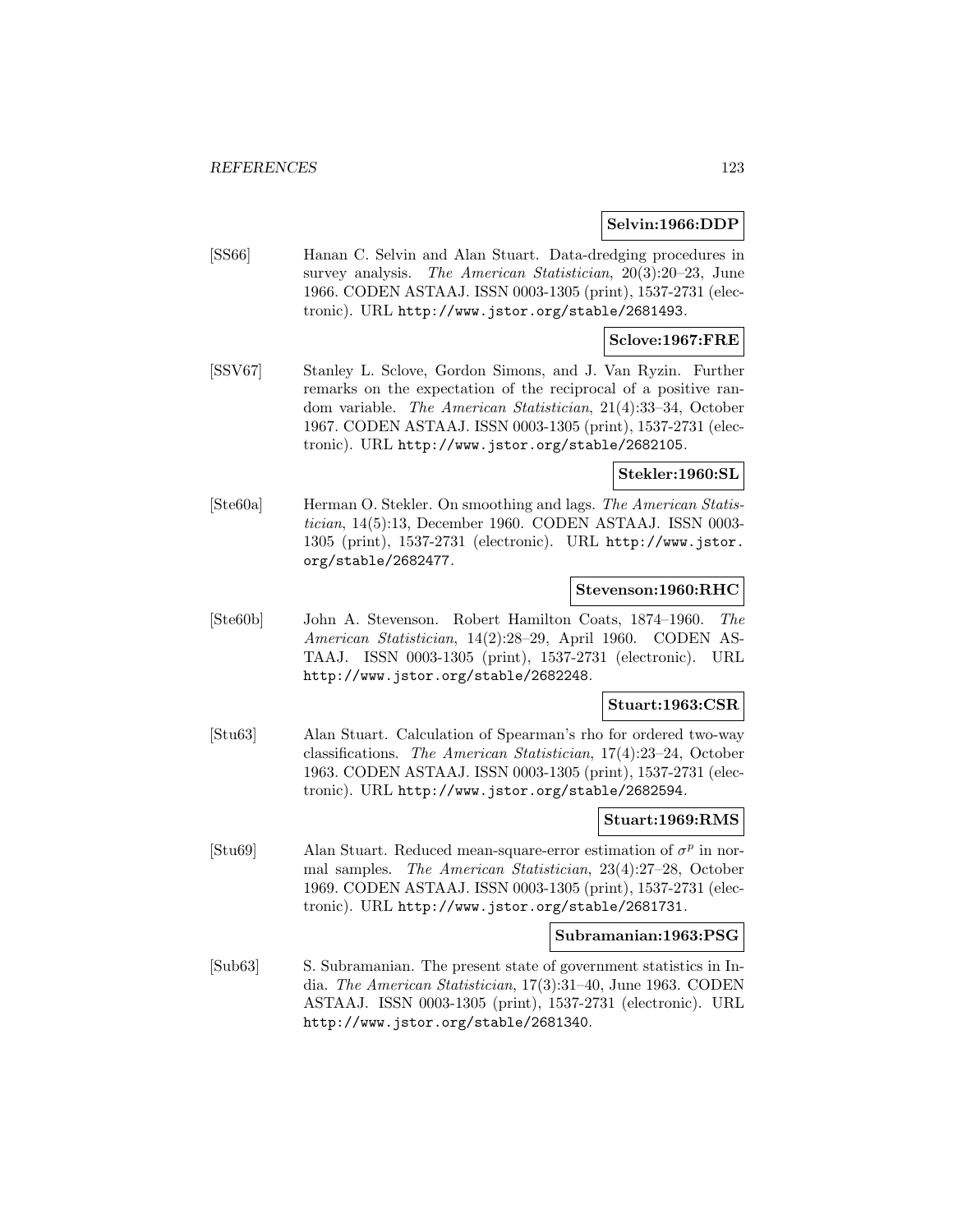**Selvin:1966:DDP**

[SS66] Hanan C. Selvin and Alan Stuart. Data-dredging procedures in survey analysis. *The American Statistician*, 20(3):20–23, June 1966. CODEN ASTAAJ. ISSN 0003-1305 (print), 1537-2731 (electronic). URL http://www.jstor.org/stable/2681493.

**Sclove:1967:FRE**

[SSV67] Stanley L. Sclove, Gordon Simons, and J. Van Ryzin. Further remarks on the expectation of the reciprocal of a positive random variable. *The American Statistician*, 21(4):33–34, October 1967. CODEN ASTAAJ. ISSN 0003-1305 (print), 1537-2731 (electronic). URL http://www.jstor.org/stable/2682105.

**Stekler:1960:SL**

[Ste60a] Herman O. Stekler. On smoothing and lags. *The American Statistician*, 14(5):13, December 1960. CODEN ASTAAJ. ISSN 0003-1305 (print), 1537-2731 (electronic). URL http://www.jstor.org/stable/2682477.

**Stevenson:1960:RHC**

[Ste60b] John A. Stevenson. Robert Hamilton Coats, 1874–1960. *The American Statistician*, 14(2):28–29, April 1960. CODEN ASTAAJ. ISSN 0003-1305 (print), 1537-2731 (electronic). URL http://www.jstor.org/stable/2682248.

**Stuart:1963:CSR**

[Stu63] Alan Stuart. Calculation of Spearman's rho for ordered two-way classifications. *The American Statistician*, 17(4):23–24, October 1963. CODEN ASTAAJ. ISSN 0003-1305 (print), 1537-2731 (electronic). URL http://www.jstor.org/stable/2682594.

**Stuart:1969:RMS**

[Stu69] Alan Stuart. Reduced mean-square-error estimation of $\sigma^p$ in normal samples. *The American Statistician*, 23(4):27–28, October 1969. CODEN ASTAAJ. ISSN 0003-1305 (print), 1537-2731 (electronic). URL http://www.jstor.org/stable/2681731.

**Subramanian:1963:PSG**

[Sub63] S. Subramanian. The present state of government statistics in India. *The American Statistician*, 17(3):31–40, June 1963. CODEN ASTAAJ. ISSN 0003-1305 (print), 1537-2731 (electronic). URL http://www.jstor.org/stable/2681340.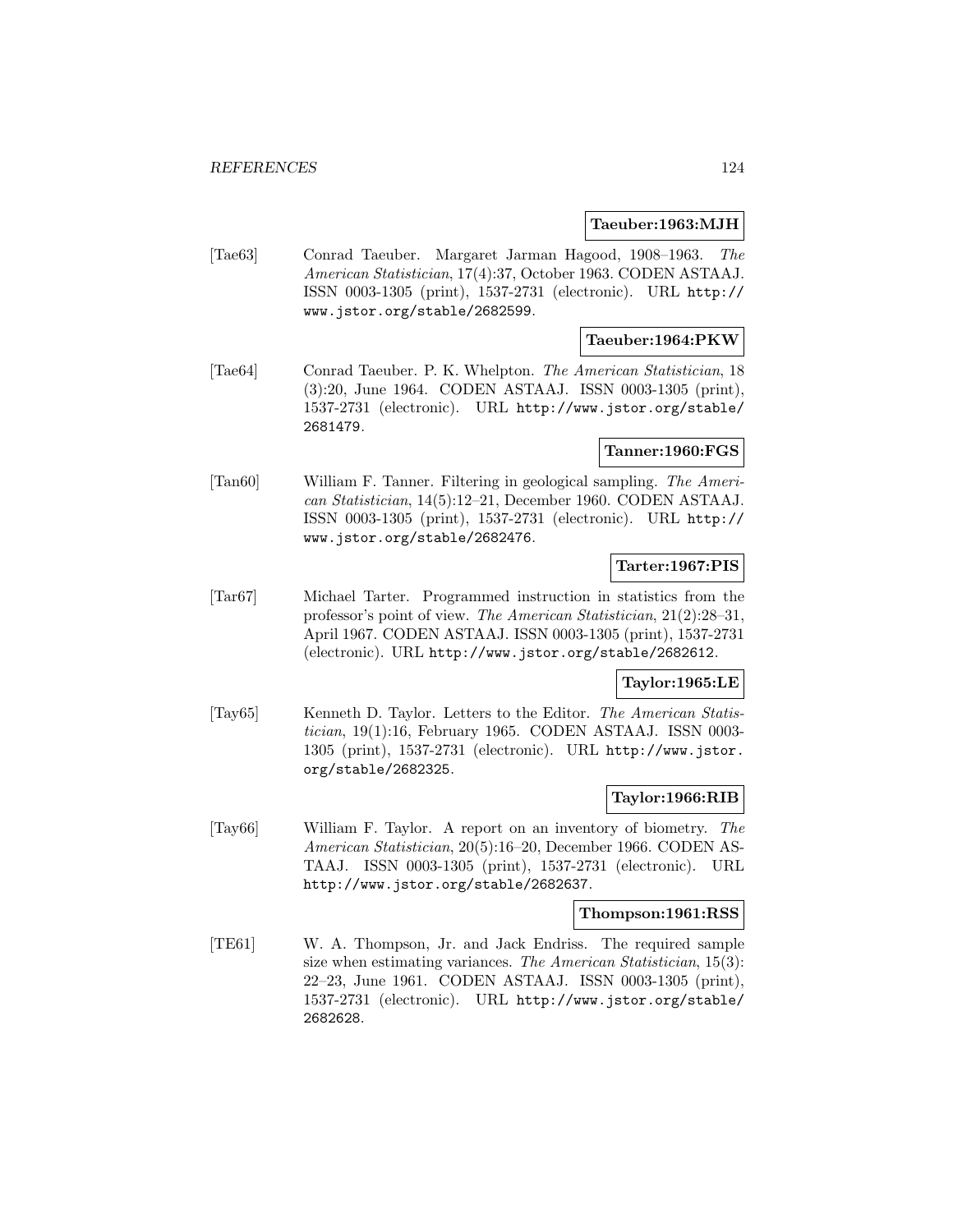**Taeuber:1963:MJH**

[Tae63] Conrad Taeuber. Margaret Jarman Hagood, 1908–1963. *The American Statistician*, 17(4):37, October 1963. CODEN ASTAAJ. ISSN 0003-1305 (print), 1537-2731 (electronic). URL http://www.jstor.org/stable/2682599.

**Taeuber:1964:PKW**

[Tae64] Conrad Taeuber. P. K. Whelpton. *The American Statistician*, 18 (3):20, June 1964. CODEN ASTAAJ. ISSN 0003-1305 (print), 1537-2731 (electronic). URL http://www.jstor.org/stable/2681479.

**Tanner:1960:FGS**

[Tan60] William F. Tanner. Filtering in geological sampling. *The American Statistician*, 14(5):12–21, December 1960. CODEN ASTAAJ. ISSN 0003-1305 (print), 1537-2731 (electronic). URL http://www.jstor.org/stable/2682476.

**Tarter:1967:PIS**

[Tar67] Michael Tarter. Programmed instruction in statistics from the professor's point of view. *The American Statistician*, 21(2):28–31, April 1967. CODEN ASTAAJ. ISSN 0003-1305 (print), 1537-2731 (electronic). URL http://www.jstor.org/stable/2682612.

**Taylor:1965:LE**

[Tay65] Kenneth D. Taylor. Letters to the Editor. *The American Statistician*, 19(1):16, February 1965. CODEN ASTAAJ. ISSN 0003-1305 (print), 1537-2731 (electronic). URL http://www.jstor.org/stable/2682325.

**Taylor:1966:RIB**

[Tay66] William F. Taylor. A report on an inventory of biometry. *The American Statistician*, 20(5):16–20, December 1966. CODEN ASTAAJ. ISSN 0003-1305 (print), 1537-2731 (electronic). URL http://www.jstor.org/stable/2682637.

**Thompson:1961:RSS**

[TE61] W. A. Thompson, Jr. and Jack Endriss. The required sample size when estimating variances. *The American Statistician*, 15(3): 22–23, June 1961. CODEN ASTAAJ. ISSN 0003-1305 (print), 1537-2731 (electronic). URL http://www.jstor.org/stable/2682628.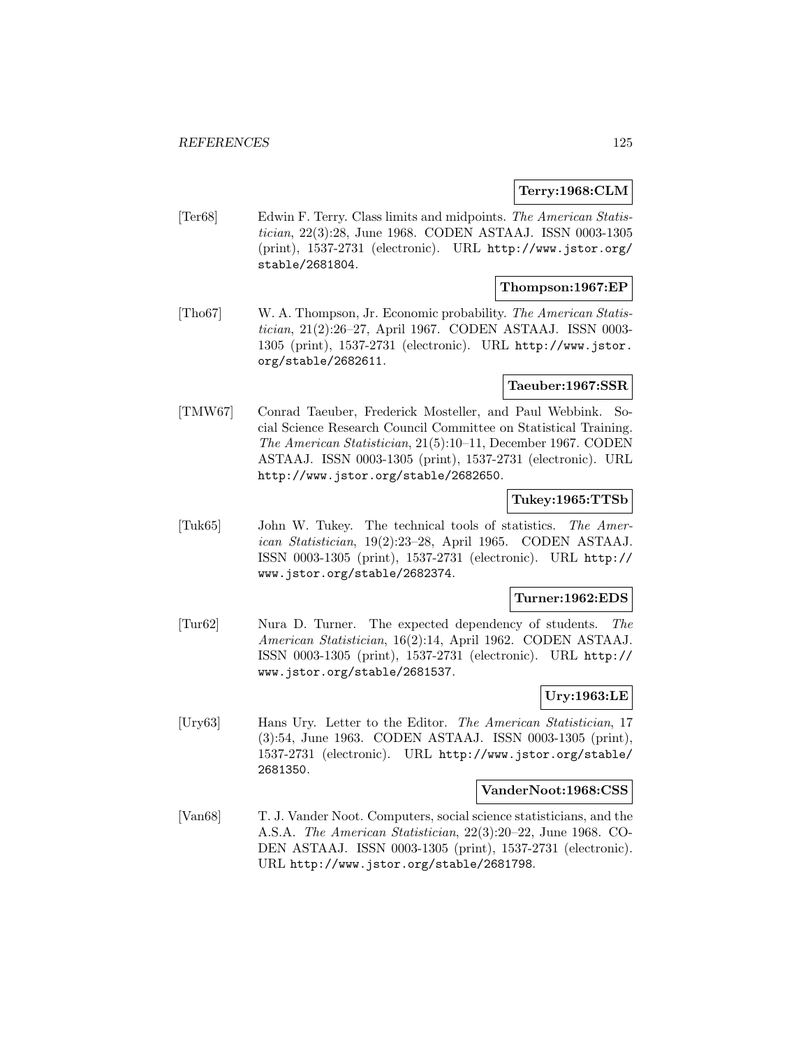**Terry:1968:CLM**

[Ter68] Edwin F. Terry. Class limits and midpoints. *The American Statistician*, 22(3):28, June 1968. CODEN ASTAAJ. ISSN 0003-1305 (print), 1537-2731 (electronic). URL http://www.jstor.org/stable/2681804.

**Thompson:1967:EP**

[Tho67] W. A. Thompson, Jr. Economic probability. *The American Statistician*, 21(2):26–27, April 1967. CODEN ASTAAJ. ISSN 0003-1305 (print), 1537-2731 (electronic). URL http://www.jstor.org/stable/2682611.

**Taeuber:1967:SSR**

[TMW67] Conrad Taeuber, Frederick Mosteller, and Paul Webbink. Social Science Research Council Committee on Statistical Training. *The American Statistician*, 21(5):10–11, December 1967. CODEN ASTAAJ. ISSN 0003-1305 (print), 1537-2731 (electronic). URL http://www.jstor.org/stable/2682650.

**Tukey:1965:TTSb**

[Tuk65] John W. Tukey. The technical tools of statistics. *The American Statistician*, 19(2):23–28, April 1965. CODEN ASTAAJ. ISSN 0003-1305 (print), 1537-2731 (electronic). URL http://www.jstor.org/stable/2682374.

**Turner:1962:EDS**

[Tur62] Nura D. Turner. The expected dependency of students. *The American Statistician*, 16(2):14, April 1962. CODEN ASTAAJ. ISSN 0003-1305 (print), 1537-2731 (electronic). URL http://www.jstor.org/stable/2681537.

**Ury:1963:LE**

[Ury63] Hans Ury. Letter to the Editor. *The American Statistician*, 17 (3):54, June 1963. CODEN ASTAAJ. ISSN 0003-1305 (print), 1537-2731 (electronic). URL http://www.jstor.org/stable/2681350.

**VanderNoot:1968:CSS**

[Van68] T. J. Vander Noot. Computers, social science statisticians, and the A.S.A. *The American Statistician*, 22(3):20–22, June 1968. CODEN ASTAAJ. ISSN 0003-1305 (print), 1537-2731 (electronic). URL http://www.jstor.org/stable/2681798.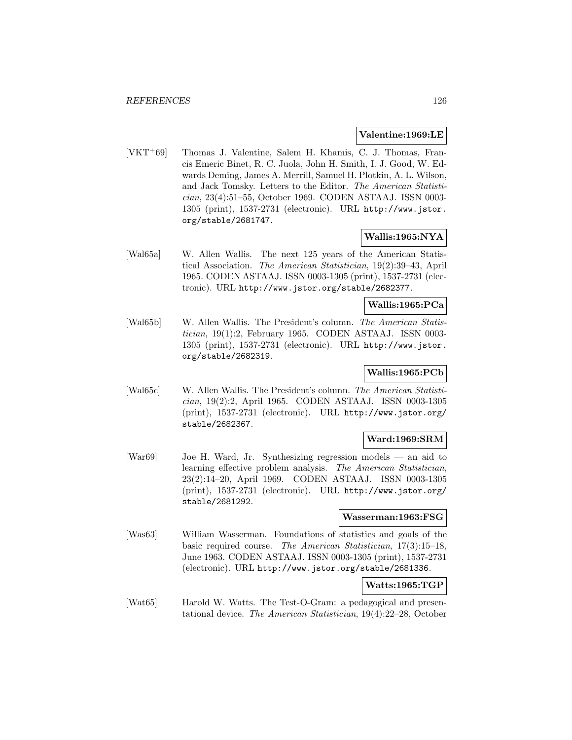**Valentine:1969:LE**

[VKT+69] Thomas J. Valentine, Salem H. Khamis, C. J. Thomas, Francis Emeric Binet, R. C. Juola, John H. Smith, I. J. Good, W. Edwards Deming, James A. Merrill, Samuel H. Plotkin, A. L. Wilson, and Jack Tomsky. Letters to the Editor. *The American Statistician*, 23(4):51–55, October 1969. CODEN ASTAAJ. ISSN 0003-1305 (print), 1537-2731 (electronic). URL `http://www.jstor.org/stable/2681747`.

**Wallis:1965:NYA**

[Wal65a] W. Allen Wallis. The next 125 years of the American Statistical Association. *The American Statistician*, 19(2):39–43, April 1965. CODEN ASTAAJ. ISSN 0003-1305 (print), 1537-2731 (electronic). URL `http://www.jstor.org/stable/2682377`.

**Wallis:1965:PCa**

[Wal65b] W. Allen Wallis. The President's column. *The American Statistician*, 19(1):2, February 1965. CODEN ASTAAJ. ISSN 0003-1305 (print), 1537-2731 (electronic). URL `http://www.jstor.org/stable/2682319`.

**Wallis:1965:PCb**

[Wal65c] W. Allen Wallis. The President's column. *The American Statistician*, 19(2):2, April 1965. CODEN ASTAAJ. ISSN 0003-1305 (print), 1537-2731 (electronic). URL `http://www.jstor.org/stable/2682367`.

**Ward:1969:SRM**

[War69] Joe H. Ward, Jr. Synthesizing regression models — an aid to learning effective problem analysis. *The American Statistician*, 23(2):14–20, April 1969. CODEN ASTAAJ. ISSN 0003-1305 (print), 1537-2731 (electronic). URL `http://www.jstor.org/stable/2681292`.

**Wasserman:1963:FSG**

[Was63] William Wasserman. Foundations of statistics and goals of the basic required course. *The American Statistician*, 17(3):15–18, June 1963. CODEN ASTAAJ. ISSN 0003-1305 (print), 1537-2731 (electronic). URL `http://www.jstor.org/stable/2681336`.

**Watts:1965:TGP**

[Wat65] Harold W. Watts. The Test-O-Gram: a pedagogical and presentational device. *The American Statistician*, 19(4):22–28, October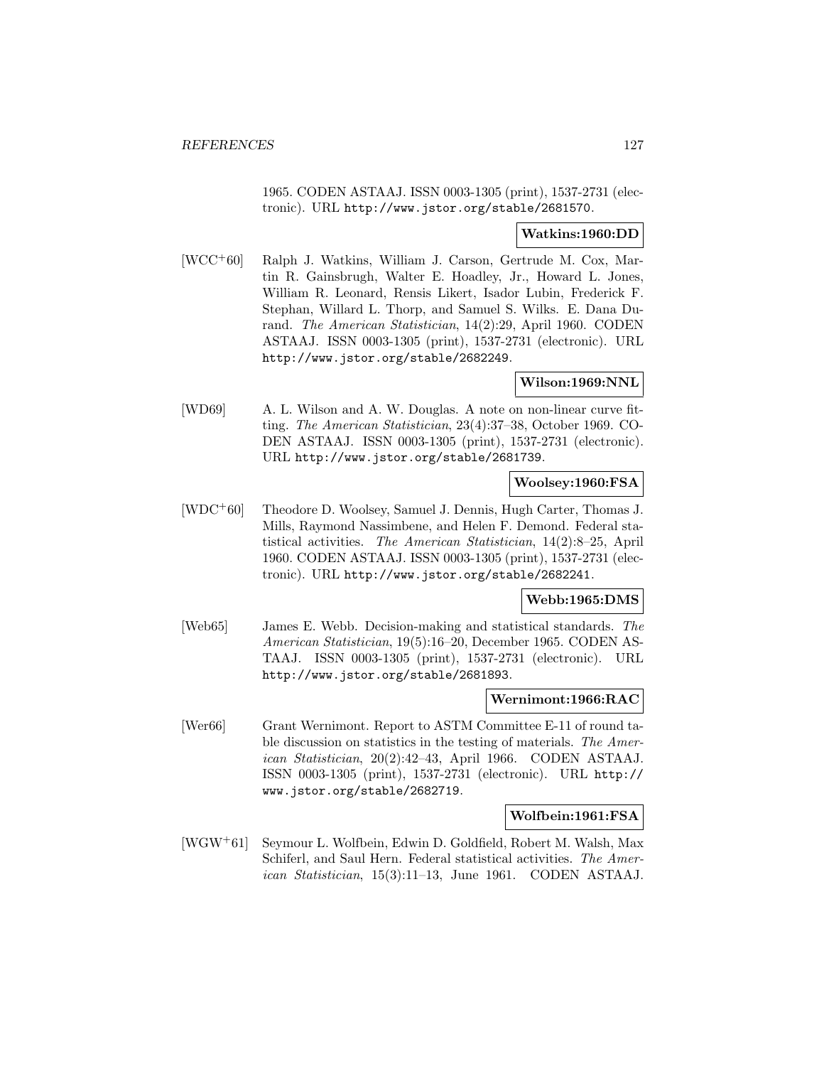1965. CODEN ASTAAJ. ISSN 0003-1305 (print), 1537-2731 (electronic). URL http://www.jstor.org/stable/2681570.

**Watkins:1960:DD**

[WCC+60] Ralph J. Watkins, William J. Carson, Gertrude M. Cox, Martin R. Gainsbrugh, Walter E. Hoadley, Jr., Howard L. Jones, William R. Leonard, Rensis Likert, Isador Lubin, Frederick F. Stephan, Willard L. Thorp, and Samuel S. Wilks. E. Dana Durand. *The American Statistician*, 14(2):29, April 1960. CODEN ASTAAJ. ISSN 0003-1305 (print), 1537-2731 (electronic). URL http://www.jstor.org/stable/2682249.

**Wilson:1969:NNL**

[WD69] A. L. Wilson and A. W. Douglas. A note on non-linear curve fitting. *The American Statistician*, 23(4):37–38, October 1969. CODEN ASTAAJ. ISSN 0003-1305 (print), 1537-2731 (electronic). URL http://www.jstor.org/stable/2681739.

**Woolsey:1960:FSA**

[WDC+60] Theodore D. Woolsey, Samuel J. Dennis, Hugh Carter, Thomas J. Mills, Raymond Nassimbene, and Helen F. Demond. Federal statistical activities. *The American Statistician*, 14(2):8–25, April 1960. CODEN ASTAAJ. ISSN 0003-1305 (print), 1537-2731 (electronic). URL http://www.jstor.org/stable/2682241.

**Webb:1965:DMS**

[Web65] James E. Webb. Decision-making and statistical standards. *The American Statistician*, 19(5):16–20, December 1965. CODEN ASTAAJ. ISSN 0003-1305 (print), 1537-2731 (electronic). URL http://www.jstor.org/stable/2681893.

**Wernimont:1966:RAC**

[Wer66] Grant Wernimont. Report to ASTM Committee E-11 of round table discussion on statistics in the testing of materials. *The American Statistician*, 20(2):42–43, April 1966. CODEN ASTAAJ. ISSN 0003-1305 (print), 1537-2731 (electronic). URL http://www.jstor.org/stable/2682719.

**Wolfbein:1961:FSA**

[WGW+61] Seymour L. Wolfbein, Edwin D. Goldfield, Robert M. Walsh, Max Schiferl, and Saul Hern. Federal statistical activities. *The American Statistician*, 15(3):11–13, June 1961. CODEN ASTAAJ.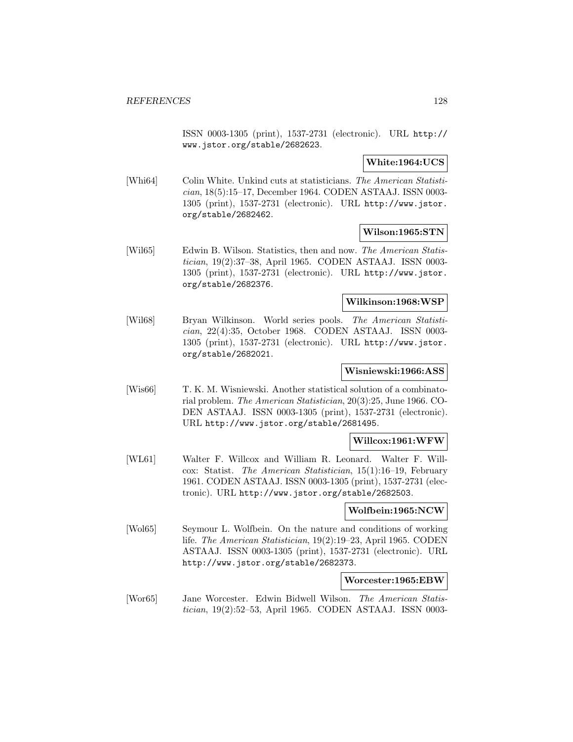ISSN 0003-1305 (print), 1537-2731 (electronic). URL http://www.jstor.org/stable/2682623.

**White:1964:UCS**

[Whi64] Colin White. Unkind cuts at statisticians. *The American Statistician*, 18(5):15–17, December 1964. CODEN ASTAAJ. ISSN 0003-1305 (print), 1537-2731 (electronic). URL http://www.jstor.org/stable/2682462.

**Wilson:1965:STN**

[Wil65] Edwin B. Wilson. Statistics, then and now. *The American Statistician*, 19(2):37–38, April 1965. CODEN ASTAAJ. ISSN 0003-1305 (print), 1537-2731 (electronic). URL http://www.jstor.org/stable/2682376.

**Wilkinson:1968:WSP**

[Wil68] Bryan Wilkinson. World series pools. *The American Statistician*, 22(4):35, October 1968. CODEN ASTAAJ. ISSN 0003-1305 (print), 1537-2731 (electronic). URL http://www.jstor.org/stable/2682021.

**Wisniewski:1966:ASS**

[Wis66] T. K. M. Wisniewski. Another statistical solution of a combinatorial problem. *The American Statistician*, 20(3):25, June 1966. CODEN ASTAAJ. ISSN 0003-1305 (print), 1537-2731 (electronic). URL http://www.jstor.org/stable/2681495.

**Willcox:1961:WFW**

[WL61] Walter F. Willcox and William R. Leonard. Walter F. Willcox: Statist. *The American Statistician*, 15(1):16–19, February 1961. CODEN ASTAAJ. ISSN 0003-1305 (print), 1537-2731 (electronic). URL http://www.jstor.org/stable/2682503.

**Wolfbein:1965:NCW**

[Wol65] Seymour L. Wolfbein. On the nature and conditions of working life. *The American Statistician*, 19(2):19–23, April 1965. CODEN ASTAAJ. ISSN 0003-1305 (print), 1537-2731 (electronic). URL http://www.jstor.org/stable/2682373.

**Worcester:1965:EBW**

[Wor65] Jane Worcester. Edwin Bidwell Wilson. *The American Statistician*, 19(2):52–53, April 1965. CODEN ASTAAJ. ISSN 0003-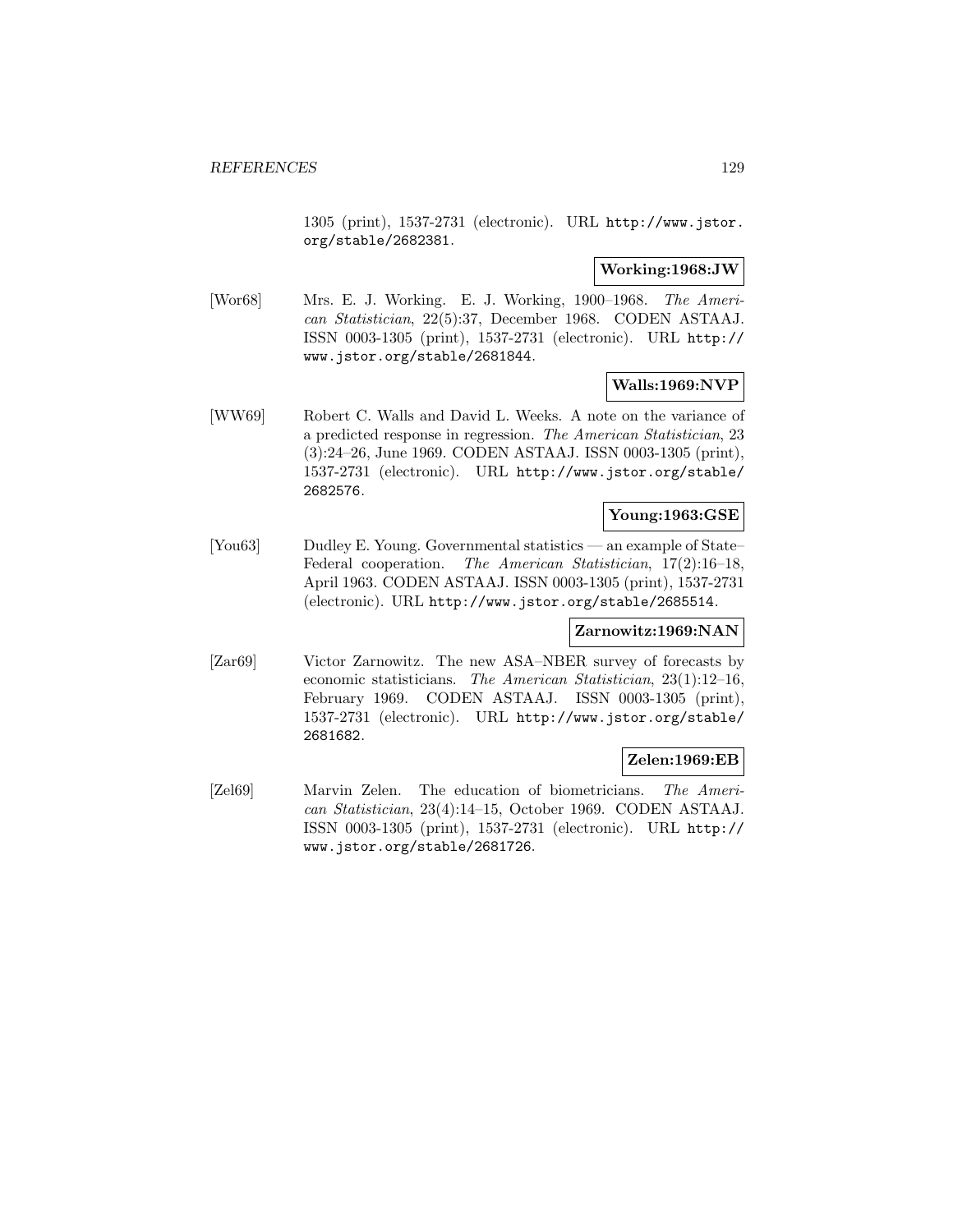1305 (print), 1537-2731 (electronic). URL http://www.jstor.org/stable/2682381.

**Working:1968:JW**

[Wor68] Mrs. E. J. Working. E. J. Working, 1900–1968. *The American Statistician*, 22(5):37, December 1968. CODEN ASTAAJ. ISSN 0003-1305 (print), 1537-2731 (electronic). URL http://www.jstor.org/stable/2681844.

**Walls:1969:NVP**

[WW69] Robert C. Walls and David L. Weeks. A note on the variance of a predicted response in regression. *The American Statistician*, 23 (3):24–26, June 1969. CODEN ASTAAJ. ISSN 0003-1305 (print), 1537-2731 (electronic). URL http://www.jstor.org/stable/2682576.

**Young:1963:GSE**

[You63] Dudley E. Young. Governmental statistics — an example of State–Federal cooperation. *The American Statistician*, 17(2):16–18, April 1963. CODEN ASTAAJ. ISSN 0003-1305 (print), 1537-2731 (electronic). URL http://www.jstor.org/stable/2685514.

**Zarnowitz:1969:NAN**

[Zar69] Victor Zarnowitz. The new ASA–NBER survey of forecasts by economic statisticians. *The American Statistician*, 23(1):12–16, February 1969. CODEN ASTAAJ. ISSN 0003-1305 (print), 1537-2731 (electronic). URL http://www.jstor.org/stable/2681682.

**Zelen:1969:EB**

[Zel69] Marvin Zelen. The education of biometricians. *The American Statistician*, 23(4):14–15, October 1969. CODEN ASTAAJ. ISSN 0003-1305 (print), 1537-2731 (electronic). URL http://www.jstor.org/stable/2681726.